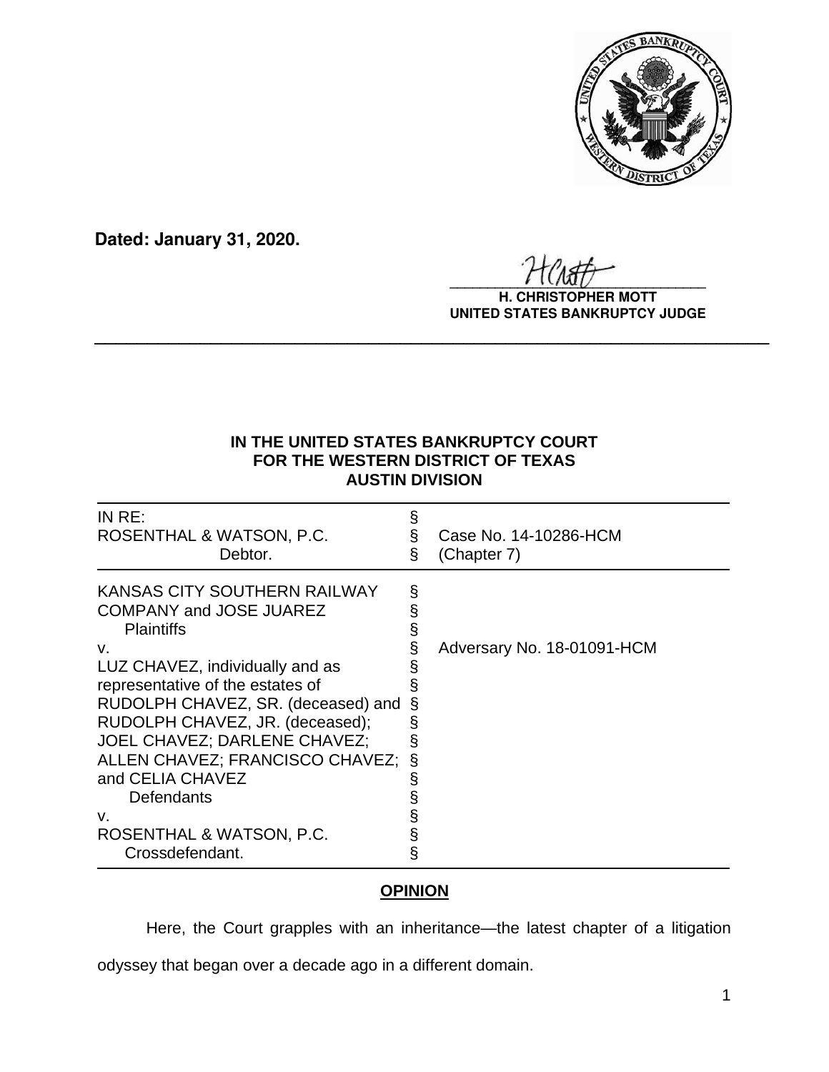**Dated: January 31, 2020.**

**H. CHRISTOPHER MOTT**
**UNITED STATES BANKRUPTCY JUDGE**

---

**IN THE UNITED STATES BANKRUPTCY COURT**
**FOR THE WESTERN DISTRICT OF TEXAS**
**AUSTIN DIVISION**

| | | |
|---|---|---|
| IN RE:<br>ROSENTHAL & WATSON, P.C.<br>Debtor. | §<br>§<br>§ | <br>Case No. 14-10286-HCM<br>(Chapter 7) |
| KANSAS CITY SOUTHERN RAILWAY COMPANY and JOSE JUAREZ<br>Plaintiffs<br>v.<br>LUZ CHAVEZ, individually and as representative of the estates of RUDOLPH CHAVEZ, SR. (deceased) and RUDOLPH CHAVEZ, JR. (deceased); JOEL CHAVEZ; DARLENE CHAVEZ; ALLEN CHAVEZ; FRANCISCO CHAVEZ; and CELIA CHAVEZ<br>Defendants<br>v.<br>ROSENTHAL & WATSON, P.C.<br>Crossdefendant. | §<br>§<br>§<br>§<br>§<br>§<br>§<br>§<br>§<br>§<br>§<br>§<br>§<br>§<br>§ | <br><br><br>Adversary No. 18-01091-HCM |

## OPINION

Here, the Court grapples with an inheritance—the latest chapter of a litigation odyssey that began over a decade ago in a different domain.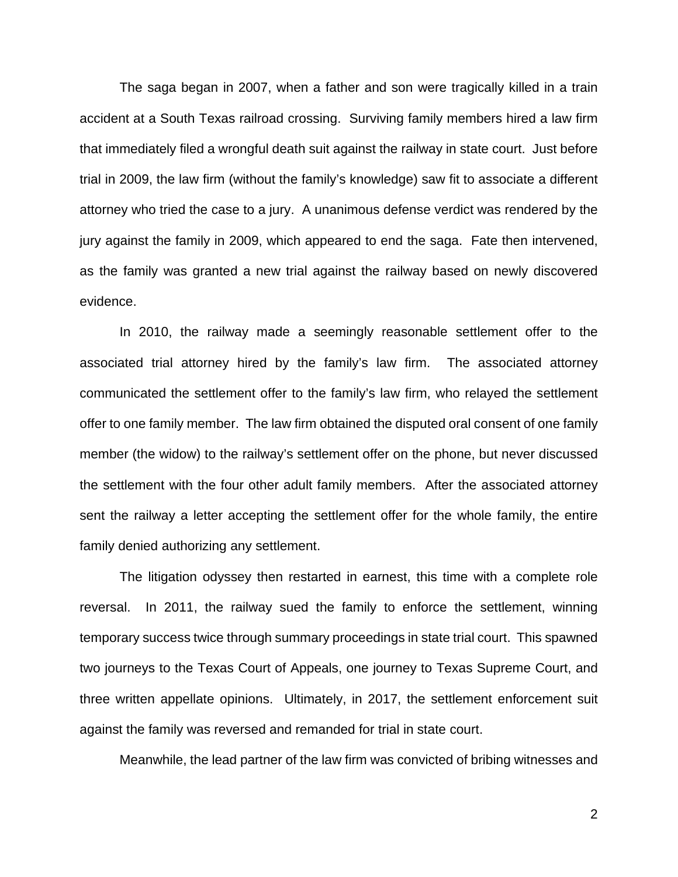The saga began in 2007, when a father and son were tragically killed in a train accident at a South Texas railroad crossing. Surviving family members hired a law firm that immediately filed a wrongful death suit against the railway in state court. Just before trial in 2009, the law firm (without the family's knowledge) saw fit to associate a different attorney who tried the case to a jury. A unanimous defense verdict was rendered by the jury against the family in 2009, which appeared to end the saga. Fate then intervened, as the family was granted a new trial against the railway based on newly discovered evidence.

In 2010, the railway made a seemingly reasonable settlement offer to the associated trial attorney hired by the family's law firm. The associated attorney communicated the settlement offer to the family's law firm, who relayed the settlement offer to one family member. The law firm obtained the disputed oral consent of one family member (the widow) to the railway's settlement offer on the phone, but never discussed the settlement with the four other adult family members. After the associated attorney sent the railway a letter accepting the settlement offer for the whole family, the entire family denied authorizing any settlement.

The litigation odyssey then restarted in earnest, this time with a complete role reversal. In 2011, the railway sued the family to enforce the settlement, winning temporary success twice through summary proceedings in state trial court. This spawned two journeys to the Texas Court of Appeals, one journey to Texas Supreme Court, and three written appellate opinions. Ultimately, in 2017, the settlement enforcement suit against the family was reversed and remanded for trial in state court.

Meanwhile, the lead partner of the law firm was convicted of bribing witnesses and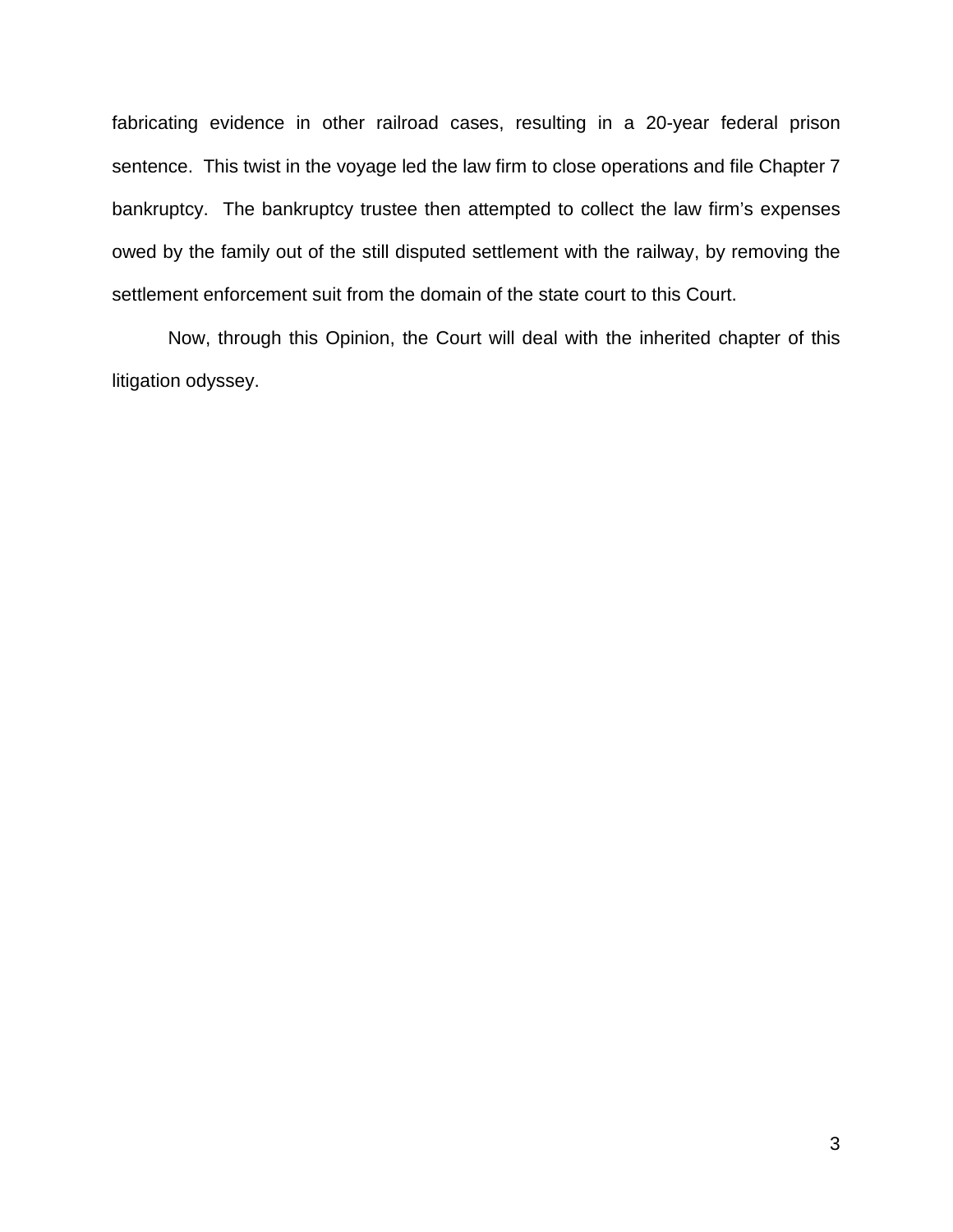fabricating evidence in other railroad cases, resulting in a 20-year federal prison sentence. This twist in the voyage led the law firm to close operations and file Chapter 7 bankruptcy. The bankruptcy trustee then attempted to collect the law firm's expenses owed by the family out of the still disputed settlement with the railway, by removing the settlement enforcement suit from the domain of the state court to this Court.

Now, through this Opinion, the Court will deal with the inherited chapter of this litigation odyssey.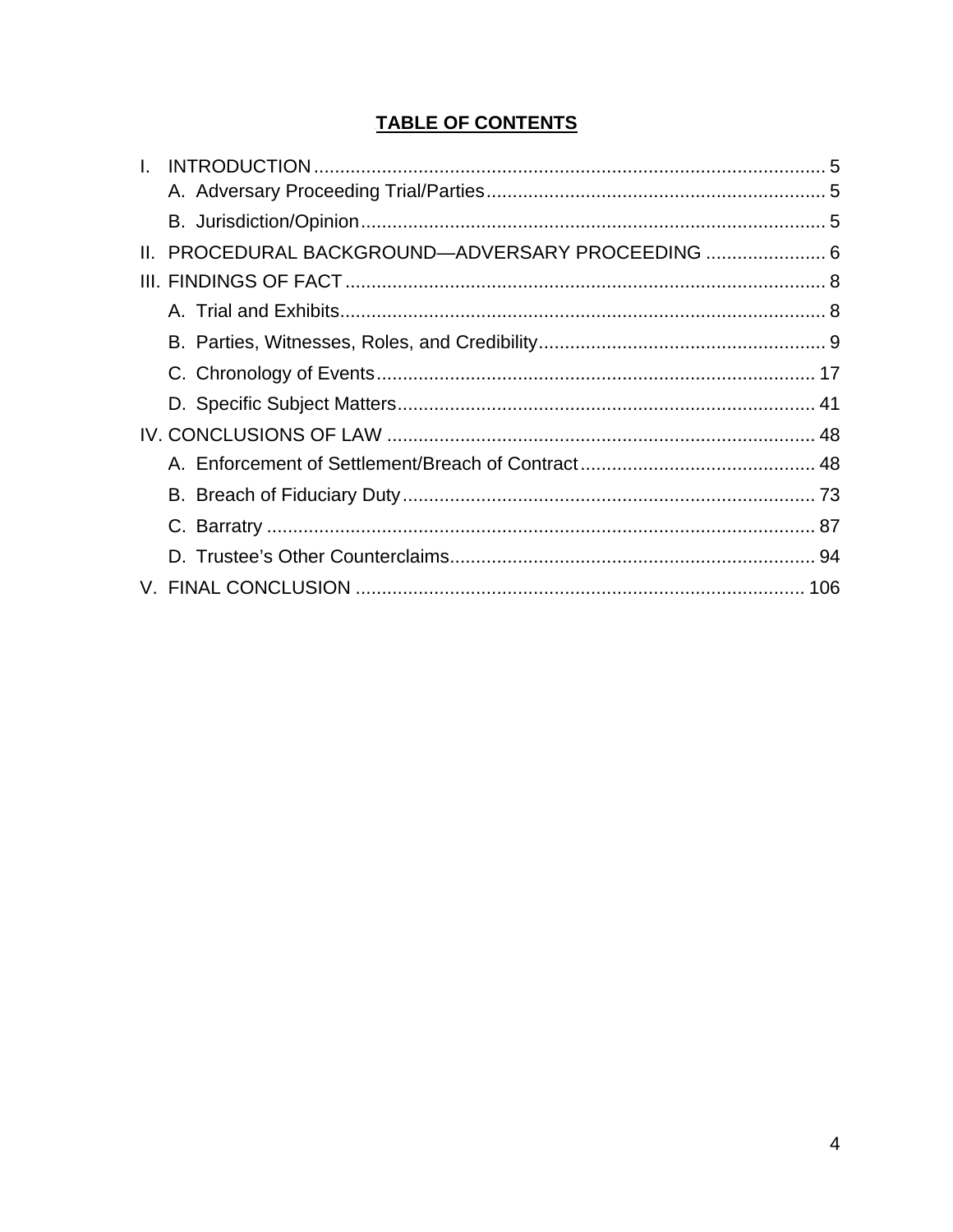## TABLE OF CONTENTS

I. INTRODUCTION ........................................................................................ 5
   A. Adversary Proceeding Trial/Parties ............................................................ 5
   B. Jurisdiction/Opinion ........................................................................................ 5

II. PROCEDURAL BACKGROUND—ADVERSARY PROCEEDING ...................... 6

III. FINDINGS OF FACT ........................................................................................ 8
   A. Trial and Exhibits ........................................................................................ 8
   B. Parties, Witnesses, Roles, and Credibility ...................................................... 9
   C. Chronology of Events ...................................................................................... 17
   D. Specific Subject Matters .................................................................................. 41

IV. CONCLUSIONS OF LAW ................................................................................ 48
   A. Enforcement of Settlement/Breach of Contract ............................................ 48
   B. Breach of Fiduciary Duty ................................................................................ 73
   C. Barratry ........................................................................................................ 87
   D. Trustee's Other Counterclaims ...................................................................... 94

V. FINAL CONCLUSION ...................................................................................... 106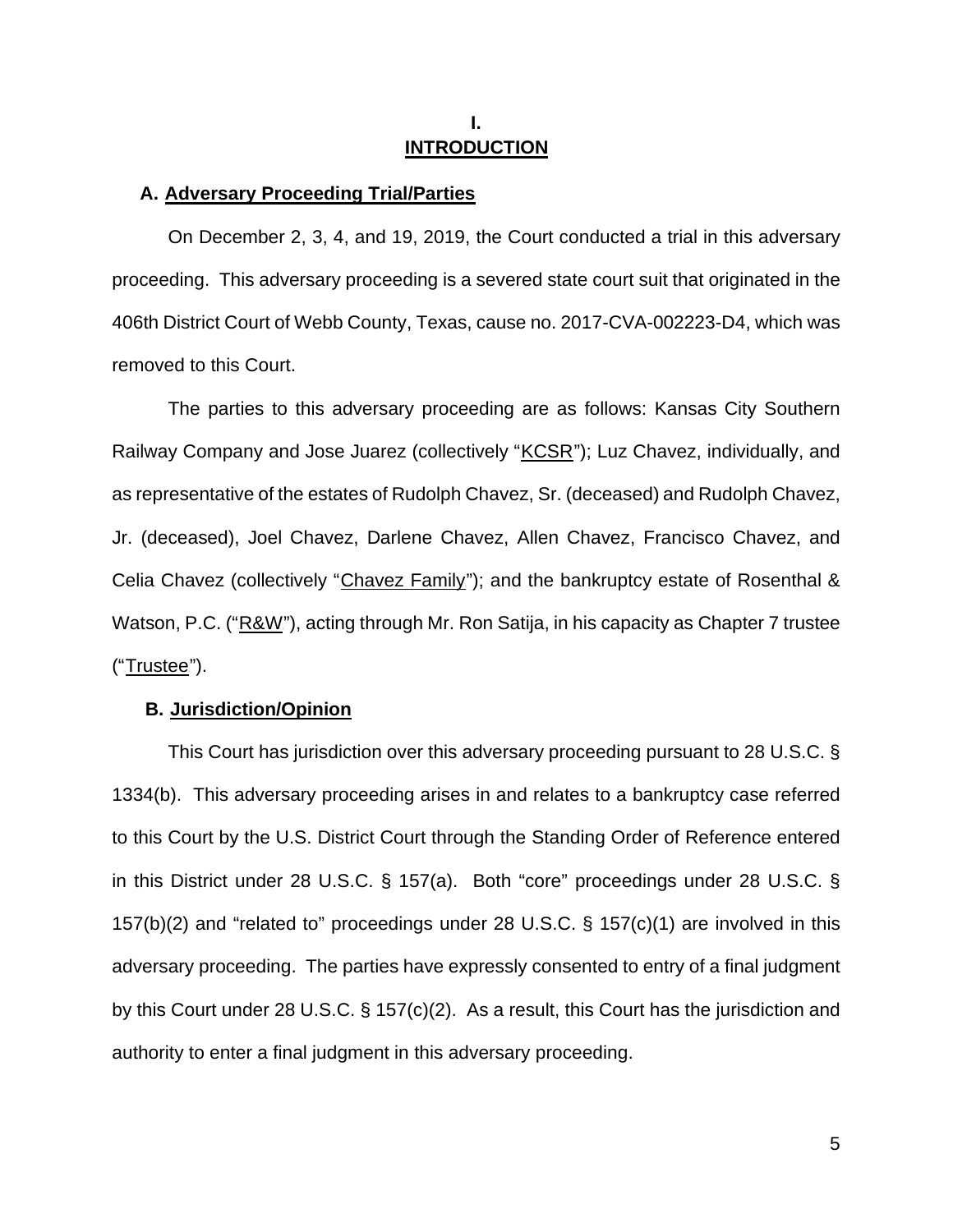# I.
# INTRODUCTION

## A. Adversary Proceeding Trial/Parties

On December 2, 3, 4, and 19, 2019, the Court conducted a trial in this adversary proceeding. This adversary proceeding is a severed state court suit that originated in the 406th District Court of Webb County, Texas, cause no. 2017-CVA-002223-D4, which was removed to this Court.

The parties to this adversary proceeding are as follows: Kansas City Southern Railway Company and Jose Juarez (collectively "KCSR"); Luz Chavez, individually, and as representative of the estates of Rudolph Chavez, Sr. (deceased) and Rudolph Chavez, Jr. (deceased), Joel Chavez, Darlene Chavez, Allen Chavez, Francisco Chavez, and Celia Chavez (collectively "Chavez Family"); and the bankruptcy estate of Rosenthal & Watson, P.C. ("R&W"), acting through Mr. Ron Satija, in his capacity as Chapter 7 trustee ("Trustee").

## B. Jurisdiction/Opinion

This Court has jurisdiction over this adversary proceeding pursuant to 28 U.S.C. § 1334(b). This adversary proceeding arises in and relates to a bankruptcy case referred to this Court by the U.S. District Court through the Standing Order of Reference entered in this District under 28 U.S.C. § 157(a). Both "core" proceedings under 28 U.S.C. § 157(b)(2) and "related to" proceedings under 28 U.S.C. § 157(c)(1) are involved in this adversary proceeding. The parties have expressly consented to entry of a final judgment by this Court under 28 U.S.C. § 157(c)(2). As a result, this Court has the jurisdiction and authority to enter a final judgment in this adversary proceeding.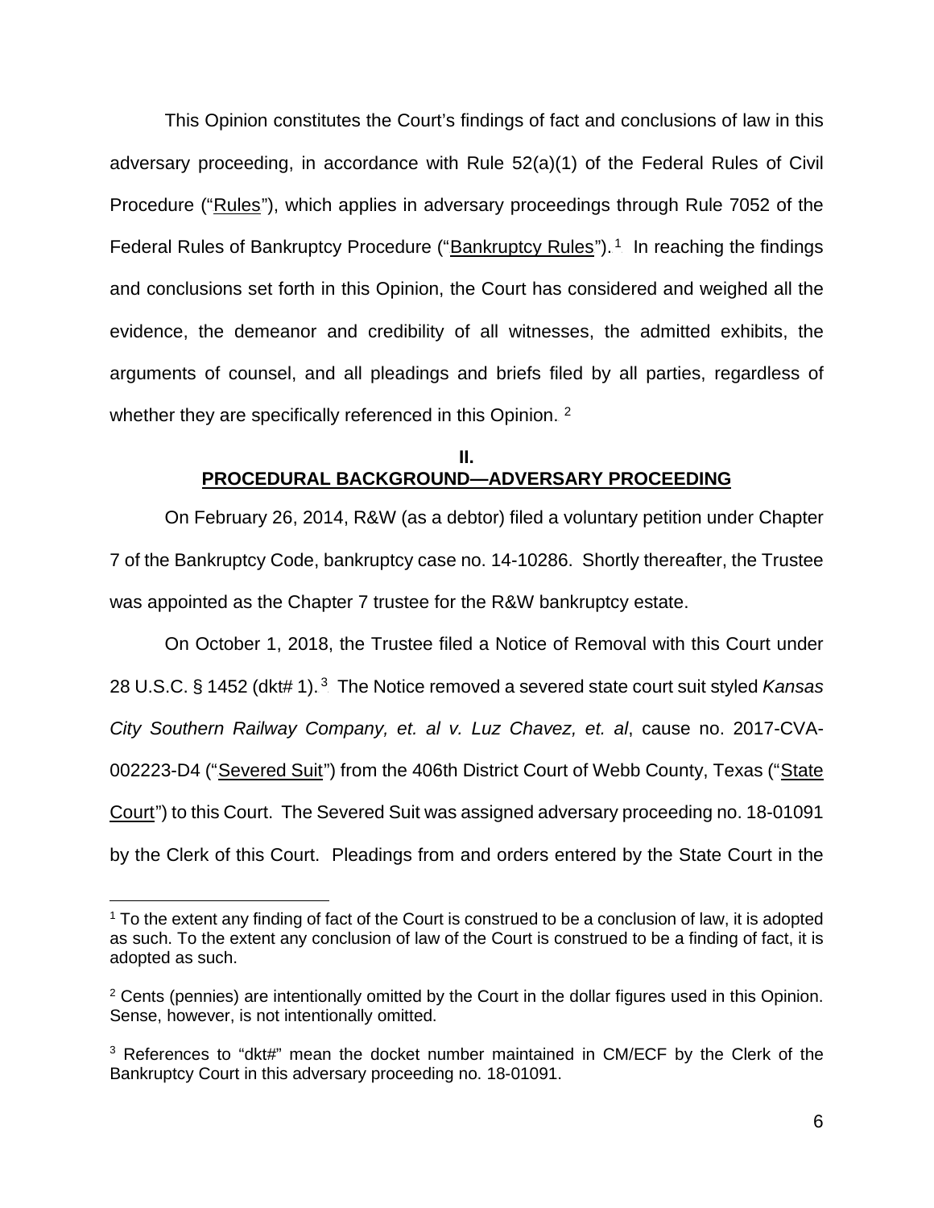This Opinion constitutes the Court's findings of fact and conclusions of law in this adversary proceeding, in accordance with Rule 52(a)(1) of the Federal Rules of Civil Procedure ("Rules"), which applies in adversary proceedings through Rule 7052 of the Federal Rules of Bankruptcy Procedure ("Bankruptcy Rules").[1] In reaching the findings and conclusions set forth in this Opinion, the Court has considered and weighed all the evidence, the demeanor and credibility of all witnesses, the admitted exhibits, the arguments of counsel, and all pleadings and briefs filed by all parties, regardless of whether they are specifically referenced in this Opinion.[2]

## II.
## PROCEDURAL BACKGROUND—ADVERSARY PROCEEDING

On February 26, 2014, R&W (as a debtor) filed a voluntary petition under Chapter 7 of the Bankruptcy Code, bankruptcy case no. 14-10286. Shortly thereafter, the Trustee was appointed as the Chapter 7 trustee for the R&W bankruptcy estate.

On October 1, 2018, the Trustee filed a Notice of Removal with this Court under 28 U.S.C. § 1452 (dkt# 1).[3] The Notice removed a severed state court suit styled *Kansas City Southern Railway Company, et. al v. Luz Chavez, et. al*, cause no. 2017-CVA-002223-D4 ("Severed Suit") from the 406th District Court of Webb County, Texas ("State Court") to this Court. The Severed Suit was assigned adversary proceeding no. 18-01091 by the Clerk of this Court. Pleadings from and orders entered by the State Court in the

---

[1] To the extent any finding of fact of the Court is construed to be a conclusion of law, it is adopted as such. To the extent any conclusion of law of the Court is construed to be a finding of fact, it is adopted as such.

[2] Cents (pennies) are intentionally omitted by the Court in the dollar figures used in this Opinion. Sense, however, is not intentionally omitted.

[3] References to "dkt#" mean the docket number maintained in CM/ECF by the Clerk of the Bankruptcy Court in this adversary proceeding no. 18-01091.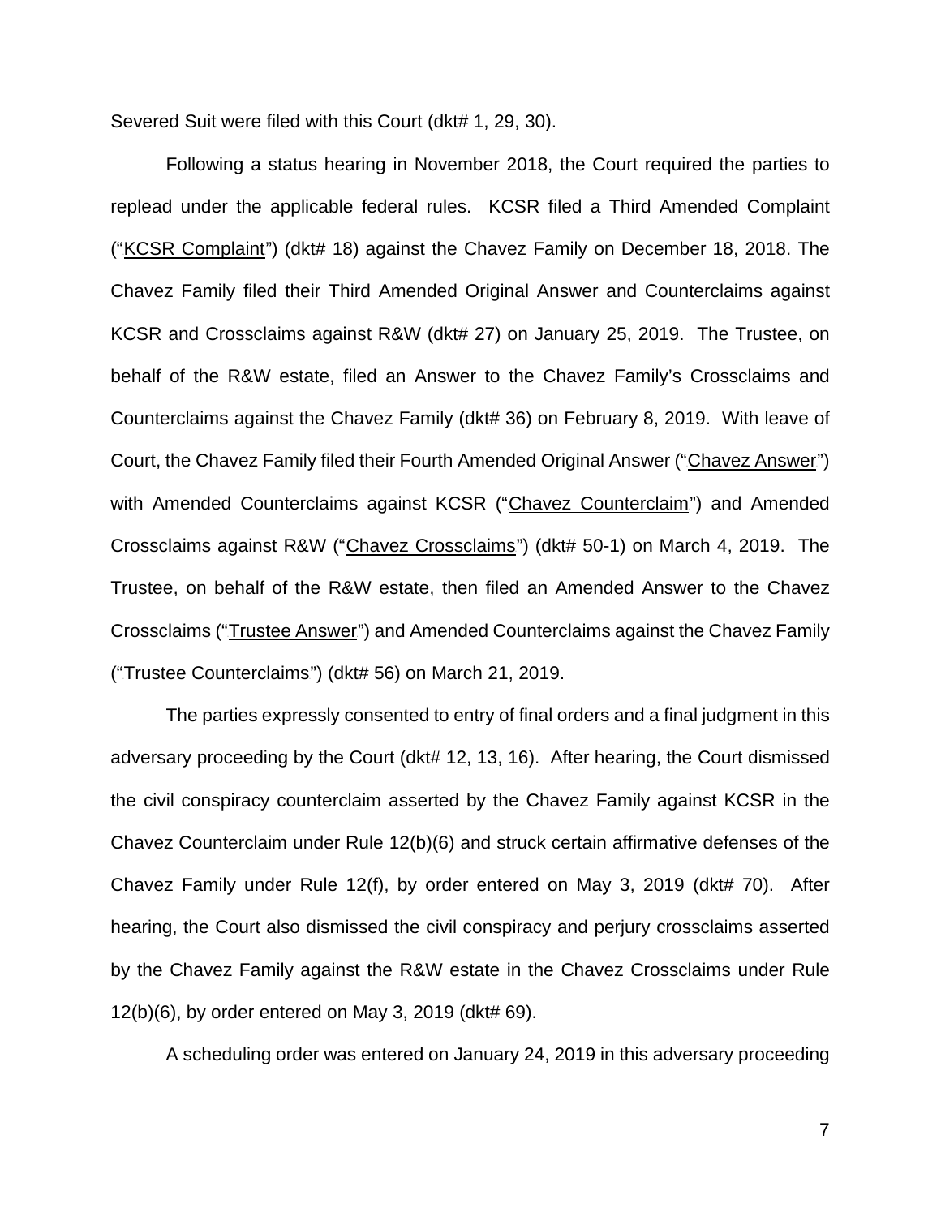Severed Suit were filed with this Court (dkt# 1, 29, 30).

Following a status hearing in November 2018, the Court required the parties to replead under the applicable federal rules. KCSR filed a Third Amended Complaint ("KCSR Complaint") (dkt# 18) against the Chavez Family on December 18, 2018. The Chavez Family filed their Third Amended Original Answer and Counterclaims against KCSR and Crossclaims against R&W (dkt# 27) on January 25, 2019. The Trustee, on behalf of the R&W estate, filed an Answer to the Chavez Family's Crossclaims and Counterclaims against the Chavez Family (dkt# 36) on February 8, 2019. With leave of Court, the Chavez Family filed their Fourth Amended Original Answer ("Chavez Answer") with Amended Counterclaims against KCSR ("Chavez Counterclaim") and Amended Crossclaims against R&W ("Chavez Crossclaims") (dkt# 50-1) on March 4, 2019. The Trustee, on behalf of the R&W estate, then filed an Amended Answer to the Chavez Crossclaims ("Trustee Answer") and Amended Counterclaims against the Chavez Family ("Trustee Counterclaims") (dkt# 56) on March 21, 2019.

The parties expressly consented to entry of final orders and a final judgment in this adversary proceeding by the Court (dkt# 12, 13, 16). After hearing, the Court dismissed the civil conspiracy counterclaim asserted by the Chavez Family against KCSR in the Chavez Counterclaim under Rule 12(b)(6) and struck certain affirmative defenses of the Chavez Family under Rule 12(f), by order entered on May 3, 2019 (dkt# 70). After hearing, the Court also dismissed the civil conspiracy and perjury crossclaims asserted by the Chavez Family against the R&W estate in the Chavez Crossclaims under Rule 12(b)(6), by order entered on May 3, 2019 (dkt# 69).

A scheduling order was entered on January 24, 2019 in this adversary proceeding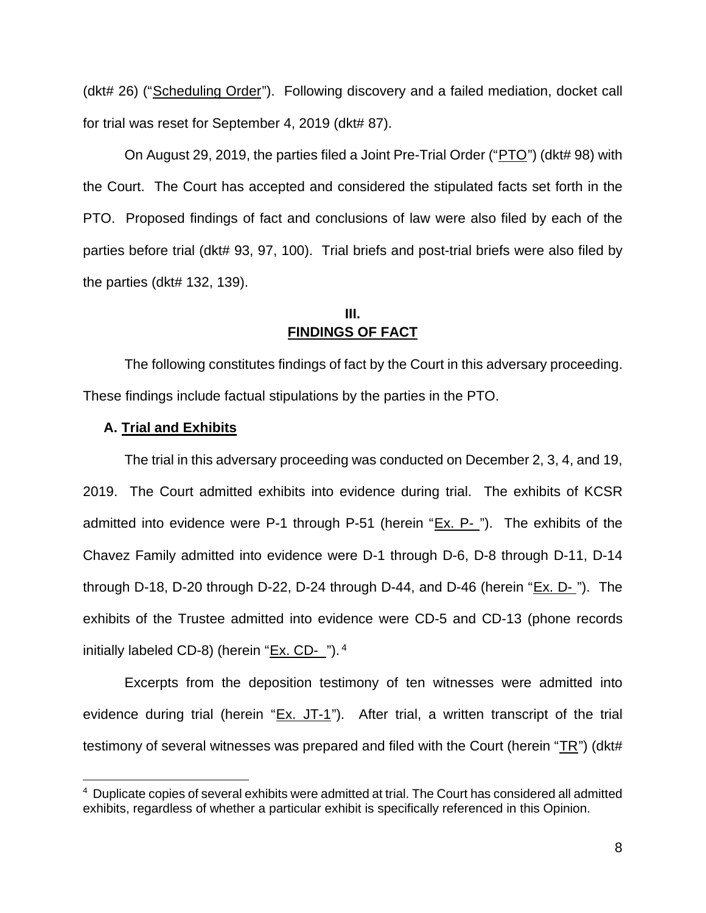(dkt# 26) ("Scheduling Order"). Following discovery and a failed mediation, docket call for trial was reset for September 4, 2019 (dkt# 87).

On August 29, 2019, the parties filed a Joint Pre-Trial Order ("PTO") (dkt# 98) with the Court. The Court has accepted and considered the stipulated facts set forth in the PTO. Proposed findings of fact and conclusions of law were also filed by each of the parties before trial (dkt# 93, 97, 100). Trial briefs and post-trial briefs were also filed by the parties (dkt# 132, 139).

## III.
## FINDINGS OF FACT

The following constitutes findings of fact by the Court in this adversary proceeding. These findings include factual stipulations by the parties in the PTO.

### A. Trial and Exhibits

The trial in this adversary proceeding was conducted on December 2, 3, 4, and 19, 2019. The Court admitted exhibits into evidence during trial. The exhibits of KCSR admitted into evidence were P-1 through P-51 (herein "Ex. P- "). The exhibits of the Chavez Family admitted into evidence were D-1 through D-6, D-8 through D-11, D-14 through D-18, D-20 through D-22, D-24 through D-44, and D-46 (herein "Ex. D- "). The exhibits of the Trustee admitted into evidence were CD-5 and CD-13 (phone records initially labeled CD-8) (herein "Ex. CD- ").[4]

Excerpts from the deposition testimony of ten witnesses were admitted into evidence during trial (herein "Ex. JT-1"). After trial, a written transcript of the trial testimony of several witnesses was prepared and filed with the Court (herein "TR") (dkt#

---

[4] Duplicate copies of several exhibits were admitted at trial. The Court has considered all admitted exhibits, regardless of whether a particular exhibit is specifically referenced in this Opinion.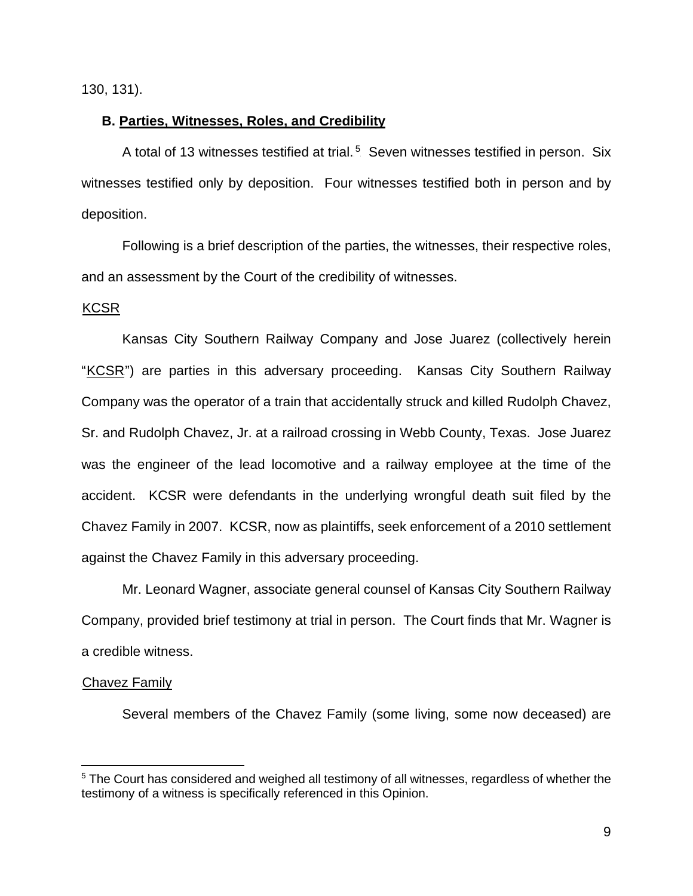130, 131).

**B. Parties, Witnesses, Roles, and Credibility**

A total of 13 witnesses testified at trial.[5] Seven witnesses testified in person. Six witnesses testified only by deposition. Four witnesses testified both in person and by deposition.

Following is a brief description of the parties, the witnesses, their respective roles, and an assessment by the Court of the credibility of witnesses.

KCSR

Kansas City Southern Railway Company and Jose Juarez (collectively herein "KCSR") are parties in this adversary proceeding. Kansas City Southern Railway Company was the operator of a train that accidentally struck and killed Rudolph Chavez, Sr. and Rudolph Chavez, Jr. at a railroad crossing in Webb County, Texas. Jose Juarez was the engineer of the lead locomotive and a railway employee at the time of the accident. KCSR were defendants in the underlying wrongful death suit filed by the Chavez Family in 2007. KCSR, now as plaintiffs, seek enforcement of a 2010 settlement against the Chavez Family in this adversary proceeding.

Mr. Leonard Wagner, associate general counsel of Kansas City Southern Railway Company, provided brief testimony at trial in person. The Court finds that Mr. Wagner is a credible witness.

Chavez Family

Several members of the Chavez Family (some living, some now deceased) are

---

[5] The Court has considered and weighed all testimony of all witnesses, regardless of whether the testimony of a witness is specifically referenced in this Opinion.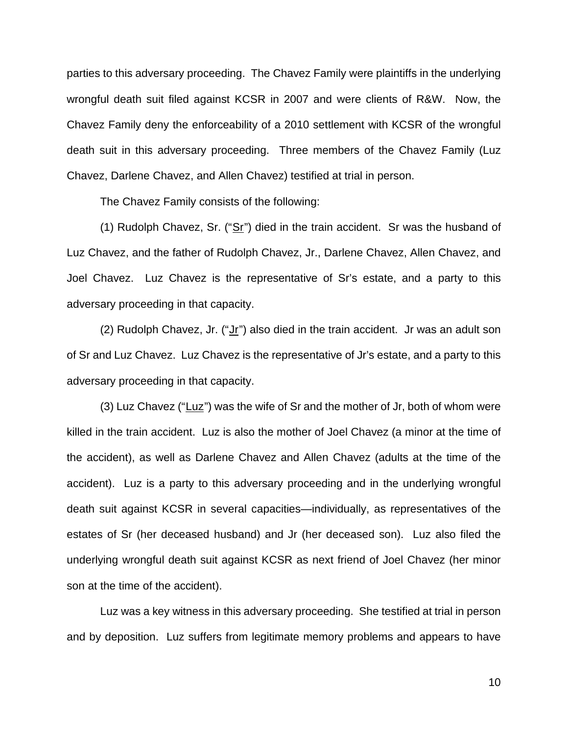parties to this adversary proceeding. The Chavez Family were plaintiffs in the underlying wrongful death suit filed against KCSR in 2007 and were clients of R&W. Now, the Chavez Family deny the enforceability of a 2010 settlement with KCSR of the wrongful death suit in this adversary proceeding. Three members of the Chavez Family (Luz Chavez, Darlene Chavez, and Allen Chavez) testified at trial in person.

The Chavez Family consists of the following:

(1) Rudolph Chavez, Sr. ("Sr") died in the train accident. Sr was the husband of Luz Chavez, and the father of Rudolph Chavez, Jr., Darlene Chavez, Allen Chavez, and Joel Chavez. Luz Chavez is the representative of Sr's estate, and a party to this adversary proceeding in that capacity.

(2) Rudolph Chavez, Jr. ("Jr") also died in the train accident. Jr was an adult son of Sr and Luz Chavez. Luz Chavez is the representative of Jr's estate, and a party to this adversary proceeding in that capacity.

(3) Luz Chavez ("Luz") was the wife of Sr and the mother of Jr, both of whom were killed in the train accident. Luz is also the mother of Joel Chavez (a minor at the time of the accident), as well as Darlene Chavez and Allen Chavez (adults at the time of the accident). Luz is a party to this adversary proceeding and in the underlying wrongful death suit against KCSR in several capacities—individually, as representatives of the estates of Sr (her deceased husband) and Jr (her deceased son). Luz also filed the underlying wrongful death suit against KCSR as next friend of Joel Chavez (her minor son at the time of the accident).

Luz was a key witness in this adversary proceeding. She testified at trial in person and by deposition. Luz suffers from legitimate memory problems and appears to have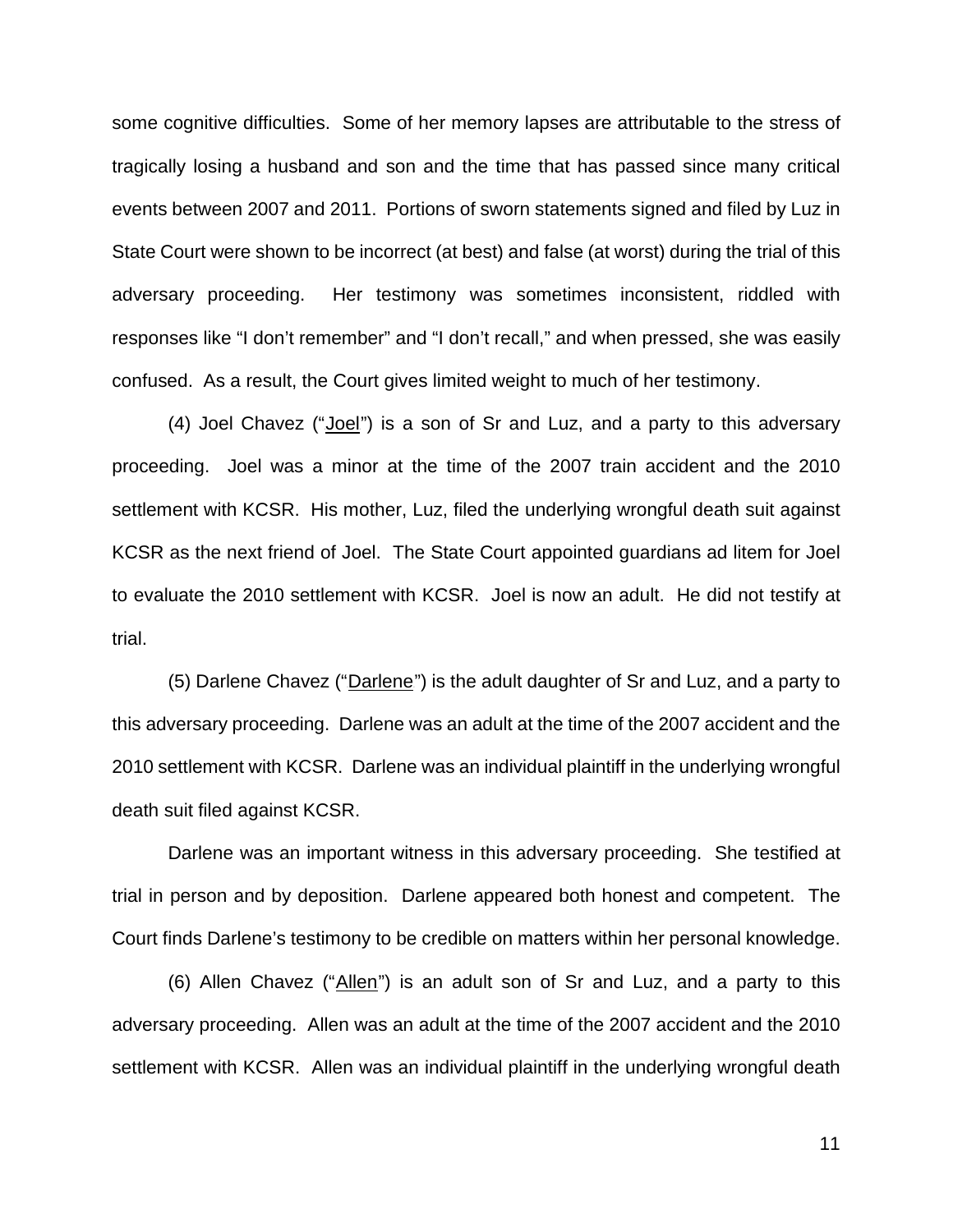some cognitive difficulties. Some of her memory lapses are attributable to the stress of tragically losing a husband and son and the time that has passed since many critical events between 2007 and 2011. Portions of sworn statements signed and filed by Luz in State Court were shown to be incorrect (at best) and false (at worst) during the trial of this adversary proceeding. Her testimony was sometimes inconsistent, riddled with responses like "I don't remember" and "I don't recall," and when pressed, she was easily confused. As a result, the Court gives limited weight to much of her testimony.

(4) Joel Chavez ("Joel") is a son of Sr and Luz, and a party to this adversary proceeding. Joel was a minor at the time of the 2007 train accident and the 2010 settlement with KCSR. His mother, Luz, filed the underlying wrongful death suit against KCSR as the next friend of Joel. The State Court appointed guardians ad litem for Joel to evaluate the 2010 settlement with KCSR. Joel is now an adult. He did not testify at trial.

(5) Darlene Chavez ("Darlene") is the adult daughter of Sr and Luz, and a party to this adversary proceeding. Darlene was an adult at the time of the 2007 accident and the 2010 settlement with KCSR. Darlene was an individual plaintiff in the underlying wrongful death suit filed against KCSR.

Darlene was an important witness in this adversary proceeding. She testified at trial in person and by deposition. Darlene appeared both honest and competent. The Court finds Darlene's testimony to be credible on matters within her personal knowledge.

(6) Allen Chavez ("Allen") is an adult son of Sr and Luz, and a party to this adversary proceeding. Allen was an adult at the time of the 2007 accident and the 2010 settlement with KCSR. Allen was an individual plaintiff in the underlying wrongful death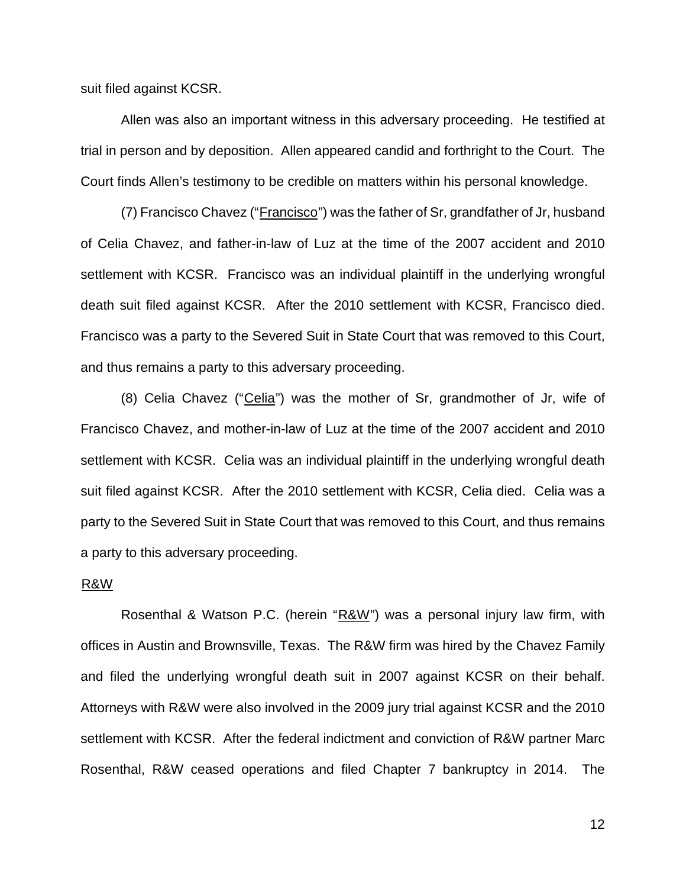suit filed against KCSR.

Allen was also an important witness in this adversary proceeding. He testified at trial in person and by deposition. Allen appeared candid and forthright to the Court. The Court finds Allen's testimony to be credible on matters within his personal knowledge.

(7) Francisco Chavez ("Francisco") was the father of Sr, grandfather of Jr, husband of Celia Chavez, and father-in-law of Luz at the time of the 2007 accident and 2010 settlement with KCSR. Francisco was an individual plaintiff in the underlying wrongful death suit filed against KCSR. After the 2010 settlement with KCSR, Francisco died. Francisco was a party to the Severed Suit in State Court that was removed to this Court, and thus remains a party to this adversary proceeding.

(8) Celia Chavez ("Celia") was the mother of Sr, grandmother of Jr, wife of Francisco Chavez, and mother-in-law of Luz at the time of the 2007 accident and 2010 settlement with KCSR. Celia was an individual plaintiff in the underlying wrongful death suit filed against KCSR. After the 2010 settlement with KCSR, Celia died. Celia was a party to the Severed Suit in State Court that was removed to this Court, and thus remains a party to this adversary proceeding.

R&W

Rosenthal & Watson P.C. (herein "R&W") was a personal injury law firm, with offices in Austin and Brownsville, Texas. The R&W firm was hired by the Chavez Family and filed the underlying wrongful death suit in 2007 against KCSR on their behalf. Attorneys with R&W were also involved in the 2009 jury trial against KCSR and the 2010 settlement with KCSR. After the federal indictment and conviction of R&W partner Marc Rosenthal, R&W ceased operations and filed Chapter 7 bankruptcy in 2014. The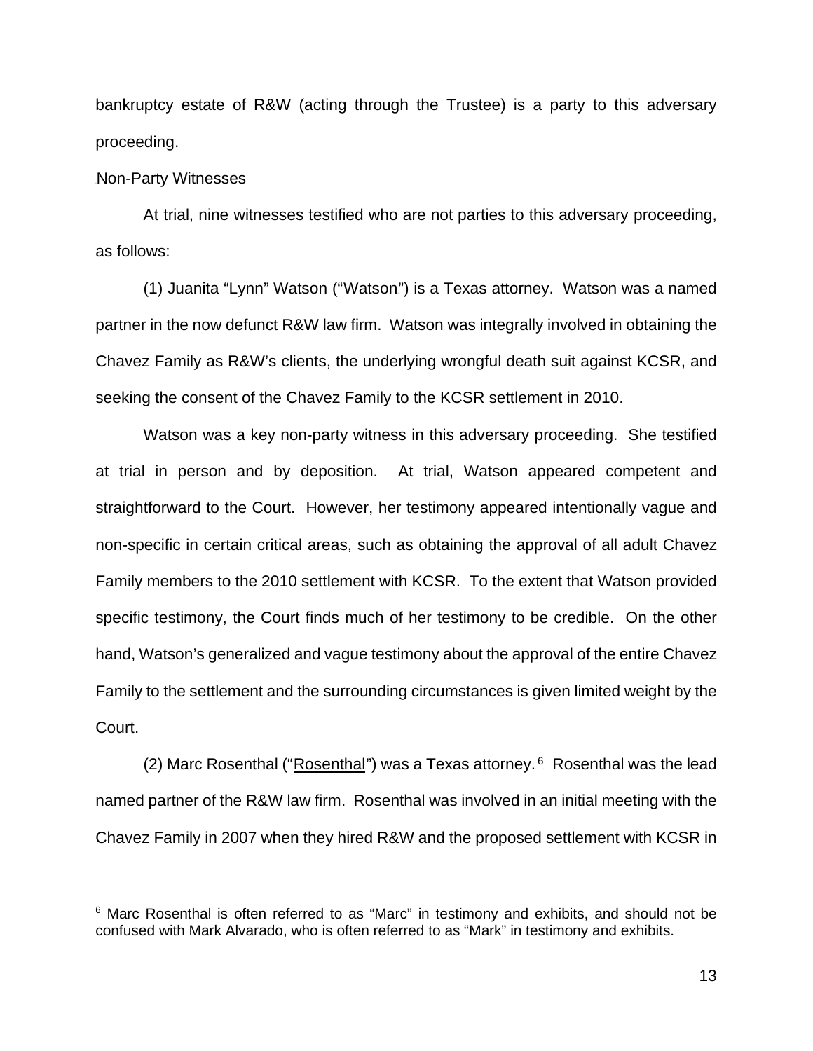bankruptcy estate of R&W (acting through the Trustee) is a party to this adversary proceeding.

Non-Party Witnesses

At trial, nine witnesses testified who are not parties to this adversary proceeding, as follows:

(1) Juanita "Lynn" Watson ("Watson") is a Texas attorney. Watson was a named partner in the now defunct R&W law firm. Watson was integrally involved in obtaining the Chavez Family as R&W's clients, the underlying wrongful death suit against KCSR, and seeking the consent of the Chavez Family to the KCSR settlement in 2010.

Watson was a key non-party witness in this adversary proceeding. She testified at trial in person and by deposition. At trial, Watson appeared competent and straightforward to the Court. However, her testimony appeared intentionally vague and non-specific in certain critical areas, such as obtaining the approval of all adult Chavez Family members to the 2010 settlement with KCSR. To the extent that Watson provided specific testimony, the Court finds much of her testimony to be credible. On the other hand, Watson's generalized and vague testimony about the approval of the entire Chavez Family to the settlement and the surrounding circumstances is given limited weight by the Court.

(2) Marc Rosenthal ("Rosenthal") was a Texas attorney.[6] Rosenthal was the lead named partner of the R&W law firm. Rosenthal was involved in an initial meeting with the Chavez Family in 2007 when they hired R&W and the proposed settlement with KCSR in

[6] Marc Rosenthal is often referred to as "Marc" in testimony and exhibits, and should not be confused with Mark Alvarado, who is often referred to as "Mark" in testimony and exhibits.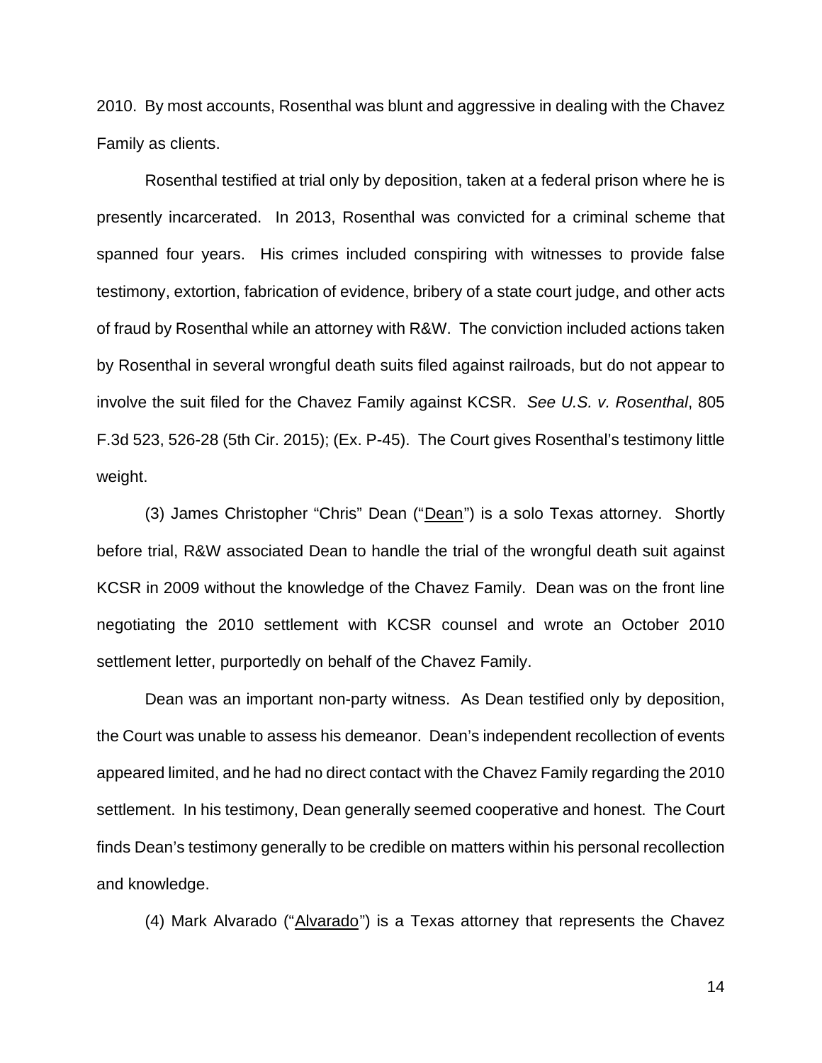2010. By most accounts, Rosenthal was blunt and aggressive in dealing with the Chavez Family as clients.

Rosenthal testified at trial only by deposition, taken at a federal prison where he is presently incarcerated. In 2013, Rosenthal was convicted for a criminal scheme that spanned four years. His crimes included conspiring with witnesses to provide false testimony, extortion, fabrication of evidence, bribery of a state court judge, and other acts of fraud by Rosenthal while an attorney with R&W. The conviction included actions taken by Rosenthal in several wrongful death suits filed against railroads, but do not appear to involve the suit filed for the Chavez Family against KCSR. *See U.S. v. Rosenthal*, 805 F.3d 523, 526-28 (5th Cir. 2015); (Ex. P-45). The Court gives Rosenthal's testimony little weight.

(3) James Christopher "Chris" Dean ("Dean") is a solo Texas attorney. Shortly before trial, R&W associated Dean to handle the trial of the wrongful death suit against KCSR in 2009 without the knowledge of the Chavez Family. Dean was on the front line negotiating the 2010 settlement with KCSR counsel and wrote an October 2010 settlement letter, purportedly on behalf of the Chavez Family.

Dean was an important non-party witness. As Dean testified only by deposition, the Court was unable to assess his demeanor. Dean's independent recollection of events appeared limited, and he had no direct contact with the Chavez Family regarding the 2010 settlement. In his testimony, Dean generally seemed cooperative and honest. The Court finds Dean's testimony generally to be credible on matters within his personal recollection and knowledge.

(4) Mark Alvarado ("Alvarado") is a Texas attorney that represents the Chavez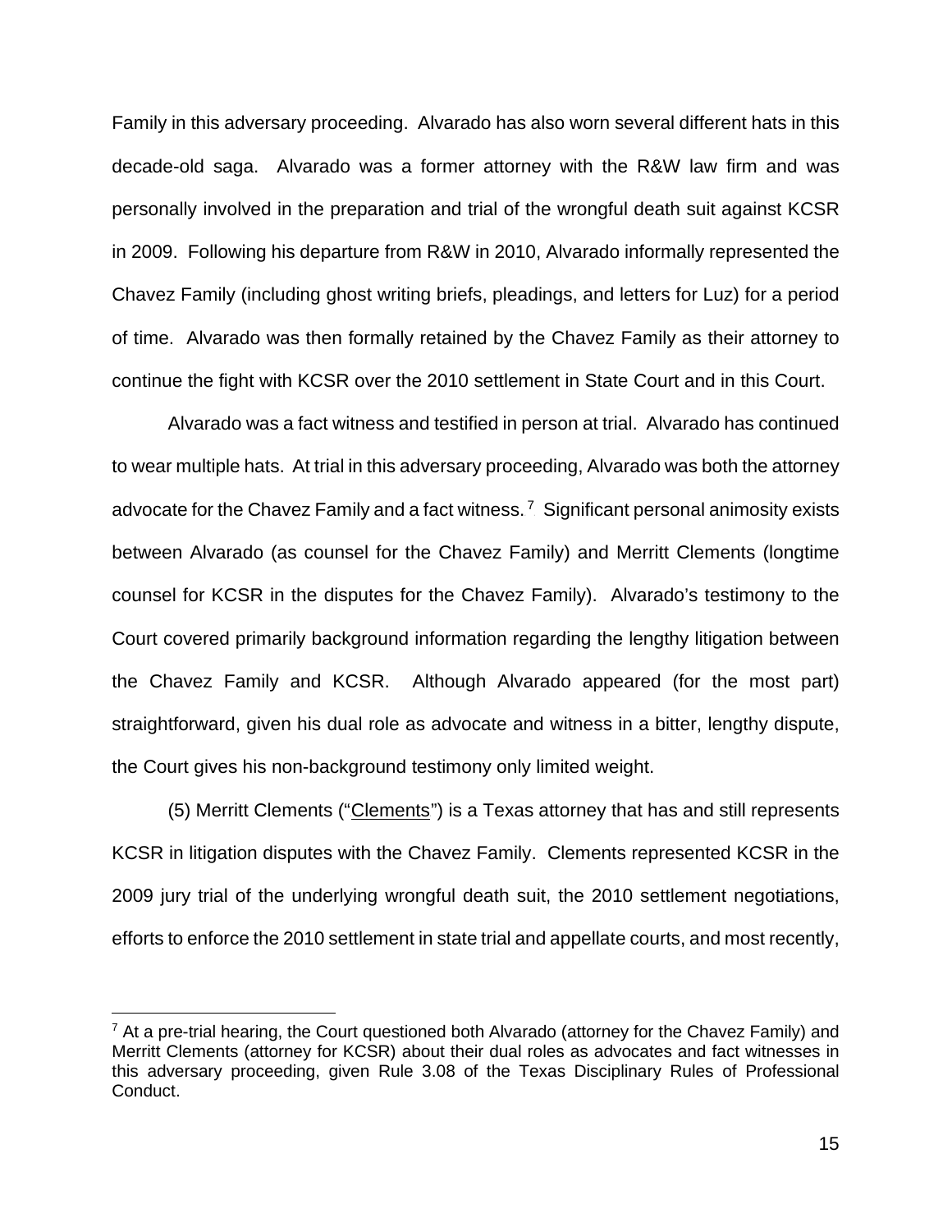Family in this adversary proceeding. Alvarado has also worn several different hats in this decade-old saga. Alvarado was a former attorney with the R&W law firm and was personally involved in the preparation and trial of the wrongful death suit against KCSR in 2009. Following his departure from R&W in 2010, Alvarado informally represented the Chavez Family (including ghost writing briefs, pleadings, and letters for Luz) for a period of time. Alvarado was then formally retained by the Chavez Family as their attorney to continue the fight with KCSR over the 2010 settlement in State Court and in this Court.

Alvarado was a fact witness and testified in person at trial. Alvarado has continued to wear multiple hats. At trial in this adversary proceeding, Alvarado was both the attorney advocate for the Chavez Family and a fact witness.[7] Significant personal animosity exists between Alvarado (as counsel for the Chavez Family) and Merritt Clements (longtime counsel for KCSR in the disputes for the Chavez Family). Alvarado's testimony to the Court covered primarily background information regarding the lengthy litigation between the Chavez Family and KCSR. Although Alvarado appeared (for the most part) straightforward, given his dual role as advocate and witness in a bitter, lengthy dispute, the Court gives his non-background testimony only limited weight.

(5) Merritt Clements ("<u>Clements</u>") is a Texas attorney that has and still represents KCSR in litigation disputes with the Chavez Family. Clements represented KCSR in the 2009 jury trial of the underlying wrongful death suit, the 2010 settlement negotiations, efforts to enforce the 2010 settlement in state trial and appellate courts, and most recently,

[7] At a pre-trial hearing, the Court questioned both Alvarado (attorney for the Chavez Family) and Merritt Clements (attorney for KCSR) about their dual roles as advocates and fact witnesses in this adversary proceeding, given Rule 3.08 of the Texas Disciplinary Rules of Professional Conduct.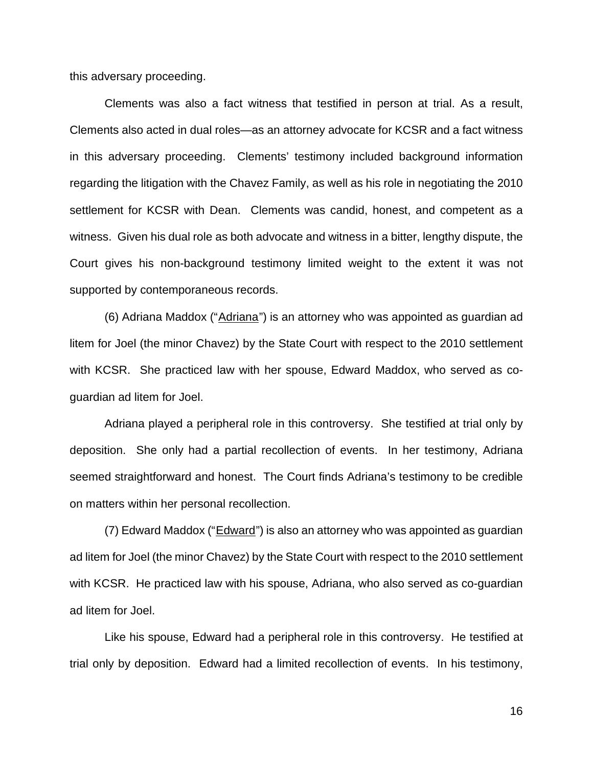this adversary proceeding.

Clements was also a fact witness that testified in person at trial. As a result, Clements also acted in dual roles—as an attorney advocate for KCSR and a fact witness in this adversary proceeding. Clements' testimony included background information regarding the litigation with the Chavez Family, as well as his role in negotiating the 2010 settlement for KCSR with Dean. Clements was candid, honest, and competent as a witness. Given his dual role as both advocate and witness in a bitter, lengthy dispute, the Court gives his non-background testimony limited weight to the extent it was not supported by contemporaneous records.

(6) Adriana Maddox ("Adriana") is an attorney who was appointed as guardian ad litem for Joel (the minor Chavez) by the State Court with respect to the 2010 settlement with KCSR. She practiced law with her spouse, Edward Maddox, who served as co-guardian ad litem for Joel.

Adriana played a peripheral role in this controversy. She testified at trial only by deposition. She only had a partial recollection of events. In her testimony, Adriana seemed straightforward and honest. The Court finds Adriana's testimony to be credible on matters within her personal recollection.

(7) Edward Maddox ("Edward") is also an attorney who was appointed as guardian ad litem for Joel (the minor Chavez) by the State Court with respect to the 2010 settlement with KCSR. He practiced law with his spouse, Adriana, who also served as co-guardian ad litem for Joel.

Like his spouse, Edward had a peripheral role in this controversy. He testified at trial only by deposition. Edward had a limited recollection of events. In his testimony,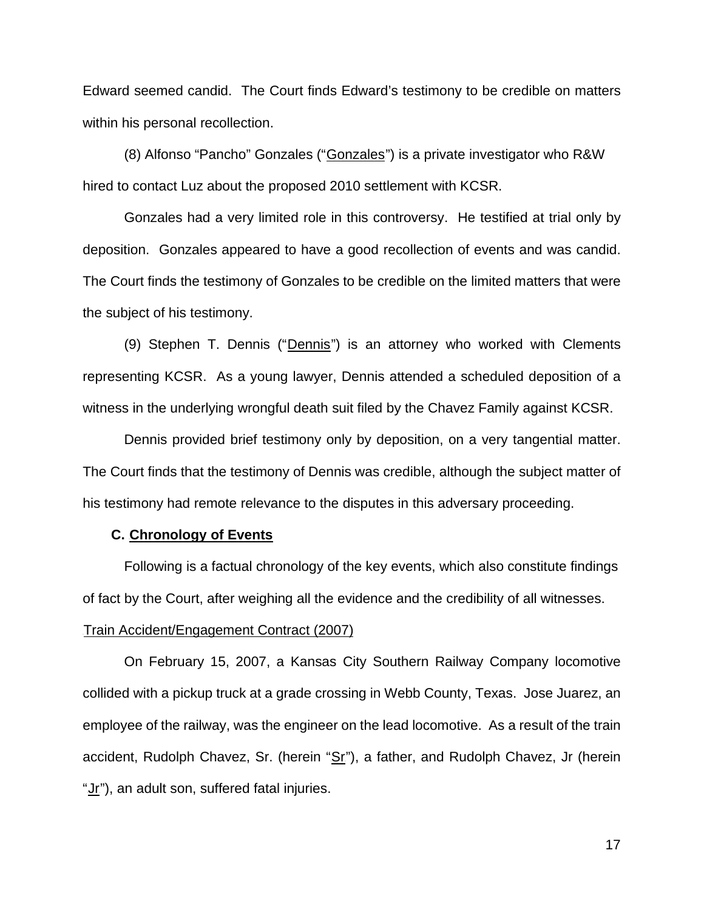Edward seemed candid. The Court finds Edward's testimony to be credible on matters within his personal recollection.

(8) Alfonso "Pancho" Gonzales ("Gonzales") is a private investigator who R&W hired to contact Luz about the proposed 2010 settlement with KCSR.

Gonzales had a very limited role in this controversy. He testified at trial only by deposition. Gonzales appeared to have a good recollection of events and was candid. The Court finds the testimony of Gonzales to be credible on the limited matters that were the subject of his testimony.

(9) Stephen T. Dennis ("Dennis") is an attorney who worked with Clements representing KCSR. As a young lawyer, Dennis attended a scheduled deposition of a witness in the underlying wrongful death suit filed by the Chavez Family against KCSR.

Dennis provided brief testimony only by deposition, on a very tangential matter. The Court finds that the testimony of Dennis was credible, although the subject matter of his testimony had remote relevance to the disputes in this adversary proceeding.

### C. Chronology of Events

Following is a factual chronology of the key events, which also constitute findings of fact by the Court, after weighing all the evidence and the credibility of all witnesses.

Train Accident/Engagement Contract (2007)

On February 15, 2007, a Kansas City Southern Railway Company locomotive collided with a pickup truck at a grade crossing in Webb County, Texas. Jose Juarez, an employee of the railway, was the engineer on the lead locomotive. As a result of the train accident, Rudolph Chavez, Sr. (herein "Sr"), a father, and Rudolph Chavez, Jr (herein "Jr"), an adult son, suffered fatal injuries.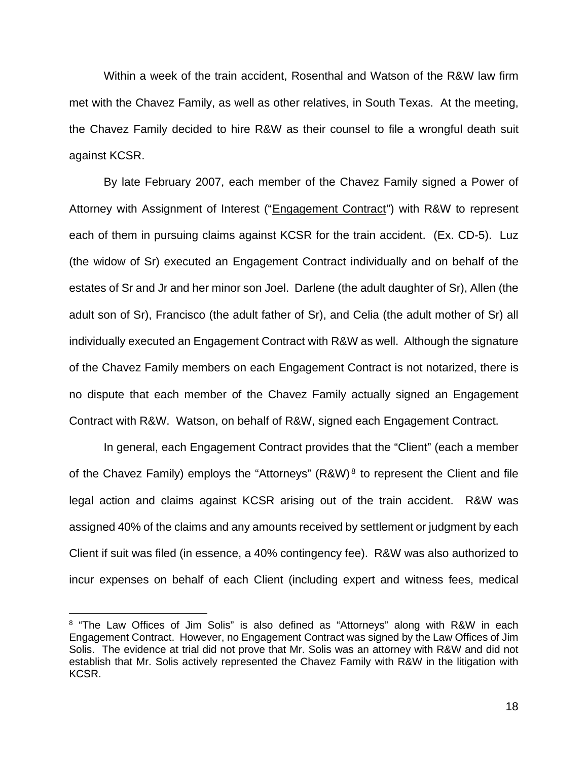Within a week of the train accident, Rosenthal and Watson of the R&W law firm met with the Chavez Family, as well as other relatives, in South Texas. At the meeting, the Chavez Family decided to hire R&W as their counsel to file a wrongful death suit against KCSR.

By late February 2007, each member of the Chavez Family signed a Power of Attorney with Assignment of Interest ("<u>Engagement Contract</u>") with R&W to represent each of them in pursuing claims against KCSR for the train accident. (Ex. CD-5). Luz (the widow of Sr) executed an Engagement Contract individually and on behalf of the estates of Sr and Jr and her minor son Joel. Darlene (the adult daughter of Sr), Allen (the adult son of Sr), Francisco (the adult father of Sr), and Celia (the adult mother of Sr) all individually executed an Engagement Contract with R&W as well. Although the signature of the Chavez Family members on each Engagement Contract is not notarized, there is no dispute that each member of the Chavez Family actually signed an Engagement Contract with R&W. Watson, on behalf of R&W, signed each Engagement Contract.

In general, each Engagement Contract provides that the "Client" (each a member of the Chavez Family) employs the "Attorneys" (R&W)[8] to represent the Client and file legal action and claims against KCSR arising out of the train accident. R&W was assigned 40% of the claims and any amounts received by settlement or judgment by each Client if suit was filed (in essence, a 40% contingency fee). R&W was also authorized to incur expenses on behalf of each Client (including expert and witness fees, medical

[8] "The Law Offices of Jim Solis" is also defined as "Attorneys" along with R&W in each Engagement Contract. However, no Engagement Contract was signed by the Law Offices of Jim Solis. The evidence at trial did not prove that Mr. Solis was an attorney with R&W and did not establish that Mr. Solis actively represented the Chavez Family with R&W in the litigation with KCSR.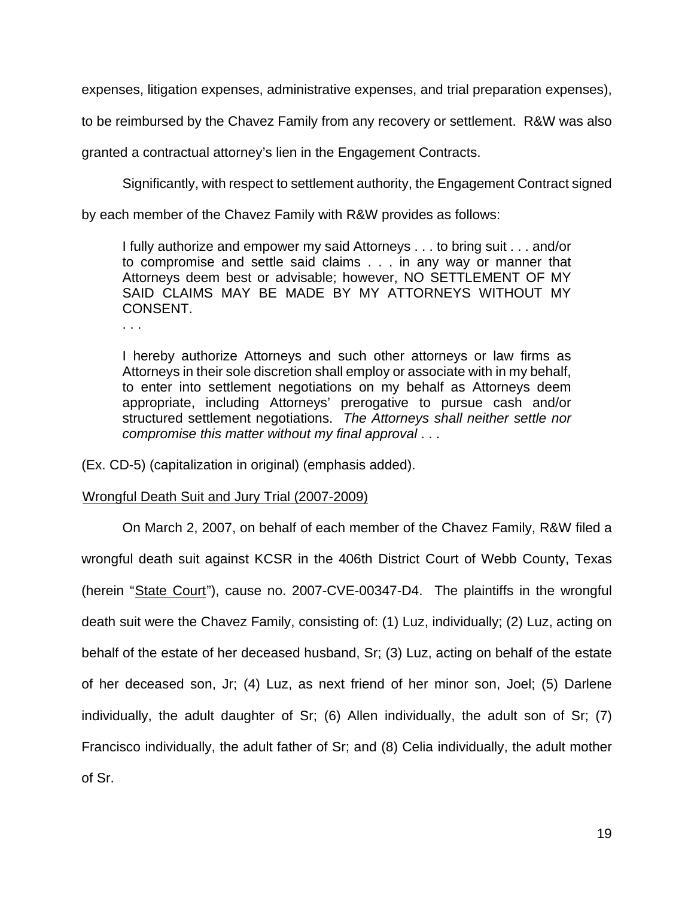expenses, litigation expenses, administrative expenses, and trial preparation expenses), to be reimbursed by the Chavez Family from any recovery or settlement. R&W was also granted a contractual attorney's lien in the Engagement Contracts.

Significantly, with respect to settlement authority, the Engagement Contract signed by each member of the Chavez Family with R&W provides as follows:

> I fully authorize and empower my said Attorneys . . . to bring suit . . . and/or to compromise and settle said claims . . . in any way or manner that Attorneys deem best or advisable; however, NO SETTLEMENT OF MY SAID CLAIMS MAY BE MADE BY MY ATTORNEYS WITHOUT MY CONSENT.
>
> . . .
>
> I hereby authorize Attorneys and such other attorneys or law firms as Attorneys in their sole discretion shall employ or associate with in my behalf, to enter into settlement negotiations on my behalf as Attorneys deem appropriate, including Attorneys' prerogative to pursue cash and/or structured settlement negotiations. *The Attorneys shall neither settle nor compromise this matter without my final approval* . . .

(Ex. CD-5) (capitalization in original) (emphasis added).

Wrongful Death Suit and Jury Trial (2007-2009)

On March 2, 2007, on behalf of each member of the Chavez Family, R&W filed a wrongful death suit against KCSR in the 406th District Court of Webb County, Texas (herein "State Court"), cause no. 2007-CVE-00347-D4. The plaintiffs in the wrongful death suit were the Chavez Family, consisting of: (1) Luz, individually; (2) Luz, acting on behalf of the estate of her deceased husband, Sr; (3) Luz, acting on behalf of the estate of her deceased son, Jr; (4) Luz, as next friend of her minor son, Joel; (5) Darlene individually, the adult daughter of Sr; (6) Allen individually, the adult son of Sr; (7) Francisco individually, the adult father of Sr; and (8) Celia individually, the adult mother of Sr.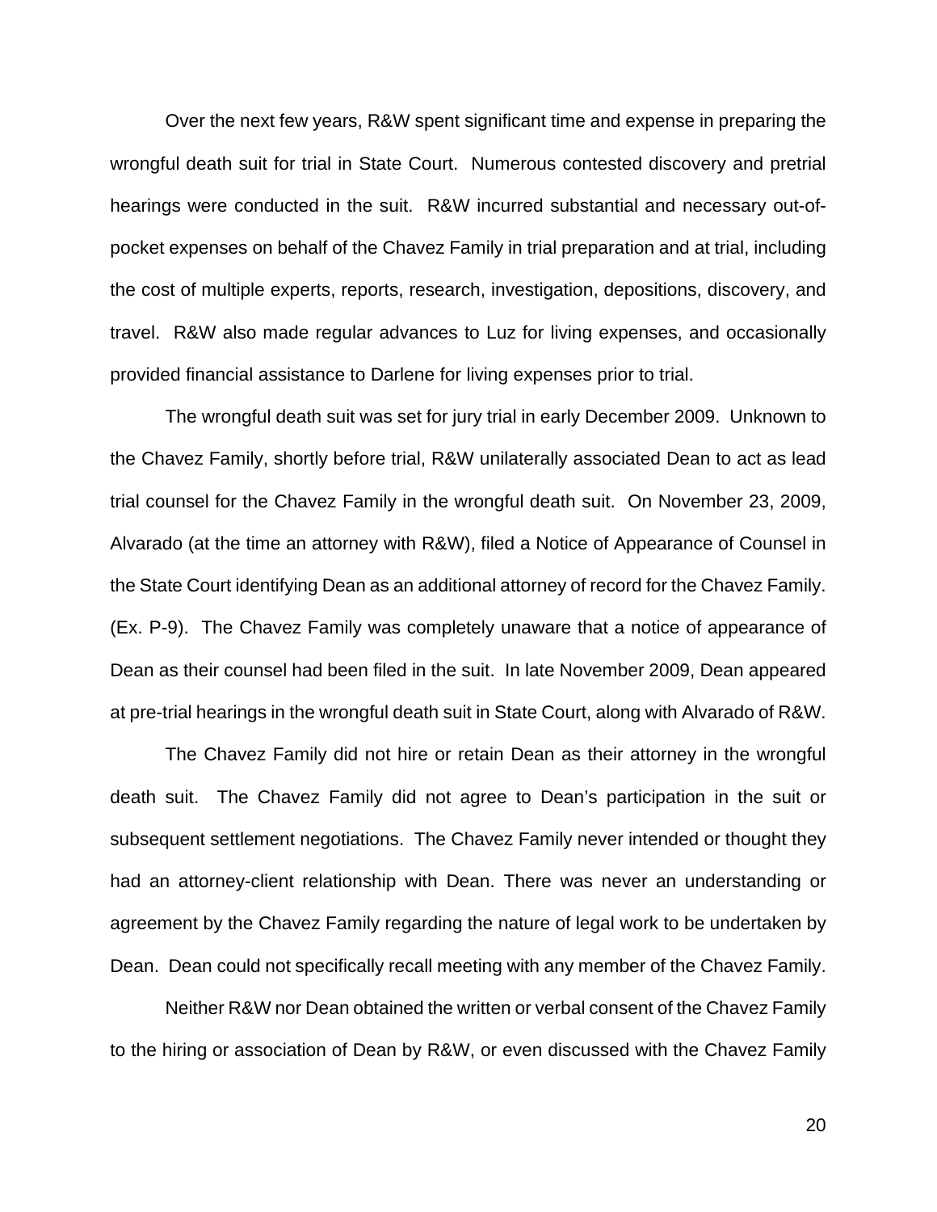Over the next few years, R&W spent significant time and expense in preparing the wrongful death suit for trial in State Court. Numerous contested discovery and pretrial hearings were conducted in the suit. R&W incurred substantial and necessary out-of-pocket expenses on behalf of the Chavez Family in trial preparation and at trial, including the cost of multiple experts, reports, research, investigation, depositions, discovery, and travel. R&W also made regular advances to Luz for living expenses, and occasionally provided financial assistance to Darlene for living expenses prior to trial.

The wrongful death suit was set for jury trial in early December 2009. Unknown to the Chavez Family, shortly before trial, R&W unilaterally associated Dean to act as lead trial counsel for the Chavez Family in the wrongful death suit. On November 23, 2009, Alvarado (at the time an attorney with R&W), filed a Notice of Appearance of Counsel in the State Court identifying Dean as an additional attorney of record for the Chavez Family. (Ex. P-9). The Chavez Family was completely unaware that a notice of appearance of Dean as their counsel had been filed in the suit. In late November 2009, Dean appeared at pre-trial hearings in the wrongful death suit in State Court, along with Alvarado of R&W.

The Chavez Family did not hire or retain Dean as their attorney in the wrongful death suit. The Chavez Family did not agree to Dean's participation in the suit or subsequent settlement negotiations. The Chavez Family never intended or thought they had an attorney-client relationship with Dean. There was never an understanding or agreement by the Chavez Family regarding the nature of legal work to be undertaken by Dean. Dean could not specifically recall meeting with any member of the Chavez Family.

Neither R&W nor Dean obtained the written or verbal consent of the Chavez Family to the hiring or association of Dean by R&W, or even discussed with the Chavez Family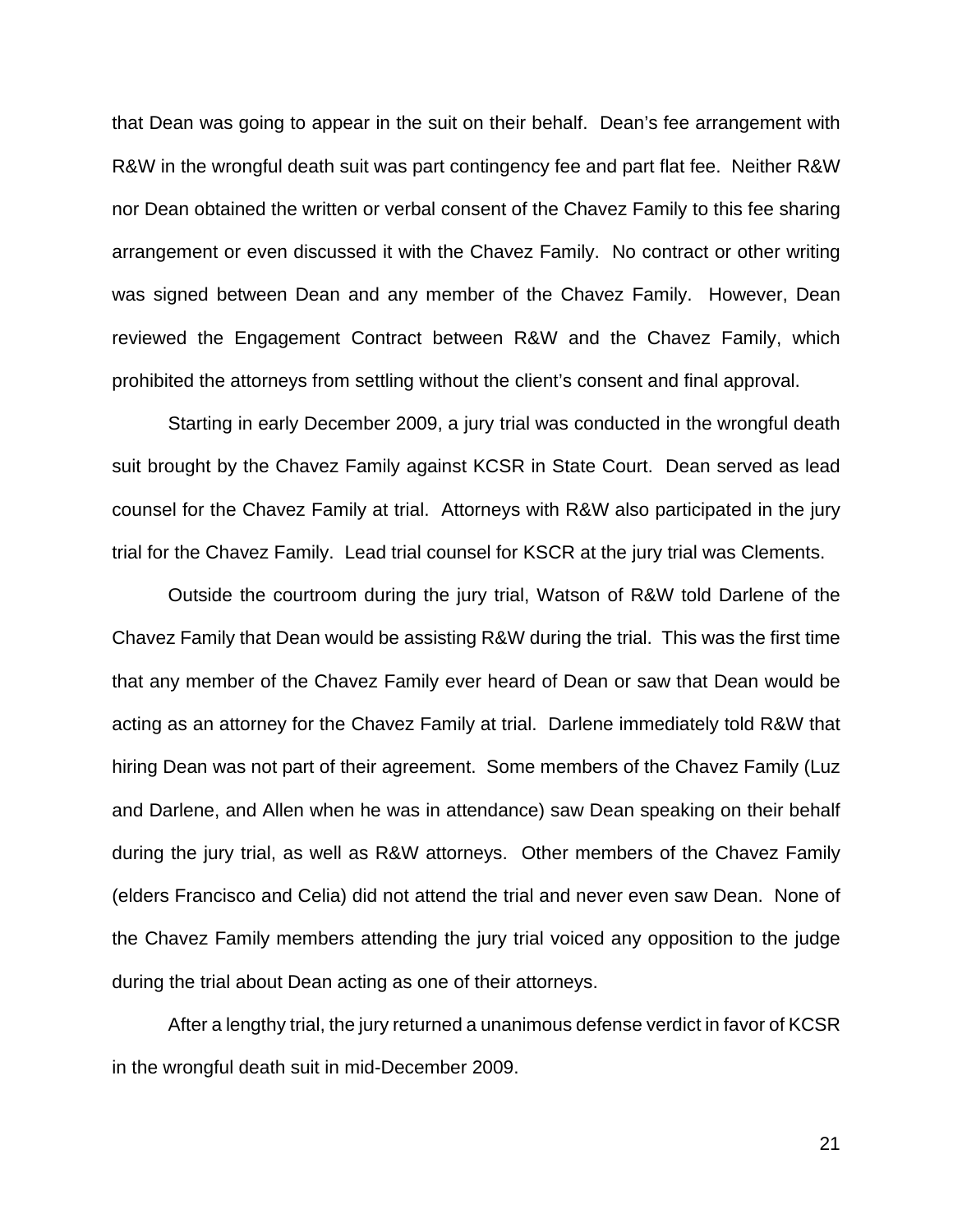that Dean was going to appear in the suit on their behalf. Dean's fee arrangement with R&W in the wrongful death suit was part contingency fee and part flat fee. Neither R&W nor Dean obtained the written or verbal consent of the Chavez Family to this fee sharing arrangement or even discussed it with the Chavez Family. No contract or other writing was signed between Dean and any member of the Chavez Family. However, Dean reviewed the Engagement Contract between R&W and the Chavez Family, which prohibited the attorneys from settling without the client's consent and final approval.

Starting in early December 2009, a jury trial was conducted in the wrongful death suit brought by the Chavez Family against KCSR in State Court. Dean served as lead counsel for the Chavez Family at trial. Attorneys with R&W also participated in the jury trial for the Chavez Family. Lead trial counsel for KSCR at the jury trial was Clements.

Outside the courtroom during the jury trial, Watson of R&W told Darlene of the Chavez Family that Dean would be assisting R&W during the trial. This was the first time that any member of the Chavez Family ever heard of Dean or saw that Dean would be acting as an attorney for the Chavez Family at trial. Darlene immediately told R&W that hiring Dean was not part of their agreement. Some members of the Chavez Family (Luz and Darlene, and Allen when he was in attendance) saw Dean speaking on their behalf during the jury trial, as well as R&W attorneys. Other members of the Chavez Family (elders Francisco and Celia) did not attend the trial and never even saw Dean. None of the Chavez Family members attending the jury trial voiced any opposition to the judge during the trial about Dean acting as one of their attorneys.

After a lengthy trial, the jury returned a unanimous defense verdict in favor of KCSR in the wrongful death suit in mid-December 2009.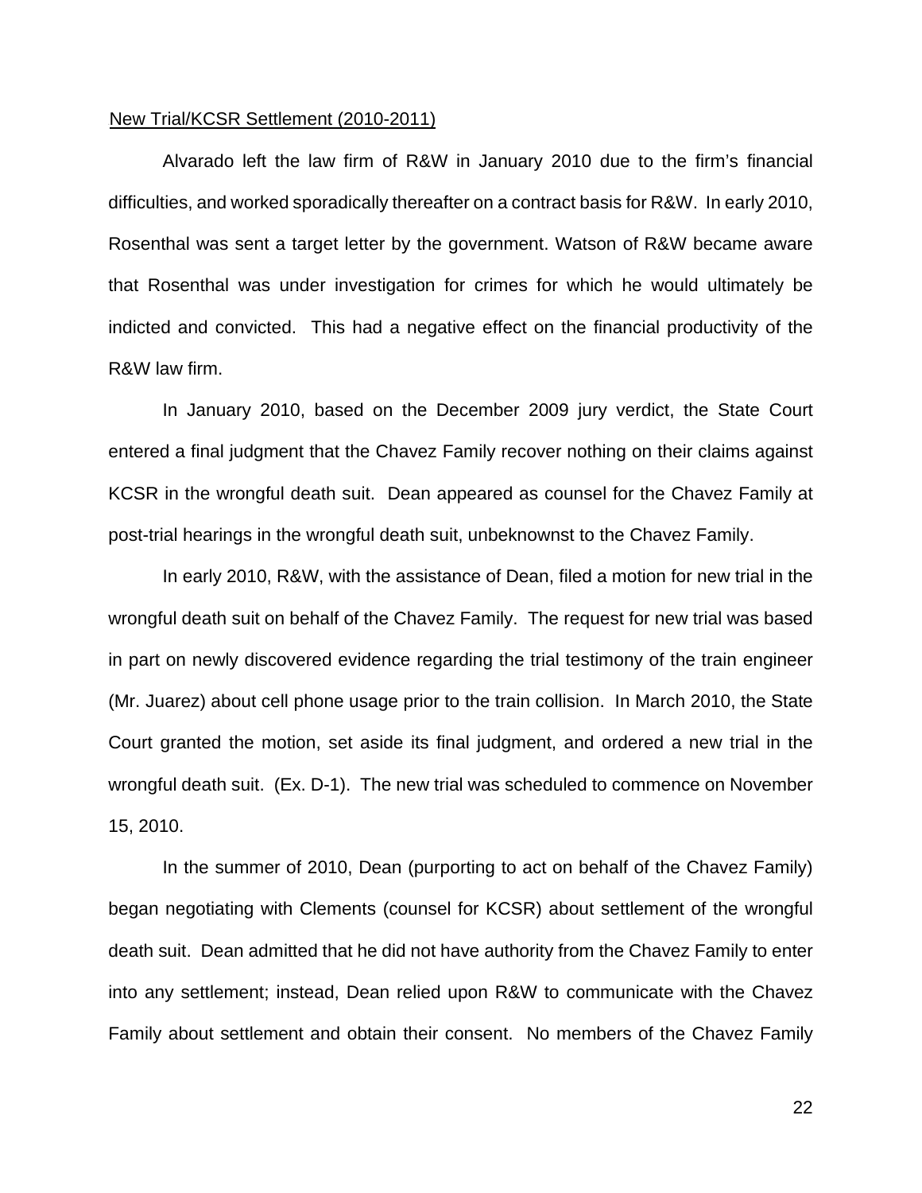New Trial/KCSR Settlement (2010-2011)

Alvarado left the law firm of R&W in January 2010 due to the firm's financial difficulties, and worked sporadically thereafter on a contract basis for R&W. In early 2010, Rosenthal was sent a target letter by the government. Watson of R&W became aware that Rosenthal was under investigation for crimes for which he would ultimately be indicted and convicted. This had a negative effect on the financial productivity of the R&W law firm.

In January 2010, based on the December 2009 jury verdict, the State Court entered a final judgment that the Chavez Family recover nothing on their claims against KCSR in the wrongful death suit. Dean appeared as counsel for the Chavez Family at post-trial hearings in the wrongful death suit, unbeknownst to the Chavez Family.

In early 2010, R&W, with the assistance of Dean, filed a motion for new trial in the wrongful death suit on behalf of the Chavez Family. The request for new trial was based in part on newly discovered evidence regarding the trial testimony of the train engineer (Mr. Juarez) about cell phone usage prior to the train collision. In March 2010, the State Court granted the motion, set aside its final judgment, and ordered a new trial in the wrongful death suit. (Ex. D-1). The new trial was scheduled to commence on November 15, 2010.

In the summer of 2010, Dean (purporting to act on behalf of the Chavez Family) began negotiating with Clements (counsel for KCSR) about settlement of the wrongful death suit. Dean admitted that he did not have authority from the Chavez Family to enter into any settlement; instead, Dean relied upon R&W to communicate with the Chavez Family about settlement and obtain their consent. No members of the Chavez Family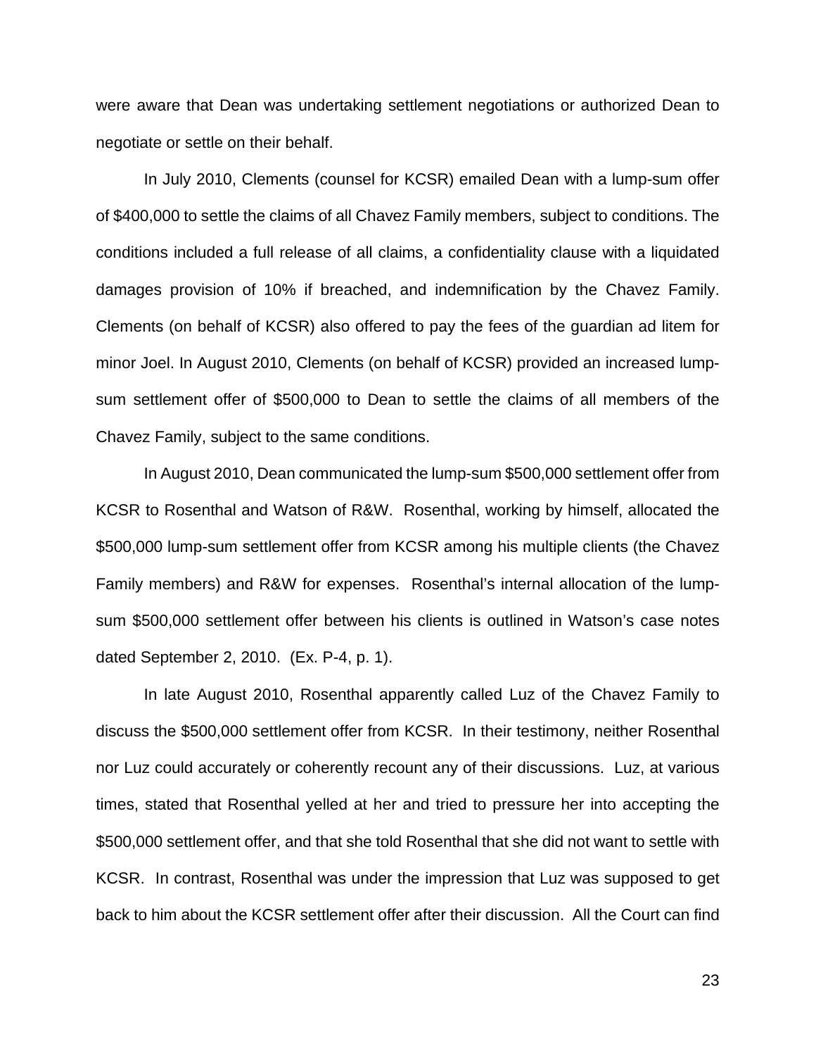were aware that Dean was undertaking settlement negotiations or authorized Dean to negotiate or settle on their behalf.

In July 2010, Clements (counsel for KCSR) emailed Dean with a lump-sum offer of $400,000 to settle the claims of all Chavez Family members, subject to conditions. The conditions included a full release of all claims, a confidentiality clause with a liquidated damages provision of 10% if breached, and indemnification by the Chavez Family. Clements (on behalf of KCSR) also offered to pay the fees of the guardian ad litem for minor Joel. In August 2010, Clements (on behalf of KCSR) provided an increased lump-sum settlement offer of $500,000 to Dean to settle the claims of all members of the Chavez Family, subject to the same conditions.

In August 2010, Dean communicated the lump-sum $500,000 settlement offer from KCSR to Rosenthal and Watson of R&W. Rosenthal, working by himself, allocated the $500,000 lump-sum settlement offer from KCSR among his multiple clients (the Chavez Family members) and R&W for expenses. Rosenthal's internal allocation of the lump-sum $500,000 settlement offer between his clients is outlined in Watson's case notes dated September 2, 2010. (Ex. P-4, p. 1).

In late August 2010, Rosenthal apparently called Luz of the Chavez Family to discuss the $500,000 settlement offer from KCSR. In their testimony, neither Rosenthal nor Luz could accurately or coherently recount any of their discussions. Luz, at various times, stated that Rosenthal yelled at her and tried to pressure her into accepting the $500,000 settlement offer, and that she told Rosenthal that she did not want to settle with KCSR. In contrast, Rosenthal was under the impression that Luz was supposed to get back to him about the KCSR settlement offer after their discussion. All the Court can find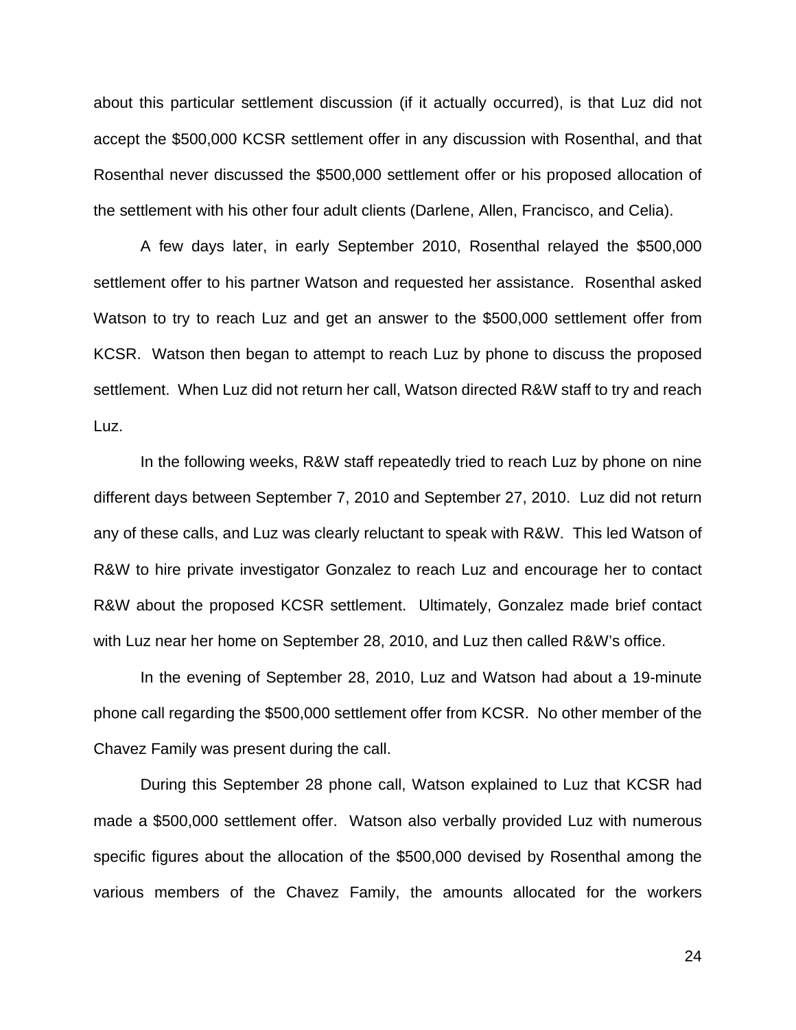about this particular settlement discussion (if it actually occurred), is that Luz did not accept the $500,000 KCSR settlement offer in any discussion with Rosenthal, and that Rosenthal never discussed the $500,000 settlement offer or his proposed allocation of the settlement with his other four adult clients (Darlene, Allen, Francisco, and Celia).

A few days later, in early September 2010, Rosenthal relayed the $500,000 settlement offer to his partner Watson and requested her assistance. Rosenthal asked Watson to try to reach Luz and get an answer to the $500,000 settlement offer from KCSR. Watson then began to attempt to reach Luz by phone to discuss the proposed settlement. When Luz did not return her call, Watson directed R&W staff to try and reach Luz.

In the following weeks, R&W staff repeatedly tried to reach Luz by phone on nine different days between September 7, 2010 and September 27, 2010. Luz did not return any of these calls, and Luz was clearly reluctant to speak with R&W. This led Watson of R&W to hire private investigator Gonzalez to reach Luz and encourage her to contact R&W about the proposed KCSR settlement. Ultimately, Gonzalez made brief contact with Luz near her home on September 28, 2010, and Luz then called R&W's office.

In the evening of September 28, 2010, Luz and Watson had about a 19-minute phone call regarding the $500,000 settlement offer from KCSR. No other member of the Chavez Family was present during the call.

During this September 28 phone call, Watson explained to Luz that KCSR had made a $500,000 settlement offer. Watson also verbally provided Luz with numerous specific figures about the allocation of the $500,000 devised by Rosenthal among the various members of the Chavez Family, the amounts allocated for the workers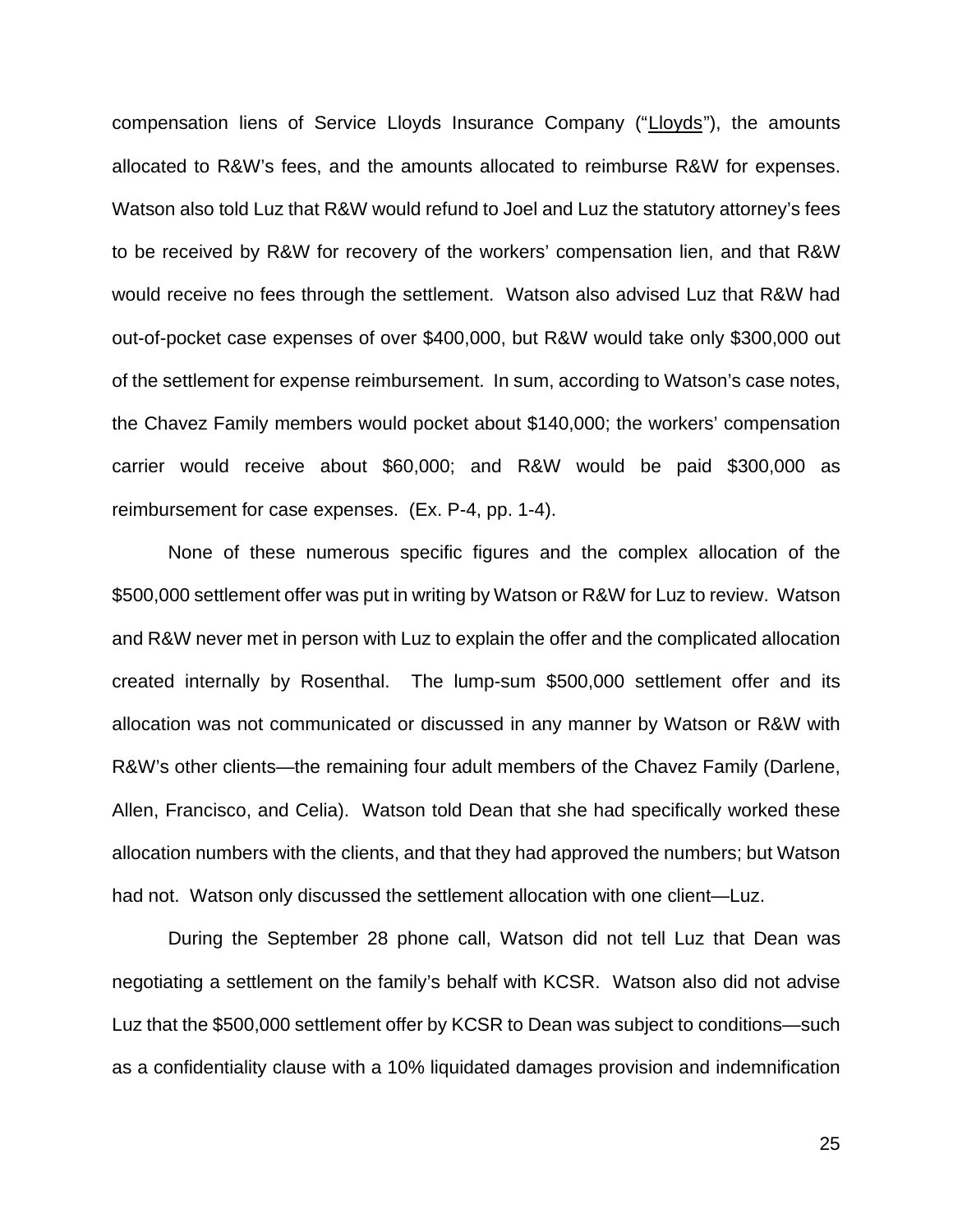compensation liens of Service Lloyds Insurance Company ("Lloyds"), the amounts allocated to R&W's fees, and the amounts allocated to reimburse R&W for expenses. Watson also told Luz that R&W would refund to Joel and Luz the statutory attorney's fees to be received by R&W for recovery of the workers' compensation lien, and that R&W would receive no fees through the settlement. Watson also advised Luz that R&W had out-of-pocket case expenses of over $400,000, but R&W would take only $300,000 out of the settlement for expense reimbursement. In sum, according to Watson's case notes, the Chavez Family members would pocket about $140,000; the workers' compensation carrier would receive about $60,000; and R&W would be paid $300,000 as reimbursement for case expenses. (Ex. P-4, pp. 1-4).

None of these numerous specific figures and the complex allocation of the $500,000 settlement offer was put in writing by Watson or R&W for Luz to review. Watson and R&W never met in person with Luz to explain the offer and the complicated allocation created internally by Rosenthal. The lump-sum $500,000 settlement offer and its allocation was not communicated or discussed in any manner by Watson or R&W with R&W's other clients—the remaining four adult members of the Chavez Family (Darlene, Allen, Francisco, and Celia). Watson told Dean that she had specifically worked these allocation numbers with the clients, and that they had approved the numbers; but Watson had not. Watson only discussed the settlement allocation with one client—Luz.

During the September 28 phone call, Watson did not tell Luz that Dean was negotiating a settlement on the family's behalf with KCSR. Watson also did not advise Luz that the $500,000 settlement offer by KCSR to Dean was subject to conditions—such as a confidentiality clause with a 10% liquidated damages provision and indemnification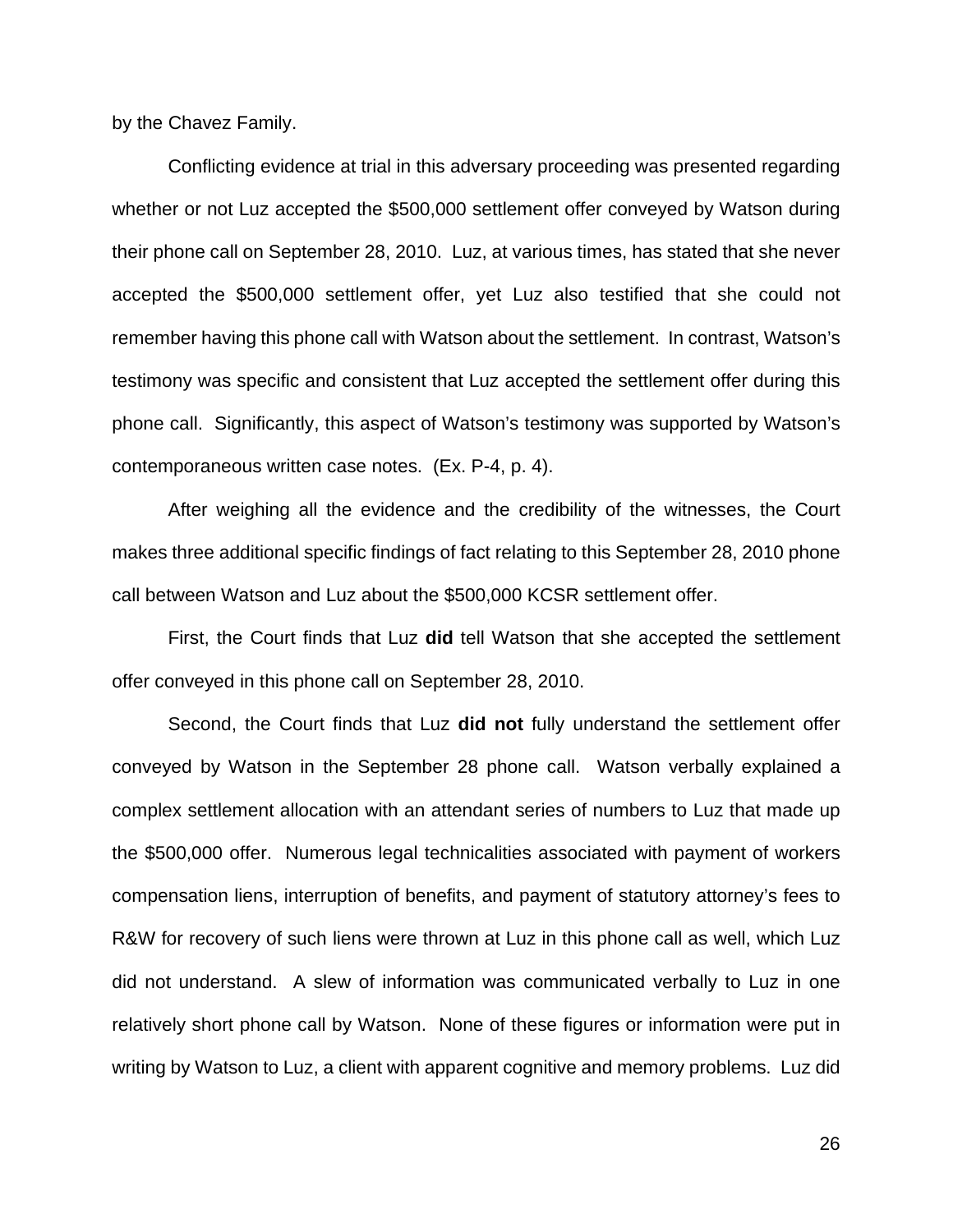by the Chavez Family.

Conflicting evidence at trial in this adversary proceeding was presented regarding whether or not Luz accepted the $500,000 settlement offer conveyed by Watson during their phone call on September 28, 2010. Luz, at various times, has stated that she never accepted the $500,000 settlement offer, yet Luz also testified that she could not remember having this phone call with Watson about the settlement. In contrast, Watson's testimony was specific and consistent that Luz accepted the settlement offer during this phone call. Significantly, this aspect of Watson's testimony was supported by Watson's contemporaneous written case notes. (Ex. P-4, p. 4).

After weighing all the evidence and the credibility of the witnesses, the Court makes three additional specific findings of fact relating to this September 28, 2010 phone call between Watson and Luz about the $500,000 KCSR settlement offer.

First, the Court finds that Luz **did** tell Watson that she accepted the settlement offer conveyed in this phone call on September 28, 2010.

Second, the Court finds that Luz **did not** fully understand the settlement offer conveyed by Watson in the September 28 phone call. Watson verbally explained a complex settlement allocation with an attendant series of numbers to Luz that made up the $500,000 offer. Numerous legal technicalities associated with payment of workers compensation liens, interruption of benefits, and payment of statutory attorney's fees to R&W for recovery of such liens were thrown at Luz in this phone call as well, which Luz did not understand. A slew of information was communicated verbally to Luz in one relatively short phone call by Watson. None of these figures or information were put in writing by Watson to Luz, a client with apparent cognitive and memory problems. Luz did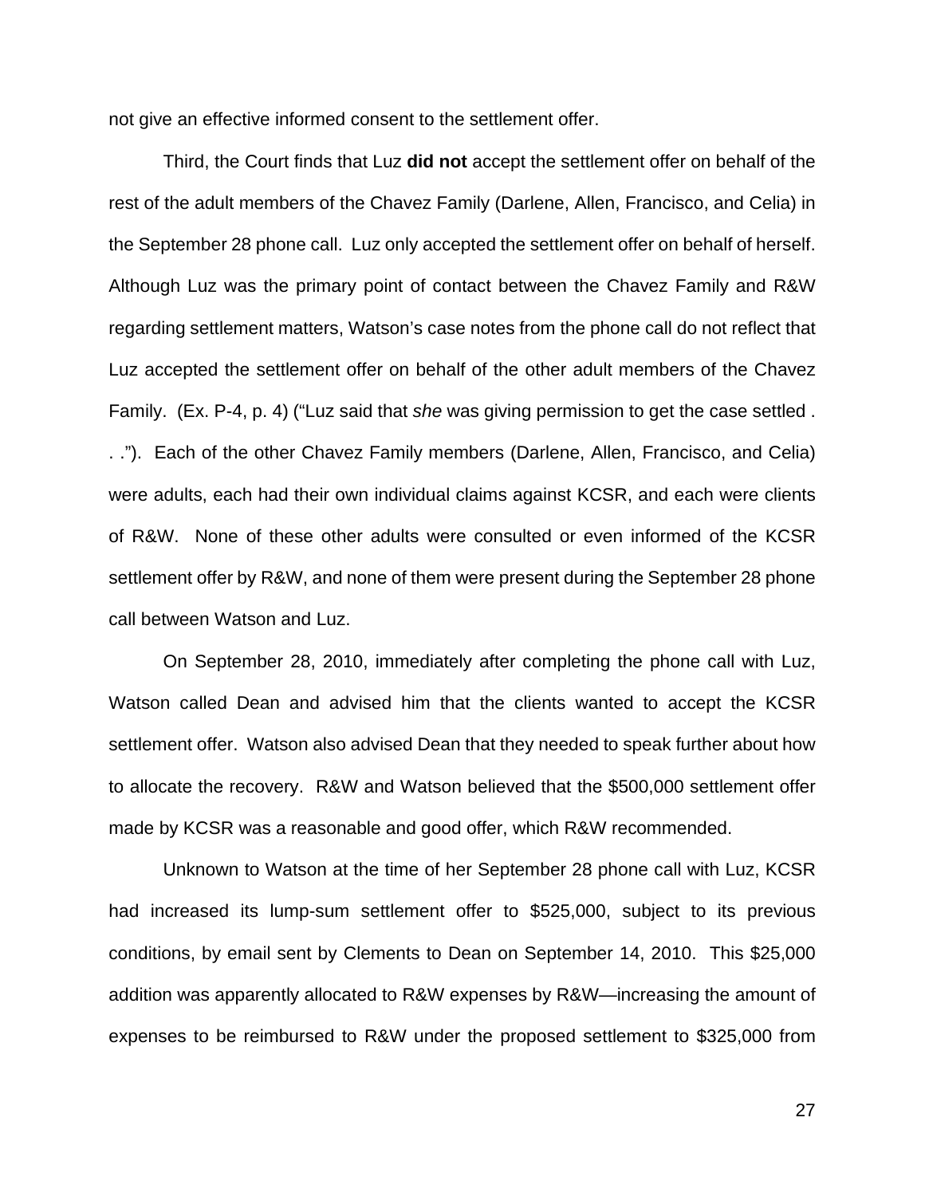not give an effective informed consent to the settlement offer.

Third, the Court finds that Luz **did not** accept the settlement offer on behalf of the rest of the adult members of the Chavez Family (Darlene, Allen, Francisco, and Celia) in the September 28 phone call. Luz only accepted the settlement offer on behalf of herself. Although Luz was the primary point of contact between the Chavez Family and R&W regarding settlement matters, Watson's case notes from the phone call do not reflect that Luz accepted the settlement offer on behalf of the other adult members of the Chavez Family. (Ex. P-4, p. 4) ("Luz said that *she* was giving permission to get the case settled . . ."). Each of the other Chavez Family members (Darlene, Allen, Francisco, and Celia) were adults, each had their own individual claims against KCSR, and each were clients of R&W. None of these other adults were consulted or even informed of the KCSR settlement offer by R&W, and none of them were present during the September 28 phone call between Watson and Luz.

On September 28, 2010, immediately after completing the phone call with Luz, Watson called Dean and advised him that the clients wanted to accept the KCSR settlement offer. Watson also advised Dean that they needed to speak further about how to allocate the recovery. R&W and Watson believed that the $500,000 settlement offer made by KCSR was a reasonable and good offer, which R&W recommended.

Unknown to Watson at the time of her September 28 phone call with Luz, KCSR had increased its lump-sum settlement offer to $525,000, subject to its previous conditions, by email sent by Clements to Dean on September 14, 2010. This $25,000 addition was apparently allocated to R&W expenses by R&W—increasing the amount of expenses to be reimbursed to R&W under the proposed settlement to $325,000 from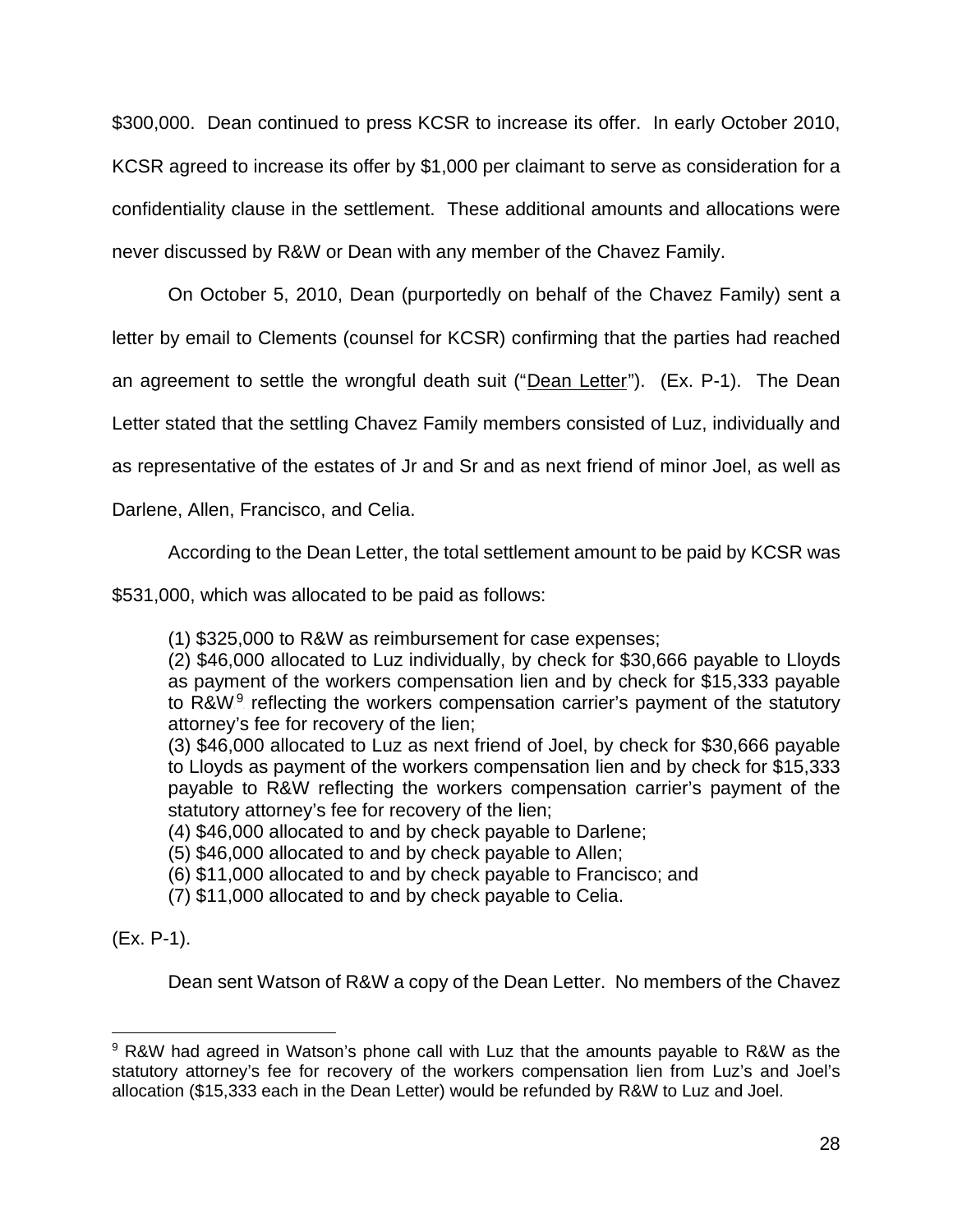$300,000. Dean continued to press KCSR to increase its offer. In early October 2010, KCSR agreed to increase its offer by $1,000 per claimant to serve as consideration for a confidentiality clause in the settlement. These additional amounts and allocations were never discussed by R&W or Dean with any member of the Chavez Family.

On October 5, 2010, Dean (purportedly on behalf of the Chavez Family) sent a letter by email to Clements (counsel for KCSR) confirming that the parties had reached an agreement to settle the wrongful death suit ("Dean Letter"). (Ex. P-1). The Dean Letter stated that the settling Chavez Family members consisted of Luz, individually and as representative of the estates of Jr and Sr and as next friend of minor Joel, as well as Darlene, Allen, Francisco, and Celia.

According to the Dean Letter, the total settlement amount to be paid by KCSR was $531,000, which was allocated to be paid as follows:

> (1) $325,000 to R&W as reimbursement for case expenses;
> (2) $46,000 allocated to Luz individually, by check for $30,666 payable to Lloyds as payment of the workers compensation lien and by check for $15,333 payable to R&W[9] reflecting the workers compensation carrier's payment of the statutory attorney's fee for recovery of the lien;
> (3) $46,000 allocated to Luz as next friend of Joel, by check for $30,666 payable to Lloyds as payment of the workers compensation lien and by check for $15,333 payable to R&W reflecting the workers compensation carrier's payment of the statutory attorney's fee for recovery of the lien;
> (4) $46,000 allocated to and by check payable to Darlene;
> (5) $46,000 allocated to and by check payable to Allen;
> (6) $11,000 allocated to and by check payable to Francisco; and
> (7) $11,000 allocated to and by check payable to Celia.

(Ex. P-1).

Dean sent Watson of R&W a copy of the Dean Letter. No members of the Chavez

[9] R&W had agreed in Watson's phone call with Luz that the amounts payable to R&W as the statutory attorney's fee for recovery of the workers compensation lien from Luz's and Joel's allocation ($15,333 each in the Dean Letter) would be refunded by R&W to Luz and Joel.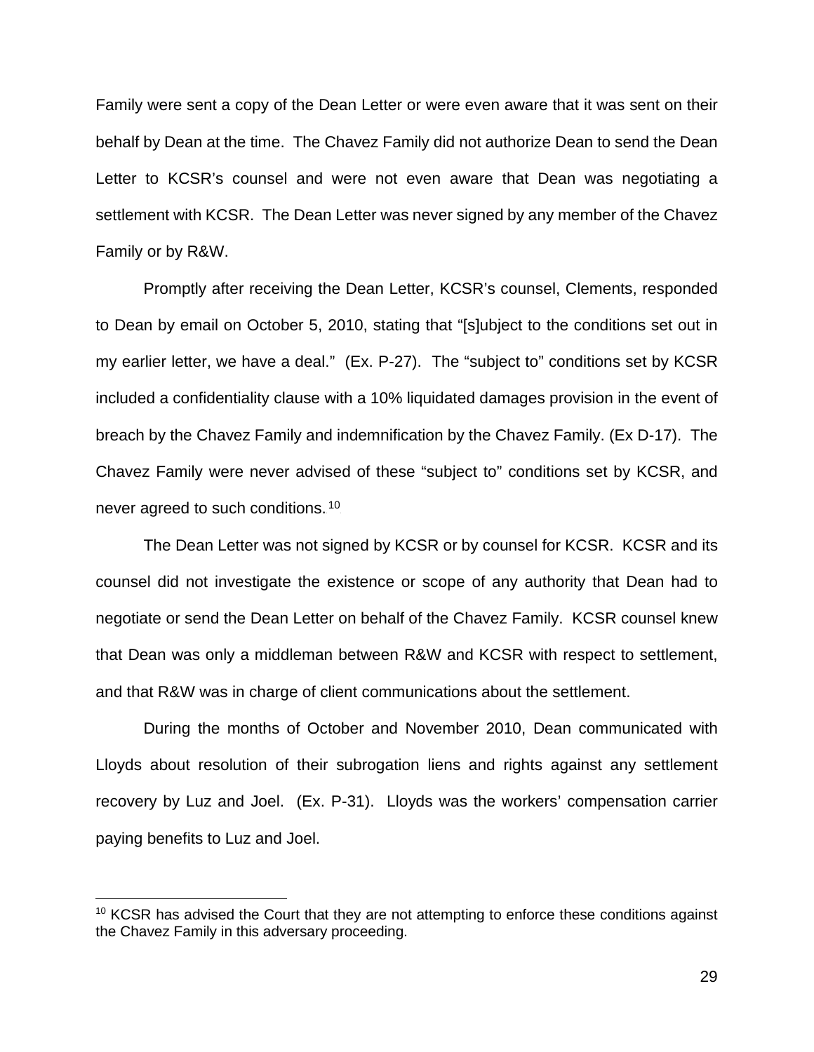Family were sent a copy of the Dean Letter or were even aware that it was sent on their behalf by Dean at the time. The Chavez Family did not authorize Dean to send the Dean Letter to KCSR's counsel and were not even aware that Dean was negotiating a settlement with KCSR. The Dean Letter was never signed by any member of the Chavez Family or by R&W.

Promptly after receiving the Dean Letter, KCSR's counsel, Clements, responded to Dean by email on October 5, 2010, stating that "[s]ubject to the conditions set out in my earlier letter, we have a deal." (Ex. P-27). The "subject to" conditions set by KCSR included a confidentiality clause with a 10% liquidated damages provision in the event of breach by the Chavez Family and indemnification by the Chavez Family. (Ex D-17). The Chavez Family were never advised of these "subject to" conditions set by KCSR, and never agreed to such conditions.[10]

The Dean Letter was not signed by KCSR or by counsel for KCSR. KCSR and its counsel did not investigate the existence or scope of any authority that Dean had to negotiate or send the Dean Letter on behalf of the Chavez Family. KCSR counsel knew that Dean was only a middleman between R&W and KCSR with respect to settlement, and that R&W was in charge of client communications about the settlement.

During the months of October and November 2010, Dean communicated with Lloyds about resolution of their subrogation liens and rights against any settlement recovery by Luz and Joel. (Ex. P-31). Lloyds was the workers' compensation carrier paying benefits to Luz and Joel.

---

[10] KCSR has advised the Court that they are not attempting to enforce these conditions against the Chavez Family in this adversary proceeding.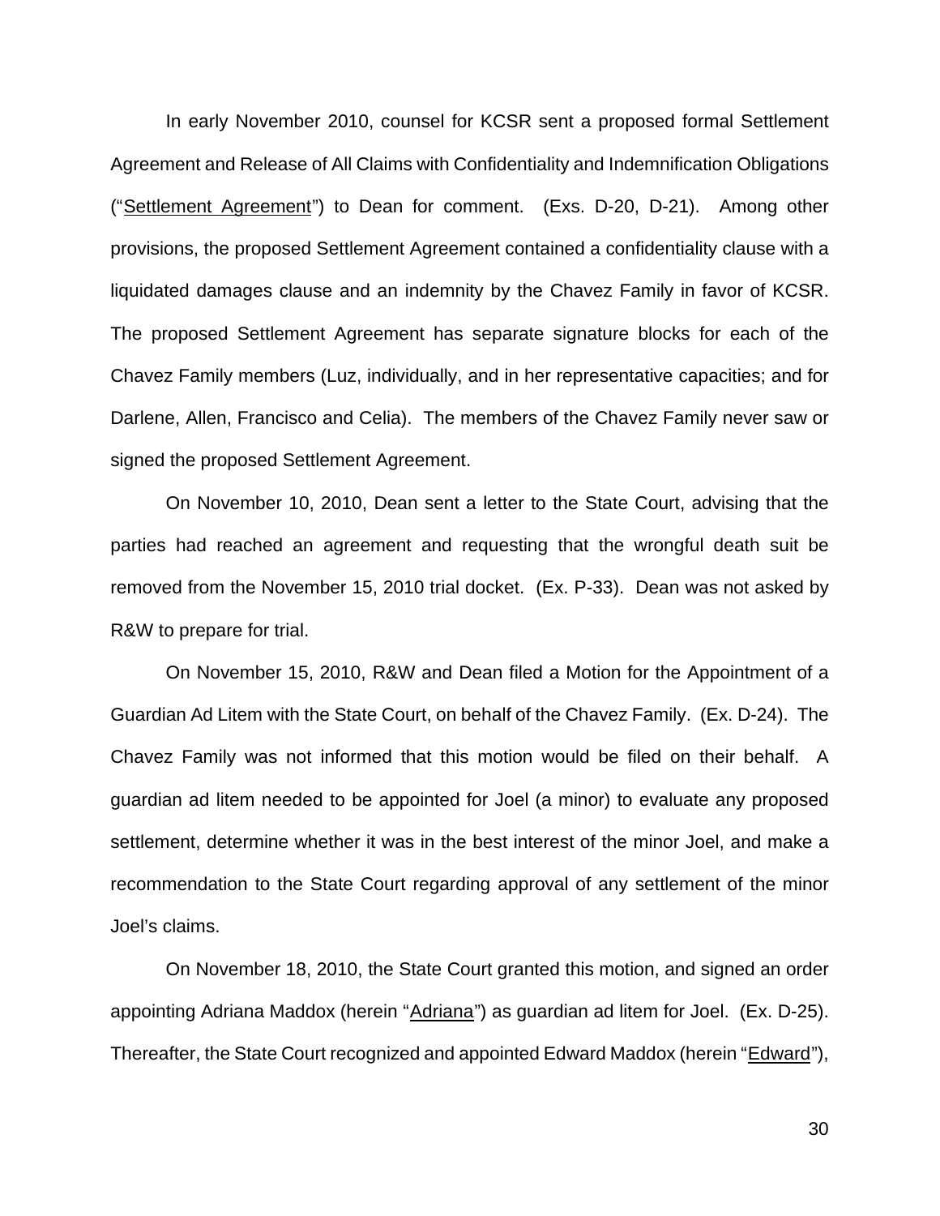In early November 2010, counsel for KCSR sent a proposed formal Settlement Agreement and Release of All Claims with Confidentiality and Indemnification Obligations ("Settlement Agreement") to Dean for comment. (Exs. D-20, D-21). Among other provisions, the proposed Settlement Agreement contained a confidentiality clause with a liquidated damages clause and an indemnity by the Chavez Family in favor of KCSR. The proposed Settlement Agreement has separate signature blocks for each of the Chavez Family members (Luz, individually, and in her representative capacities; and for Darlene, Allen, Francisco and Celia). The members of the Chavez Family never saw or signed the proposed Settlement Agreement.

On November 10, 2010, Dean sent a letter to the State Court, advising that the parties had reached an agreement and requesting that the wrongful death suit be removed from the November 15, 2010 trial docket. (Ex. P-33). Dean was not asked by R&W to prepare for trial.

On November 15, 2010, R&W and Dean filed a Motion for the Appointment of a Guardian Ad Litem with the State Court, on behalf of the Chavez Family. (Ex. D-24). The Chavez Family was not informed that this motion would be filed on their behalf. A guardian ad litem needed to be appointed for Joel (a minor) to evaluate any proposed settlement, determine whether it was in the best interest of the minor Joel, and make a recommendation to the State Court regarding approval of any settlement of the minor Joel's claims.

On November 18, 2010, the State Court granted this motion, and signed an order appointing Adriana Maddox (herein "Adriana") as guardian ad litem for Joel. (Ex. D-25). Thereafter, the State Court recognized and appointed Edward Maddox (herein "Edward"),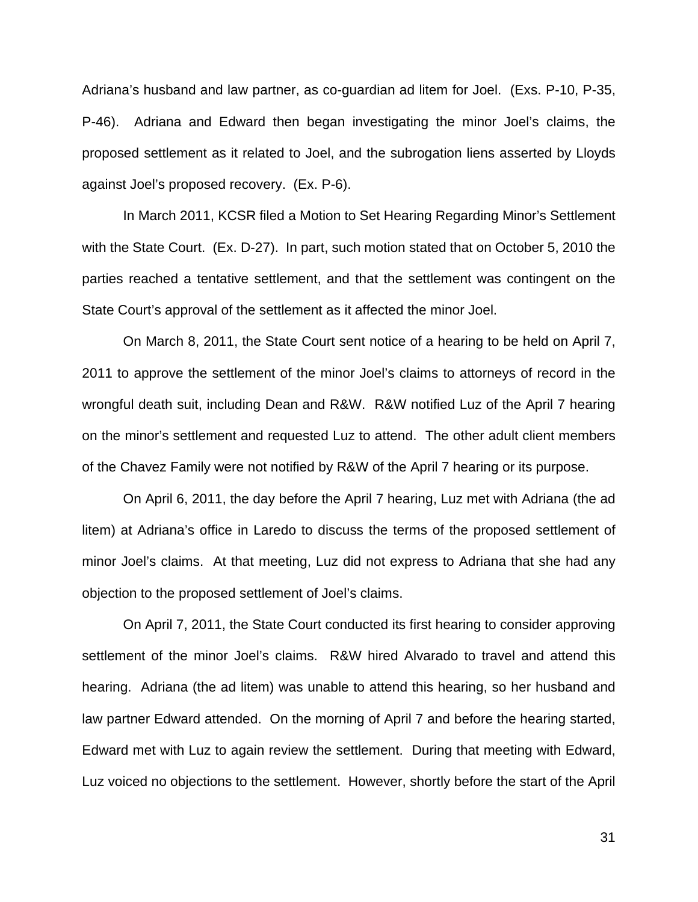Adriana's husband and law partner, as co-guardian ad litem for Joel. (Exs. P-10, P-35, P-46). Adriana and Edward then began investigating the minor Joel's claims, the proposed settlement as it related to Joel, and the subrogation liens asserted by Lloyds against Joel's proposed recovery. (Ex. P-6).

In March 2011, KCSR filed a Motion to Set Hearing Regarding Minor's Settlement with the State Court. (Ex. D-27). In part, such motion stated that on October 5, 2010 the parties reached a tentative settlement, and that the settlement was contingent on the State Court's approval of the settlement as it affected the minor Joel.

On March 8, 2011, the State Court sent notice of a hearing to be held on April 7, 2011 to approve the settlement of the minor Joel's claims to attorneys of record in the wrongful death suit, including Dean and R&W. R&W notified Luz of the April 7 hearing on the minor's settlement and requested Luz to attend. The other adult client members of the Chavez Family were not notified by R&W of the April 7 hearing or its purpose.

On April 6, 2011, the day before the April 7 hearing, Luz met with Adriana (the ad litem) at Adriana's office in Laredo to discuss the terms of the proposed settlement of minor Joel's claims. At that meeting, Luz did not express to Adriana that she had any objection to the proposed settlement of Joel's claims.

On April 7, 2011, the State Court conducted its first hearing to consider approving settlement of the minor Joel's claims. R&W hired Alvarado to travel and attend this hearing. Adriana (the ad litem) was unable to attend this hearing, so her husband and law partner Edward attended. On the morning of April 7 and before the hearing started, Edward met with Luz to again review the settlement. During that meeting with Edward, Luz voiced no objections to the settlement. However, shortly before the start of the April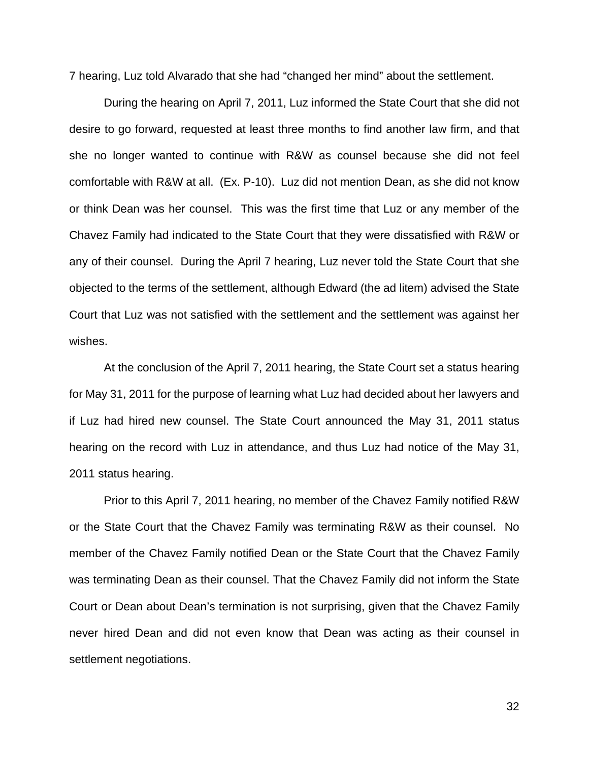7 hearing, Luz told Alvarado that she had "changed her mind" about the settlement.

During the hearing on April 7, 2011, Luz informed the State Court that she did not desire to go forward, requested at least three months to find another law firm, and that she no longer wanted to continue with R&W as counsel because she did not feel comfortable with R&W at all. (Ex. P-10). Luz did not mention Dean, as she did not know or think Dean was her counsel. This was the first time that Luz or any member of the Chavez Family had indicated to the State Court that they were dissatisfied with R&W or any of their counsel. During the April 7 hearing, Luz never told the State Court that she objected to the terms of the settlement, although Edward (the ad litem) advised the State Court that Luz was not satisfied with the settlement and the settlement was against her wishes.

At the conclusion of the April 7, 2011 hearing, the State Court set a status hearing for May 31, 2011 for the purpose of learning what Luz had decided about her lawyers and if Luz had hired new counsel. The State Court announced the May 31, 2011 status hearing on the record with Luz in attendance, and thus Luz had notice of the May 31, 2011 status hearing.

Prior to this April 7, 2011 hearing, no member of the Chavez Family notified R&W or the State Court that the Chavez Family was terminating R&W as their counsel. No member of the Chavez Family notified Dean or the State Court that the Chavez Family was terminating Dean as their counsel. That the Chavez Family did not inform the State Court or Dean about Dean's termination is not surprising, given that the Chavez Family never hired Dean and did not even know that Dean was acting as their counsel in settlement negotiations.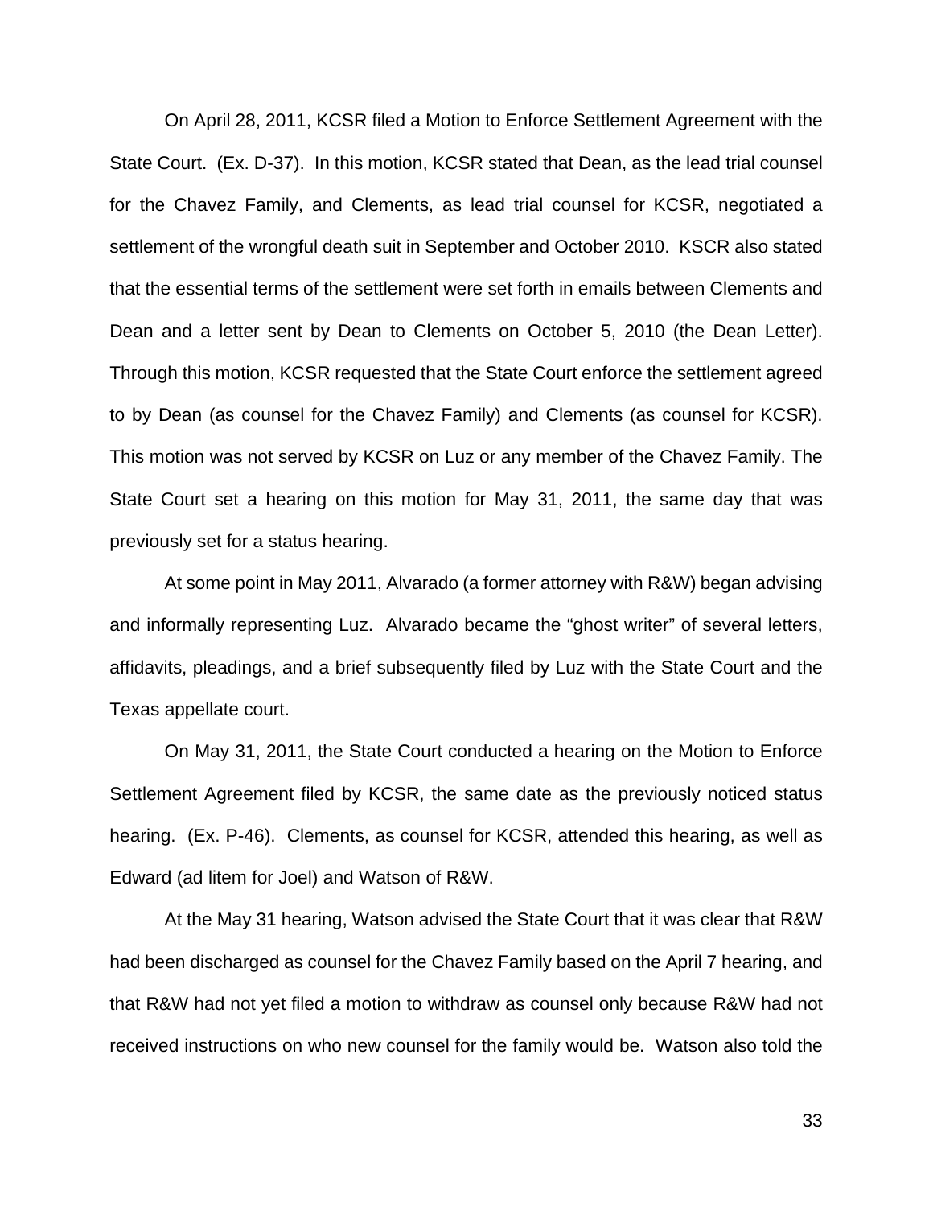On April 28, 2011, KCSR filed a Motion to Enforce Settlement Agreement with the State Court. (Ex. D-37). In this motion, KCSR stated that Dean, as the lead trial counsel for the Chavez Family, and Clements, as lead trial counsel for KCSR, negotiated a settlement of the wrongful death suit in September and October 2010. KSCR also stated that the essential terms of the settlement were set forth in emails between Clements and Dean and a letter sent by Dean to Clements on October 5, 2010 (the Dean Letter). Through this motion, KCSR requested that the State Court enforce the settlement agreed to by Dean (as counsel for the Chavez Family) and Clements (as counsel for KCSR). This motion was not served by KCSR on Luz or any member of the Chavez Family. The State Court set a hearing on this motion for May 31, 2011, the same day that was previously set for a status hearing.

At some point in May 2011, Alvarado (a former attorney with R&W) began advising and informally representing Luz. Alvarado became the "ghost writer" of several letters, affidavits, pleadings, and a brief subsequently filed by Luz with the State Court and the Texas appellate court.

On May 31, 2011, the State Court conducted a hearing on the Motion to Enforce Settlement Agreement filed by KCSR, the same date as the previously noticed status hearing. (Ex. P-46). Clements, as counsel for KCSR, attended this hearing, as well as Edward (ad litem for Joel) and Watson of R&W.

At the May 31 hearing, Watson advised the State Court that it was clear that R&W had been discharged as counsel for the Chavez Family based on the April 7 hearing, and that R&W had not yet filed a motion to withdraw as counsel only because R&W had not received instructions on who new counsel for the family would be. Watson also told the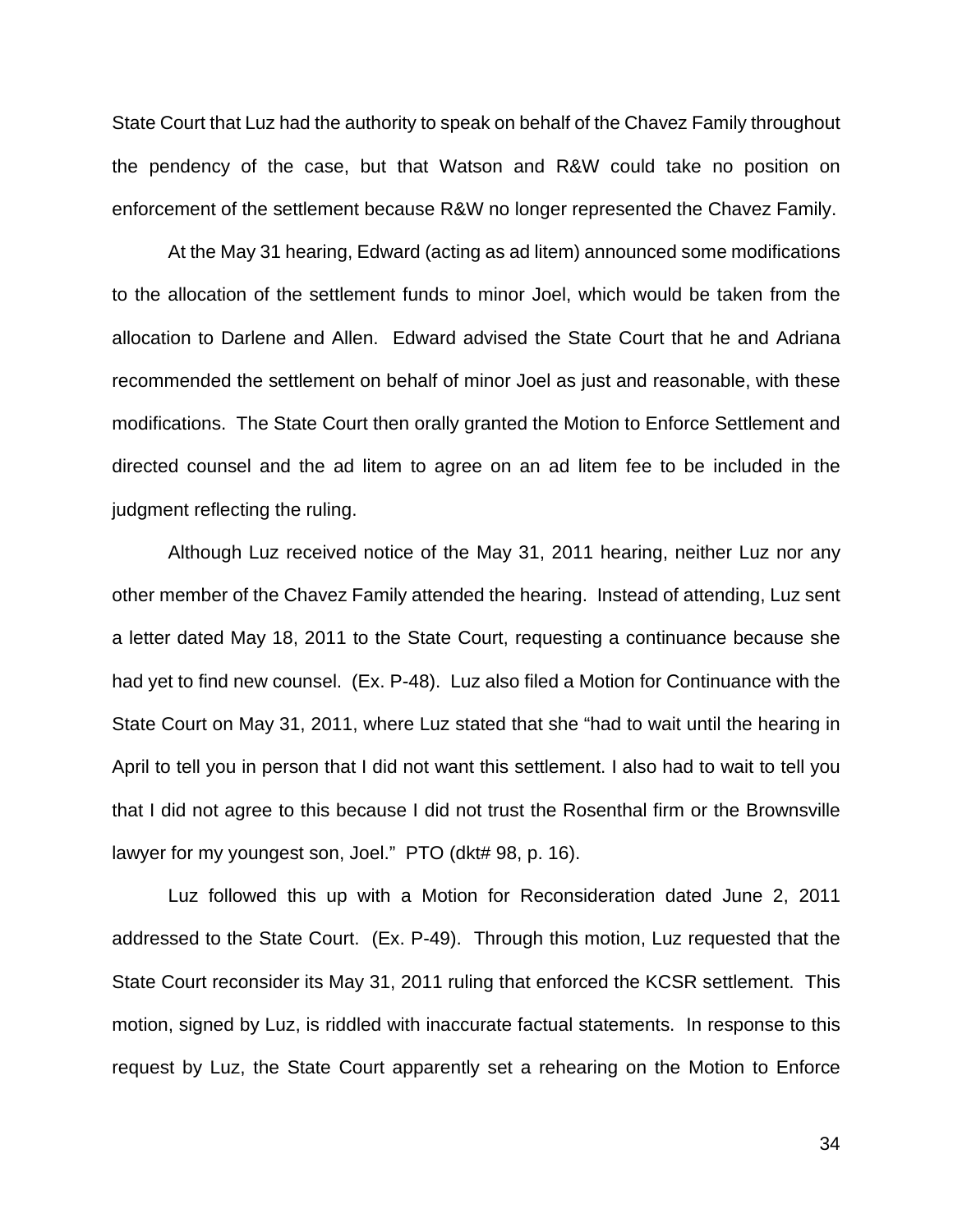State Court that Luz had the authority to speak on behalf of the Chavez Family throughout the pendency of the case, but that Watson and R&W could take no position on enforcement of the settlement because R&W no longer represented the Chavez Family.

At the May 31 hearing, Edward (acting as ad litem) announced some modifications to the allocation of the settlement funds to minor Joel, which would be taken from the allocation to Darlene and Allen. Edward advised the State Court that he and Adriana recommended the settlement on behalf of minor Joel as just and reasonable, with these modifications. The State Court then orally granted the Motion to Enforce Settlement and directed counsel and the ad litem to agree on an ad litem fee to be included in the judgment reflecting the ruling.

Although Luz received notice of the May 31, 2011 hearing, neither Luz nor any other member of the Chavez Family attended the hearing. Instead of attending, Luz sent a letter dated May 18, 2011 to the State Court, requesting a continuance because she had yet to find new counsel. (Ex. P-48). Luz also filed a Motion for Continuance with the State Court on May 31, 2011, where Luz stated that she "had to wait until the hearing in April to tell you in person that I did not want this settlement. I also had to wait to tell you that I did not agree to this because I did not trust the Rosenthal firm or the Brownsville lawyer for my youngest son, Joel." PTO (dkt# 98, p. 16).

Luz followed this up with a Motion for Reconsideration dated June 2, 2011 addressed to the State Court. (Ex. P-49). Through this motion, Luz requested that the State Court reconsider its May 31, 2011 ruling that enforced the KCSR settlement. This motion, signed by Luz, is riddled with inaccurate factual statements. In response to this request by Luz, the State Court apparently set a rehearing on the Motion to Enforce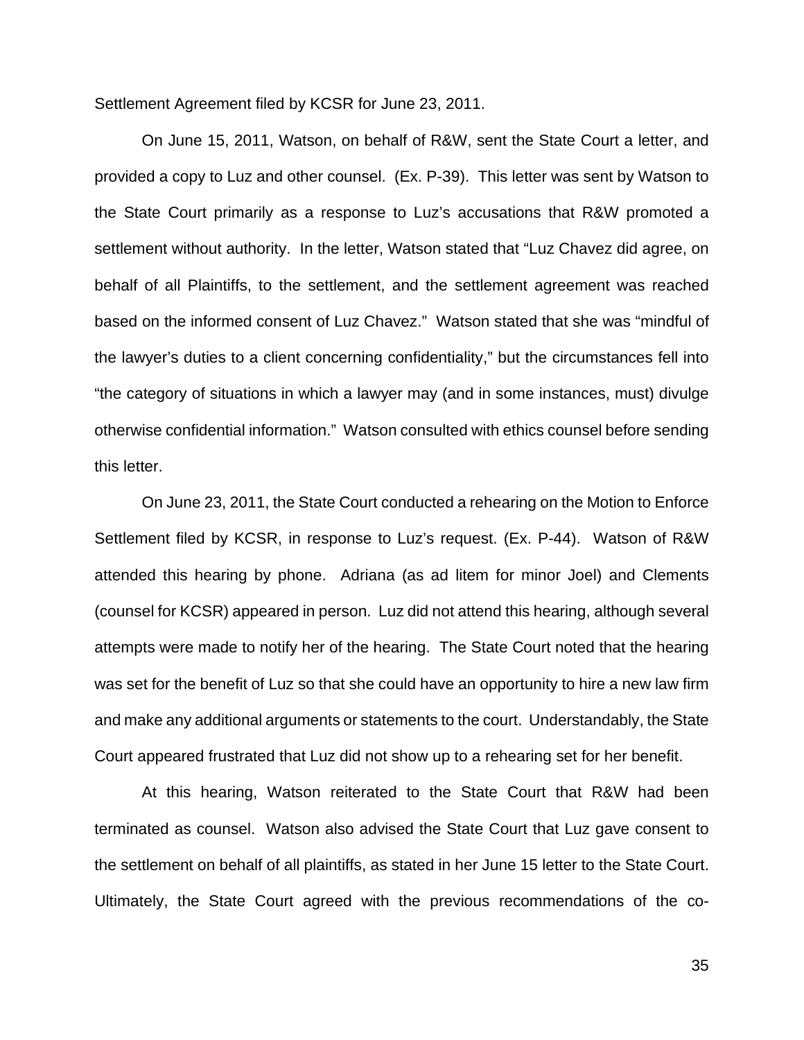Settlement Agreement filed by KCSR for June 23, 2011.

On June 15, 2011, Watson, on behalf of R&W, sent the State Court a letter, and provided a copy to Luz and other counsel. (Ex. P-39). This letter was sent by Watson to the State Court primarily as a response to Luz's accusations that R&W promoted a settlement without authority. In the letter, Watson stated that "Luz Chavez did agree, on behalf of all Plaintiffs, to the settlement, and the settlement agreement was reached based on the informed consent of Luz Chavez." Watson stated that she was "mindful of the lawyer's duties to a client concerning confidentiality," but the circumstances fell into "the category of situations in which a lawyer may (and in some instances, must) divulge otherwise confidential information." Watson consulted with ethics counsel before sending this letter.

On June 23, 2011, the State Court conducted a rehearing on the Motion to Enforce Settlement filed by KCSR, in response to Luz's request. (Ex. P-44). Watson of R&W attended this hearing by phone. Adriana (as ad litem for minor Joel) and Clements (counsel for KCSR) appeared in person. Luz did not attend this hearing, although several attempts were made to notify her of the hearing. The State Court noted that the hearing was set for the benefit of Luz so that she could have an opportunity to hire a new law firm and make any additional arguments or statements to the court. Understandably, the State Court appeared frustrated that Luz did not show up to a rehearing set for her benefit.

At this hearing, Watson reiterated to the State Court that R&W had been terminated as counsel. Watson also advised the State Court that Luz gave consent to the settlement on behalf of all plaintiffs, as stated in her June 15 letter to the State Court. Ultimately, the State Court agreed with the previous recommendations of the co-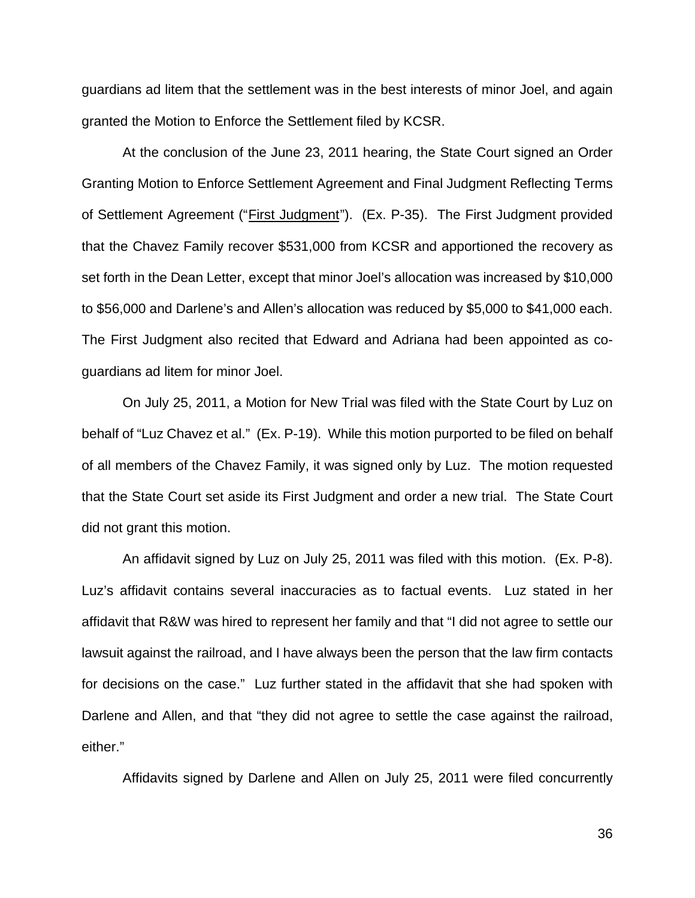guardians ad litem that the settlement was in the best interests of minor Joel, and again granted the Motion to Enforce the Settlement filed by KCSR.

At the conclusion of the June 23, 2011 hearing, the State Court signed an Order Granting Motion to Enforce Settlement Agreement and Final Judgment Reflecting Terms of Settlement Agreement ("First Judgment"). (Ex. P-35). The First Judgment provided that the Chavez Family recover $531,000 from KCSR and apportioned the recovery as set forth in the Dean Letter, except that minor Joel's allocation was increased by $10,000 to $56,000 and Darlene's and Allen's allocation was reduced by $5,000 to $41,000 each. The First Judgment also recited that Edward and Adriana had been appointed as co-guardians ad litem for minor Joel.

On July 25, 2011, a Motion for New Trial was filed with the State Court by Luz on behalf of "Luz Chavez et al." (Ex. P-19). While this motion purported to be filed on behalf of all members of the Chavez Family, it was signed only by Luz. The motion requested that the State Court set aside its First Judgment and order a new trial. The State Court did not grant this motion.

An affidavit signed by Luz on July 25, 2011 was filed with this motion. (Ex. P-8). Luz's affidavit contains several inaccuracies as to factual events. Luz stated in her affidavit that R&W was hired to represent her family and that "I did not agree to settle our lawsuit against the railroad, and I have always been the person that the law firm contacts for decisions on the case." Luz further stated in the affidavit that she had spoken with Darlene and Allen, and that "they did not agree to settle the case against the railroad, either."

Affidavits signed by Darlene and Allen on July 25, 2011 were filed concurrently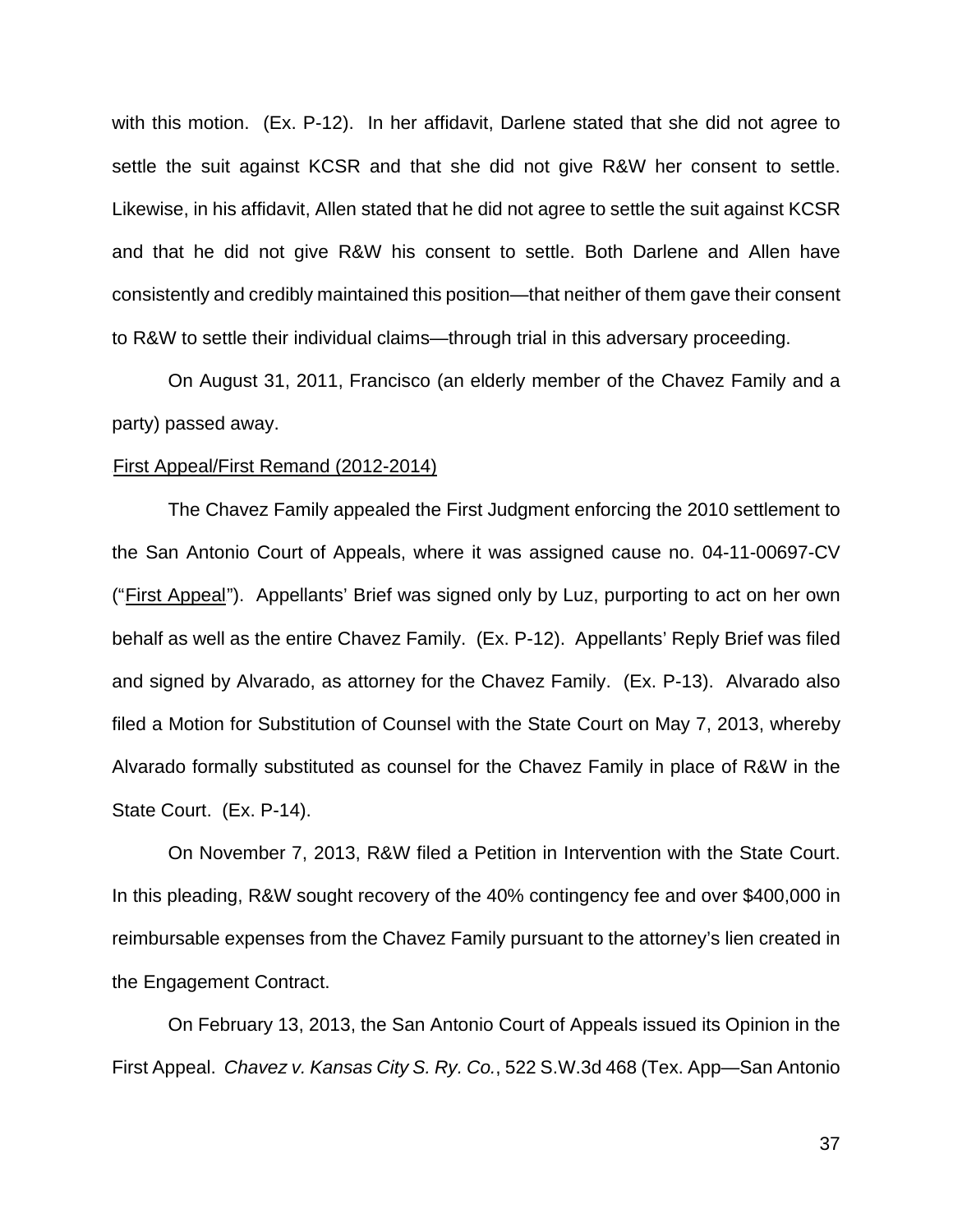with this motion. (Ex. P-12). In her affidavit, Darlene stated that she did not agree to settle the suit against KCSR and that she did not give R&W her consent to settle. Likewise, in his affidavit, Allen stated that he did not agree to settle the suit against KCSR and that he did not give R&W his consent to settle. Both Darlene and Allen have consistently and credibly maintained this position—that neither of them gave their consent to R&W to settle their individual claims—through trial in this adversary proceeding.

On August 31, 2011, Francisco (an elderly member of the Chavez Family and a party) passed away.

First Appeal/First Remand (2012-2014)

The Chavez Family appealed the First Judgment enforcing the 2010 settlement to the San Antonio Court of Appeals, where it was assigned cause no. 04-11-00697-CV ("First Appeal"). Appellants' Brief was signed only by Luz, purporting to act on her own behalf as well as the entire Chavez Family. (Ex. P-12). Appellants' Reply Brief was filed and signed by Alvarado, as attorney for the Chavez Family. (Ex. P-13). Alvarado also filed a Motion for Substitution of Counsel with the State Court on May 7, 2013, whereby Alvarado formally substituted as counsel for the Chavez Family in place of R&W in the State Court. (Ex. P-14).

On November 7, 2013, R&W filed a Petition in Intervention with the State Court. In this pleading, R&W sought recovery of the 40% contingency fee and over $400,000 in reimbursable expenses from the Chavez Family pursuant to the attorney's lien created in the Engagement Contract.

On February 13, 2013, the San Antonio Court of Appeals issued its Opinion in the First Appeal. *Chavez v. Kansas City S. Ry. Co.*, 522 S.W.3d 468 (Tex. App—San Antonio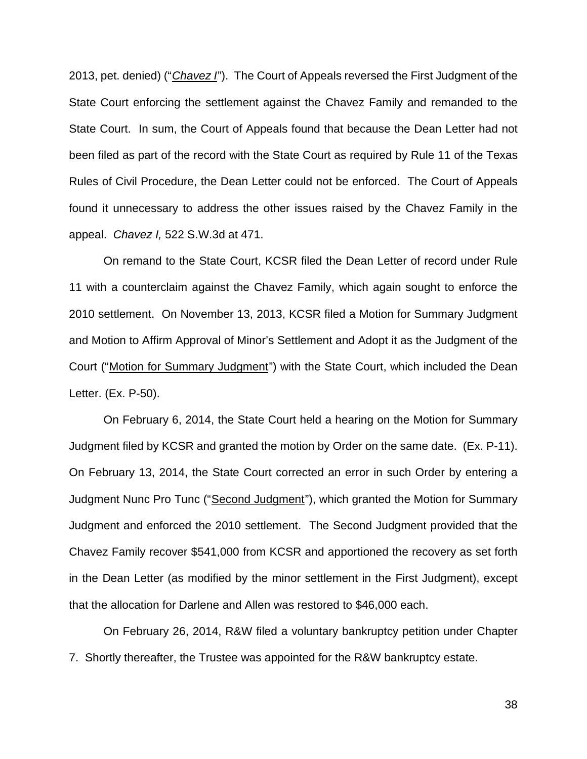2013, pet. denied) ("*Chavez I*"). The Court of Appeals reversed the First Judgment of the State Court enforcing the settlement against the Chavez Family and remanded to the State Court. In sum, the Court of Appeals found that because the Dean Letter had not been filed as part of the record with the State Court as required by Rule 11 of the Texas Rules of Civil Procedure, the Dean Letter could not be enforced. The Court of Appeals found it unnecessary to address the other issues raised by the Chavez Family in the appeal. *Chavez I,* 522 S.W.3d at 471.

On remand to the State Court, KCSR filed the Dean Letter of record under Rule 11 with a counterclaim against the Chavez Family, which again sought to enforce the 2010 settlement. On November 13, 2013, KCSR filed a Motion for Summary Judgment and Motion to Affirm Approval of Minor's Settlement and Adopt it as the Judgment of the Court ("Motion for Summary Judgment") with the State Court, which included the Dean Letter. (Ex. P-50).

On February 6, 2014, the State Court held a hearing on the Motion for Summary Judgment filed by KCSR and granted the motion by Order on the same date. (Ex. P-11). On February 13, 2014, the State Court corrected an error in such Order by entering a Judgment Nunc Pro Tunc ("Second Judgment"), which granted the Motion for Summary Judgment and enforced the 2010 settlement. The Second Judgment provided that the Chavez Family recover $541,000 from KCSR and apportioned the recovery as set forth in the Dean Letter (as modified by the minor settlement in the First Judgment), except that the allocation for Darlene and Allen was restored to $46,000 each.

On February 26, 2014, R&W filed a voluntary bankruptcy petition under Chapter 7. Shortly thereafter, the Trustee was appointed for the R&W bankruptcy estate.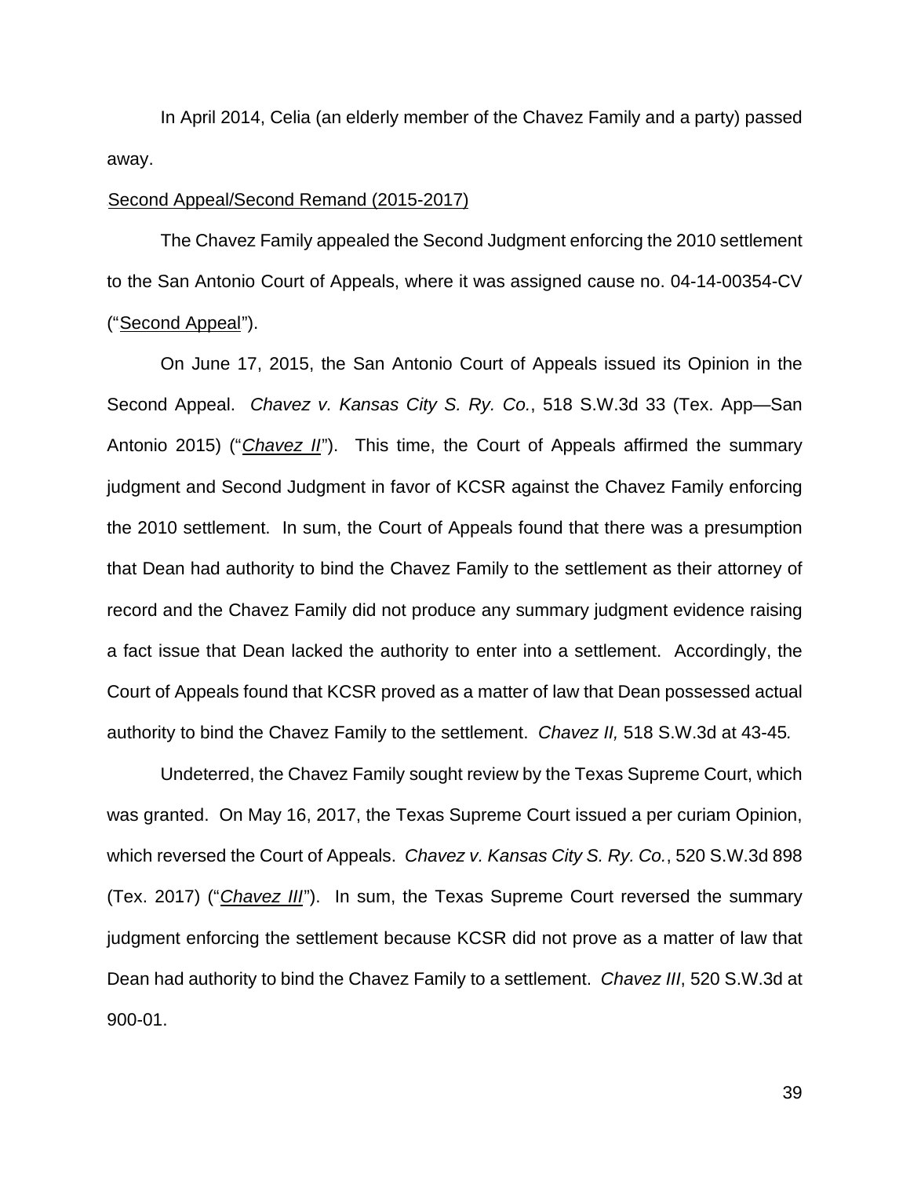In April 2014, Celia (an elderly member of the Chavez Family and a party) passed away.

Second Appeal/Second Remand (2015-2017)

The Chavez Family appealed the Second Judgment enforcing the 2010 settlement to the San Antonio Court of Appeals, where it was assigned cause no. 04-14-00354-CV ("Second Appeal").

On June 17, 2015, the San Antonio Court of Appeals issued its Opinion in the Second Appeal. *Chavez v. Kansas City S. Ry. Co.*, 518 S.W.3d 33 (Tex. App—San Antonio 2015) ("*Chavez II*"). This time, the Court of Appeals affirmed the summary judgment and Second Judgment in favor of KCSR against the Chavez Family enforcing the 2010 settlement. In sum, the Court of Appeals found that there was a presumption that Dean had authority to bind the Chavez Family to the settlement as their attorney of record and the Chavez Family did not produce any summary judgment evidence raising a fact issue that Dean lacked the authority to enter into a settlement. Accordingly, the Court of Appeals found that KCSR proved as a matter of law that Dean possessed actual authority to bind the Chavez Family to the settlement. *Chavez II,* 518 S.W.3d at 43-45*.*

Undeterred, the Chavez Family sought review by the Texas Supreme Court, which was granted. On May 16, 2017, the Texas Supreme Court issued a per curiam Opinion, which reversed the Court of Appeals. *Chavez v. Kansas City S. Ry. Co.*, 520 S.W.3d 898 (Tex. 2017) ("*Chavez III*"). In sum, the Texas Supreme Court reversed the summary judgment enforcing the settlement because KCSR did not prove as a matter of law that Dean had authority to bind the Chavez Family to a settlement. *Chavez III*, 520 S.W.3d at 900-01.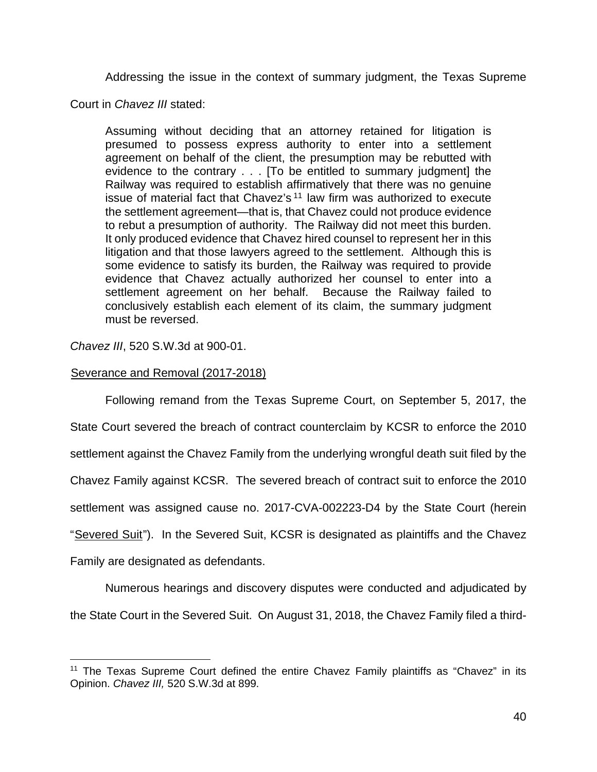Addressing the issue in the context of summary judgment, the Texas Supreme Court in *Chavez III* stated:

> Assuming without deciding that an attorney retained for litigation is presumed to possess express authority to enter into a settlement agreement on behalf of the client, the presumption may be rebutted with evidence to the contrary . . . [To be entitled to summary judgment] the Railway was required to establish affirmatively that there was no genuine issue of material fact that Chavez's[11] law firm was authorized to execute the settlement agreement—that is, that Chavez could not produce evidence to rebut a presumption of authority. The Railway did not meet this burden. It only produced evidence that Chavez hired counsel to represent her in this litigation and that those lawyers agreed to the settlement. Although this is some evidence to satisfy its burden, the Railway was required to provide evidence that Chavez actually authorized her counsel to enter into a settlement agreement on her behalf. Because the Railway failed to conclusively establish each element of its claim, the summary judgment must be reversed.

*Chavez III*, 520 S.W.3d at 900-01.

Severance and Removal (2017-2018)

Following remand from the Texas Supreme Court, on September 5, 2017, the State Court severed the breach of contract counterclaim by KCSR to enforce the 2010 settlement against the Chavez Family from the underlying wrongful death suit filed by the Chavez Family against KCSR. The severed breach of contract suit to enforce the 2010 settlement was assigned cause no. 2017-CVA-002223-D4 by the State Court (herein "Severed Suit"). In the Severed Suit, KCSR is designated as plaintiffs and the Chavez Family are designated as defendants.

Numerous hearings and discovery disputes were conducted and adjudicated by the State Court in the Severed Suit. On August 31, 2018, the Chavez Family filed a third-

[11] The Texas Supreme Court defined the entire Chavez Family plaintiffs as "Chavez" in its Opinion. *Chavez III,* 520 S.W.3d at 899.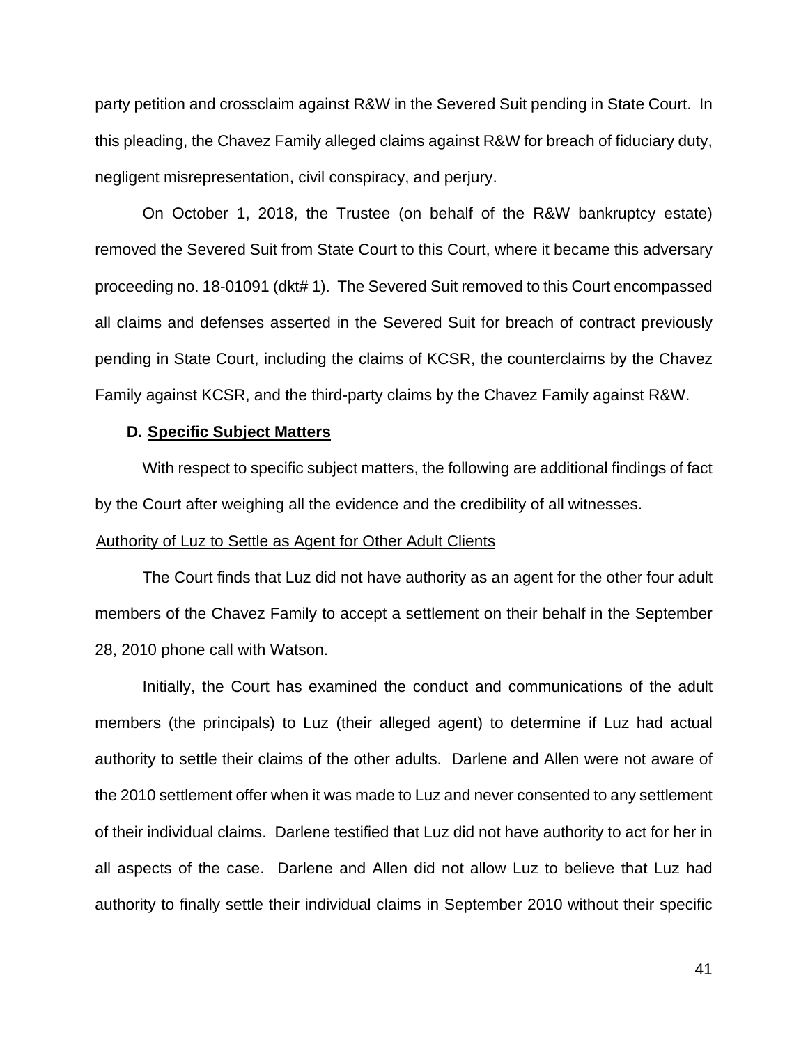party petition and crossclaim against R&W in the Severed Suit pending in State Court. In this pleading, the Chavez Family alleged claims against R&W for breach of fiduciary duty, negligent misrepresentation, civil conspiracy, and perjury.

On October 1, 2018, the Trustee (on behalf of the R&W bankruptcy estate) removed the Severed Suit from State Court to this Court, where it became this adversary proceeding no. 18-01091 (dkt# 1). The Severed Suit removed to this Court encompassed all claims and defenses asserted in the Severed Suit for breach of contract previously pending in State Court, including the claims of KCSR, the counterclaims by the Chavez Family against KCSR, and the third-party claims by the Chavez Family against R&W.

### D. Specific Subject Matters

With respect to specific subject matters, the following are additional findings of fact by the Court after weighing all the evidence and the credibility of all witnesses.

Authority of Luz to Settle as Agent for Other Adult Clients

The Court finds that Luz did not have authority as an agent for the other four adult members of the Chavez Family to accept a settlement on their behalf in the September 28, 2010 phone call with Watson.

Initially, the Court has examined the conduct and communications of the adult members (the principals) to Luz (their alleged agent) to determine if Luz had actual authority to settle their claims of the other adults. Darlene and Allen were not aware of the 2010 settlement offer when it was made to Luz and never consented to any settlement of their individual claims. Darlene testified that Luz did not have authority to act for her in all aspects of the case. Darlene and Allen did not allow Luz to believe that Luz had authority to finally settle their individual claims in September 2010 without their specific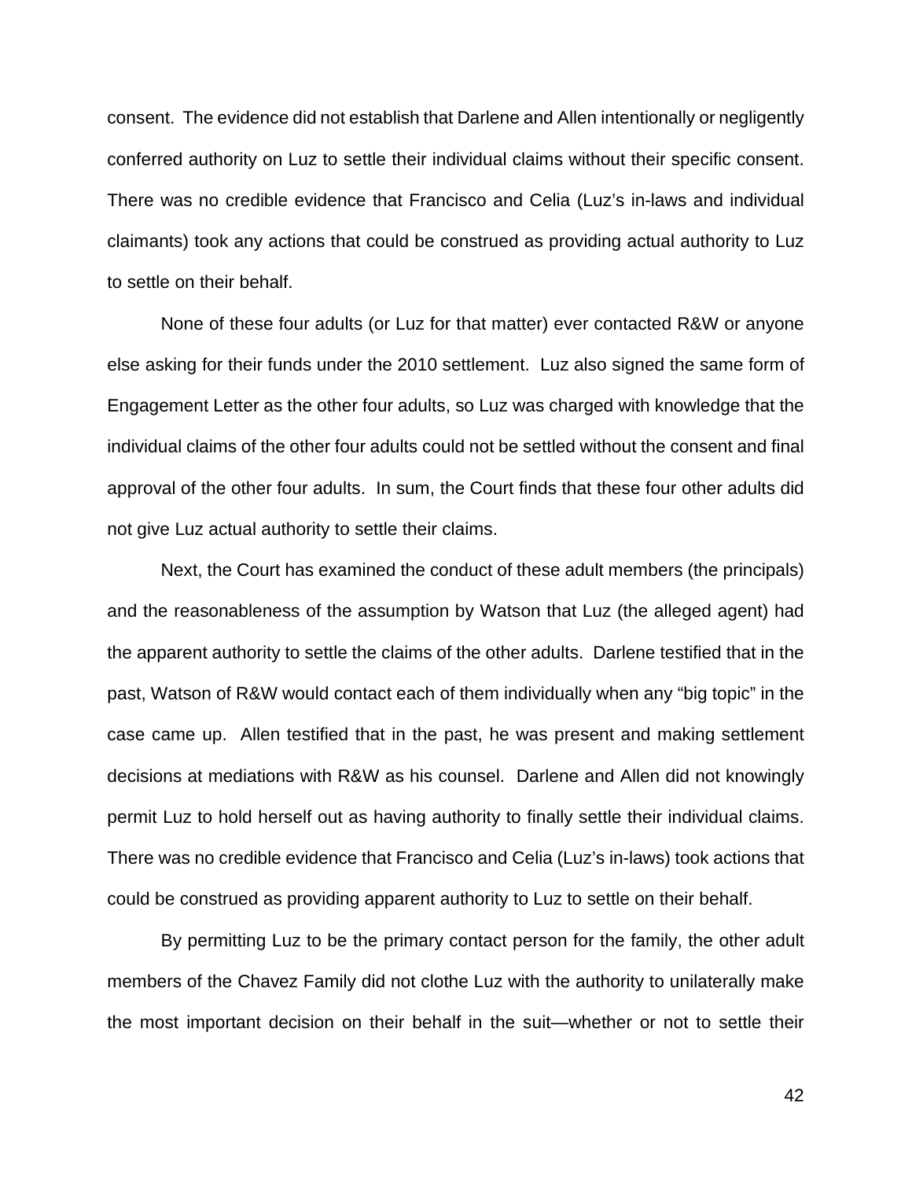consent. The evidence did not establish that Darlene and Allen intentionally or negligently conferred authority on Luz to settle their individual claims without their specific consent. There was no credible evidence that Francisco and Celia (Luz's in-laws and individual claimants) took any actions that could be construed as providing actual authority to Luz to settle on their behalf.

None of these four adults (or Luz for that matter) ever contacted R&W or anyone else asking for their funds under the 2010 settlement. Luz also signed the same form of Engagement Letter as the other four adults, so Luz was charged with knowledge that the individual claims of the other four adults could not be settled without the consent and final approval of the other four adults. In sum, the Court finds that these four other adults did not give Luz actual authority to settle their claims.

Next, the Court has examined the conduct of these adult members (the principals) and the reasonableness of the assumption by Watson that Luz (the alleged agent) had the apparent authority to settle the claims of the other adults. Darlene testified that in the past, Watson of R&W would contact each of them individually when any "big topic" in the case came up. Allen testified that in the past, he was present and making settlement decisions at mediations with R&W as his counsel. Darlene and Allen did not knowingly permit Luz to hold herself out as having authority to finally settle their individual claims. There was no credible evidence that Francisco and Celia (Luz's in-laws) took actions that could be construed as providing apparent authority to Luz to settle on their behalf.

By permitting Luz to be the primary contact person for the family, the other adult members of the Chavez Family did not clothe Luz with the authority to unilaterally make the most important decision on their behalf in the suit—whether or not to settle their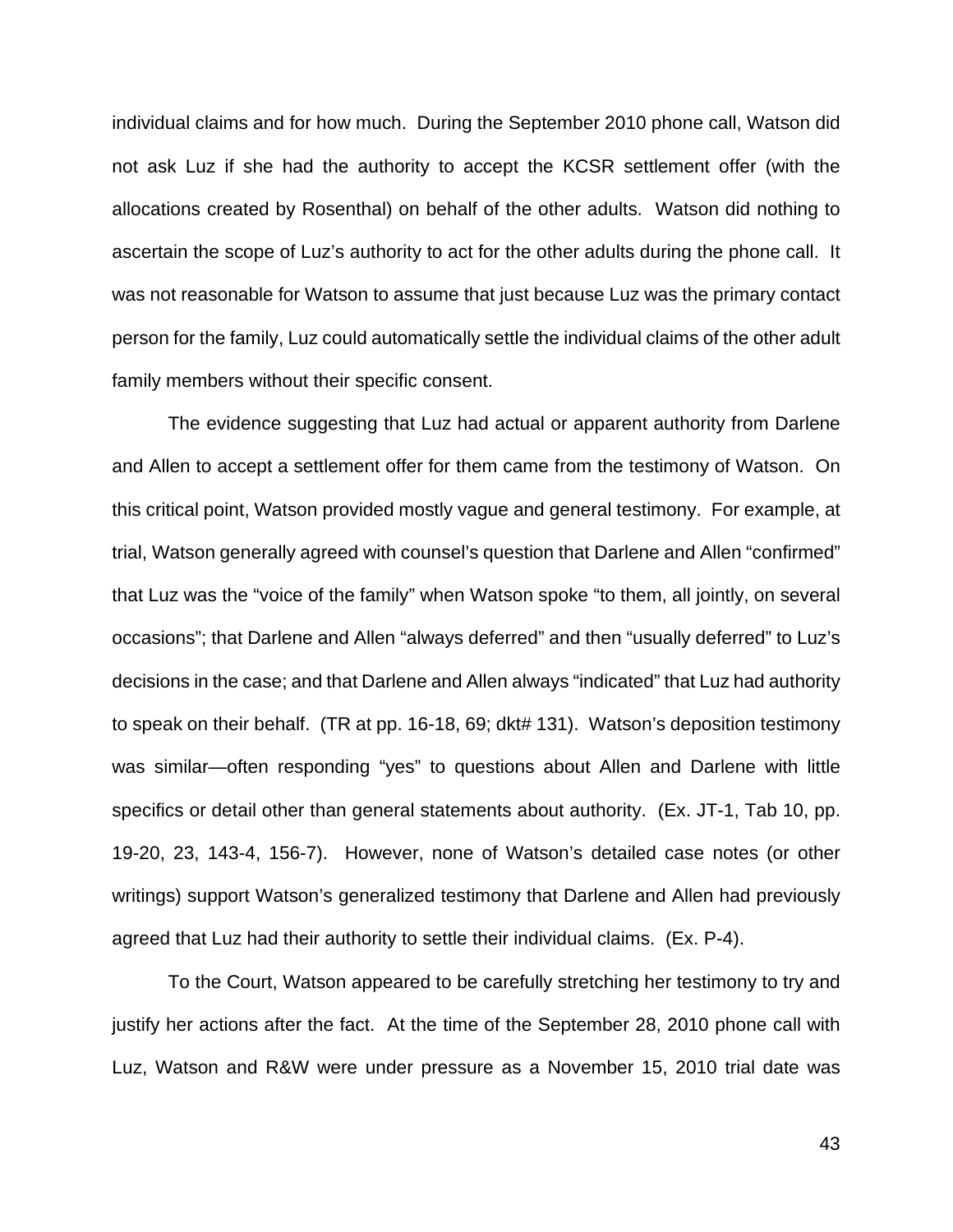individual claims and for how much. During the September 2010 phone call, Watson did not ask Luz if she had the authority to accept the KCSR settlement offer (with the allocations created by Rosenthal) on behalf of the other adults. Watson did nothing to ascertain the scope of Luz's authority to act for the other adults during the phone call. It was not reasonable for Watson to assume that just because Luz was the primary contact person for the family, Luz could automatically settle the individual claims of the other adult family members without their specific consent.

The evidence suggesting that Luz had actual or apparent authority from Darlene and Allen to accept a settlement offer for them came from the testimony of Watson. On this critical point, Watson provided mostly vague and general testimony. For example, at trial, Watson generally agreed with counsel's question that Darlene and Allen "confirmed" that Luz was the "voice of the family" when Watson spoke "to them, all jointly, on several occasions"; that Darlene and Allen "always deferred" and then "usually deferred" to Luz's decisions in the case; and that Darlene and Allen always "indicated" that Luz had authority to speak on their behalf. (TR at pp. 16-18, 69; dkt# 131). Watson's deposition testimony was similar—often responding "yes" to questions about Allen and Darlene with little specifics or detail other than general statements about authority. (Ex. JT-1, Tab 10, pp. 19-20, 23, 143-4, 156-7). However, none of Watson's detailed case notes (or other writings) support Watson's generalized testimony that Darlene and Allen had previously agreed that Luz had their authority to settle their individual claims. (Ex. P-4).

To the Court, Watson appeared to be carefully stretching her testimony to try and justify her actions after the fact. At the time of the September 28, 2010 phone call with Luz, Watson and R&W were under pressure as a November 15, 2010 trial date was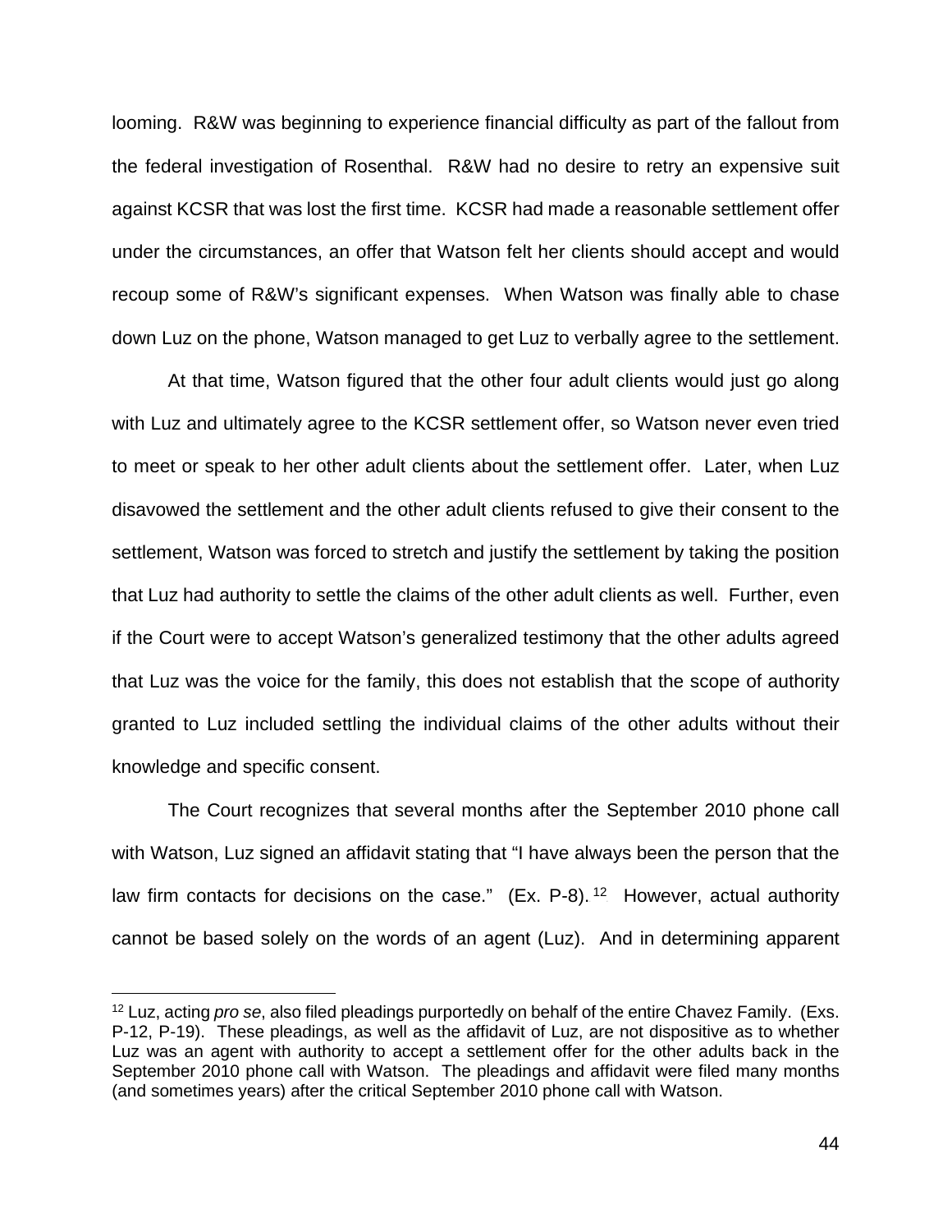looming. R&W was beginning to experience financial difficulty as part of the fallout from the federal investigation of Rosenthal. R&W had no desire to retry an expensive suit against KCSR that was lost the first time. KCSR had made a reasonable settlement offer under the circumstances, an offer that Watson felt her clients should accept and would recoup some of R&W's significant expenses. When Watson was finally able to chase down Luz on the phone, Watson managed to get Luz to verbally agree to the settlement.

At that time, Watson figured that the other four adult clients would just go along with Luz and ultimately agree to the KCSR settlement offer, so Watson never even tried to meet or speak to her other adult clients about the settlement offer. Later, when Luz disavowed the settlement and the other adult clients refused to give their consent to the settlement, Watson was forced to stretch and justify the settlement by taking the position that Luz had authority to settle the claims of the other adult clients as well. Further, even if the Court were to accept Watson's generalized testimony that the other adults agreed that Luz was the voice for the family, this does not establish that the scope of authority granted to Luz included settling the individual claims of the other adults without their knowledge and specific consent.

The Court recognizes that several months after the September 2010 phone call with Watson, Luz signed an affidavit stating that "I have always been the person that the law firm contacts for decisions on the case." (Ex. P-8).[12] However, actual authority cannot be based solely on the words of an agent (Luz). And in determining apparent

---

[12] Luz, acting *pro se*, also filed pleadings purportedly on behalf of the entire Chavez Family. (Exs. P-12, P-19). These pleadings, as well as the affidavit of Luz, are not dispositive as to whether Luz was an agent with authority to accept a settlement offer for the other adults back in the September 2010 phone call with Watson. The pleadings and affidavit were filed many months (and sometimes years) after the critical September 2010 phone call with Watson.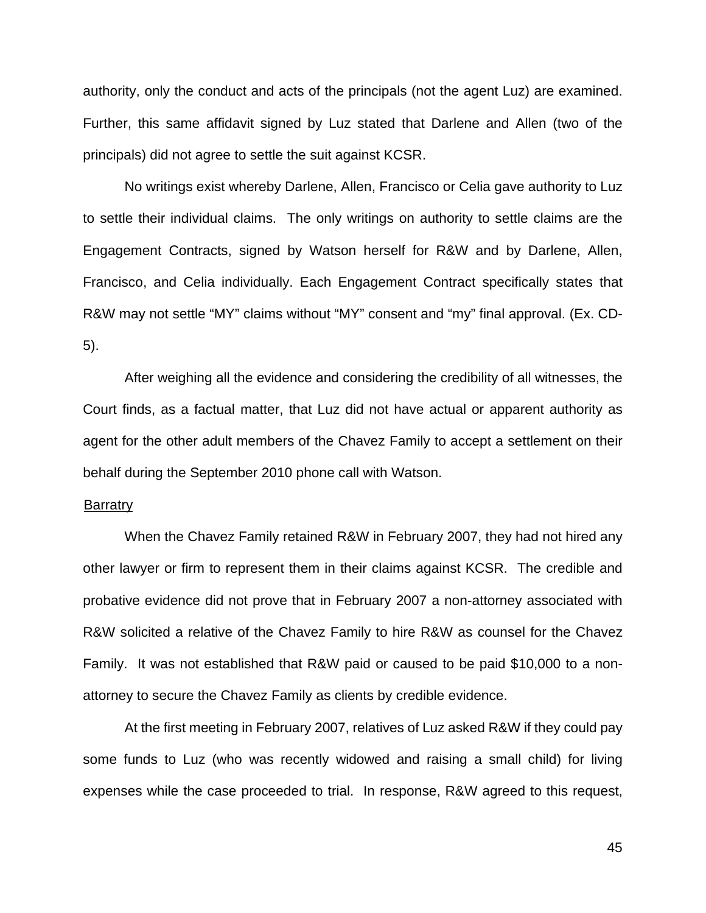authority, only the conduct and acts of the principals (not the agent Luz) are examined. Further, this same affidavit signed by Luz stated that Darlene and Allen (two of the principals) did not agree to settle the suit against KCSR.

No writings exist whereby Darlene, Allen, Francisco or Celia gave authority to Luz to settle their individual claims. The only writings on authority to settle claims are the Engagement Contracts, signed by Watson herself for R&W and by Darlene, Allen, Francisco, and Celia individually. Each Engagement Contract specifically states that R&W may not settle "MY" claims without "MY" consent and "my" final approval. (Ex. CD-5).

After weighing all the evidence and considering the credibility of all witnesses, the Court finds, as a factual matter, that Luz did not have actual or apparent authority as agent for the other adult members of the Chavez Family to accept a settlement on their behalf during the September 2010 phone call with Watson.

<u>Barratry</u>

When the Chavez Family retained R&W in February 2007, they had not hired any other lawyer or firm to represent them in their claims against KCSR. The credible and probative evidence did not prove that in February 2007 a non-attorney associated with R&W solicited a relative of the Chavez Family to hire R&W as counsel for the Chavez Family. It was not established that R&W paid or caused to be paid $10,000 to a non-attorney to secure the Chavez Family as clients by credible evidence.

At the first meeting in February 2007, relatives of Luz asked R&W if they could pay some funds to Luz (who was recently widowed and raising a small child) for living expenses while the case proceeded to trial. In response, R&W agreed to this request,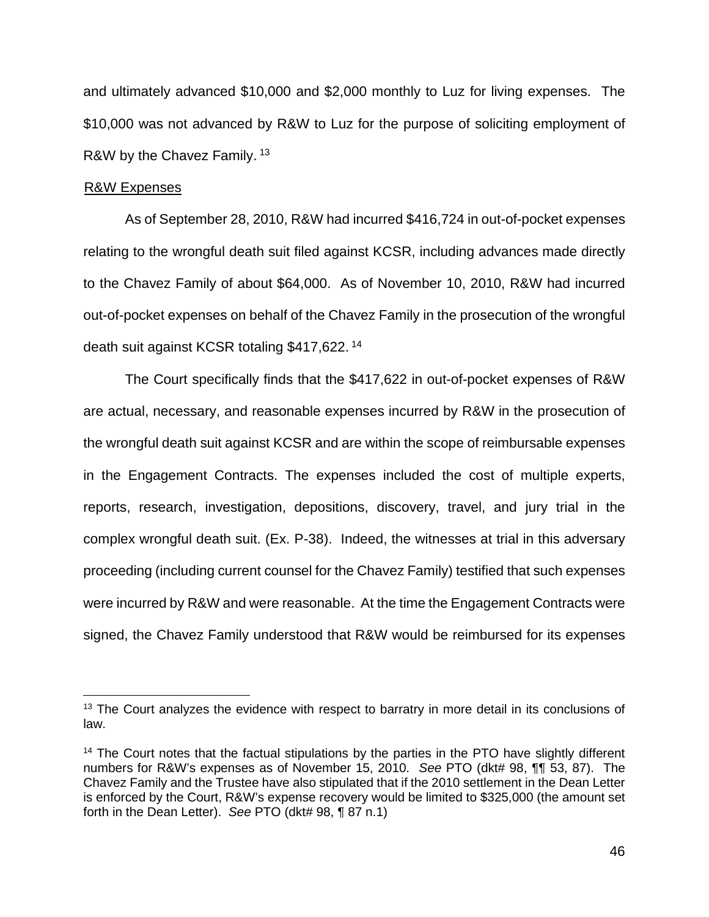and ultimately advanced $10,000 and $2,000 monthly to Luz for living expenses. The $10,000 was not advanced by R&W to Luz for the purpose of soliciting employment of R&W by the Chavez Family. [13]

R&W Expenses

As of September 28, 2010, R&W had incurred $416,724 in out-of-pocket expenses relating to the wrongful death suit filed against KCSR, including advances made directly to the Chavez Family of about $64,000. As of November 10, 2010, R&W had incurred out-of-pocket expenses on behalf of the Chavez Family in the prosecution of the wrongful death suit against KCSR totaling $417,622. [14]

The Court specifically finds that the $417,622 in out-of-pocket expenses of R&W are actual, necessary, and reasonable expenses incurred by R&W in the prosecution of the wrongful death suit against KCSR and are within the scope of reimbursable expenses in the Engagement Contracts. The expenses included the cost of multiple experts, reports, research, investigation, depositions, discovery, travel, and jury trial in the complex wrongful death suit. (Ex. P-38). Indeed, the witnesses at trial in this adversary proceeding (including current counsel for the Chavez Family) testified that such expenses were incurred by R&W and were reasonable. At the time the Engagement Contracts were signed, the Chavez Family understood that R&W would be reimbursed for its expenses

---

[13] The Court analyzes the evidence with respect to barratry in more detail in its conclusions of law.

[14] The Court notes that the factual stipulations by the parties in the PTO have slightly different numbers for R&W's expenses as of November 15, 2010. *See* PTO (dkt# 98, ¶¶ 53, 87). The Chavez Family and the Trustee have also stipulated that if the 2010 settlement in the Dean Letter is enforced by the Court, R&W's expense recovery would be limited to $325,000 (the amount set forth in the Dean Letter). *See* PTO (dkt# 98, ¶ 87 n.1)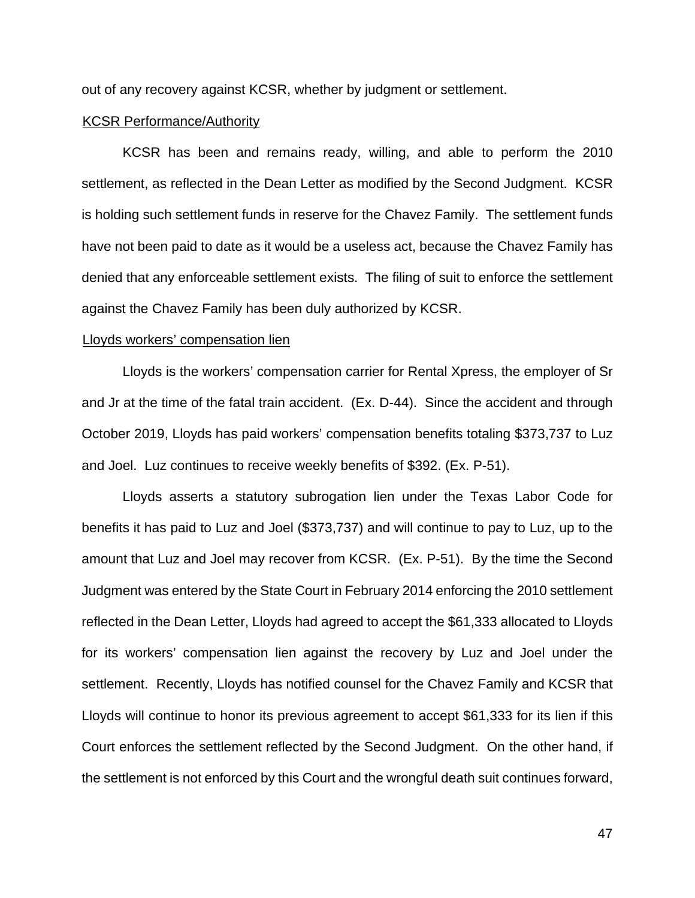out of any recovery against KCSR, whether by judgment or settlement.

KCSR Performance/Authority

KCSR has been and remains ready, willing, and able to perform the 2010 settlement, as reflected in the Dean Letter as modified by the Second Judgment. KCSR is holding such settlement funds in reserve for the Chavez Family. The settlement funds have not been paid to date as it would be a useless act, because the Chavez Family has denied that any enforceable settlement exists. The filing of suit to enforce the settlement against the Chavez Family has been duly authorized by KCSR.

Lloyds workers' compensation lien

Lloyds is the workers' compensation carrier for Rental Xpress, the employer of Sr and Jr at the time of the fatal train accident. (Ex. D-44). Since the accident and through October 2019, Lloyds has paid workers' compensation benefits totaling $373,737 to Luz and Joel. Luz continues to receive weekly benefits of $392. (Ex. P-51).

Lloyds asserts a statutory subrogation lien under the Texas Labor Code for benefits it has paid to Luz and Joel ($373,737) and will continue to pay to Luz, up to the amount that Luz and Joel may recover from KCSR. (Ex. P-51). By the time the Second Judgment was entered by the State Court in February 2014 enforcing the 2010 settlement reflected in the Dean Letter, Lloyds had agreed to accept the $61,333 allocated to Lloyds for its workers' compensation lien against the recovery by Luz and Joel under the settlement. Recently, Lloyds has notified counsel for the Chavez Family and KCSR that Lloyds will continue to honor its previous agreement to accept $61,333 for its lien if this Court enforces the settlement reflected by the Second Judgment. On the other hand, if the settlement is not enforced by this Court and the wrongful death suit continues forward,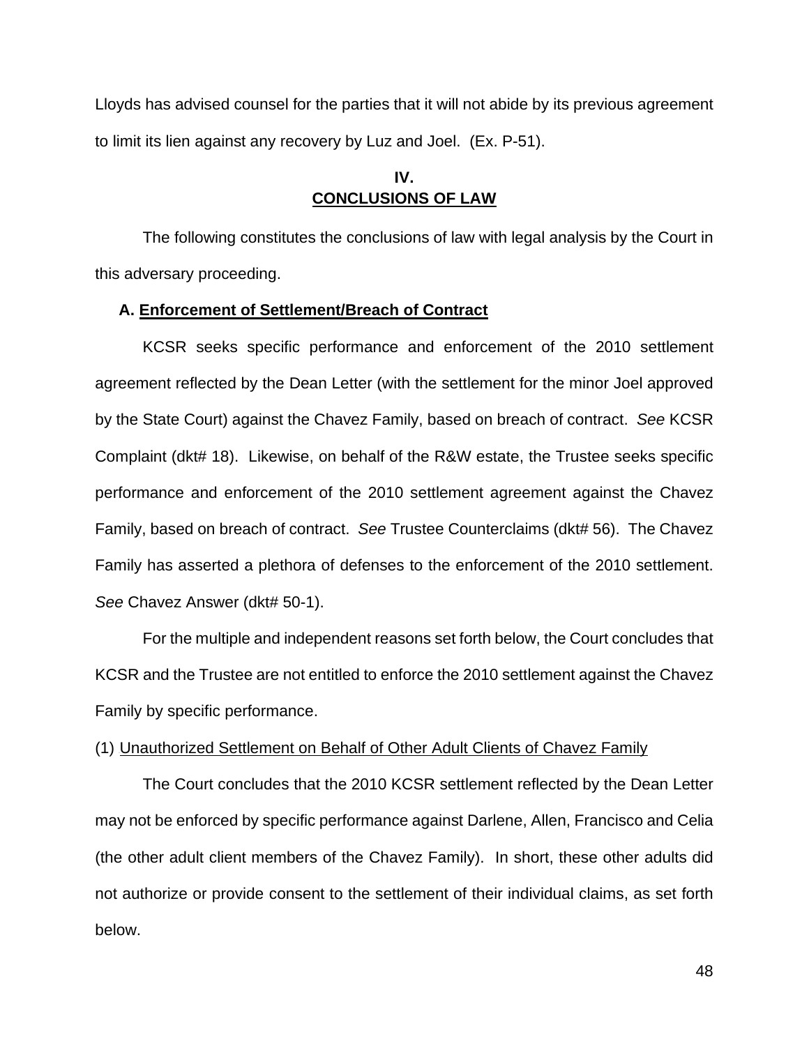Lloyds has advised counsel for the parties that it will not abide by its previous agreement to limit its lien against any recovery by Luz and Joel. (Ex. P-51).

## IV. CONCLUSIONS OF LAW

The following constitutes the conclusions of law with legal analysis by the Court in this adversary proceeding.

### A. Enforcement of Settlement/Breach of Contract

KCSR seeks specific performance and enforcement of the 2010 settlement agreement reflected by the Dean Letter (with the settlement for the minor Joel approved by the State Court) against the Chavez Family, based on breach of contract. *See* KCSR Complaint (dkt# 18). Likewise, on behalf of the R&W estate, the Trustee seeks specific performance and enforcement of the 2010 settlement agreement against the Chavez Family, based on breach of contract. *See* Trustee Counterclaims (dkt# 56). The Chavez Family has asserted a plethora of defenses to the enforcement of the 2010 settlement. *See* Chavez Answer (dkt# 50-1).

For the multiple and independent reasons set forth below, the Court concludes that KCSR and the Trustee are not entitled to enforce the 2010 settlement against the Chavez Family by specific performance.

(1) Unauthorized Settlement on Behalf of Other Adult Clients of Chavez Family

The Court concludes that the 2010 KCSR settlement reflected by the Dean Letter may not be enforced by specific performance against Darlene, Allen, Francisco and Celia (the other adult client members of the Chavez Family). In short, these other adults did not authorize or provide consent to the settlement of their individual claims, as set forth below.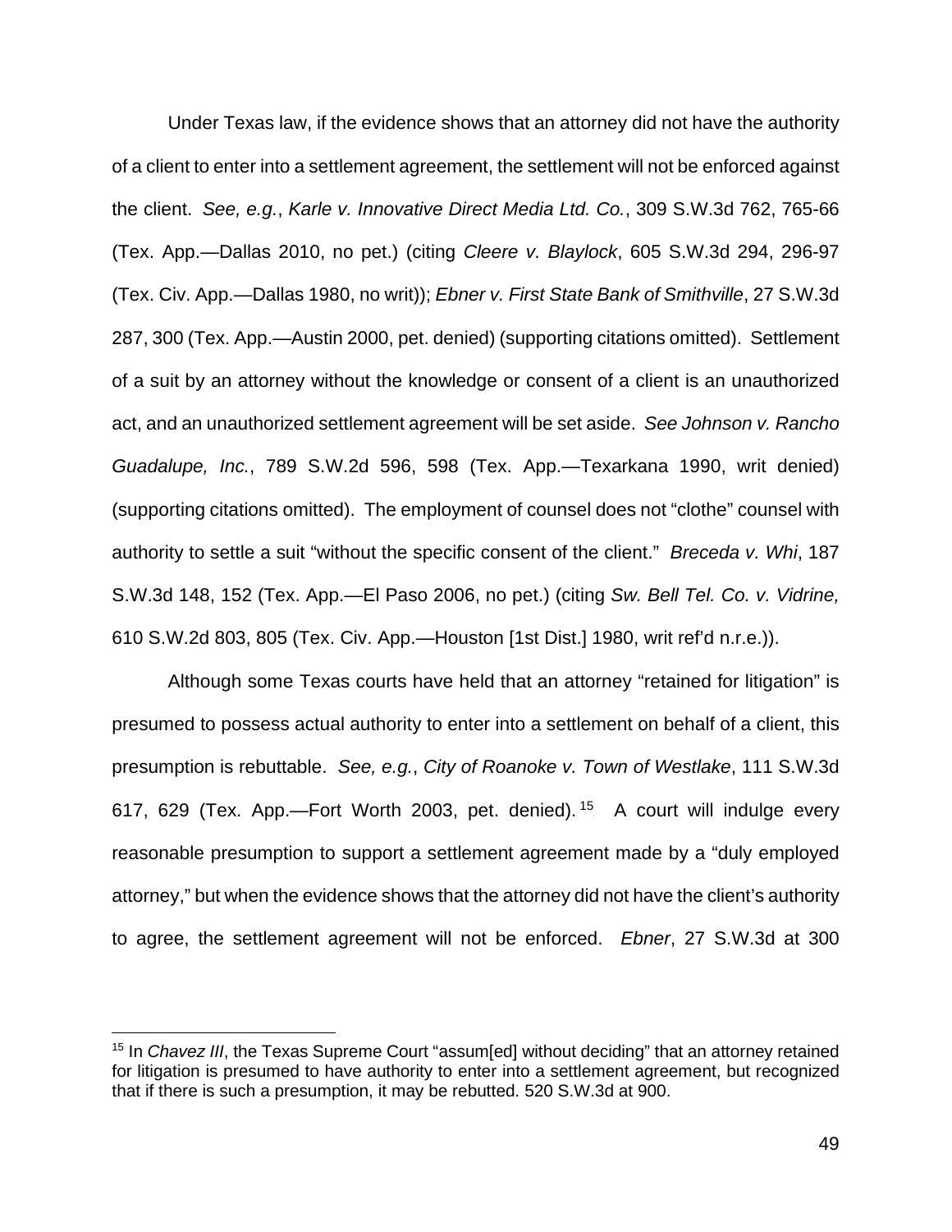Under Texas law, if the evidence shows that an attorney did not have the authority of a client to enter into a settlement agreement, the settlement will not be enforced against the client. *See, e.g.*, *Karle v. Innovative Direct Media Ltd. Co.*, 309 S.W.3d 762, 765-66 (Tex. App.—Dallas 2010, no pet.) (citing *Cleere v. Blaylock*, 605 S.W.3d 294, 296-97 (Tex. Civ. App.—Dallas 1980, no writ)); *Ebner v. First State Bank of Smithville*, 27 S.W.3d 287, 300 (Tex. App.—Austin 2000, pet. denied) (supporting citations omitted). Settlement of a suit by an attorney without the knowledge or consent of a client is an unauthorized act, and an unauthorized settlement agreement will be set aside. *See Johnson v. Rancho Guadalupe, Inc.*, 789 S.W.2d 596, 598 (Tex. App.—Texarkana 1990, writ denied) (supporting citations omitted). The employment of counsel does not "clothe" counsel with authority to settle a suit "without the specific consent of the client." *Breceda v. Whi*, 187 S.W.3d 148, 152 (Tex. App.—El Paso 2006, no pet.) (citing *Sw. Bell Tel. Co. v. Vidrine,* 610 S.W.2d 803, 805 (Tex. Civ. App.—Houston [1st Dist.] 1980, writ ref'd n.r.e.)).

Although some Texas courts have held that an attorney "retained for litigation" is presumed to possess actual authority to enter into a settlement on behalf of a client, this presumption is rebuttable. *See, e.g.*, *City of Roanoke v. Town of Westlake*, 111 S.W.3d 617, 629 (Tex. App.—Fort Worth 2003, pet. denied).[15] A court will indulge every reasonable presumption to support a settlement agreement made by a "duly employed attorney," but when the evidence shows that the attorney did not have the client's authority to agree, the settlement agreement will not be enforced. *Ebner*, 27 S.W.3d at 300

---

[15] In *Chavez III*, the Texas Supreme Court "assum[ed] without deciding" that an attorney retained for litigation is presumed to have authority to enter into a settlement agreement, but recognized that if there is such a presumption, it may be rebutted. 520 S.W.3d at 900.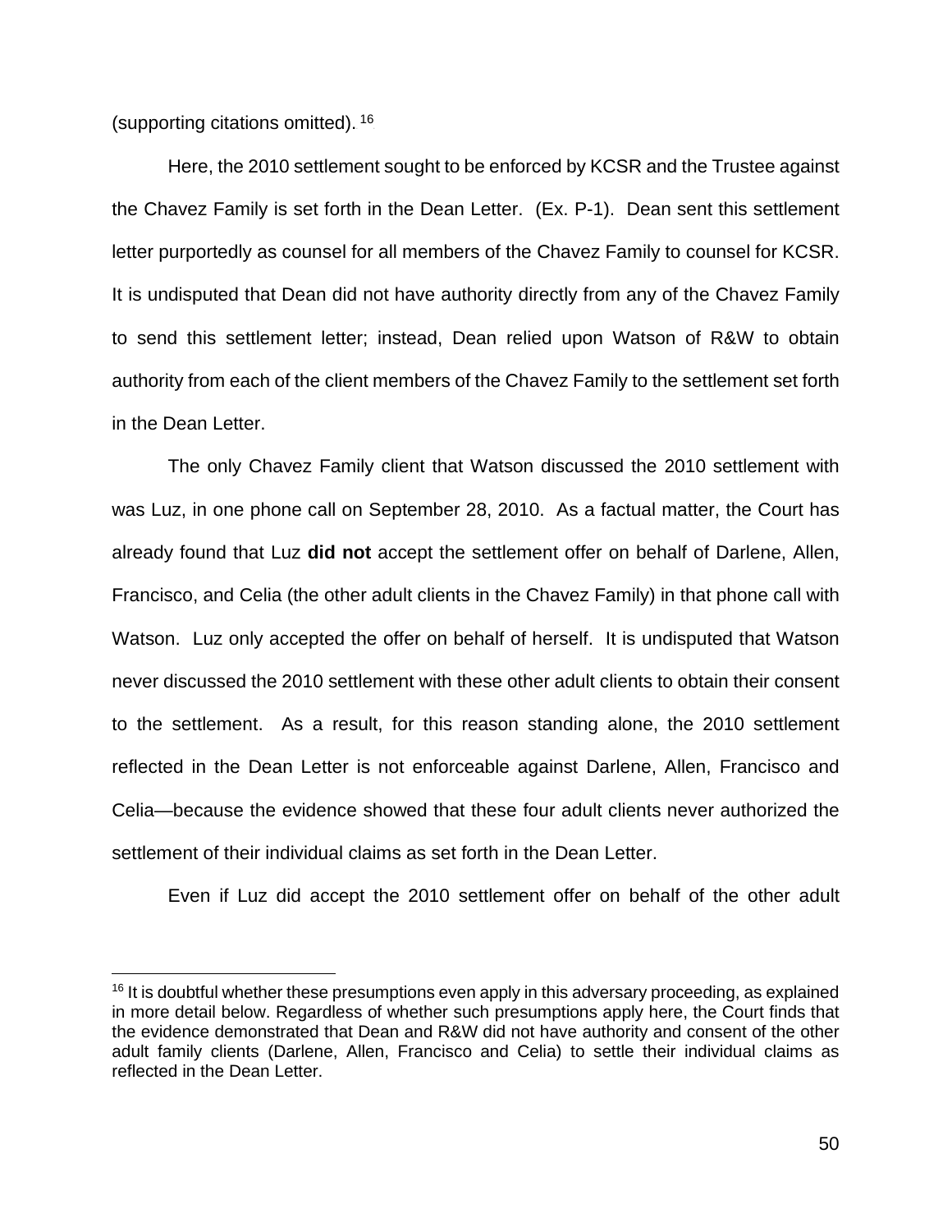(supporting citations omitted).[16]

Here, the 2010 settlement sought to be enforced by KCSR and the Trustee against the Chavez Family is set forth in the Dean Letter. (Ex. P-1). Dean sent this settlement letter purportedly as counsel for all members of the Chavez Family to counsel for KCSR. It is undisputed that Dean did not have authority directly from any of the Chavez Family to send this settlement letter; instead, Dean relied upon Watson of R&W to obtain authority from each of the client members of the Chavez Family to the settlement set forth in the Dean Letter.

The only Chavez Family client that Watson discussed the 2010 settlement with was Luz, in one phone call on September 28, 2010. As a factual matter, the Court has already found that Luz **did not** accept the settlement offer on behalf of Darlene, Allen, Francisco, and Celia (the other adult clients in the Chavez Family) in that phone call with Watson. Luz only accepted the offer on behalf of herself. It is undisputed that Watson never discussed the 2010 settlement with these other adult clients to obtain their consent to the settlement. As a result, for this reason standing alone, the 2010 settlement reflected in the Dean Letter is not enforceable against Darlene, Allen, Francisco and Celia—because the evidence showed that these four adult clients never authorized the settlement of their individual claims as set forth in the Dean Letter.

Even if Luz did accept the 2010 settlement offer on behalf of the other adult

[16] It is doubtful whether these presumptions even apply in this adversary proceeding, as explained in more detail below. Regardless of whether such presumptions apply here, the Court finds that the evidence demonstrated that Dean and R&W did not have authority and consent of the other adult family clients (Darlene, Allen, Francisco and Celia) to settle their individual claims as reflected in the Dean Letter.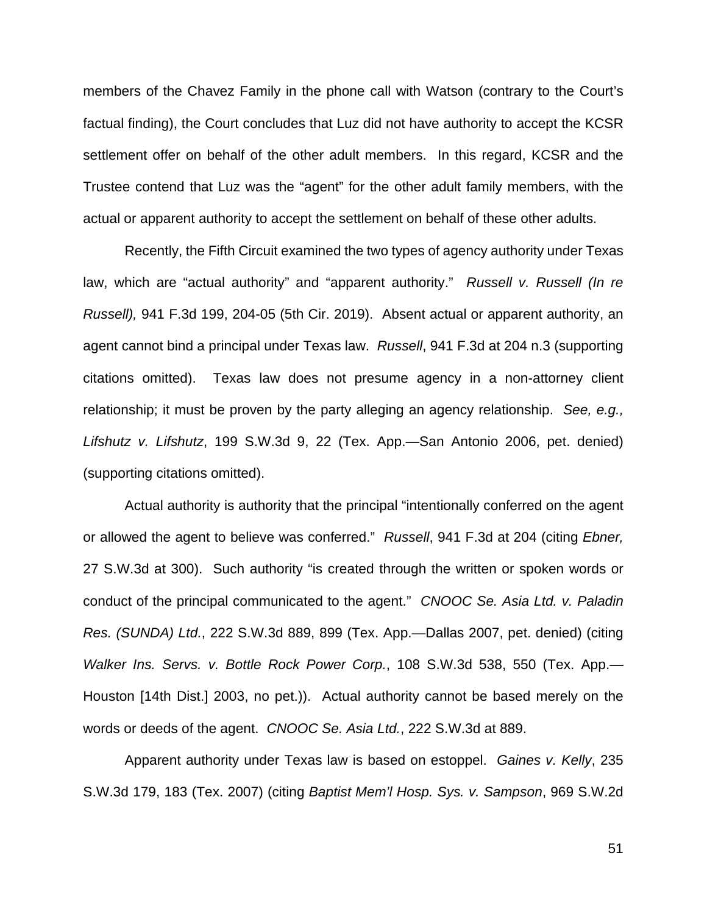members of the Chavez Family in the phone call with Watson (contrary to the Court's factual finding), the Court concludes that Luz did not have authority to accept the KCSR settlement offer on behalf of the other adult members. In this regard, KCSR and the Trustee contend that Luz was the "agent" for the other adult family members, with the actual or apparent authority to accept the settlement on behalf of these other adults.

Recently, the Fifth Circuit examined the two types of agency authority under Texas law, which are "actual authority" and "apparent authority." *Russell v. Russell (In re Russell),* 941 F.3d 199, 204-05 (5th Cir. 2019). Absent actual or apparent authority, an agent cannot bind a principal under Texas law. *Russell*, 941 F.3d at 204 n.3 (supporting citations omitted). Texas law does not presume agency in a non-attorney client relationship; it must be proven by the party alleging an agency relationship. *See, e.g., Lifshutz v. Lifshutz*, 199 S.W.3d 9, 22 (Tex. App.—San Antonio 2006, pet. denied) (supporting citations omitted).

Actual authority is authority that the principal "intentionally conferred on the agent or allowed the agent to believe was conferred." *Russell*, 941 F.3d at 204 (citing *Ebner,* 27 S.W.3d at 300). Such authority "is created through the written or spoken words or conduct of the principal communicated to the agent." *CNOOC Se. Asia Ltd. v. Paladin Res. (SUNDA) Ltd.*, 222 S.W.3d 889, 899 (Tex. App.—Dallas 2007, pet. denied) (citing *Walker Ins. Servs. v. Bottle Rock Power Corp.*, 108 S.W.3d 538, 550 (Tex. App.—Houston [14th Dist.] 2003, no pet.)). Actual authority cannot be based merely on the words or deeds of the agent. *CNOOC Se. Asia Ltd.*, 222 S.W.3d at 889.

Apparent authority under Texas law is based on estoppel. *Gaines v. Kelly*, 235 S.W.3d 179, 183 (Tex. 2007) (citing *Baptist Mem'l Hosp. Sys. v. Sampson*, 969 S.W.2d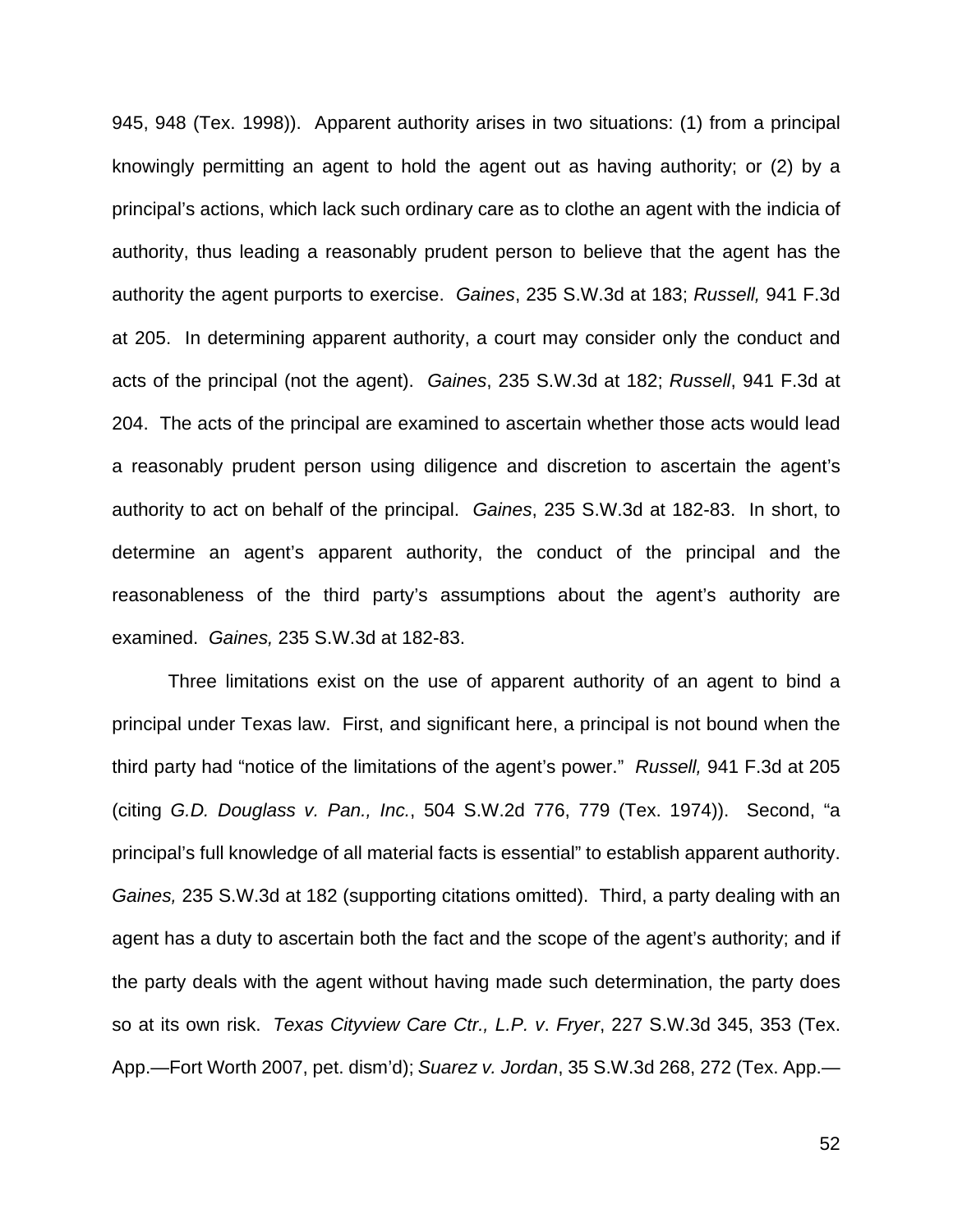945, 948 (Tex. 1998)). Apparent authority arises in two situations: (1) from a principal knowingly permitting an agent to hold the agent out as having authority; or (2) by a principal's actions, which lack such ordinary care as to clothe an agent with the indicia of authority, thus leading a reasonably prudent person to believe that the agent has the authority the agent purports to exercise. *Gaines*, 235 S.W.3d at 183; *Russell,* 941 F.3d at 205. In determining apparent authority, a court may consider only the conduct and acts of the principal (not the agent). *Gaines*, 235 S.W.3d at 182; *Russell*, 941 F.3d at 204. The acts of the principal are examined to ascertain whether those acts would lead a reasonably prudent person using diligence and discretion to ascertain the agent's authority to act on behalf of the principal. *Gaines*, 235 S.W.3d at 182-83. In short, to determine an agent's apparent authority, the conduct of the principal and the reasonableness of the third party's assumptions about the agent's authority are examined. *Gaines,* 235 S.W.3d at 182-83.

Three limitations exist on the use of apparent authority of an agent to bind a principal under Texas law. First, and significant here, a principal is not bound when the third party had "notice of the limitations of the agent's power." *Russell,* 941 F.3d at 205 (citing *G.D. Douglass v. Pan., Inc.*, 504 S.W.2d 776, 779 (Tex. 1974)). Second, "a principal's full knowledge of all material facts is essential" to establish apparent authority. *Gaines,* 235 S.W.3d at 182 (supporting citations omitted). Third, a party dealing with an agent has a duty to ascertain both the fact and the scope of the agent's authority; and if the party deals with the agent without having made such determination, the party does so at its own risk. *Texas Cityview Care Ctr., L.P. v*. *Fryer*, 227 S.W.3d 345, 353 (Tex. App.—Fort Worth 2007, pet. dism'd); *Suarez v. Jordan*, 35 S.W.3d 268, 272 (Tex. App.—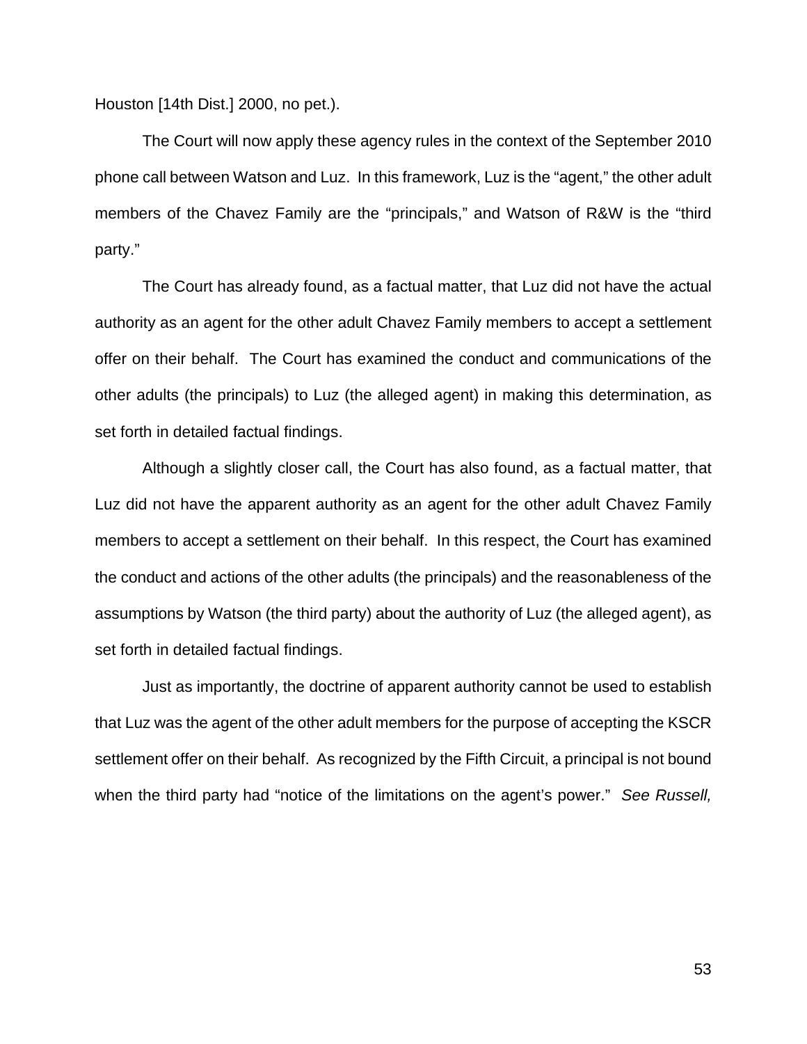Houston [14th Dist.] 2000, no pet.).

The Court will now apply these agency rules in the context of the September 2010 phone call between Watson and Luz. In this framework, Luz is the "agent," the other adult members of the Chavez Family are the "principals," and Watson of R&W is the "third party."

The Court has already found, as a factual matter, that Luz did not have the actual authority as an agent for the other adult Chavez Family members to accept a settlement offer on their behalf. The Court has examined the conduct and communications of the other adults (the principals) to Luz (the alleged agent) in making this determination, as set forth in detailed factual findings.

Although a slightly closer call, the Court has also found, as a factual matter, that Luz did not have the apparent authority as an agent for the other adult Chavez Family members to accept a settlement on their behalf. In this respect, the Court has examined the conduct and actions of the other adults (the principals) and the reasonableness of the assumptions by Watson (the third party) about the authority of Luz (the alleged agent), as set forth in detailed factual findings.

Just as importantly, the doctrine of apparent authority cannot be used to establish that Luz was the agent of the other adult members for the purpose of accepting the KSCR settlement offer on their behalf. As recognized by the Fifth Circuit, a principal is not bound when the third party had "notice of the limitations on the agent's power." *See Russell,*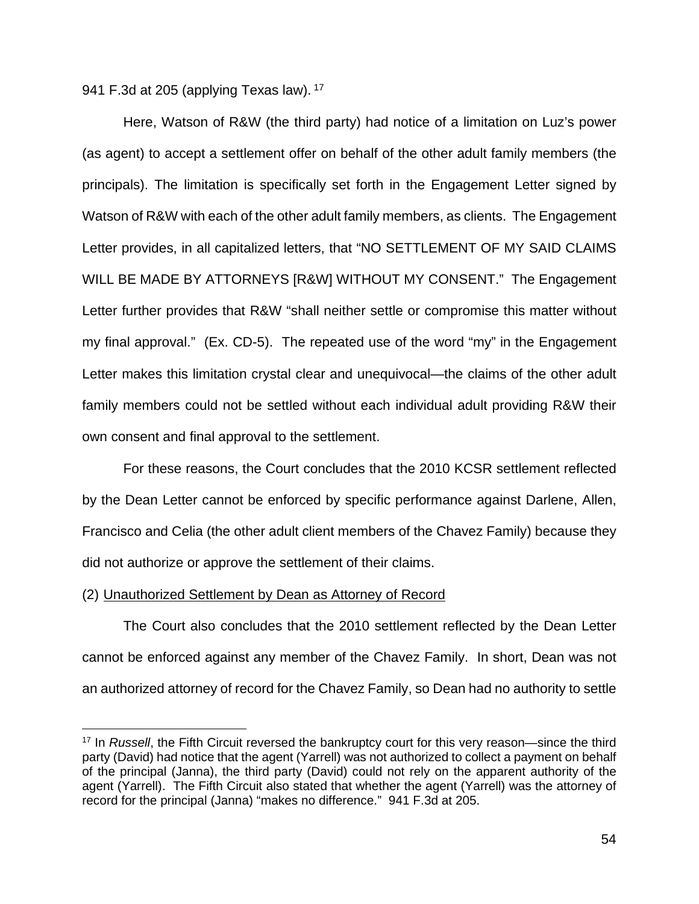941 F.3d at 205 (applying Texas law).[17]

Here, Watson of R&W (the third party) had notice of a limitation on Luz's power (as agent) to accept a settlement offer on behalf of the other adult family members (the principals). The limitation is specifically set forth in the Engagement Letter signed by Watson of R&W with each of the other adult family members, as clients. The Engagement Letter provides, in all capitalized letters, that "NO SETTLEMENT OF MY SAID CLAIMS WILL BE MADE BY ATTORNEYS [R&W] WITHOUT MY CONSENT." The Engagement Letter further provides that R&W "shall neither settle or compromise this matter without my final approval." (Ex. CD-5). The repeated use of the word "my" in the Engagement Letter makes this limitation crystal clear and unequivocal—the claims of the other adult family members could not be settled without each individual adult providing R&W their own consent and final approval to the settlement.

For these reasons, the Court concludes that the 2010 KCSR settlement reflected by the Dean Letter cannot be enforced by specific performance against Darlene, Allen, Francisco and Celia (the other adult client members of the Chavez Family) because they did not authorize or approve the settlement of their claims.

(2) Unauthorized Settlement by Dean as Attorney of Record

The Court also concludes that the 2010 settlement reflected by the Dean Letter cannot be enforced against any member of the Chavez Family. In short, Dean was not an authorized attorney of record for the Chavez Family, so Dean had no authority to settle

[17] In *Russell*, the Fifth Circuit reversed the bankruptcy court for this very reason—since the third party (David) had notice that the agent (Yarrell) was not authorized to collect a payment on behalf of the principal (Janna), the third party (David) could not rely on the apparent authority of the agent (Yarrell). The Fifth Circuit also stated that whether the agent (Yarrell) was the attorney of record for the principal (Janna) "makes no difference." 941 F.3d at 205.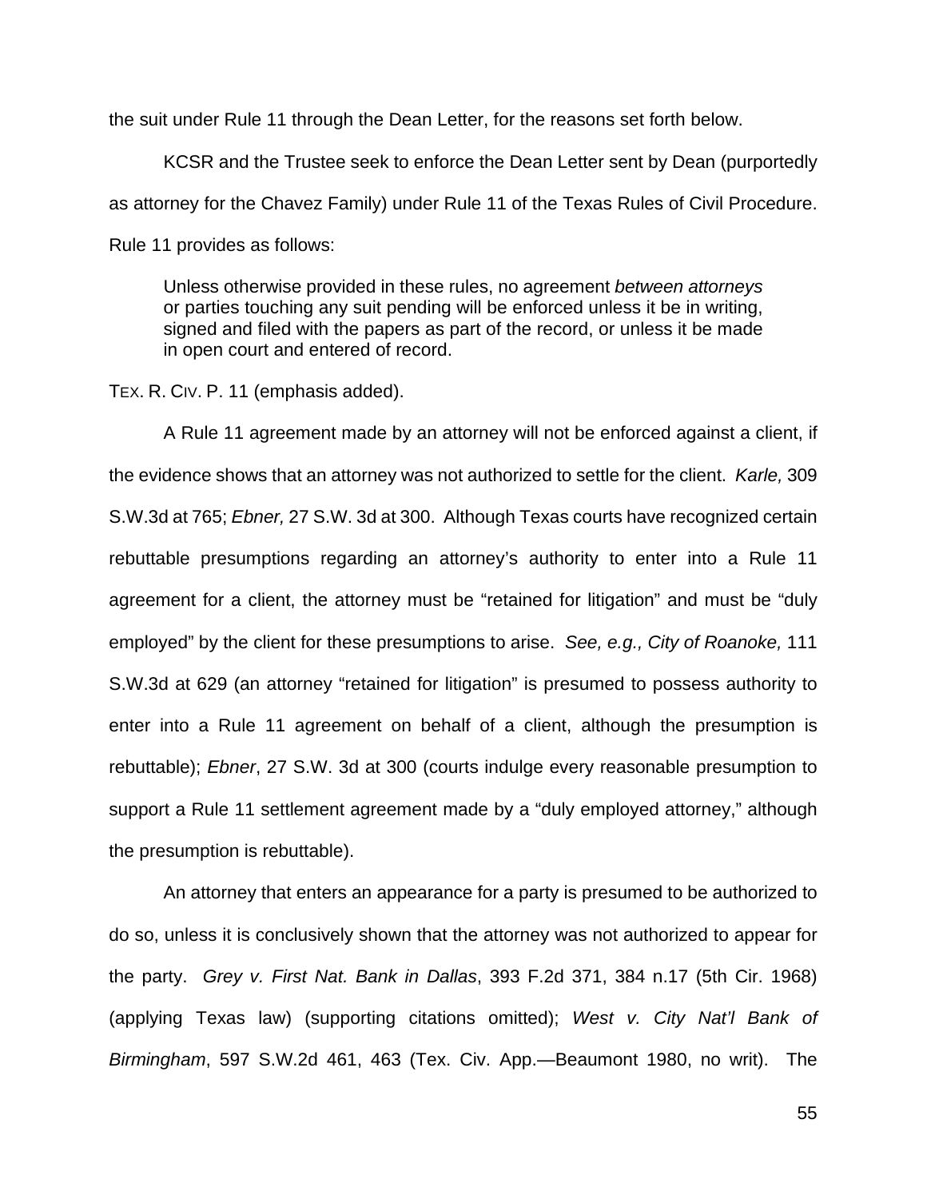the suit under Rule 11 through the Dean Letter, for the reasons set forth below.

KCSR and the Trustee seek to enforce the Dean Letter sent by Dean (purportedly as attorney for the Chavez Family) under Rule 11 of the Texas Rules of Civil Procedure. Rule 11 provides as follows:

> Unless otherwise provided in these rules, no agreement *between attorneys* or parties touching any suit pending will be enforced unless it be in writing, signed and filed with the papers as part of the record, or unless it be made in open court and entered of record.

TEX. R. CIV. P. 11 (emphasis added).

A Rule 11 agreement made by an attorney will not be enforced against a client, if the evidence shows that an attorney was not authorized to settle for the client. *Karle,* 309 S.W.3d at 765; *Ebner,* 27 S.W. 3d at 300. Although Texas courts have recognized certain rebuttable presumptions regarding an attorney's authority to enter into a Rule 11 agreement for a client, the attorney must be "retained for litigation" and must be "duly employed" by the client for these presumptions to arise. *See, e.g., City of Roanoke,* 111 S.W.3d at 629 (an attorney "retained for litigation" is presumed to possess authority to enter into a Rule 11 agreement on behalf of a client, although the presumption is rebuttable); *Ebner*, 27 S.W. 3d at 300 (courts indulge every reasonable presumption to support a Rule 11 settlement agreement made by a "duly employed attorney," although the presumption is rebuttable).

An attorney that enters an appearance for a party is presumed to be authorized to do so, unless it is conclusively shown that the attorney was not authorized to appear for the party. *Grey v. First Nat. Bank in Dallas*, 393 F.2d 371, 384 n.17 (5th Cir. 1968) (applying Texas law) (supporting citations omitted); *West v. City Nat'l Bank of Birmingham*, 597 S.W.2d 461, 463 (Tex. Civ. App.—Beaumont 1980, no writ). The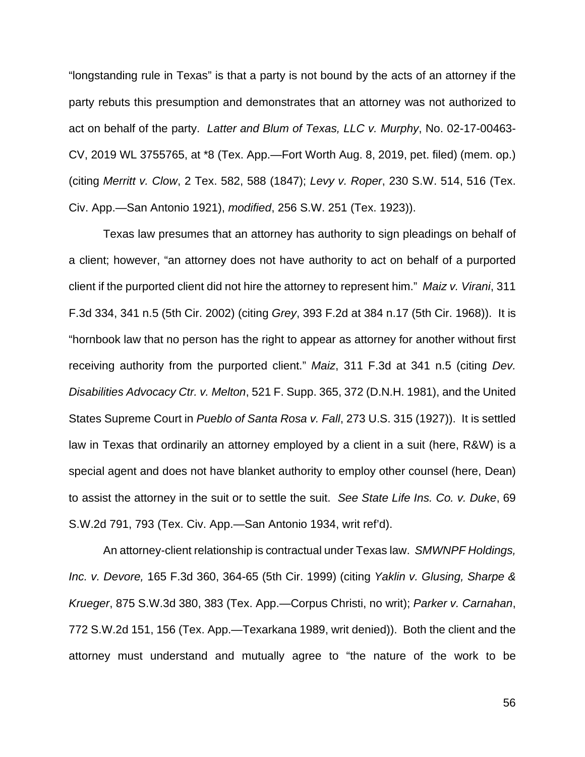"longstanding rule in Texas" is that a party is not bound by the acts of an attorney if the party rebuts this presumption and demonstrates that an attorney was not authorized to act on behalf of the party. *Latter and Blum of Texas, LLC v. Murphy*, No. 02-17-00463-CV, 2019 WL 3755765, at *8 (Tex. App.—Fort Worth Aug. 8, 2019, pet. filed) (mem. op.) (citing *Merritt v. Clow*, 2 Tex. 582, 588 (1847); *Levy v. Roper*, 230 S.W. 514, 516 (Tex. Civ. App.—San Antonio 1921), *modified*, 256 S.W. 251 (Tex. 1923)).

Texas law presumes that an attorney has authority to sign pleadings on behalf of a client; however, "an attorney does not have authority to act on behalf of a purported client if the purported client did not hire the attorney to represent him." *Maiz v. Virani*, 311 F.3d 334, 341 n.5 (5th Cir. 2002) (citing *Grey*, 393 F.2d at 384 n.17 (5th Cir. 1968)). It is "hornbook law that no person has the right to appear as attorney for another without first receiving authority from the purported client." *Maiz*, 311 F.3d at 341 n.5 (citing *Dev. Disabilities Advocacy Ctr. v. Melton*, 521 F. Supp. 365, 372 (D.N.H. 1981), and the United States Supreme Court in *Pueblo of Santa Rosa v. Fall*, 273 U.S. 315 (1927)). It is settled law in Texas that ordinarily an attorney employed by a client in a suit (here, R&W) is a special agent and does not have blanket authority to employ other counsel (here, Dean) to assist the attorney in the suit or to settle the suit. *See State Life Ins. Co. v. Duke*, 69 S.W.2d 791, 793 (Tex. Civ. App.—San Antonio 1934, writ ref'd).

An attorney-client relationship is contractual under Texas law. *SMWNPF Holdings, Inc. v. Devore,* 165 F.3d 360, 364-65 (5th Cir. 1999) (citing *Yaklin v. Glusing, Sharpe & Krueger*, 875 S.W.3d 380, 383 (Tex. App.—Corpus Christi, no writ); *Parker v. Carnahan*, 772 S.W.2d 151, 156 (Tex. App.—Texarkana 1989, writ denied)). Both the client and the attorney must understand and mutually agree to "the nature of the work to be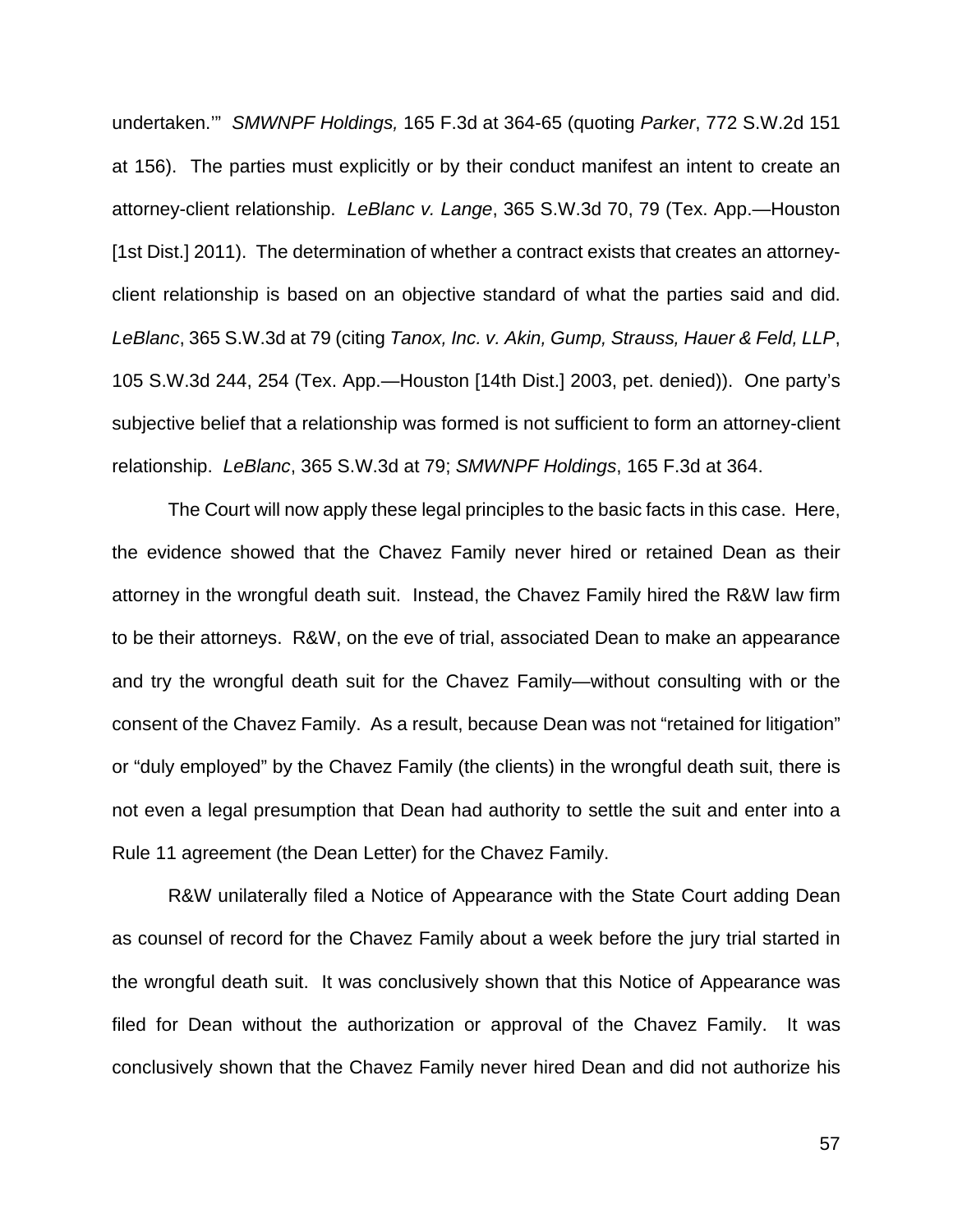undertaken.'" *SMWNPF Holdings,* 165 F.3d at 364-65 (quoting *Parker*, 772 S.W.2d 151 at 156). The parties must explicitly or by their conduct manifest an intent to create an attorney-client relationship. *LeBlanc v. Lange*, 365 S.W.3d 70, 79 (Tex. App.—Houston [1st Dist.] 2011). The determination of whether a contract exists that creates an attorney-client relationship is based on an objective standard of what the parties said and did. *LeBlanc*, 365 S.W.3d at 79 (citing *Tanox, Inc. v. Akin, Gump, Strauss, Hauer & Feld, LLP*, 105 S.W.3d 244, 254 (Tex. App.—Houston [14th Dist.] 2003, pet. denied)). One party's subjective belief that a relationship was formed is not sufficient to form an attorney-client relationship. *LeBlanc*, 365 S.W.3d at 79; *SMWNPF Holdings*, 165 F.3d at 364.

The Court will now apply these legal principles to the basic facts in this case. Here, the evidence showed that the Chavez Family never hired or retained Dean as their attorney in the wrongful death suit. Instead, the Chavez Family hired the R&W law firm to be their attorneys. R&W, on the eve of trial, associated Dean to make an appearance and try the wrongful death suit for the Chavez Family—without consulting with or the consent of the Chavez Family. As a result, because Dean was not "retained for litigation" or "duly employed" by the Chavez Family (the clients) in the wrongful death suit, there is not even a legal presumption that Dean had authority to settle the suit and enter into a Rule 11 agreement (the Dean Letter) for the Chavez Family.

R&W unilaterally filed a Notice of Appearance with the State Court adding Dean as counsel of record for the Chavez Family about a week before the jury trial started in the wrongful death suit. It was conclusively shown that this Notice of Appearance was filed for Dean without the authorization or approval of the Chavez Family. It was conclusively shown that the Chavez Family never hired Dean and did not authorize his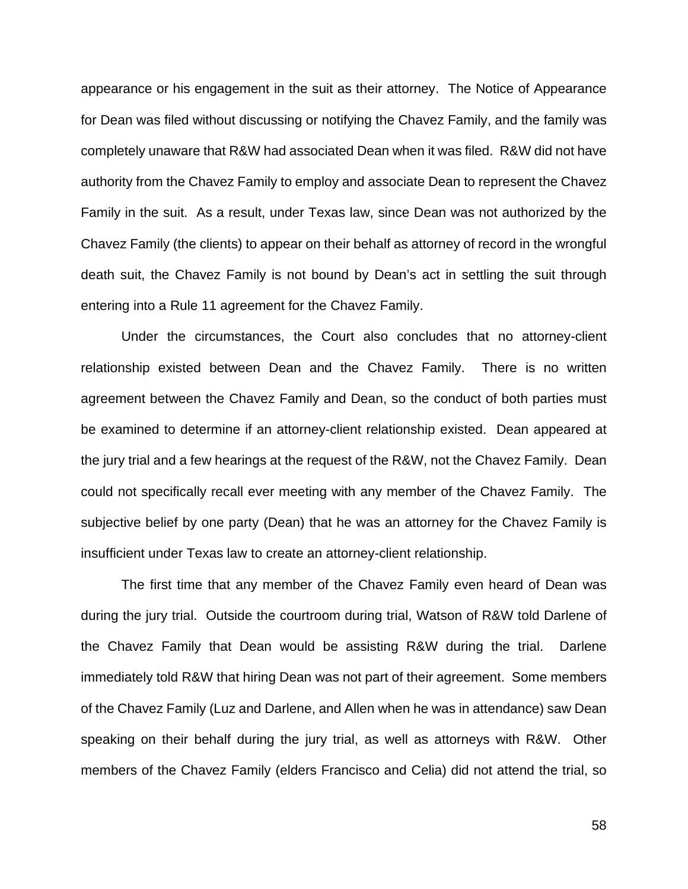appearance or his engagement in the suit as their attorney. The Notice of Appearance for Dean was filed without discussing or notifying the Chavez Family, and the family was completely unaware that R&W had associated Dean when it was filed. R&W did not have authority from the Chavez Family to employ and associate Dean to represent the Chavez Family in the suit. As a result, under Texas law, since Dean was not authorized by the Chavez Family (the clients) to appear on their behalf as attorney of record in the wrongful death suit, the Chavez Family is not bound by Dean's act in settling the suit through entering into a Rule 11 agreement for the Chavez Family.

Under the circumstances, the Court also concludes that no attorney-client relationship existed between Dean and the Chavez Family. There is no written agreement between the Chavez Family and Dean, so the conduct of both parties must be examined to determine if an attorney-client relationship existed. Dean appeared at the jury trial and a few hearings at the request of the R&W, not the Chavez Family. Dean could not specifically recall ever meeting with any member of the Chavez Family. The subjective belief by one party (Dean) that he was an attorney for the Chavez Family is insufficient under Texas law to create an attorney-client relationship.

The first time that any member of the Chavez Family even heard of Dean was during the jury trial. Outside the courtroom during trial, Watson of R&W told Darlene of the Chavez Family that Dean would be assisting R&W during the trial. Darlene immediately told R&W that hiring Dean was not part of their agreement. Some members of the Chavez Family (Luz and Darlene, and Allen when he was in attendance) saw Dean speaking on their behalf during the jury trial, as well as attorneys with R&W. Other members of the Chavez Family (elders Francisco and Celia) did not attend the trial, so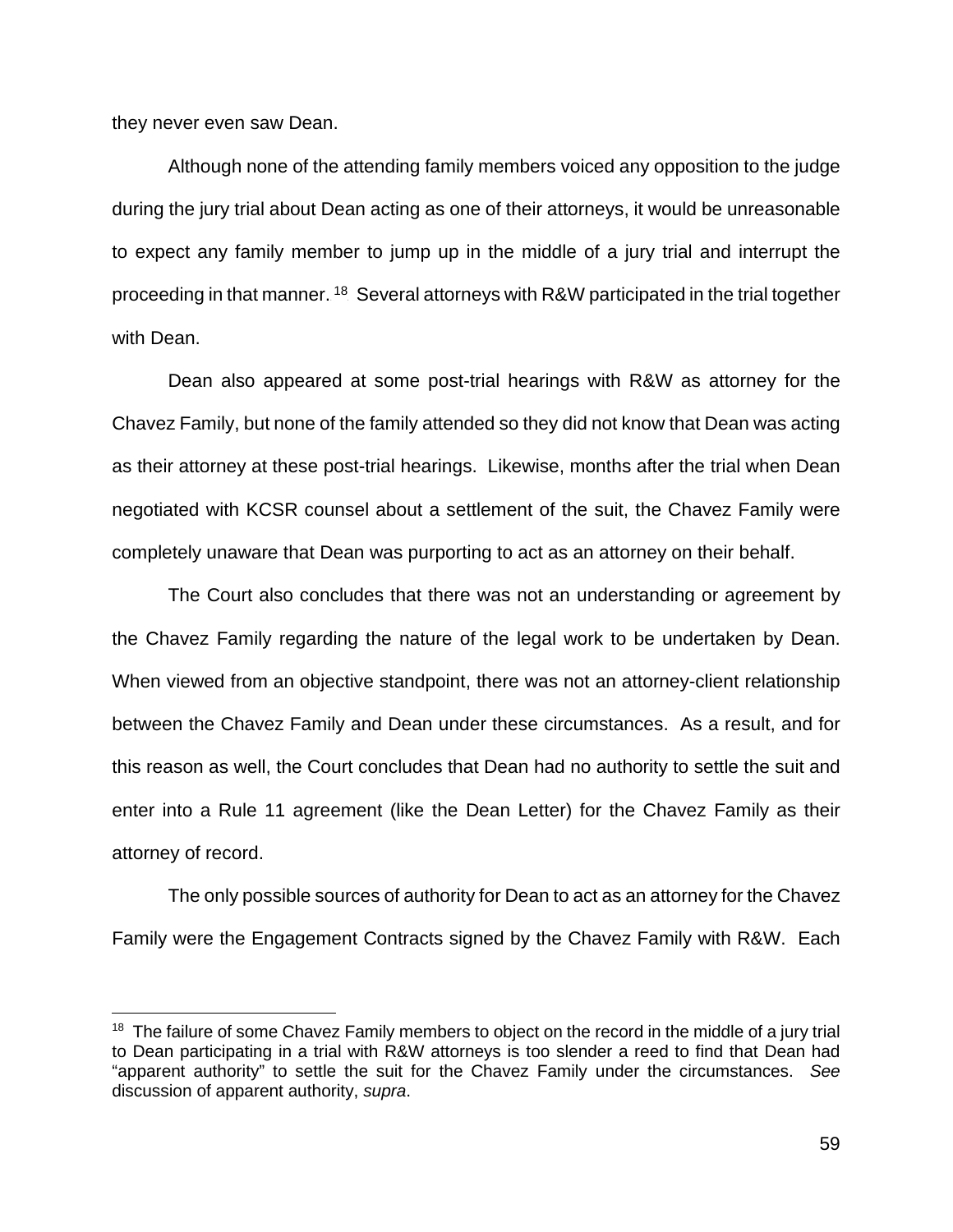they never even saw Dean.

Although none of the attending family members voiced any opposition to the judge during the jury trial about Dean acting as one of their attorneys, it would be unreasonable to expect any family member to jump up in the middle of a jury trial and interrupt the proceeding in that manner.[18] Several attorneys with R&W participated in the trial together with Dean.

Dean also appeared at some post-trial hearings with R&W as attorney for the Chavez Family, but none of the family attended so they did not know that Dean was acting as their attorney at these post-trial hearings. Likewise, months after the trial when Dean negotiated with KCSR counsel about a settlement of the suit, the Chavez Family were completely unaware that Dean was purporting to act as an attorney on their behalf.

The Court also concludes that there was not an understanding or agreement by the Chavez Family regarding the nature of the legal work to be undertaken by Dean. When viewed from an objective standpoint, there was not an attorney-client relationship between the Chavez Family and Dean under these circumstances. As a result, and for this reason as well, the Court concludes that Dean had no authority to settle the suit and enter into a Rule 11 agreement (like the Dean Letter) for the Chavez Family as their attorney of record.

The only possible sources of authority for Dean to act as an attorney for the Chavez Family were the Engagement Contracts signed by the Chavez Family with R&W. Each

---

[18] The failure of some Chavez Family members to object on the record in the middle of a jury trial to Dean participating in a trial with R&W attorneys is too slender a reed to find that Dean had "apparent authority" to settle the suit for the Chavez Family under the circumstances. *See* discussion of apparent authority, *supra*.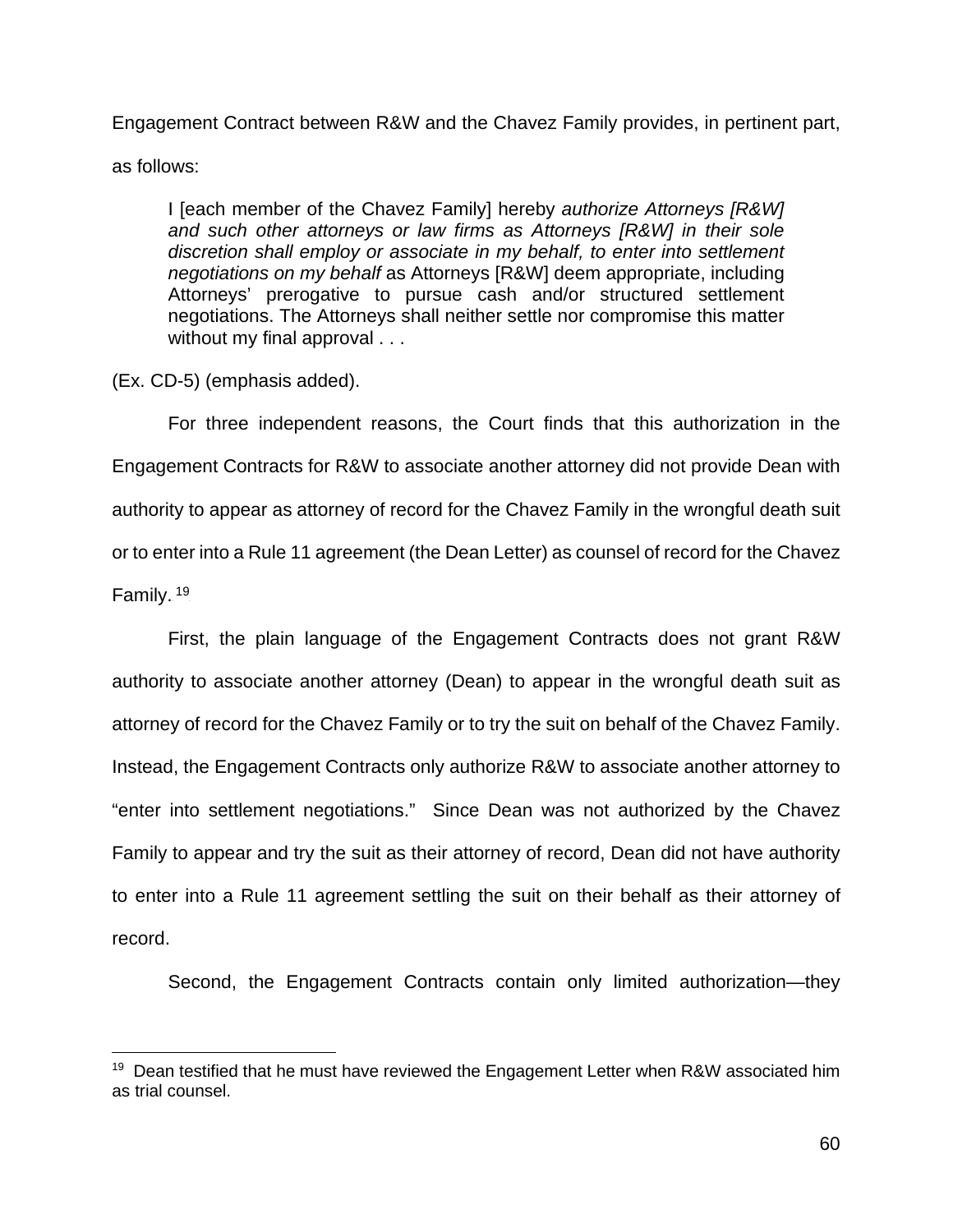Engagement Contract between R&W and the Chavez Family provides, in pertinent part, as follows:

> I [each member of the Chavez Family] hereby *authorize Attorneys [R&W] and such other attorneys or law firms as Attorneys [R&W] in their sole discretion shall employ or associate in my behalf, to enter into settlement negotiations on my behalf* as Attorneys [R&W] deem appropriate, including Attorneys' prerogative to pursue cash and/or structured settlement negotiations. The Attorneys shall neither settle nor compromise this matter without my final approval . . .

(Ex. CD-5) (emphasis added).

For three independent reasons, the Court finds that this authorization in the Engagement Contracts for R&W to associate another attorney did not provide Dean with authority to appear as attorney of record for the Chavez Family in the wrongful death suit or to enter into a Rule 11 agreement (the Dean Letter) as counsel of record for the Chavez Family.[19]

First, the plain language of the Engagement Contracts does not grant R&W authority to associate another attorney (Dean) to appear in the wrongful death suit as attorney of record for the Chavez Family or to try the suit on behalf of the Chavez Family. Instead, the Engagement Contracts only authorize R&W to associate another attorney to "enter into settlement negotiations." Since Dean was not authorized by the Chavez Family to appear and try the suit as their attorney of record, Dean did not have authority to enter into a Rule 11 agreement settling the suit on their behalf as their attorney of record.

Second, the Engagement Contracts contain only limited authorization—they

---

[19] Dean testified that he must have reviewed the Engagement Letter when R&W associated him as trial counsel.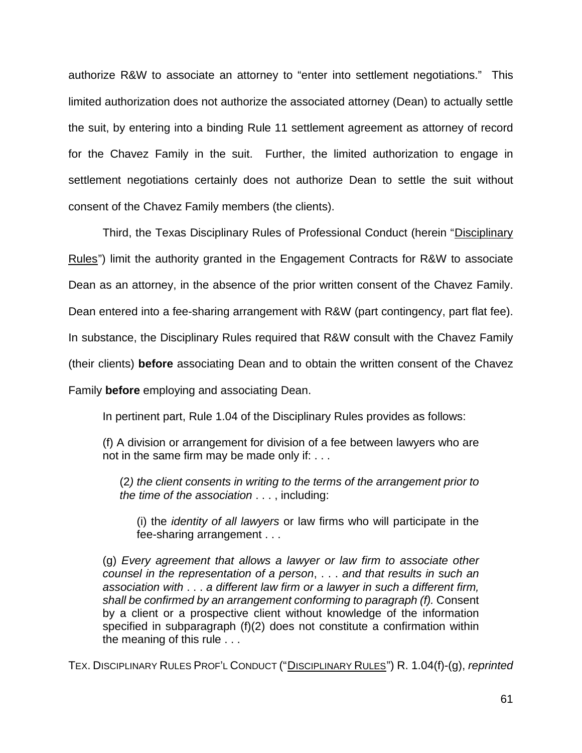authorize R&W to associate an attorney to "enter into settlement negotiations." This limited authorization does not authorize the associated attorney (Dean) to actually settle the suit, by entering into a binding Rule 11 settlement agreement as attorney of record for the Chavez Family in the suit. Further, the limited authorization to engage in settlement negotiations certainly does not authorize Dean to settle the suit without consent of the Chavez Family members (the clients).

Third, the Texas Disciplinary Rules of Professional Conduct (herein "<u>Disciplinary Rules</u>") limit the authority granted in the Engagement Contracts for R&W to associate Dean as an attorney, in the absence of the prior written consent of the Chavez Family. Dean entered into a fee-sharing arrangement with R&W (part contingency, part flat fee). In substance, the Disciplinary Rules required that R&W consult with the Chavez Family (their clients) **before** associating Dean and to obtain the written consent of the Chavez Family **before** employing and associating Dean.

In pertinent part, Rule 1.04 of the Disciplinary Rules provides as follows:

> (f) A division or arrangement for division of a fee between lawyers who are not in the same firm may be made only if: . . .
>
> > (2*) the client consents in writing to the terms of the arrangement prior to the time of the association* . . . , including:
> >
> > > (i) the *identity of all lawyers* or law firms who will participate in the fee-sharing arrangement . . .
>
> (g) *Every agreement that allows a lawyer or law firm to associate other counsel in the representation of a person*, . . . *and that results in such an association with* . . . *a different law firm or a lawyer in such a different firm, shall be confirmed by an arrangement conforming to paragraph (f).* Consent by a client or a prospective client without knowledge of the information specified in subparagraph (f)(2) does not constitute a confirmation within the meaning of this rule . . .

TEX. DISCIPLINARY RULES PROF'L CONDUCT ("<u>DISCIPLINARY RULES</u>") R. 1.04(f)-(g), *reprinted*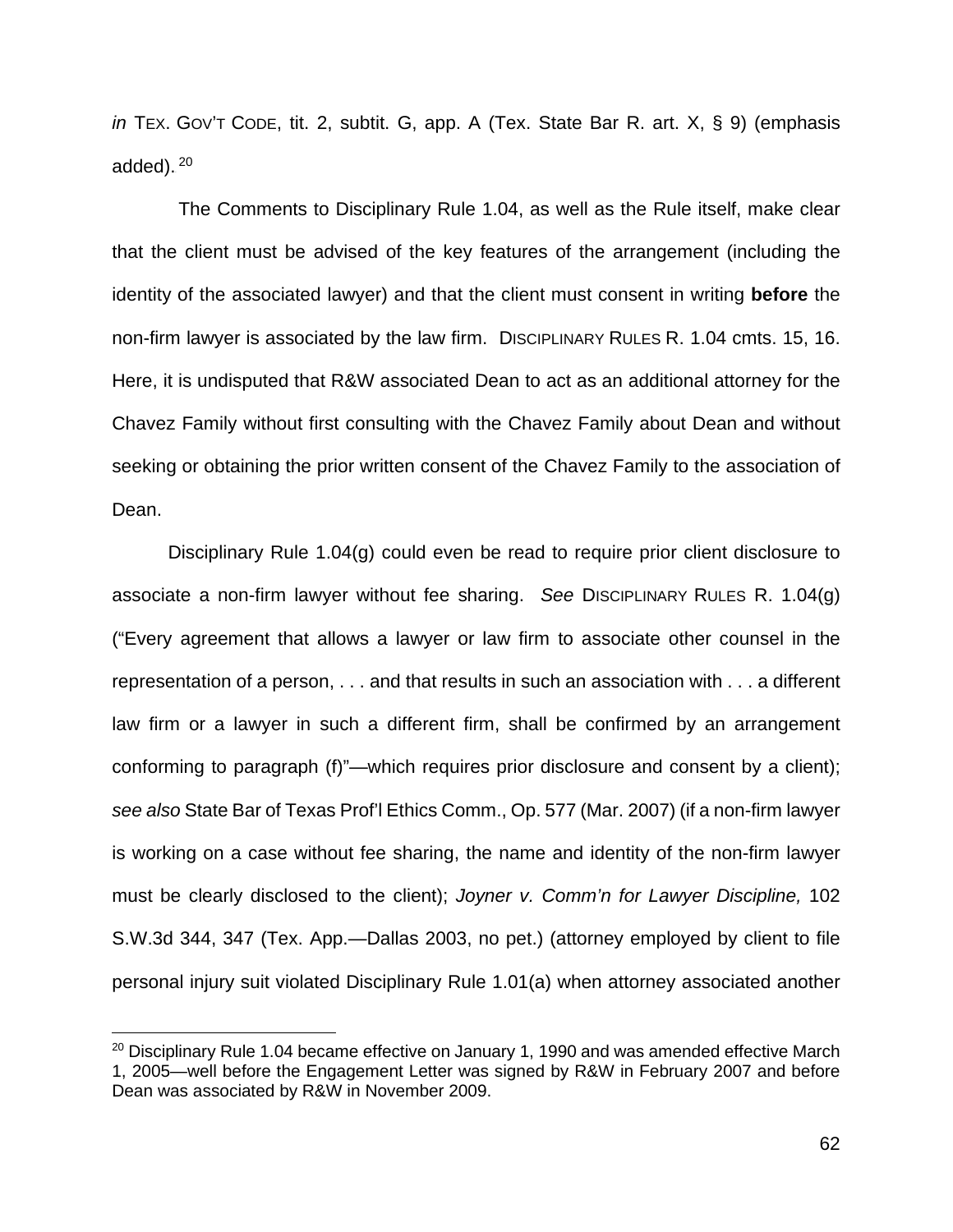*in* TEX. GOV'T CODE, tit. 2, subtit. G, app. A (Tex. State Bar R. art. X, § 9) (emphasis added).[20]

The Comments to Disciplinary Rule 1.04, as well as the Rule itself, make clear that the client must be advised of the key features of the arrangement (including the identity of the associated lawyer) and that the client must consent in writing **before** the non-firm lawyer is associated by the law firm. DISCIPLINARY RULES R. 1.04 cmts. 15, 16. Here, it is undisputed that R&W associated Dean to act as an additional attorney for the Chavez Family without first consulting with the Chavez Family about Dean and without seeking or obtaining the prior written consent of the Chavez Family to the association of Dean.

Disciplinary Rule 1.04(g) could even be read to require prior client disclosure to associate a non-firm lawyer without fee sharing. *See* DISCIPLINARY RULES R. 1.04(g) ("Every agreement that allows a lawyer or law firm to associate other counsel in the representation of a person, . . . and that results in such an association with . . . a different law firm or a lawyer in such a different firm, shall be confirmed by an arrangement conforming to paragraph (f)"—which requires prior disclosure and consent by a client); *see also* State Bar of Texas Prof'l Ethics Comm., Op. 577 (Mar. 2007) (if a non-firm lawyer is working on a case without fee sharing, the name and identity of the non-firm lawyer must be clearly disclosed to the client); *Joyner v. Comm'n for Lawyer Discipline,* 102 S.W.3d 344, 347 (Tex. App.—Dallas 2003, no pet.) (attorney employed by client to file personal injury suit violated Disciplinary Rule 1.01(a) when attorney associated another

---

[20] Disciplinary Rule 1.04 became effective on January 1, 1990 and was amended effective March 1, 2005—well before the Engagement Letter was signed by R&W in February 2007 and before Dean was associated by R&W in November 2009.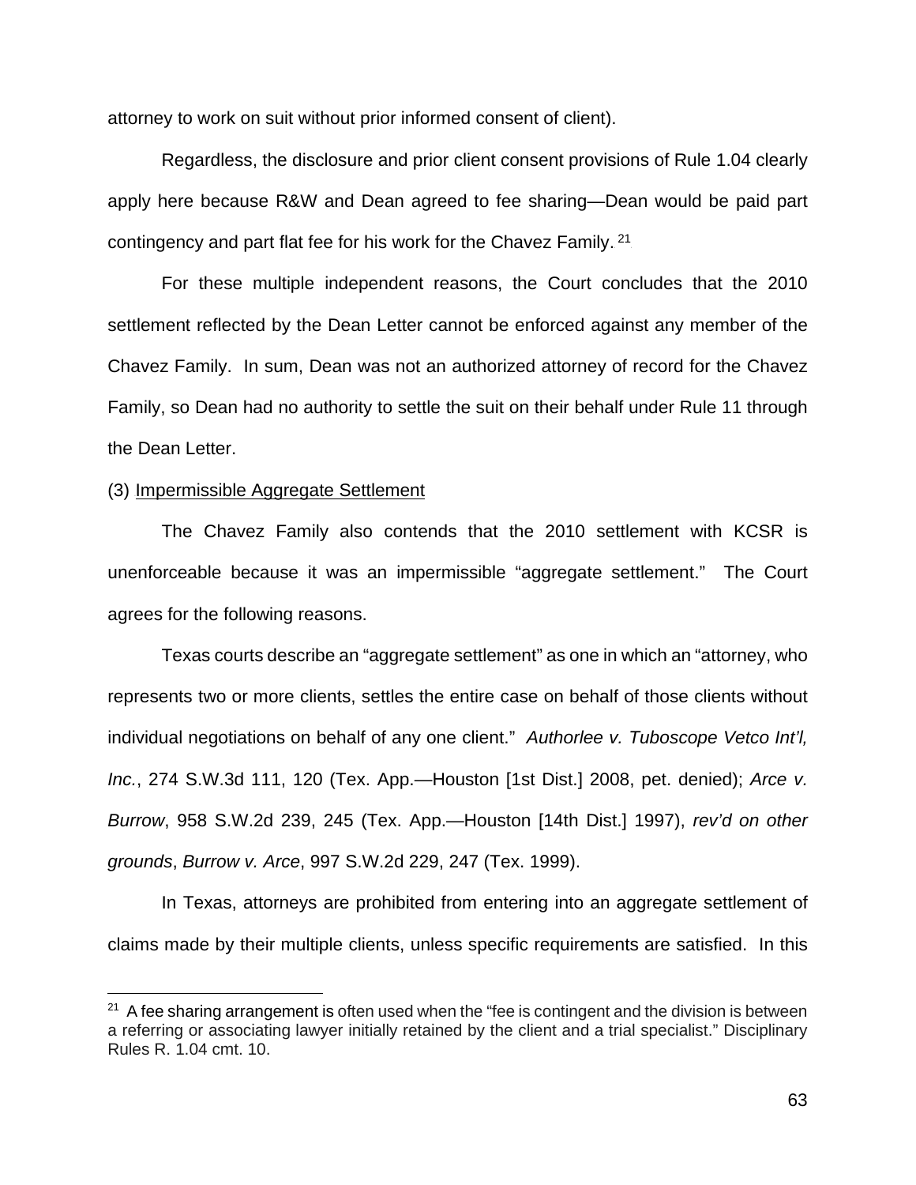attorney to work on suit without prior informed consent of client).

Regardless, the disclosure and prior client consent provisions of Rule 1.04 clearly apply here because R&W and Dean agreed to fee sharing—Dean would be paid part contingency and part flat fee for his work for the Chavez Family. [21]

For these multiple independent reasons, the Court concludes that the 2010 settlement reflected by the Dean Letter cannot be enforced against any member of the Chavez Family. In sum, Dean was not an authorized attorney of record for the Chavez Family, so Dean had no authority to settle the suit on their behalf under Rule 11 through the Dean Letter.

(3) <u>Impermissible Aggregate Settlement</u>

The Chavez Family also contends that the 2010 settlement with KCSR is unenforceable because it was an impermissible "aggregate settlement." The Court agrees for the following reasons.

Texas courts describe an "aggregate settlement" as one in which an "attorney, who represents two or more clients, settles the entire case on behalf of those clients without individual negotiations on behalf of any one client." *Authorlee v. Tuboscope Vetco Int'l, Inc.*, 274 S.W.3d 111, 120 (Tex. App.—Houston [1st Dist.] 2008, pet. denied); *Arce v. Burrow*, 958 S.W.2d 239, 245 (Tex. App.—Houston [14th Dist.] 1997), *rev'd on other grounds*, *Burrow v. Arce*, 997 S.W.2d 229, 247 (Tex. 1999).

In Texas, attorneys are prohibited from entering into an aggregate settlement of claims made by their multiple clients, unless specific requirements are satisfied. In this

---

[21] A fee sharing arrangement is often used when the "fee is contingent and the division is between a referring or associating lawyer initially retained by the client and a trial specialist." Disciplinary Rules R. 1.04 cmt. 10.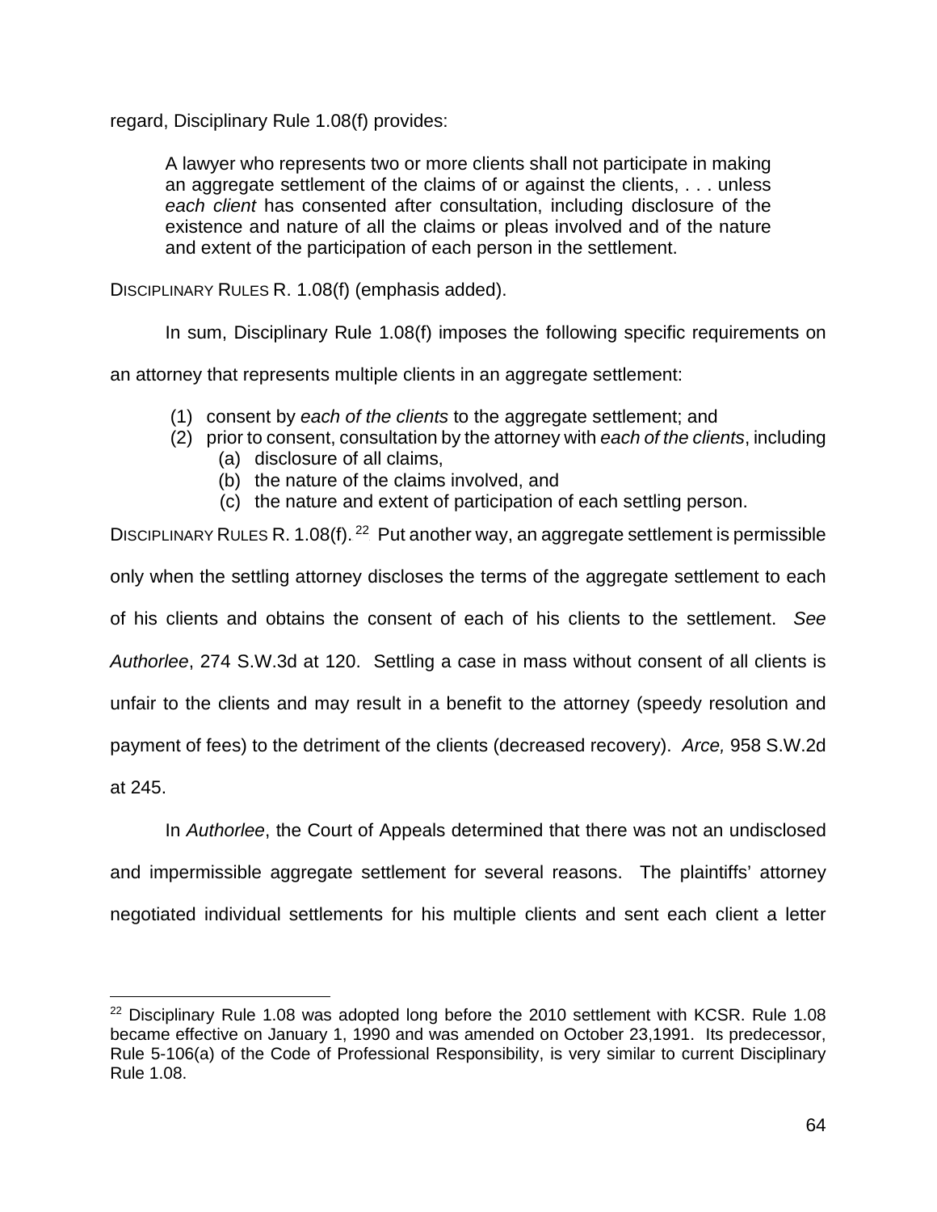regard, Disciplinary Rule 1.08(f) provides:

> A lawyer who represents two or more clients shall not participate in making an aggregate settlement of the claims of or against the clients, . . . unless *each client* has consented after consultation, including disclosure of the existence and nature of all the claims or pleas involved and of the nature and extent of the participation of each person in the settlement.

DISCIPLINARY RULES R. 1.08(f) (emphasis added).

In sum, Disciplinary Rule 1.08(f) imposes the following specific requirements on an attorney that represents multiple clients in an aggregate settlement:

(1) consent by *each of the clients* to the aggregate settlement; and
(2) prior to consent, consultation by the attorney with *each of the clients*, including
   (a) disclosure of all claims,
   (b) the nature of the claims involved, and
   (c) the nature and extent of participation of each settling person.

DISCIPLINARY RULES R. 1.08(f).[22] Put another way, an aggregate settlement is permissible only when the settling attorney discloses the terms of the aggregate settlement to each of his clients and obtains the consent of each of his clients to the settlement. *See Authorlee*, 274 S.W.3d at 120. Settling a case in mass without consent of all clients is unfair to the clients and may result in a benefit to the attorney (speedy resolution and payment of fees) to the detriment of the clients (decreased recovery). *Arce,* 958 S.W.2d at 245.

In *Authorlee*, the Court of Appeals determined that there was not an undisclosed and impermissible aggregate settlement for several reasons. The plaintiffs' attorney negotiated individual settlements for his multiple clients and sent each client a letter

---

[22] Disciplinary Rule 1.08 was adopted long before the 2010 settlement with KCSR. Rule 1.08 became effective on January 1, 1990 and was amended on October 23,1991. Its predecessor, Rule 5-106(a) of the Code of Professional Responsibility, is very similar to current Disciplinary Rule 1.08.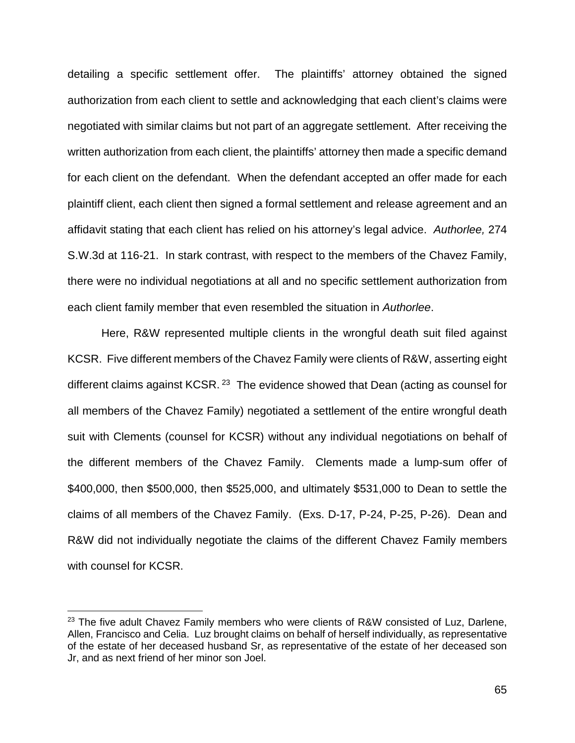detailing a specific settlement offer. The plaintiffs' attorney obtained the signed authorization from each client to settle and acknowledging that each client's claims were negotiated with similar claims but not part of an aggregate settlement. After receiving the written authorization from each client, the plaintiffs' attorney then made a specific demand for each client on the defendant. When the defendant accepted an offer made for each plaintiff client, each client then signed a formal settlement and release agreement and an affidavit stating that each client has relied on his attorney's legal advice. *Authorlee,* 274 S.W.3d at 116-21. In stark contrast, with respect to the members of the Chavez Family, there were no individual negotiations at all and no specific settlement authorization from each client family member that even resembled the situation in *Authorlee*.

Here, R&W represented multiple clients in the wrongful death suit filed against KCSR. Five different members of the Chavez Family were clients of R&W, asserting eight different claims against KCSR.[23] The evidence showed that Dean (acting as counsel for all members of the Chavez Family) negotiated a settlement of the entire wrongful death suit with Clements (counsel for KCSR) without any individual negotiations on behalf of the different members of the Chavez Family. Clements made a lump-sum offer of $400,000, then $500,000, then $525,000, and ultimately $531,000 to Dean to settle the claims of all members of the Chavez Family. (Exs. D-17, P-24, P-25, P-26). Dean and R&W did not individually negotiate the claims of the different Chavez Family members with counsel for KCSR.

---

[23] The five adult Chavez Family members who were clients of R&W consisted of Luz, Darlene, Allen, Francisco and Celia. Luz brought claims on behalf of herself individually, as representative of the estate of her deceased husband Sr, as representative of the estate of her deceased son Jr, and as next friend of her minor son Joel.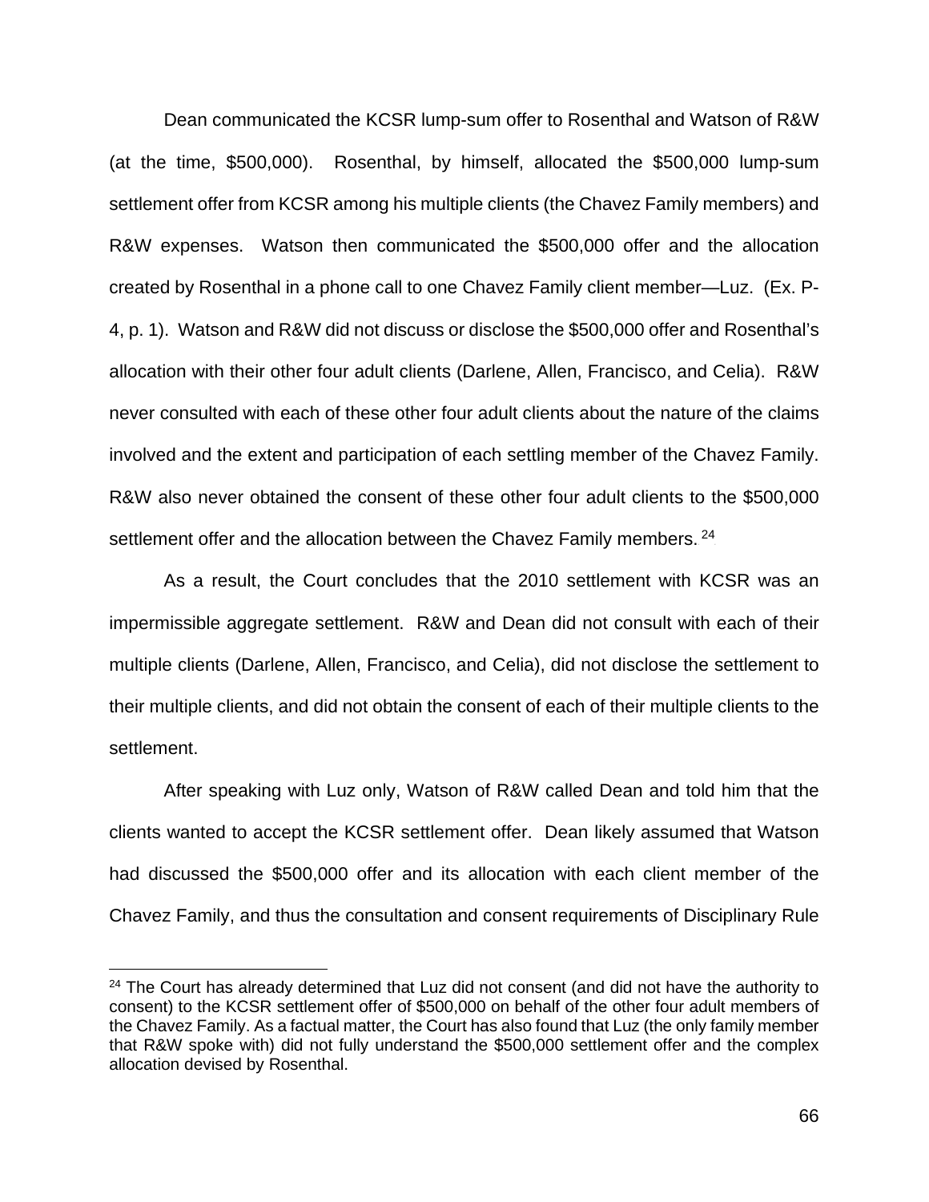Dean communicated the KCSR lump-sum offer to Rosenthal and Watson of R&W (at the time, \$500,000). Rosenthal, by himself, allocated the \$500,000 lump-sum settlement offer from KCSR among his multiple clients (the Chavez Family members) and R&W expenses. Watson then communicated the \$500,000 offer and the allocation created by Rosenthal in a phone call to one Chavez Family client member—Luz. (Ex. P-4, p. 1). Watson and R&W did not discuss or disclose the \$500,000 offer and Rosenthal's allocation with their other four adult clients (Darlene, Allen, Francisco, and Celia). R&W never consulted with each of these other four adult clients about the nature of the claims involved and the extent and participation of each settling member of the Chavez Family. R&W also never obtained the consent of these other four adult clients to the \$500,000 settlement offer and the allocation between the Chavez Family members.[24]

As a result, the Court concludes that the 2010 settlement with KCSR was an impermissible aggregate settlement. R&W and Dean did not consult with each of their multiple clients (Darlene, Allen, Francisco, and Celia), did not disclose the settlement to their multiple clients, and did not obtain the consent of each of their multiple clients to the settlement.

After speaking with Luz only, Watson of R&W called Dean and told him that the clients wanted to accept the KCSR settlement offer. Dean likely assumed that Watson had discussed the \$500,000 offer and its allocation with each client member of the Chavez Family, and thus the consultation and consent requirements of Disciplinary Rule

---

[24] The Court has already determined that Luz did not consent (and did not have the authority to consent) to the KCSR settlement offer of \$500,000 on behalf of the other four adult members of the Chavez Family. As a factual matter, the Court has also found that Luz (the only family member that R&W spoke with) did not fully understand the \$500,000 settlement offer and the complex allocation devised by Rosenthal.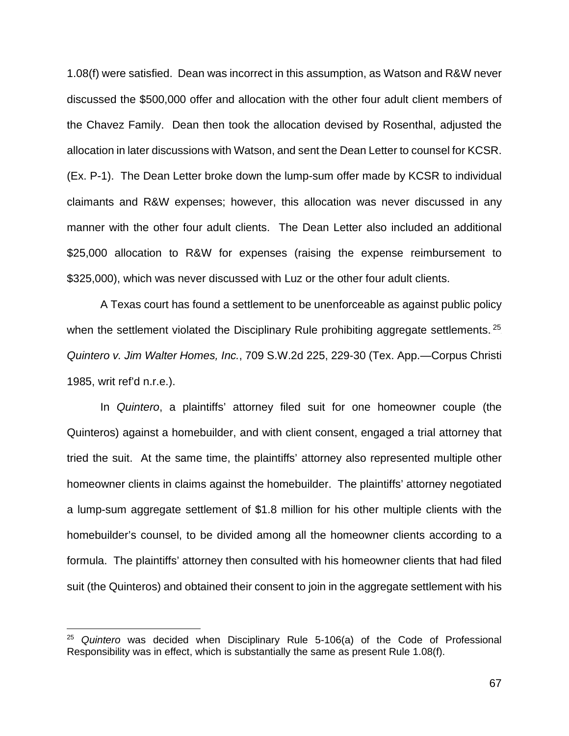1.08(f) were satisfied. Dean was incorrect in this assumption, as Watson and R&W never discussed the $500,000 offer and allocation with the other four adult client members of the Chavez Family. Dean then took the allocation devised by Rosenthal, adjusted the allocation in later discussions with Watson, and sent the Dean Letter to counsel for KCSR. (Ex. P-1). The Dean Letter broke down the lump-sum offer made by KCSR to individual claimants and R&W expenses; however, this allocation was never discussed in any manner with the other four adult clients. The Dean Letter also included an additional $25,000 allocation to R&W for expenses (raising the expense reimbursement to $325,000), which was never discussed with Luz or the other four adult clients.

A Texas court has found a settlement to be unenforceable as against public policy when the settlement violated the Disciplinary Rule prohibiting aggregate settlements.[25] *Quintero v. Jim Walter Homes, Inc.*, 709 S.W.2d 225, 229-30 (Tex. App.—Corpus Christi 1985, writ ref'd n.r.e.).

In *Quintero*, a plaintiffs' attorney filed suit for one homeowner couple (the Quinteros) against a homebuilder, and with client consent, engaged a trial attorney that tried the suit. At the same time, the plaintiffs' attorney also represented multiple other homeowner clients in claims against the homebuilder. The plaintiffs' attorney negotiated a lump-sum aggregate settlement of $1.8 million for his other multiple clients with the homebuilder's counsel, to be divided among all the homeowner clients according to a formula. The plaintiffs' attorney then consulted with his homeowner clients that had filed suit (the Quinteros) and obtained their consent to join in the aggregate settlement with his

---

[25] *Quintero* was decided when Disciplinary Rule 5-106(a) of the Code of Professional Responsibility was in effect, which is substantially the same as present Rule 1.08(f).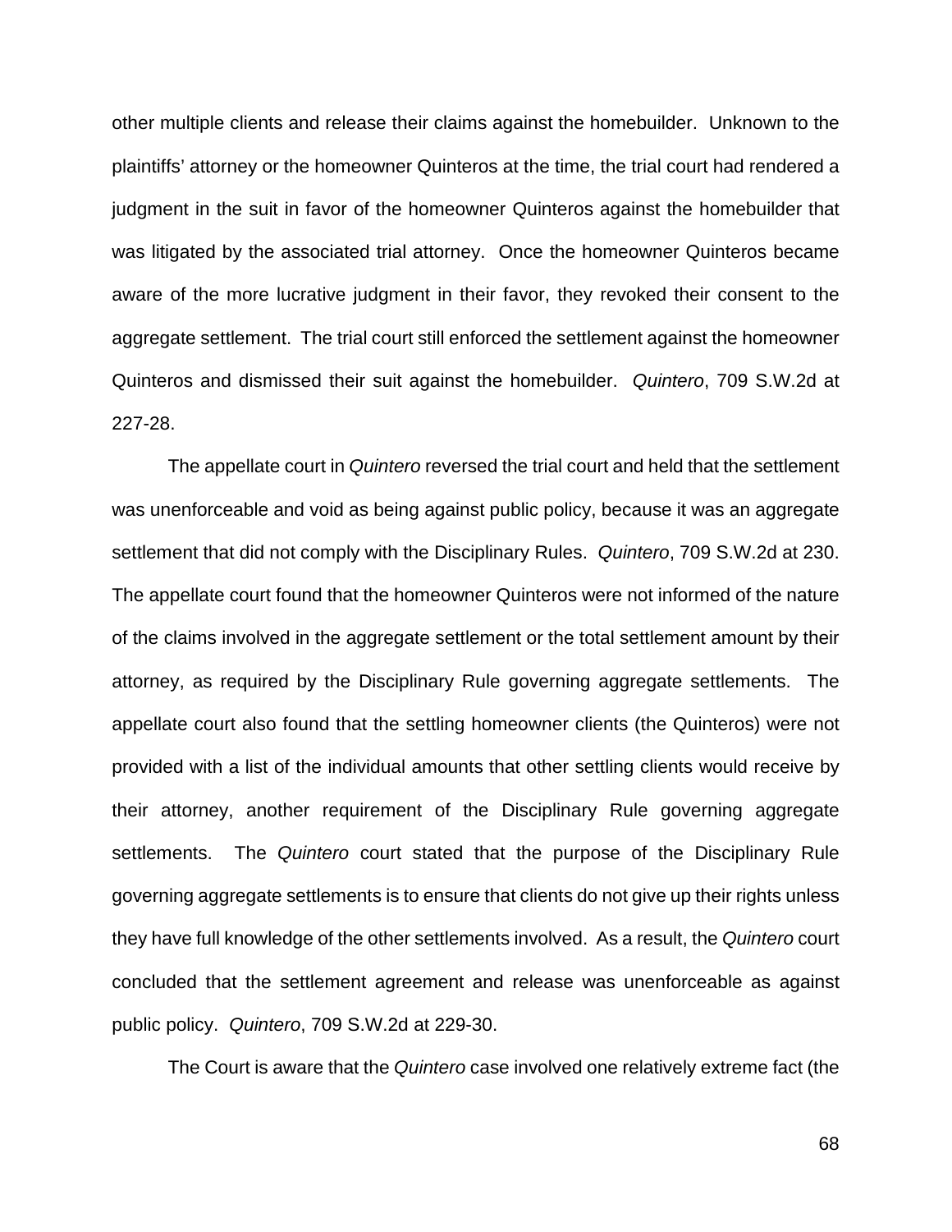other multiple clients and release their claims against the homebuilder. Unknown to the plaintiffs' attorney or the homeowner Quinteros at the time, the trial court had rendered a judgment in the suit in favor of the homeowner Quinteros against the homebuilder that was litigated by the associated trial attorney. Once the homeowner Quinteros became aware of the more lucrative judgment in their favor, they revoked their consent to the aggregate settlement. The trial court still enforced the settlement against the homeowner Quinteros and dismissed their suit against the homebuilder. *Quintero*, 709 S.W.2d at 227-28.

The appellate court in *Quintero* reversed the trial court and held that the settlement was unenforceable and void as being against public policy, because it was an aggregate settlement that did not comply with the Disciplinary Rules. *Quintero*, 709 S.W.2d at 230. The appellate court found that the homeowner Quinteros were not informed of the nature of the claims involved in the aggregate settlement or the total settlement amount by their attorney, as required by the Disciplinary Rule governing aggregate settlements. The appellate court also found that the settling homeowner clients (the Quinteros) were not provided with a list of the individual amounts that other settling clients would receive by their attorney, another requirement of the Disciplinary Rule governing aggregate settlements. The *Quintero* court stated that the purpose of the Disciplinary Rule governing aggregate settlements is to ensure that clients do not give up their rights unless they have full knowledge of the other settlements involved. As a result, the *Quintero* court concluded that the settlement agreement and release was unenforceable as against public policy. *Quintero*, 709 S.W.2d at 229-30.

The Court is aware that the *Quintero* case involved one relatively extreme fact (the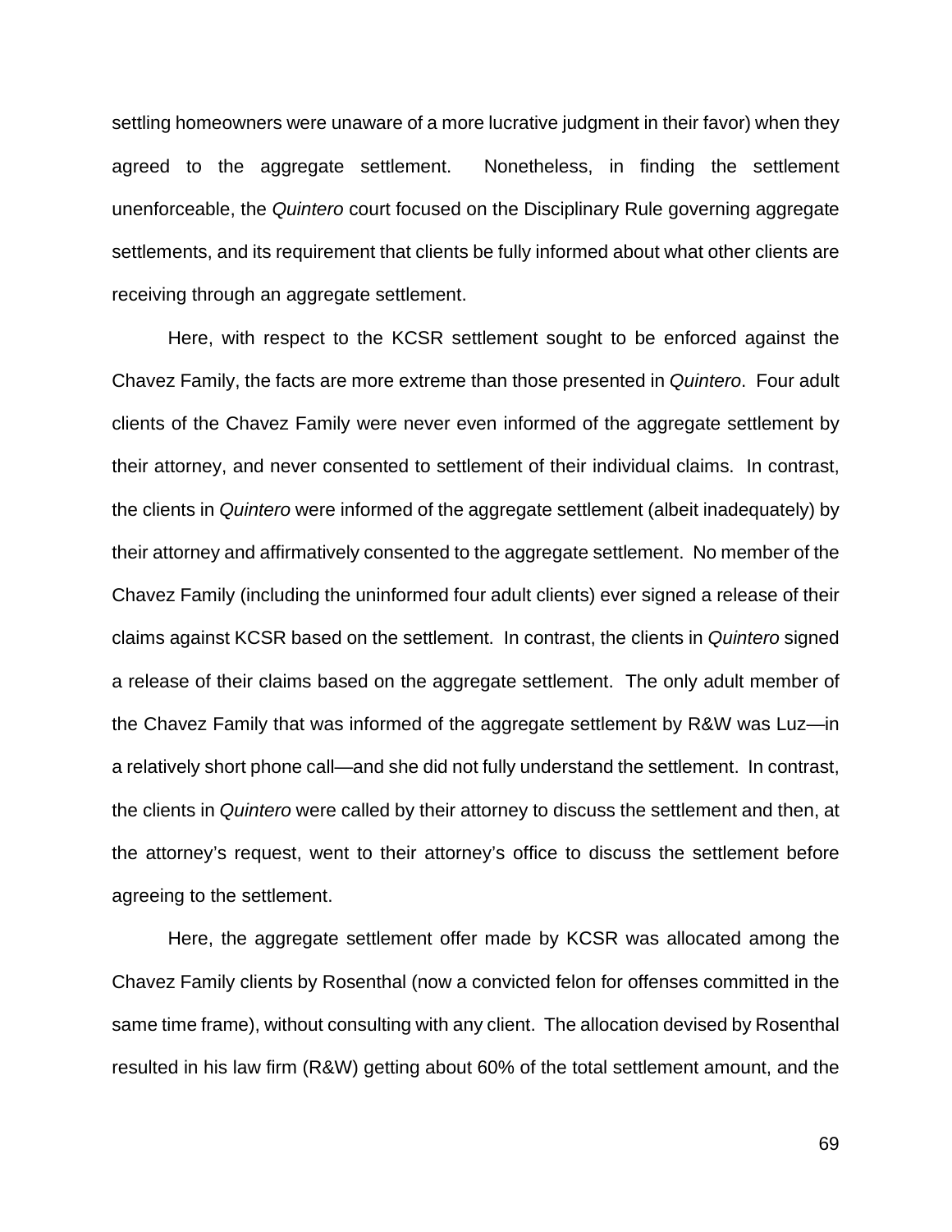settling homeowners were unaware of a more lucrative judgment in their favor) when they agreed to the aggregate settlement. Nonetheless, in finding the settlement unenforceable, the *Quintero* court focused on the Disciplinary Rule governing aggregate settlements, and its requirement that clients be fully informed about what other clients are receiving through an aggregate settlement.

Here, with respect to the KCSR settlement sought to be enforced against the Chavez Family, the facts are more extreme than those presented in *Quintero*. Four adult clients of the Chavez Family were never even informed of the aggregate settlement by their attorney, and never consented to settlement of their individual claims. In contrast, the clients in *Quintero* were informed of the aggregate settlement (albeit inadequately) by their attorney and affirmatively consented to the aggregate settlement. No member of the Chavez Family (including the uninformed four adult clients) ever signed a release of their claims against KCSR based on the settlement. In contrast, the clients in *Quintero* signed a release of their claims based on the aggregate settlement. The only adult member of the Chavez Family that was informed of the aggregate settlement by R&W was Luz—in a relatively short phone call—and she did not fully understand the settlement. In contrast, the clients in *Quintero* were called by their attorney to discuss the settlement and then, at the attorney's request, went to their attorney's office to discuss the settlement before agreeing to the settlement.

Here, the aggregate settlement offer made by KCSR was allocated among the Chavez Family clients by Rosenthal (now a convicted felon for offenses committed in the same time frame), without consulting with any client. The allocation devised by Rosenthal resulted in his law firm (R&W) getting about 60% of the total settlement amount, and the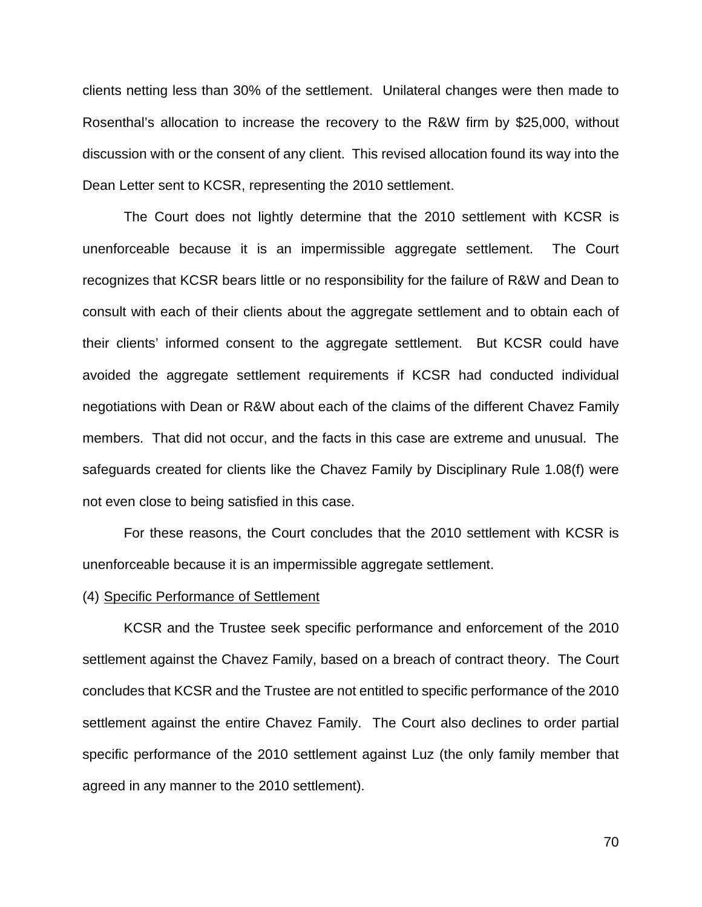clients netting less than 30% of the settlement. Unilateral changes were then made to Rosenthal's allocation to increase the recovery to the R&W firm by $25,000, without discussion with or the consent of any client. This revised allocation found its way into the Dean Letter sent to KCSR, representing the 2010 settlement.

The Court does not lightly determine that the 2010 settlement with KCSR is unenforceable because it is an impermissible aggregate settlement. The Court recognizes that KCSR bears little or no responsibility for the failure of R&W and Dean to consult with each of their clients about the aggregate settlement and to obtain each of their clients' informed consent to the aggregate settlement. But KCSR could have avoided the aggregate settlement requirements if KCSR had conducted individual negotiations with Dean or R&W about each of the claims of the different Chavez Family members. That did not occur, and the facts in this case are extreme and unusual. The safeguards created for clients like the Chavez Family by Disciplinary Rule 1.08(f) were not even close to being satisfied in this case.

For these reasons, the Court concludes that the 2010 settlement with KCSR is unenforceable because it is an impermissible aggregate settlement.

(4) Specific Performance of Settlement

KCSR and the Trustee seek specific performance and enforcement of the 2010 settlement against the Chavez Family, based on a breach of contract theory. The Court concludes that KCSR and the Trustee are not entitled to specific performance of the 2010 settlement against the entire Chavez Family. The Court also declines to order partial specific performance of the 2010 settlement against Luz (the only family member that agreed in any manner to the 2010 settlement).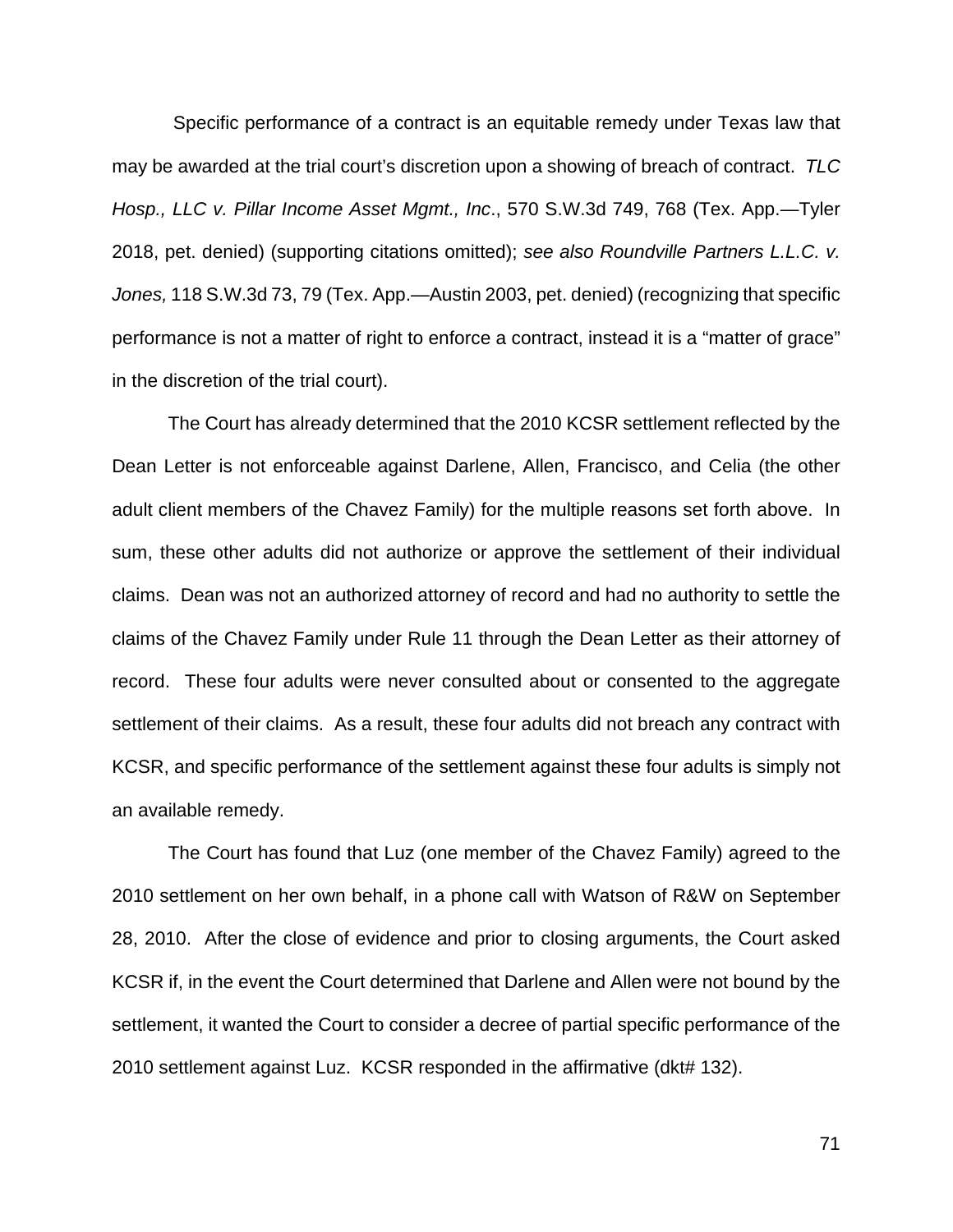Specific performance of a contract is an equitable remedy under Texas law that may be awarded at the trial court's discretion upon a showing of breach of contract. *TLC Hosp., LLC v. Pillar Income Asset Mgmt., Inc*., 570 S.W.3d 749, 768 (Tex. App.—Tyler 2018, pet. denied) (supporting citations omitted); *see also Roundville Partners L.L.C. v. Jones,* 118 S.W.3d 73, 79 (Tex. App.—Austin 2003, pet. denied) (recognizing that specific performance is not a matter of right to enforce a contract, instead it is a "matter of grace" in the discretion of the trial court).

The Court has already determined that the 2010 KCSR settlement reflected by the Dean Letter is not enforceable against Darlene, Allen, Francisco, and Celia (the other adult client members of the Chavez Family) for the multiple reasons set forth above. In sum, these other adults did not authorize or approve the settlement of their individual claims. Dean was not an authorized attorney of record and had no authority to settle the claims of the Chavez Family under Rule 11 through the Dean Letter as their attorney of record. These four adults were never consulted about or consented to the aggregate settlement of their claims. As a result, these four adults did not breach any contract with KCSR, and specific performance of the settlement against these four adults is simply not an available remedy.

The Court has found that Luz (one member of the Chavez Family) agreed to the 2010 settlement on her own behalf, in a phone call with Watson of R&W on September 28, 2010. After the close of evidence and prior to closing arguments, the Court asked KCSR if, in the event the Court determined that Darlene and Allen were not bound by the settlement, it wanted the Court to consider a decree of partial specific performance of the 2010 settlement against Luz. KCSR responded in the affirmative (dkt# 132).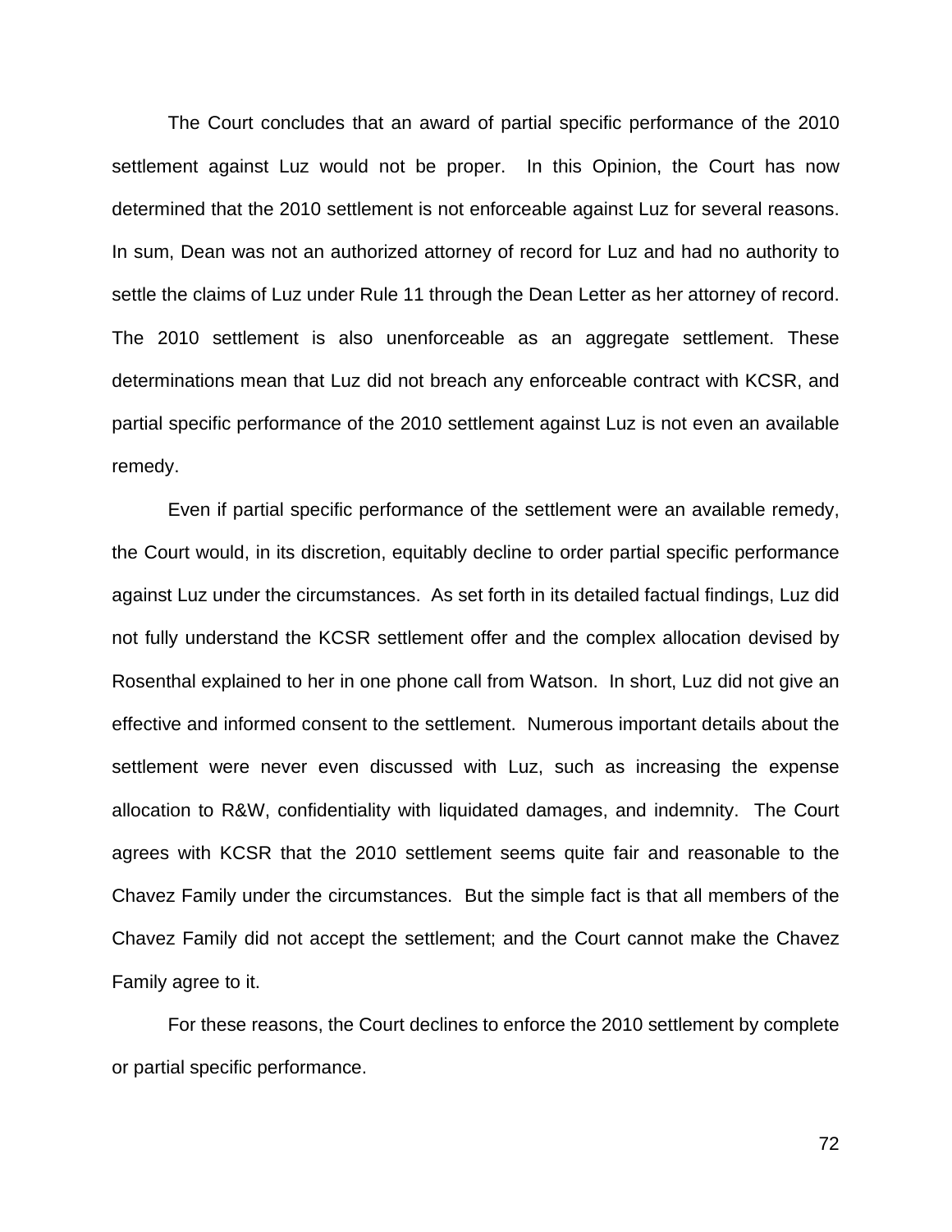The Court concludes that an award of partial specific performance of the 2010 settlement against Luz would not be proper. In this Opinion, the Court has now determined that the 2010 settlement is not enforceable against Luz for several reasons. In sum, Dean was not an authorized attorney of record for Luz and had no authority to settle the claims of Luz under Rule 11 through the Dean Letter as her attorney of record. The 2010 settlement is also unenforceable as an aggregate settlement. These determinations mean that Luz did not breach any enforceable contract with KCSR, and partial specific performance of the 2010 settlement against Luz is not even an available remedy.

Even if partial specific performance of the settlement were an available remedy, the Court would, in its discretion, equitably decline to order partial specific performance against Luz under the circumstances. As set forth in its detailed factual findings, Luz did not fully understand the KCSR settlement offer and the complex allocation devised by Rosenthal explained to her in one phone call from Watson. In short, Luz did not give an effective and informed consent to the settlement. Numerous important details about the settlement were never even discussed with Luz, such as increasing the expense allocation to R&W, confidentiality with liquidated damages, and indemnity. The Court agrees with KCSR that the 2010 settlement seems quite fair and reasonable to the Chavez Family under the circumstances. But the simple fact is that all members of the Chavez Family did not accept the settlement; and the Court cannot make the Chavez Family agree to it.

For these reasons, the Court declines to enforce the 2010 settlement by complete or partial specific performance.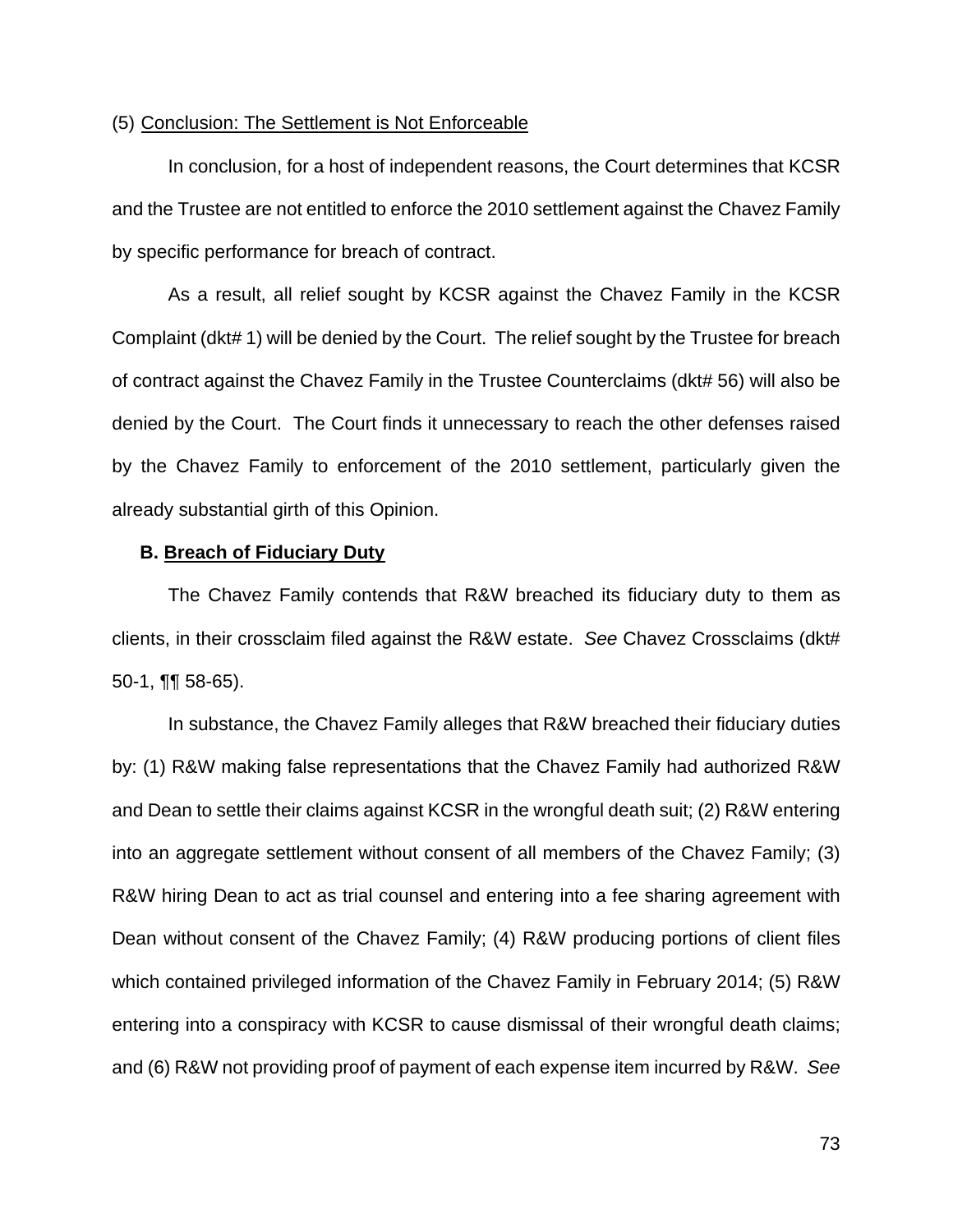(5) Conclusion: The Settlement is Not Enforceable

In conclusion, for a host of independent reasons, the Court determines that KCSR and the Trustee are not entitled to enforce the 2010 settlement against the Chavez Family by specific performance for breach of contract.

As a result, all relief sought by KCSR against the Chavez Family in the KCSR Complaint (dkt# 1) will be denied by the Court. The relief sought by the Trustee for breach of contract against the Chavez Family in the Trustee Counterclaims (dkt# 56) will also be denied by the Court. The Court finds it unnecessary to reach the other defenses raised by the Chavez Family to enforcement of the 2010 settlement, particularly given the already substantial girth of this Opinion.

**B. Breach of Fiduciary Duty**

The Chavez Family contends that R&W breached its fiduciary duty to them as clients, in their crossclaim filed against the R&W estate. *See* Chavez Crossclaims (dkt# 50-1, ¶¶ 58-65).

In substance, the Chavez Family alleges that R&W breached their fiduciary duties by: (1) R&W making false representations that the Chavez Family had authorized R&W and Dean to settle their claims against KCSR in the wrongful death suit; (2) R&W entering into an aggregate settlement without consent of all members of the Chavez Family; (3) R&W hiring Dean to act as trial counsel and entering into a fee sharing agreement with Dean without consent of the Chavez Family; (4) R&W producing portions of client files which contained privileged information of the Chavez Family in February 2014; (5) R&W entering into a conspiracy with KCSR to cause dismissal of their wrongful death claims; and (6) R&W not providing proof of payment of each expense item incurred by R&W. *See*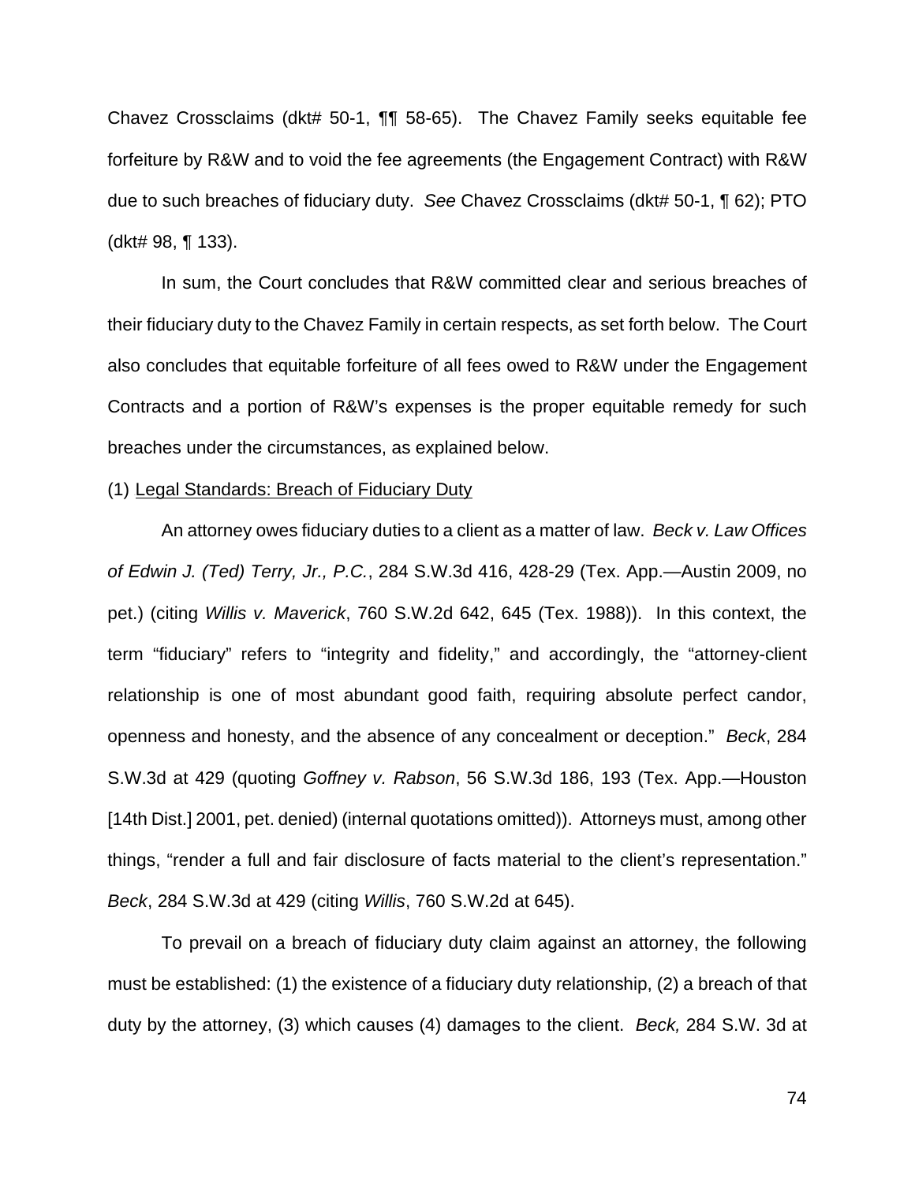Chavez Crossclaims (dkt# 50-1, ¶¶ 58-65). The Chavez Family seeks equitable fee forfeiture by R&W and to void the fee agreements (the Engagement Contract) with R&W due to such breaches of fiduciary duty. *See* Chavez Crossclaims (dkt# 50-1, ¶ 62); PTO (dkt# 98, ¶ 133).

In sum, the Court concludes that R&W committed clear and serious breaches of their fiduciary duty to the Chavez Family in certain respects, as set forth below. The Court also concludes that equitable forfeiture of all fees owed to R&W under the Engagement Contracts and a portion of R&W's expenses is the proper equitable remedy for such breaches under the circumstances, as explained below.

(1) <u>Legal Standards: Breach of Fiduciary Duty</u>

An attorney owes fiduciary duties to a client as a matter of law. *Beck v. Law Offices of Edwin J. (Ted) Terry, Jr., P.C.*, 284 S.W.3d 416, 428-29 (Tex. App.—Austin 2009, no pet.) (citing *Willis v. Maverick*, 760 S.W.2d 642, 645 (Tex. 1988)). In this context, the term "fiduciary" refers to "integrity and fidelity," and accordingly, the "attorney-client relationship is one of most abundant good faith, requiring absolute perfect candor, openness and honesty, and the absence of any concealment or deception." *Beck*, 284 S.W.3d at 429 (quoting *Goffney v. Rabson*, 56 S.W.3d 186, 193 (Tex. App.—Houston [14th Dist.] 2001, pet. denied) (internal quotations omitted)). Attorneys must, among other things, "render a full and fair disclosure of facts material to the client's representation." *Beck*, 284 S.W.3d at 429 (citing *Willis*, 760 S.W.2d at 645).

To prevail on a breach of fiduciary duty claim against an attorney, the following must be established: (1) the existence of a fiduciary duty relationship, (2) a breach of that duty by the attorney, (3) which causes (4) damages to the client. *Beck,* 284 S.W. 3d at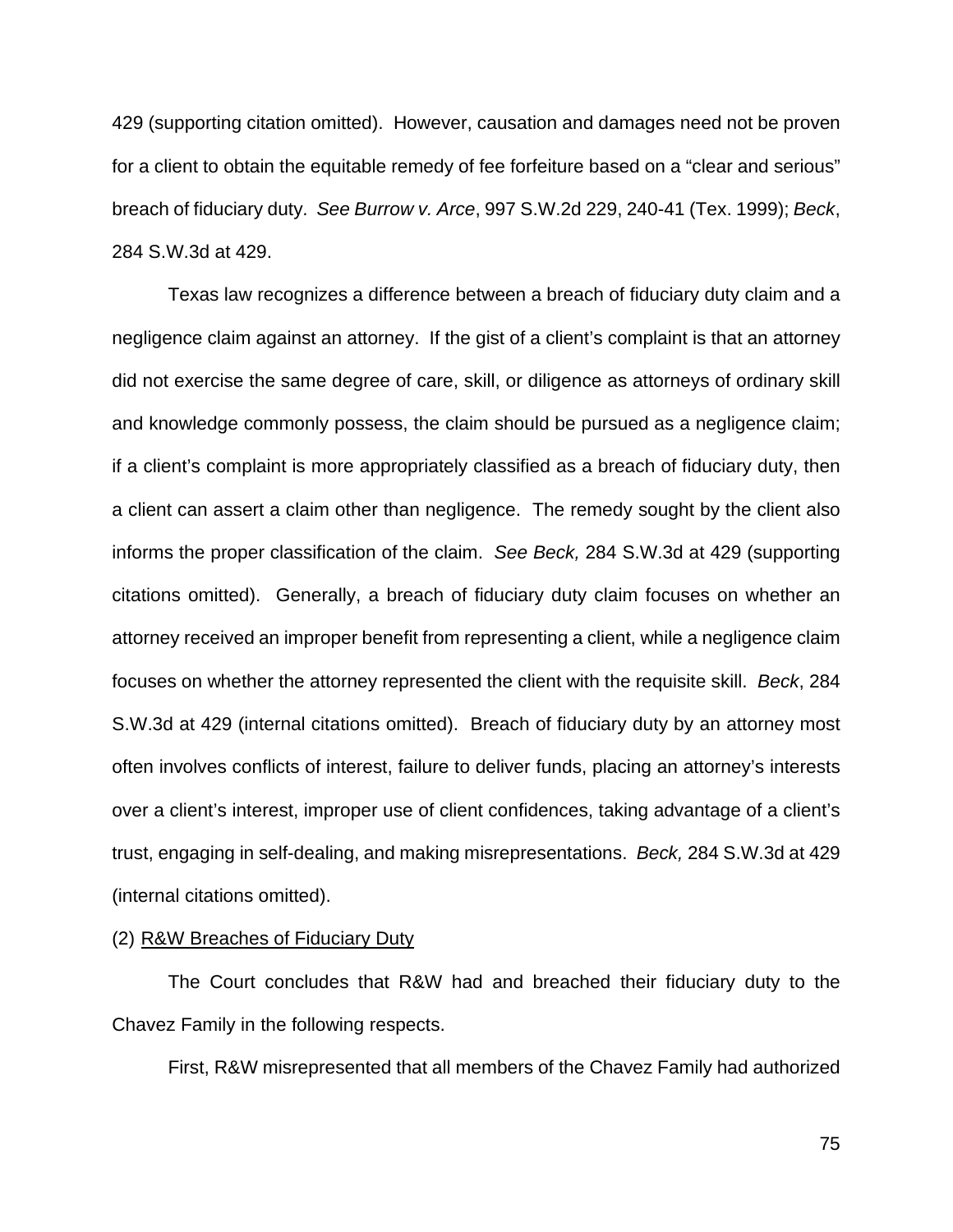429 (supporting citation omitted). However, causation and damages need not be proven for a client to obtain the equitable remedy of fee forfeiture based on a "clear and serious" breach of fiduciary duty. *See Burrow v. Arce*, 997 S.W.2d 229, 240-41 (Tex. 1999); *Beck*, 284 S.W.3d at 429.

Texas law recognizes a difference between a breach of fiduciary duty claim and a negligence claim against an attorney. If the gist of a client's complaint is that an attorney did not exercise the same degree of care, skill, or diligence as attorneys of ordinary skill and knowledge commonly possess, the claim should be pursued as a negligence claim; if a client's complaint is more appropriately classified as a breach of fiduciary duty, then a client can assert a claim other than negligence. The remedy sought by the client also informs the proper classification of the claim. *See Beck,* 284 S.W.3d at 429 (supporting citations omitted). Generally, a breach of fiduciary duty claim focuses on whether an attorney received an improper benefit from representing a client, while a negligence claim focuses on whether the attorney represented the client with the requisite skill. *Beck*, 284 S.W.3d at 429 (internal citations omitted). Breach of fiduciary duty by an attorney most often involves conflicts of interest, failure to deliver funds, placing an attorney's interests over a client's interest, improper use of client confidences, taking advantage of a client's trust, engaging in self-dealing, and making misrepresentations. *Beck,* 284 S.W.3d at 429 (internal citations omitted).

(2) <u>R&W Breaches of Fiduciary Duty</u>

The Court concludes that R&W had and breached their fiduciary duty to the Chavez Family in the following respects.

First, R&W misrepresented that all members of the Chavez Family had authorized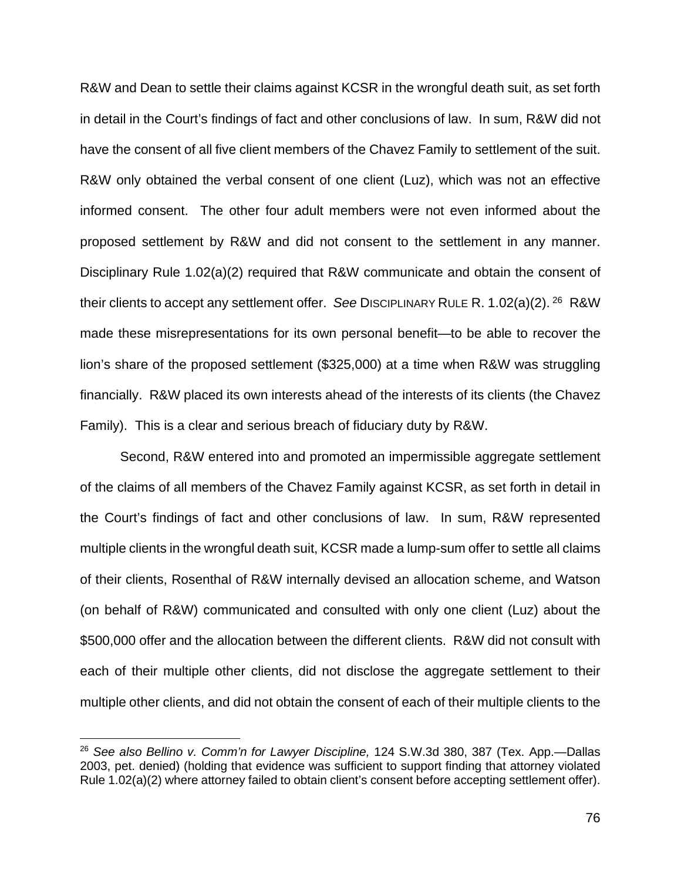R&W and Dean to settle their claims against KCSR in the wrongful death suit, as set forth in detail in the Court's findings of fact and other conclusions of law. In sum, R&W did not have the consent of all five client members of the Chavez Family to settlement of the suit. R&W only obtained the verbal consent of one client (Luz), which was not an effective informed consent. The other four adult members were not even informed about the proposed settlement by R&W and did not consent to the settlement in any manner. Disciplinary Rule 1.02(a)(2) required that R&W communicate and obtain the consent of their clients to accept any settlement offer. *See* DISCIPLINARY RULE R. 1.02(a)(2).[26] R&W made these misrepresentations for its own personal benefit—to be able to recover the lion's share of the proposed settlement ($325,000) at a time when R&W was struggling financially. R&W placed its own interests ahead of the interests of its clients (the Chavez Family). This is a clear and serious breach of fiduciary duty by R&W.

Second, R&W entered into and promoted an impermissible aggregate settlement of the claims of all members of the Chavez Family against KCSR, as set forth in detail in the Court's findings of fact and other conclusions of law. In sum, R&W represented multiple clients in the wrongful death suit, KCSR made a lump-sum offer to settle all claims of their clients, Rosenthal of R&W internally devised an allocation scheme, and Watson (on behalf of R&W) communicated and consulted with only one client (Luz) about the $500,000 offer and the allocation between the different clients. R&W did not consult with each of their multiple other clients, did not disclose the aggregate settlement to their multiple other clients, and did not obtain the consent of each of their multiple clients to the

---

[26] *See also Bellino v. Comm'n for Lawyer Discipline,* 124 S.W.3d 380, 387 (Tex. App.—Dallas 2003, pet. denied) (holding that evidence was sufficient to support finding that attorney violated Rule 1.02(a)(2) where attorney failed to obtain client's consent before accepting settlement offer).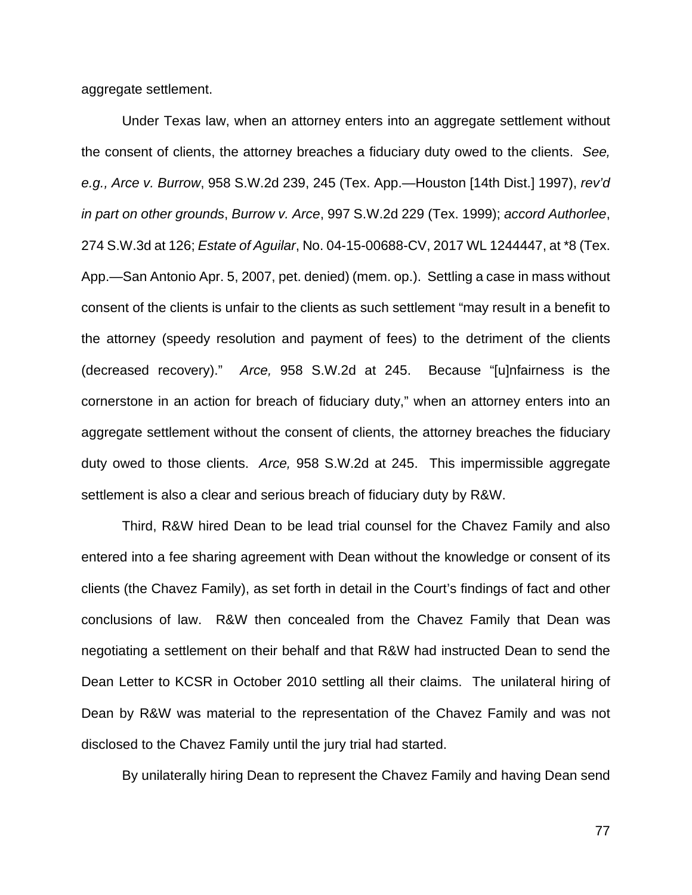aggregate settlement.

Under Texas law, when an attorney enters into an aggregate settlement without the consent of clients, the attorney breaches a fiduciary duty owed to the clients. *See, e.g., Arce v. Burrow*, 958 S.W.2d 239, 245 (Tex. App.—Houston [14th Dist.] 1997), *rev'd in part on other grounds*, *Burrow v. Arce*, 997 S.W.2d 229 (Tex. 1999); *accord Authorlee*, 274 S.W.3d at 126; *Estate of Aguilar*, No. 04-15-00688-CV, 2017 WL 1244447, at *8 (Tex. App.—San Antonio Apr. 5, 2007, pet. denied) (mem. op.). Settling a case in mass without consent of the clients is unfair to the clients as such settlement "may result in a benefit to the attorney (speedy resolution and payment of fees) to the detriment of the clients (decreased recovery)." *Arce,* 958 S.W.2d at 245. Because "[u]nfairness is the cornerstone in an action for breach of fiduciary duty," when an attorney enters into an aggregate settlement without the consent of clients, the attorney breaches the fiduciary duty owed to those clients. *Arce,* 958 S.W.2d at 245. This impermissible aggregate settlement is also a clear and serious breach of fiduciary duty by R&W.

Third, R&W hired Dean to be lead trial counsel for the Chavez Family and also entered into a fee sharing agreement with Dean without the knowledge or consent of its clients (the Chavez Family), as set forth in detail in the Court's findings of fact and other conclusions of law. R&W then concealed from the Chavez Family that Dean was negotiating a settlement on their behalf and that R&W had instructed Dean to send the Dean Letter to KCSR in October 2010 settling all their claims. The unilateral hiring of Dean by R&W was material to the representation of the Chavez Family and was not disclosed to the Chavez Family until the jury trial had started.

By unilaterally hiring Dean to represent the Chavez Family and having Dean send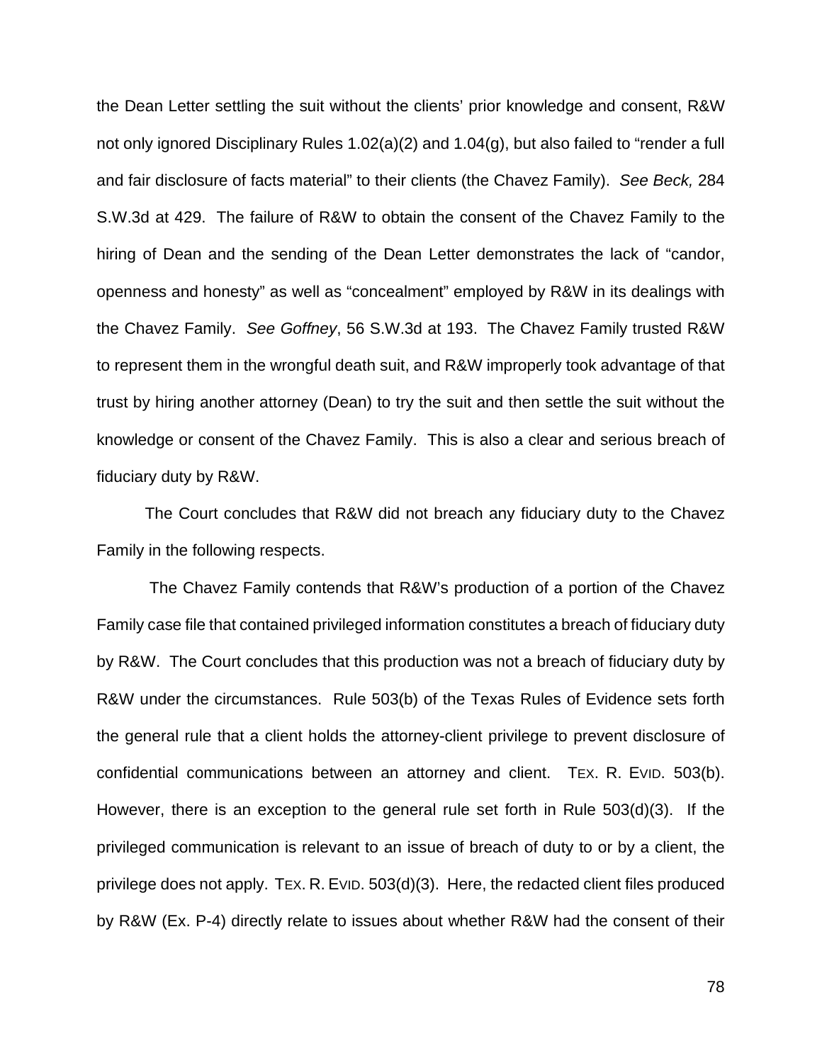the Dean Letter settling the suit without the clients' prior knowledge and consent, R&W not only ignored Disciplinary Rules 1.02(a)(2) and 1.04(g), but also failed to "render a full and fair disclosure of facts material" to their clients (the Chavez Family). *See Beck,* 284 S.W.3d at 429. The failure of R&W to obtain the consent of the Chavez Family to the hiring of Dean and the sending of the Dean Letter demonstrates the lack of "candor, openness and honesty" as well as "concealment" employed by R&W in its dealings with the Chavez Family. *See Goffney*, 56 S.W.3d at 193. The Chavez Family trusted R&W to represent them in the wrongful death suit, and R&W improperly took advantage of that trust by hiring another attorney (Dean) to try the suit and then settle the suit without the knowledge or consent of the Chavez Family. This is also a clear and serious breach of fiduciary duty by R&W.

The Court concludes that R&W did not breach any fiduciary duty to the Chavez Family in the following respects.

The Chavez Family contends that R&W's production of a portion of the Chavez Family case file that contained privileged information constitutes a breach of fiduciary duty by R&W. The Court concludes that this production was not a breach of fiduciary duty by R&W under the circumstances. Rule 503(b) of the Texas Rules of Evidence sets forth the general rule that a client holds the attorney-client privilege to prevent disclosure of confidential communications between an attorney and client. TEX. R. EVID. 503(b). However, there is an exception to the general rule set forth in Rule 503(d)(3). If the privileged communication is relevant to an issue of breach of duty to or by a client, the privilege does not apply. TEX. R. EVID. 503(d)(3). Here, the redacted client files produced by R&W (Ex. P-4) directly relate to issues about whether R&W had the consent of their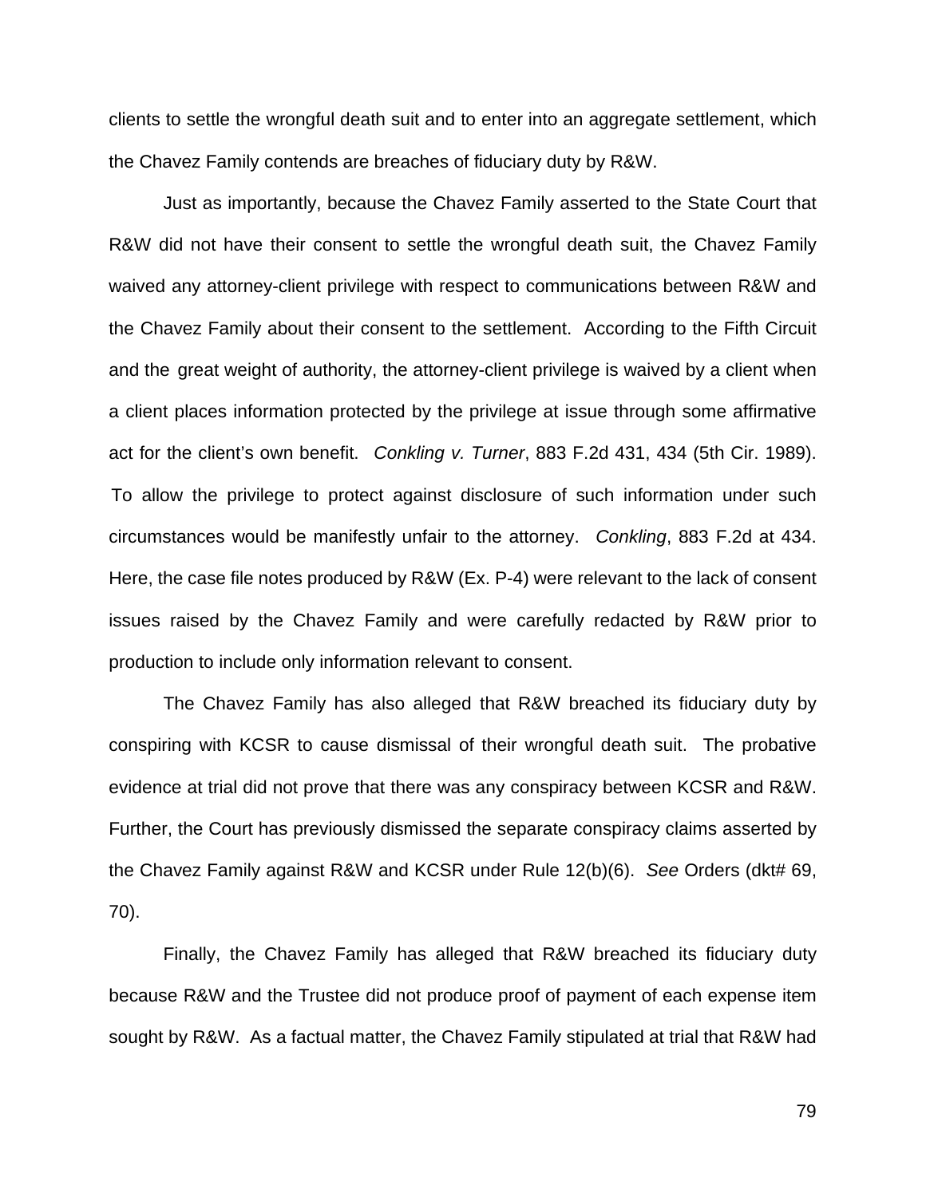clients to settle the wrongful death suit and to enter into an aggregate settlement, which the Chavez Family contends are breaches of fiduciary duty by R&W.

Just as importantly, because the Chavez Family asserted to the State Court that R&W did not have their consent to settle the wrongful death suit, the Chavez Family waived any attorney-client privilege with respect to communications between R&W and the Chavez Family about their consent to the settlement. According to the Fifth Circuit and the great weight of authority, the attorney-client privilege is waived by a client when a client places information protected by the privilege at issue through some affirmative act for the client's own benefit. *Conkling v. Turner*, 883 F.2d 431, 434 (5th Cir. 1989). To allow the privilege to protect against disclosure of such information under such circumstances would be manifestly unfair to the attorney. *Conkling*, 883 F.2d at 434. Here, the case file notes produced by R&W (Ex. P-4) were relevant to the lack of consent issues raised by the Chavez Family and were carefully redacted by R&W prior to production to include only information relevant to consent.

The Chavez Family has also alleged that R&W breached its fiduciary duty by conspiring with KCSR to cause dismissal of their wrongful death suit. The probative evidence at trial did not prove that there was any conspiracy between KCSR and R&W. Further, the Court has previously dismissed the separate conspiracy claims asserted by the Chavez Family against R&W and KCSR under Rule 12(b)(6). *See* Orders (dkt# 69, 70).

Finally, the Chavez Family has alleged that R&W breached its fiduciary duty because R&W and the Trustee did not produce proof of payment of each expense item sought by R&W. As a factual matter, the Chavez Family stipulated at trial that R&W had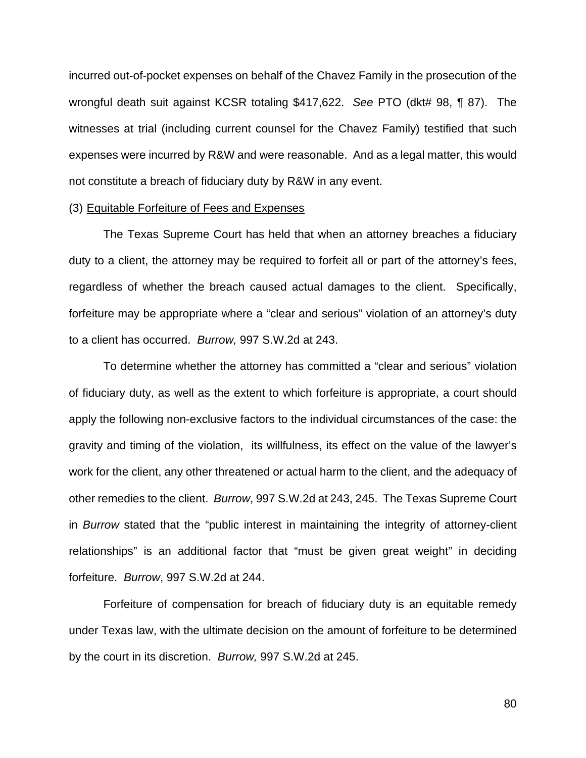incurred out-of-pocket expenses on behalf of the Chavez Family in the prosecution of the wrongful death suit against KCSR totaling $417,622. *See* PTO (dkt# 98, ¶ 87). The witnesses at trial (including current counsel for the Chavez Family) testified that such expenses were incurred by R&W and were reasonable. And as a legal matter, this would not constitute a breach of fiduciary duty by R&W in any event.

(3) <u>Equitable Forfeiture of Fees and Expenses</u>

The Texas Supreme Court has held that when an attorney breaches a fiduciary duty to a client, the attorney may be required to forfeit all or part of the attorney's fees, regardless of whether the breach caused actual damages to the client. Specifically, forfeiture may be appropriate where a "clear and serious" violation of an attorney's duty to a client has occurred. *Burrow,* 997 S.W.2d at 243.

To determine whether the attorney has committed a "clear and serious" violation of fiduciary duty, as well as the extent to which forfeiture is appropriate, a court should apply the following non-exclusive factors to the individual circumstances of the case: the gravity and timing of the violation, its willfulness, its effect on the value of the lawyer's work for the client, any other threatened or actual harm to the client, and the adequacy of other remedies to the client. *Burrow*, 997 S.W.2d at 243, 245. The Texas Supreme Court in *Burrow* stated that the "public interest in maintaining the integrity of attorney-client relationships" is an additional factor that "must be given great weight" in deciding forfeiture. *Burrow*, 997 S.W.2d at 244.

Forfeiture of compensation for breach of fiduciary duty is an equitable remedy under Texas law, with the ultimate decision on the amount of forfeiture to be determined by the court in its discretion. *Burrow,* 997 S.W.2d at 245.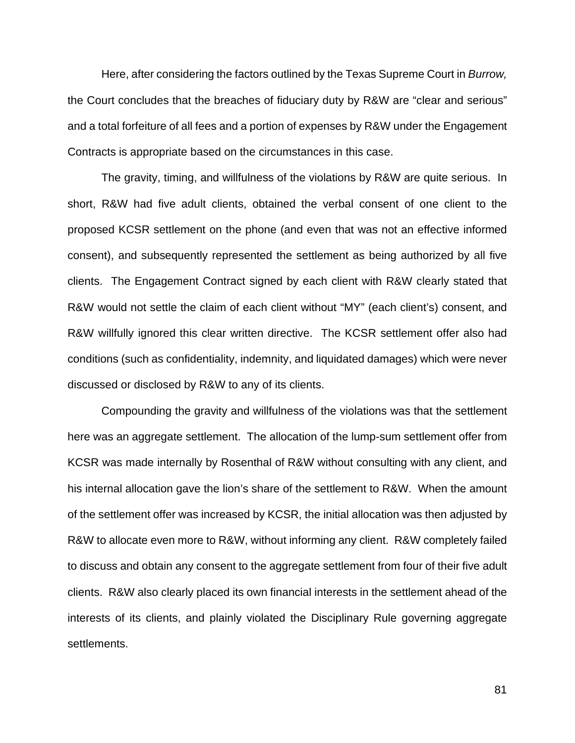Here, after considering the factors outlined by the Texas Supreme Court in *Burrow,* the Court concludes that the breaches of fiduciary duty by R&W are "clear and serious" and a total forfeiture of all fees and a portion of expenses by R&W under the Engagement Contracts is appropriate based on the circumstances in this case.

The gravity, timing, and willfulness of the violations by R&W are quite serious. In short, R&W had five adult clients, obtained the verbal consent of one client to the proposed KCSR settlement on the phone (and even that was not an effective informed consent), and subsequently represented the settlement as being authorized by all five clients. The Engagement Contract signed by each client with R&W clearly stated that R&W would not settle the claim of each client without "MY" (each client's) consent, and R&W willfully ignored this clear written directive. The KCSR settlement offer also had conditions (such as confidentiality, indemnity, and liquidated damages) which were never discussed or disclosed by R&W to any of its clients.

Compounding the gravity and willfulness of the violations was that the settlement here was an aggregate settlement. The allocation of the lump-sum settlement offer from KCSR was made internally by Rosenthal of R&W without consulting with any client, and his internal allocation gave the lion's share of the settlement to R&W. When the amount of the settlement offer was increased by KCSR, the initial allocation was then adjusted by R&W to allocate even more to R&W, without informing any client. R&W completely failed to discuss and obtain any consent to the aggregate settlement from four of their five adult clients. R&W also clearly placed its own financial interests in the settlement ahead of the interests of its clients, and plainly violated the Disciplinary Rule governing aggregate settlements.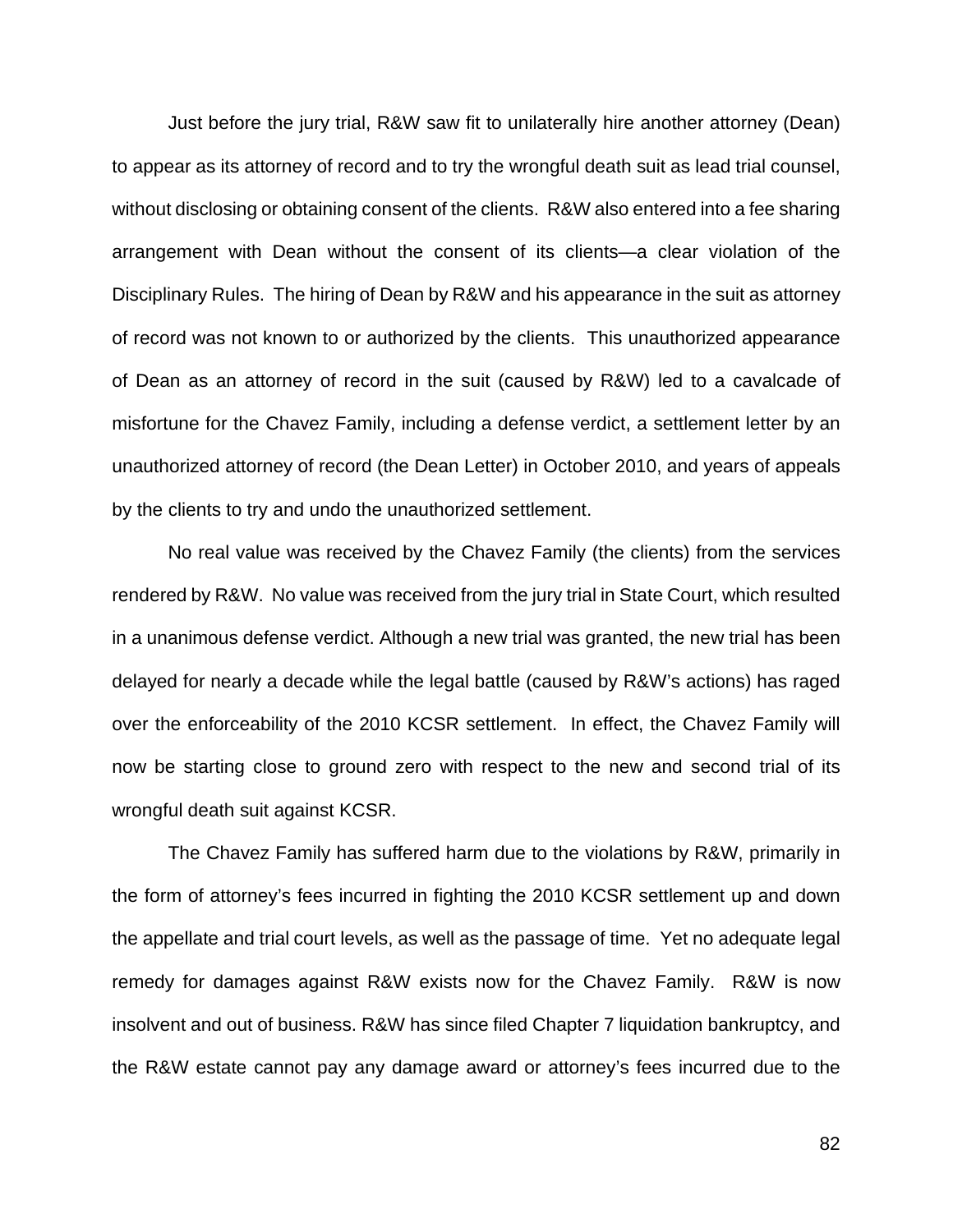Just before the jury trial, R&W saw fit to unilaterally hire another attorney (Dean) to appear as its attorney of record and to try the wrongful death suit as lead trial counsel, without disclosing or obtaining consent of the clients. R&W also entered into a fee sharing arrangement with Dean without the consent of its clients—a clear violation of the Disciplinary Rules. The hiring of Dean by R&W and his appearance in the suit as attorney of record was not known to or authorized by the clients. This unauthorized appearance of Dean as an attorney of record in the suit (caused by R&W) led to a cavalcade of misfortune for the Chavez Family, including a defense verdict, a settlement letter by an unauthorized attorney of record (the Dean Letter) in October 2010, and years of appeals by the clients to try and undo the unauthorized settlement.

No real value was received by the Chavez Family (the clients) from the services rendered by R&W. No value was received from the jury trial in State Court, which resulted in a unanimous defense verdict. Although a new trial was granted, the new trial has been delayed for nearly a decade while the legal battle (caused by R&W's actions) has raged over the enforceability of the 2010 KCSR settlement. In effect, the Chavez Family will now be starting close to ground zero with respect to the new and second trial of its wrongful death suit against KCSR.

The Chavez Family has suffered harm due to the violations by R&W, primarily in the form of attorney's fees incurred in fighting the 2010 KCSR settlement up and down the appellate and trial court levels, as well as the passage of time. Yet no adequate legal remedy for damages against R&W exists now for the Chavez Family. R&W is now insolvent and out of business. R&W has since filed Chapter 7 liquidation bankruptcy, and the R&W estate cannot pay any damage award or attorney's fees incurred due to the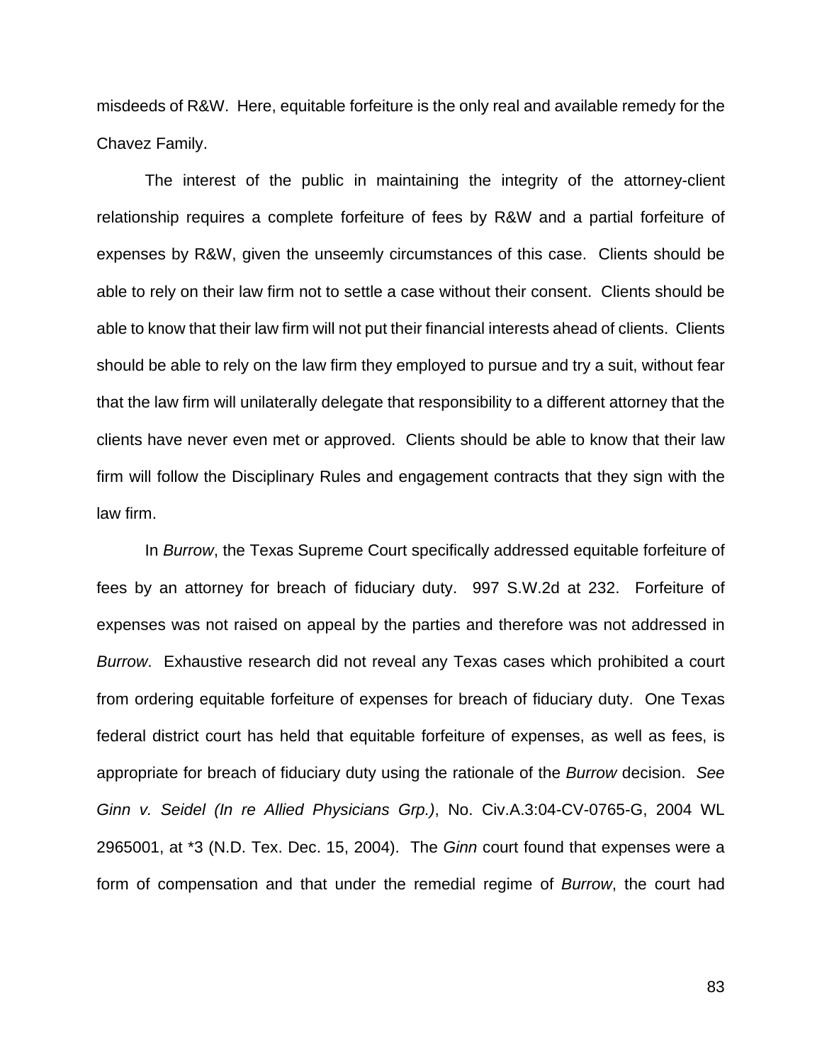misdeeds of R&W. Here, equitable forfeiture is the only real and available remedy for the Chavez Family.

The interest of the public in maintaining the integrity of the attorney-client relationship requires a complete forfeiture of fees by R&W and a partial forfeiture of expenses by R&W, given the unseemly circumstances of this case. Clients should be able to rely on their law firm not to settle a case without their consent. Clients should be able to know that their law firm will not put their financial interests ahead of clients. Clients should be able to rely on the law firm they employed to pursue and try a suit, without fear that the law firm will unilaterally delegate that responsibility to a different attorney that the clients have never even met or approved. Clients should be able to know that their law firm will follow the Disciplinary Rules and engagement contracts that they sign with the law firm.

In *Burrow*, the Texas Supreme Court specifically addressed equitable forfeiture of fees by an attorney for breach of fiduciary duty. 997 S.W.2d at 232. Forfeiture of expenses was not raised on appeal by the parties and therefore was not addressed in *Burrow*. Exhaustive research did not reveal any Texas cases which prohibited a court from ordering equitable forfeiture of expenses for breach of fiduciary duty. One Texas federal district court has held that equitable forfeiture of expenses, as well as fees, is appropriate for breach of fiduciary duty using the rationale of the *Burrow* decision. *See Ginn v. Seidel (In re Allied Physicians Grp.)*, No. Civ.A.3:04-CV-0765-G, 2004 WL 2965001, at *3 (N.D. Tex. Dec. 15, 2004). The *Ginn* court found that expenses were a form of compensation and that under the remedial regime of *Burrow*, the court had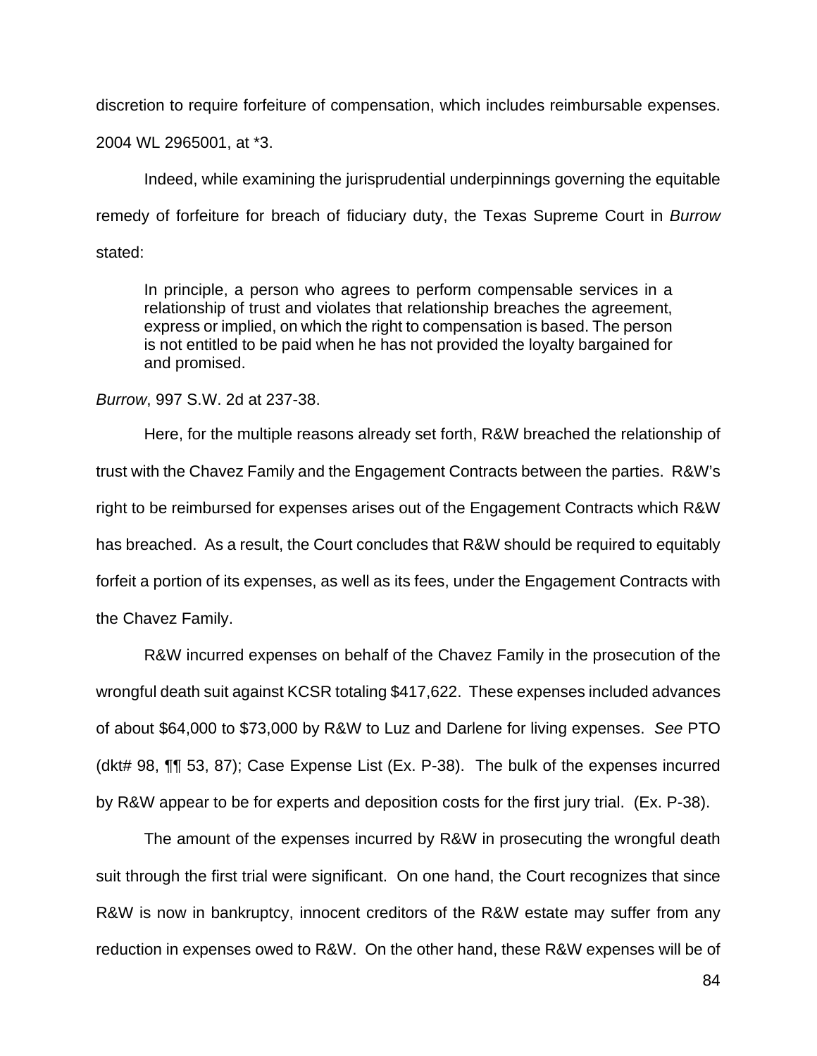discretion to require forfeiture of compensation, which includes reimbursable expenses. 2004 WL 2965001, at *3.

Indeed, while examining the jurisprudential underpinnings governing the equitable remedy of forfeiture for breach of fiduciary duty, the Texas Supreme Court in *Burrow* stated:

> In principle, a person who agrees to perform compensable services in a relationship of trust and violates that relationship breaches the agreement, express or implied, on which the right to compensation is based. The person is not entitled to be paid when he has not provided the loyalty bargained for and promised.

*Burrow*, 997 S.W. 2d at 237-38.

Here, for the multiple reasons already set forth, R&W breached the relationship of trust with the Chavez Family and the Engagement Contracts between the parties. R&W's right to be reimbursed for expenses arises out of the Engagement Contracts which R&W has breached. As a result, the Court concludes that R&W should be required to equitably forfeit a portion of its expenses, as well as its fees, under the Engagement Contracts with the Chavez Family.

R&W incurred expenses on behalf of the Chavez Family in the prosecution of the wrongful death suit against KCSR totaling $417,622. These expenses included advances of about $64,000 to $73,000 by R&W to Luz and Darlene for living expenses. *See* PTO (dkt# 98, ¶¶ 53, 87); Case Expense List (Ex. P-38). The bulk of the expenses incurred by R&W appear to be for experts and deposition costs for the first jury trial. (Ex. P-38).

The amount of the expenses incurred by R&W in prosecuting the wrongful death suit through the first trial were significant. On one hand, the Court recognizes that since R&W is now in bankruptcy, innocent creditors of the R&W estate may suffer from any reduction in expenses owed to R&W. On the other hand, these R&W expenses will be of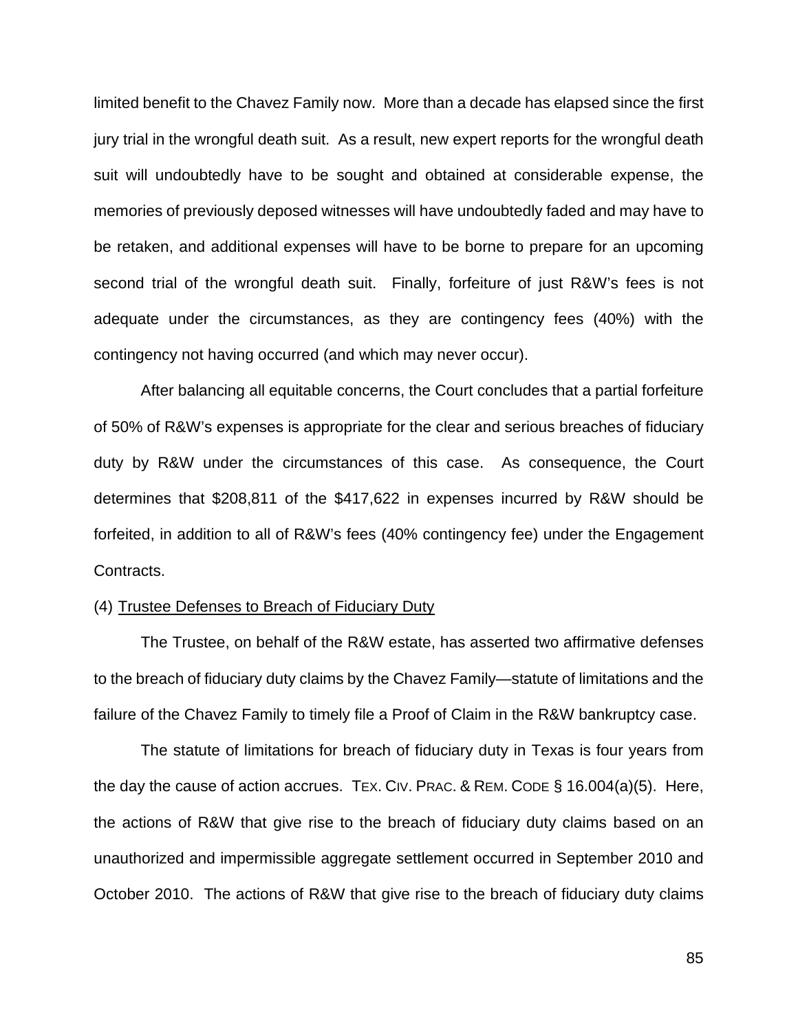limited benefit to the Chavez Family now. More than a decade has elapsed since the first jury trial in the wrongful death suit. As a result, new expert reports for the wrongful death suit will undoubtedly have to be sought and obtained at considerable expense, the memories of previously deposed witnesses will have undoubtedly faded and may have to be retaken, and additional expenses will have to be borne to prepare for an upcoming second trial of the wrongful death suit. Finally, forfeiture of just R&W's fees is not adequate under the circumstances, as they are contingency fees (40%) with the contingency not having occurred (and which may never occur).

After balancing all equitable concerns, the Court concludes that a partial forfeiture of 50% of R&W's expenses is appropriate for the clear and serious breaches of fiduciary duty by R&W under the circumstances of this case. As consequence, the Court determines that $208,811 of the $417,622 in expenses incurred by R&W should be forfeited, in addition to all of R&W's fees (40% contingency fee) under the Engagement Contracts.

(4) Trustee Defenses to Breach of Fiduciary Duty

The Trustee, on behalf of the R&W estate, has asserted two affirmative defenses to the breach of fiduciary duty claims by the Chavez Family—statute of limitations and the failure of the Chavez Family to timely file a Proof of Claim in the R&W bankruptcy case.

The statute of limitations for breach of fiduciary duty in Texas is four years from the day the cause of action accrues. TEX. CIV. PRAC. & REM. CODE § 16.004(a)(5). Here, the actions of R&W that give rise to the breach of fiduciary duty claims based on an unauthorized and impermissible aggregate settlement occurred in September 2010 and October 2010. The actions of R&W that give rise to the breach of fiduciary duty claims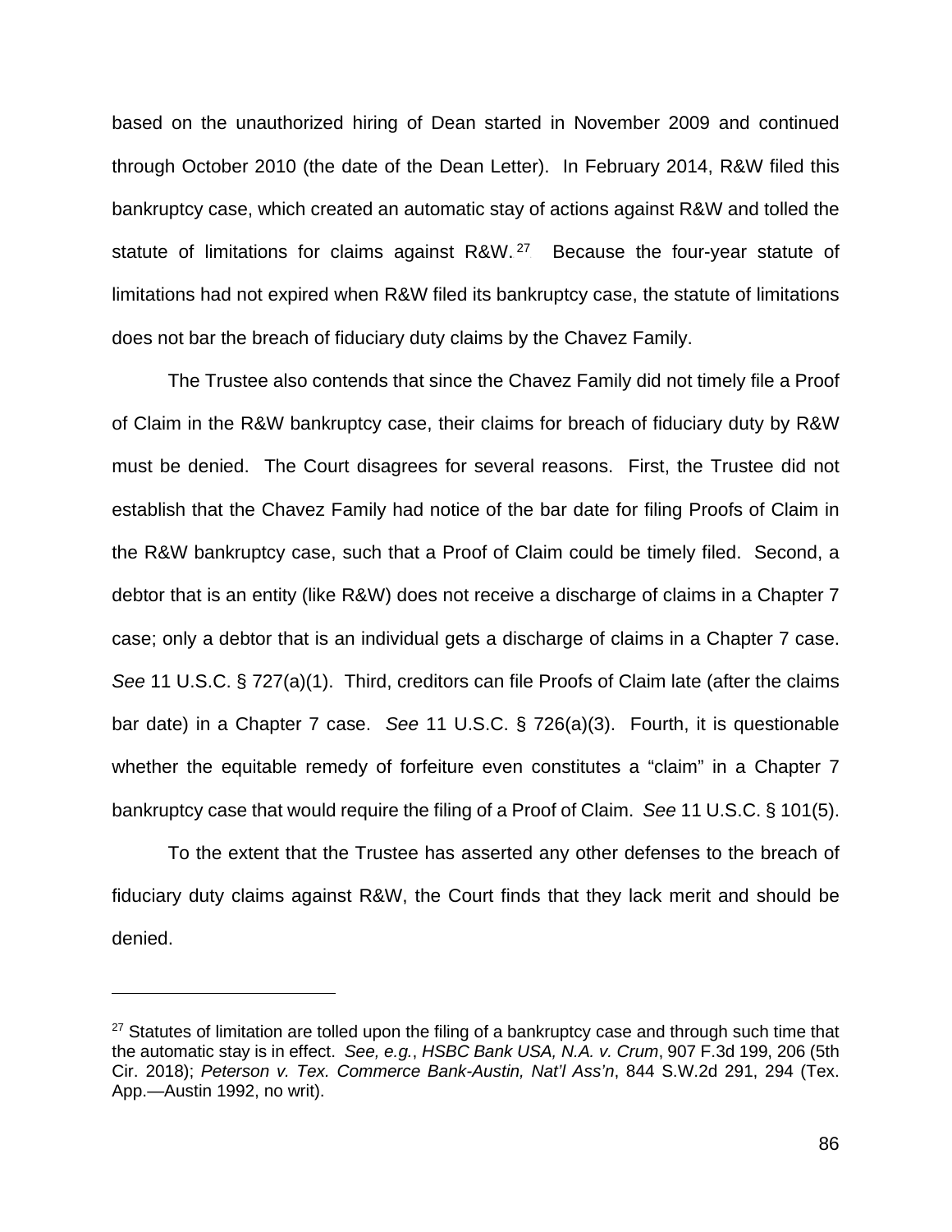based on the unauthorized hiring of Dean started in November 2009 and continued through October 2010 (the date of the Dean Letter). In February 2014, R&W filed this bankruptcy case, which created an automatic stay of actions against R&W and tolled the statute of limitations for claims against R&W.[27] Because the four-year statute of limitations had not expired when R&W filed its bankruptcy case, the statute of limitations does not bar the breach of fiduciary duty claims by the Chavez Family.

The Trustee also contends that since the Chavez Family did not timely file a Proof of Claim in the R&W bankruptcy case, their claims for breach of fiduciary duty by R&W must be denied. The Court disagrees for several reasons. First, the Trustee did not establish that the Chavez Family had notice of the bar date for filing Proofs of Claim in the R&W bankruptcy case, such that a Proof of Claim could be timely filed. Second, a debtor that is an entity (like R&W) does not receive a discharge of claims in a Chapter 7 case; only a debtor that is an individual gets a discharge of claims in a Chapter 7 case. *See* 11 U.S.C. § 727(a)(1). Third, creditors can file Proofs of Claim late (after the claims bar date) in a Chapter 7 case. *See* 11 U.S.C. § 726(a)(3). Fourth, it is questionable whether the equitable remedy of forfeiture even constitutes a "claim" in a Chapter 7 bankruptcy case that would require the filing of a Proof of Claim. *See* 11 U.S.C. § 101(5).

To the extent that the Trustee has asserted any other defenses to the breach of fiduciary duty claims against R&W, the Court finds that they lack merit and should be denied.

---

[27] Statutes of limitation are tolled upon the filing of a bankruptcy case and through such time that the automatic stay is in effect. *See, e.g.*, *HSBC Bank USA, N.A. v. Crum*, 907 F.3d 199, 206 (5th Cir. 2018); *Peterson v. Tex. Commerce Bank-Austin, Nat'l Ass'n*, 844 S.W.2d 291, 294 (Tex. App.—Austin 1992, no writ).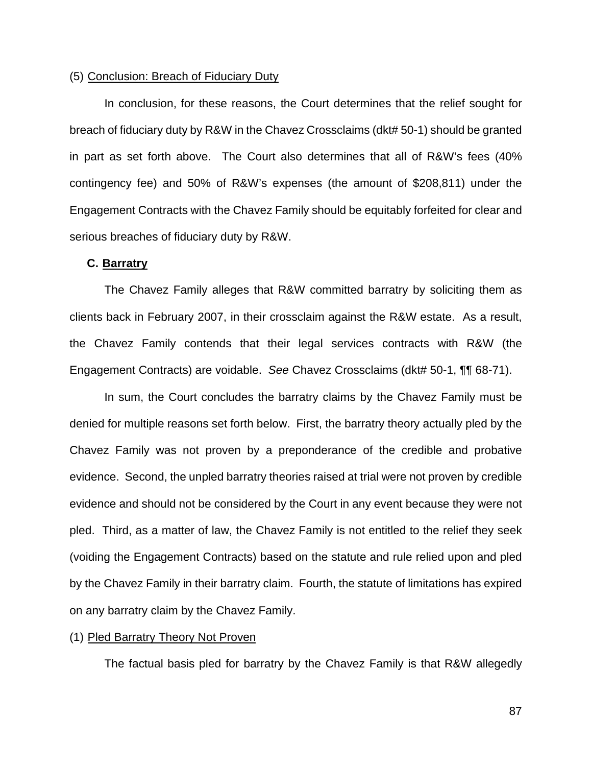(5) Conclusion: Breach of Fiduciary Duty

In conclusion, for these reasons, the Court determines that the relief sought for breach of fiduciary duty by R&W in the Chavez Crossclaims (dkt# 50-1) should be granted in part as set forth above. The Court also determines that all of R&W's fees (40% contingency fee) and 50% of R&W's expenses (the amount of $208,811) under the Engagement Contracts with the Chavez Family should be equitably forfeited for clear and serious breaches of fiduciary duty by R&W.

### C. Barratry

The Chavez Family alleges that R&W committed barratry by soliciting them as clients back in February 2007, in their crossclaim against the R&W estate. As a result, the Chavez Family contends that their legal services contracts with R&W (the Engagement Contracts) are voidable. *See* Chavez Crossclaims (dkt# 50-1, ¶¶ 68-71).

In sum, the Court concludes the barratry claims by the Chavez Family must be denied for multiple reasons set forth below. First, the barratry theory actually pled by the Chavez Family was not proven by a preponderance of the credible and probative evidence. Second, the unpled barratry theories raised at trial were not proven by credible evidence and should not be considered by the Court in any event because they were not pled. Third, as a matter of law, the Chavez Family is not entitled to the relief they seek (voiding the Engagement Contracts) based on the statute and rule relied upon and pled by the Chavez Family in their barratry claim. Fourth, the statute of limitations has expired on any barratry claim by the Chavez Family.

(1) Pled Barratry Theory Not Proven

The factual basis pled for barratry by the Chavez Family is that R&W allegedly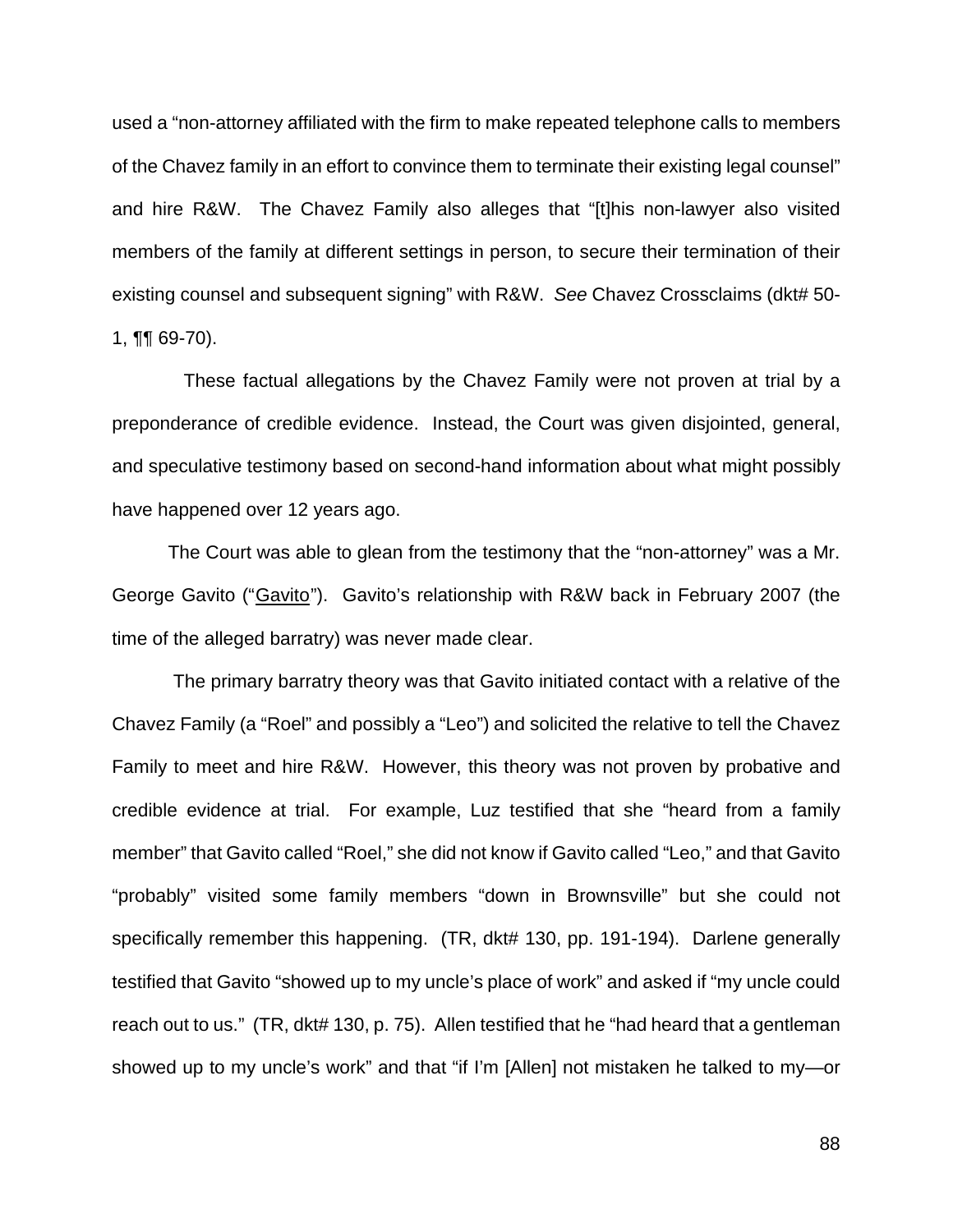used a "non-attorney affiliated with the firm to make repeated telephone calls to members of the Chavez family in an effort to convince them to terminate their existing legal counsel" and hire R&W. The Chavez Family also alleges that "[t]his non-lawyer also visited members of the family at different settings in person, to secure their termination of their existing counsel and subsequent signing" with R&W. *See* Chavez Crossclaims (dkt# 50-1, ¶¶ 69-70).

These factual allegations by the Chavez Family were not proven at trial by a preponderance of credible evidence. Instead, the Court was given disjointed, general, and speculative testimony based on second-hand information about what might possibly have happened over 12 years ago.

The Court was able to glean from the testimony that the "non-attorney" was a Mr. George Gavito ("Gavito"). Gavito's relationship with R&W back in February 2007 (the time of the alleged barratry) was never made clear.

The primary barratry theory was that Gavito initiated contact with a relative of the Chavez Family (a "Roel" and possibly a "Leo") and solicited the relative to tell the Chavez Family to meet and hire R&W. However, this theory was not proven by probative and credible evidence at trial. For example, Luz testified that she "heard from a family member" that Gavito called "Roel," she did not know if Gavito called "Leo," and that Gavito "probably" visited some family members "down in Brownsville" but she could not specifically remember this happening. (TR, dkt# 130, pp. 191-194). Darlene generally testified that Gavito "showed up to my uncle's place of work" and asked if "my uncle could reach out to us." (TR, dkt# 130, p. 75). Allen testified that he "had heard that a gentleman showed up to my uncle's work" and that "if I'm [Allen] not mistaken he talked to my—or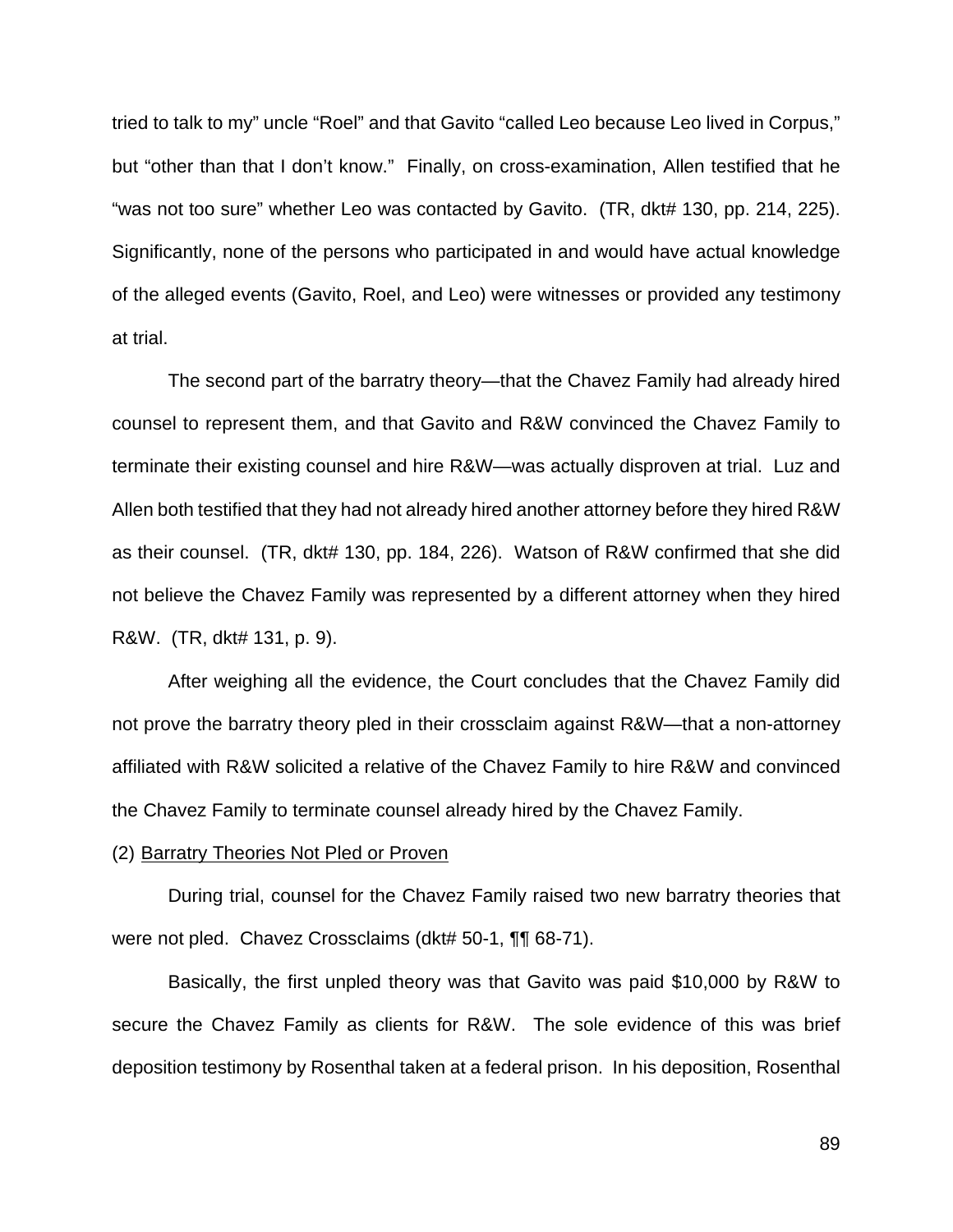tried to talk to my" uncle "Roel" and that Gavito "called Leo because Leo lived in Corpus," but "other than that I don't know." Finally, on cross-examination, Allen testified that he "was not too sure" whether Leo was contacted by Gavito. (TR, dkt# 130, pp. 214, 225). Significantly, none of the persons who participated in and would have actual knowledge of the alleged events (Gavito, Roel, and Leo) were witnesses or provided any testimony at trial.

The second part of the barratry theory—that the Chavez Family had already hired counsel to represent them, and that Gavito and R&W convinced the Chavez Family to terminate their existing counsel and hire R&W—was actually disproven at trial. Luz and Allen both testified that they had not already hired another attorney before they hired R&W as their counsel. (TR, dkt# 130, pp. 184, 226). Watson of R&W confirmed that she did not believe the Chavez Family was represented by a different attorney when they hired R&W. (TR, dkt# 131, p. 9).

After weighing all the evidence, the Court concludes that the Chavez Family did not prove the barratry theory pled in their crossclaim against R&W—that a non-attorney affiliated with R&W solicited a relative of the Chavez Family to hire R&W and convinced the Chavez Family to terminate counsel already hired by the Chavez Family.

(2) <u>Barratry Theories Not Pled or Proven</u>

During trial, counsel for the Chavez Family raised two new barratry theories that were not pled. Chavez Crossclaims (dkt# 50-1, ¶¶ 68-71).

Basically, the first unpled theory was that Gavito was paid $10,000 by R&W to secure the Chavez Family as clients for R&W. The sole evidence of this was brief deposition testimony by Rosenthal taken at a federal prison. In his deposition, Rosenthal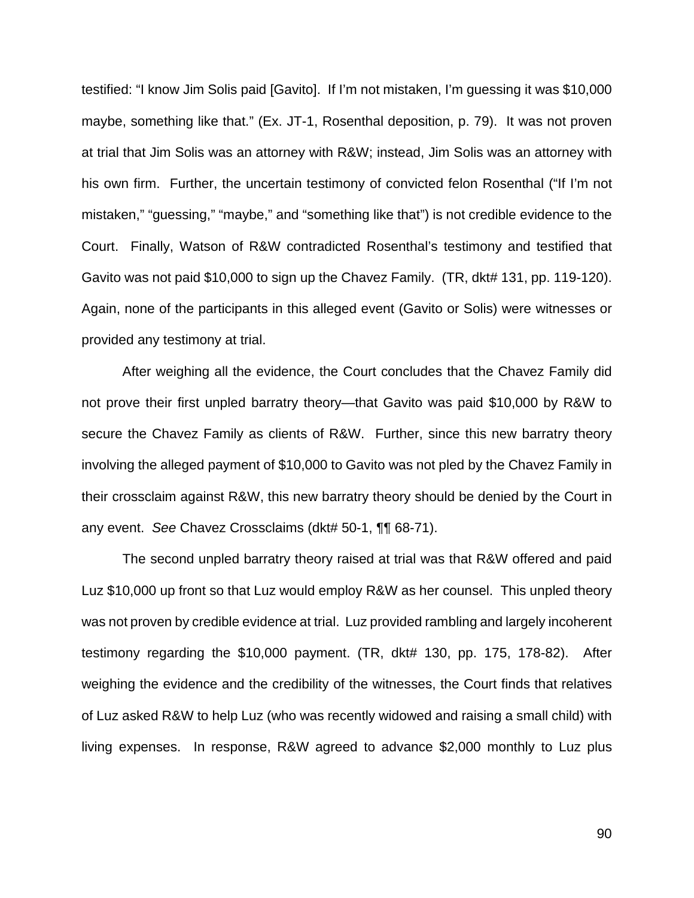testified: "I know Jim Solis paid [Gavito]. If I'm not mistaken, I'm guessing it was $10,000 maybe, something like that." (Ex. JT-1, Rosenthal deposition, p. 79). It was not proven at trial that Jim Solis was an attorney with R&W; instead, Jim Solis was an attorney with his own firm. Further, the uncertain testimony of convicted felon Rosenthal ("If I'm not mistaken," "guessing," "maybe," and "something like that") is not credible evidence to the Court. Finally, Watson of R&W contradicted Rosenthal's testimony and testified that Gavito was not paid $10,000 to sign up the Chavez Family. (TR, dkt# 131, pp. 119-120). Again, none of the participants in this alleged event (Gavito or Solis) were witnesses or provided any testimony at trial.

After weighing all the evidence, the Court concludes that the Chavez Family did not prove their first unpled barratry theory—that Gavito was paid $10,000 by R&W to secure the Chavez Family as clients of R&W. Further, since this new barratry theory involving the alleged payment of $10,000 to Gavito was not pled by the Chavez Family in their crossclaim against R&W, this new barratry theory should be denied by the Court in any event. *See* Chavez Crossclaims (dkt# 50-1, ¶¶ 68-71).

The second unpled barratry theory raised at trial was that R&W offered and paid Luz $10,000 up front so that Luz would employ R&W as her counsel. This unpled theory was not proven by credible evidence at trial. Luz provided rambling and largely incoherent testimony regarding the $10,000 payment. (TR, dkt# 130, pp. 175, 178-82). After weighing the evidence and the credibility of the witnesses, the Court finds that relatives of Luz asked R&W to help Luz (who was recently widowed and raising a small child) with living expenses. In response, R&W agreed to advance $2,000 monthly to Luz plus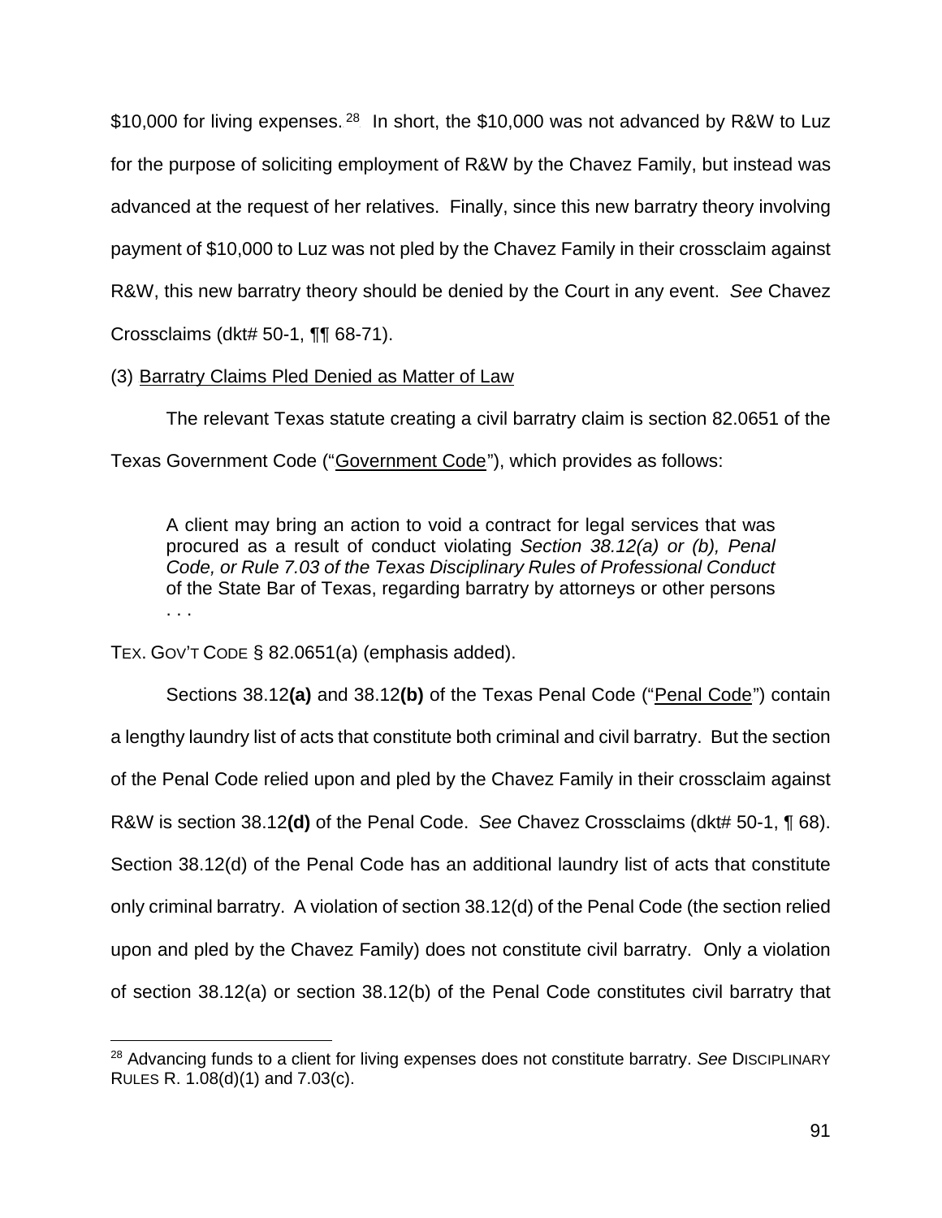$10,000 for living expenses.[28] In short, the $10,000 was not advanced by R&W to Luz for the purpose of soliciting employment of R&W by the Chavez Family, but instead was advanced at the request of her relatives. Finally, since this new barratry theory involving payment of $10,000 to Luz was not pled by the Chavez Family in their crossclaim against R&W, this new barratry theory should be denied by the Court in any event. *See* Chavez Crossclaims (dkt# 50-1, ¶¶ 68-71).

(3) <u>Barratry Claims Pled Denied as Matter of Law</u>

The relevant Texas statute creating a civil barratry claim is section 82.0651 of the Texas Government Code ("<u>Government Code</u>"), which provides as follows:

> A client may bring an action to void a contract for legal services that was procured as a result of conduct violating *Section 38.12(a) or (b), Penal Code, or Rule 7.03 of the Texas Disciplinary Rules of Professional Conduct* of the State Bar of Texas, regarding barratry by attorneys or other persons . . .

TEX. GOV'T CODE § 82.0651(a) (emphasis added).

Sections 38.12**(a)** and 38.12**(b)** of the Texas Penal Code ("<u>Penal Code</u>") contain a lengthy laundry list of acts that constitute both criminal and civil barratry. But the section of the Penal Code relied upon and pled by the Chavez Family in their crossclaim against R&W is section 38.12**(d)** of the Penal Code. *See* Chavez Crossclaims (dkt# 50-1, ¶ 68). Section 38.12(d) of the Penal Code has an additional laundry list of acts that constitute only criminal barratry. A violation of section 38.12(d) of the Penal Code (the section relied upon and pled by the Chavez Family) does not constitute civil barratry. Only a violation of section 38.12(a) or section 38.12(b) of the Penal Code constitutes civil barratry that

---

[28] Advancing funds to a client for living expenses does not constitute barratry. *See* DISCIPLINARY RULES R. 1.08(d)(1) and 7.03(c).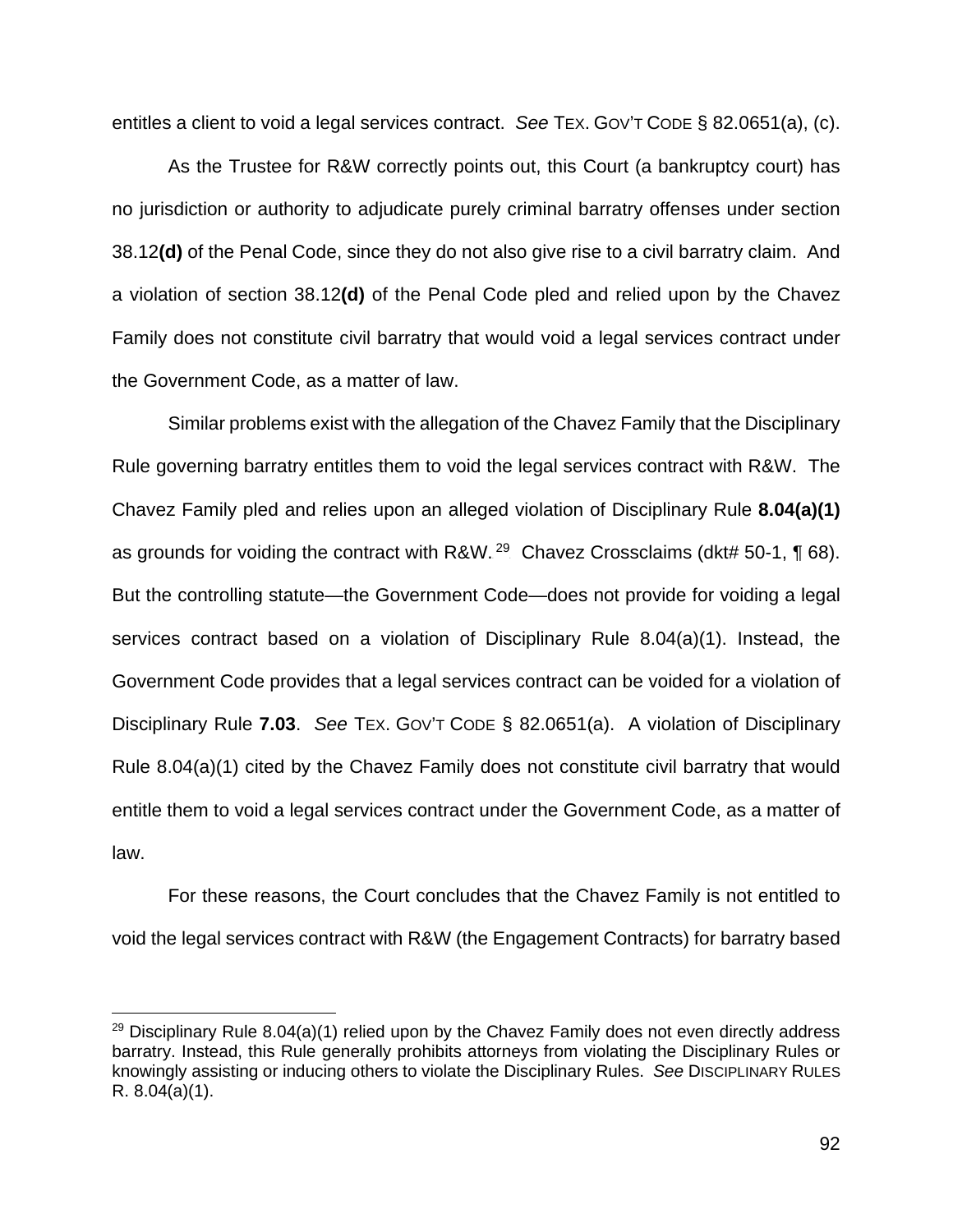entitles a client to void a legal services contract. *See* TEX. GOV'T CODE § 82.0651(a), (c).

As the Trustee for R&W correctly points out, this Court (a bankruptcy court) has no jurisdiction or authority to adjudicate purely criminal barratry offenses under section 38.12**(d)** of the Penal Code, since they do not also give rise to a civil barratry claim. And a violation of section 38.12**(d)** of the Penal Code pled and relied upon by the Chavez Family does not constitute civil barratry that would void a legal services contract under the Government Code, as a matter of law.

Similar problems exist with the allegation of the Chavez Family that the Disciplinary Rule governing barratry entitles them to void the legal services contract with R&W. The Chavez Family pled and relies upon an alleged violation of Disciplinary Rule **8.04(a)(1)** as grounds for voiding the contract with R&W.[29] Chavez Crossclaims (dkt# 50-1, ¶ 68). But the controlling statute—the Government Code—does not provide for voiding a legal services contract based on a violation of Disciplinary Rule 8.04(a)(1). Instead, the Government Code provides that a legal services contract can be voided for a violation of Disciplinary Rule **7.03**. *See* TEX. GOV'T CODE § 82.0651(a). A violation of Disciplinary Rule 8.04(a)(1) cited by the Chavez Family does not constitute civil barratry that would entitle them to void a legal services contract under the Government Code, as a matter of law.

For these reasons, the Court concludes that the Chavez Family is not entitled to void the legal services contract with R&W (the Engagement Contracts) for barratry based

[29] Disciplinary Rule 8.04(a)(1) relied upon by the Chavez Family does not even directly address barratry. Instead, this Rule generally prohibits attorneys from violating the Disciplinary Rules or knowingly assisting or inducing others to violate the Disciplinary Rules. *See* DISCIPLINARY RULES R. 8.04(a)(1).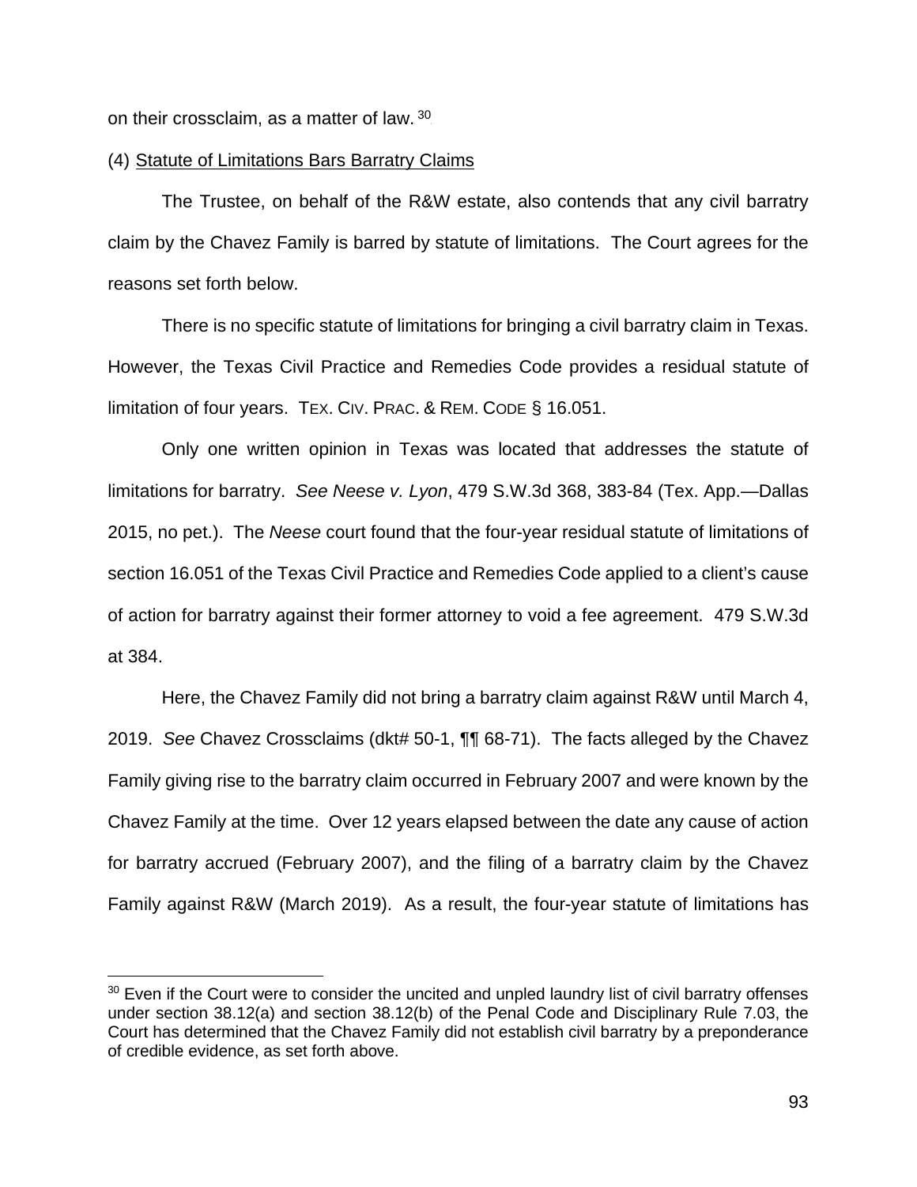on their crossclaim, as a matter of law.[30]

(4) Statute of Limitations Bars Barratry Claims

The Trustee, on behalf of the R&W estate, also contends that any civil barratry claim by the Chavez Family is barred by statute of limitations. The Court agrees for the reasons set forth below.

There is no specific statute of limitations for bringing a civil barratry claim in Texas. However, the Texas Civil Practice and Remedies Code provides a residual statute of limitation of four years. TEX. CIV. PRAC. & REM. CODE § 16.051.

Only one written opinion in Texas was located that addresses the statute of limitations for barratry. *See Neese v. Lyon*, 479 S.W.3d 368, 383-84 (Tex. App.—Dallas 2015, no pet.). The *Neese* court found that the four-year residual statute of limitations of section 16.051 of the Texas Civil Practice and Remedies Code applied to a client's cause of action for barratry against their former attorney to void a fee agreement. 479 S.W.3d at 384.

Here, the Chavez Family did not bring a barratry claim against R&W until March 4, 2019. *See* Chavez Crossclaims (dkt# 50-1, ¶¶ 68-71). The facts alleged by the Chavez Family giving rise to the barratry claim occurred in February 2007 and were known by the Chavez Family at the time. Over 12 years elapsed between the date any cause of action for barratry accrued (February 2007), and the filing of a barratry claim by the Chavez Family against R&W (March 2019). As a result, the four-year statute of limitations has

[30] Even if the Court were to consider the uncited and unpled laundry list of civil barratry offenses under section 38.12(a) and section 38.12(b) of the Penal Code and Disciplinary Rule 7.03, the Court has determined that the Chavez Family did not establish civil barratry by a preponderance of credible evidence, as set forth above.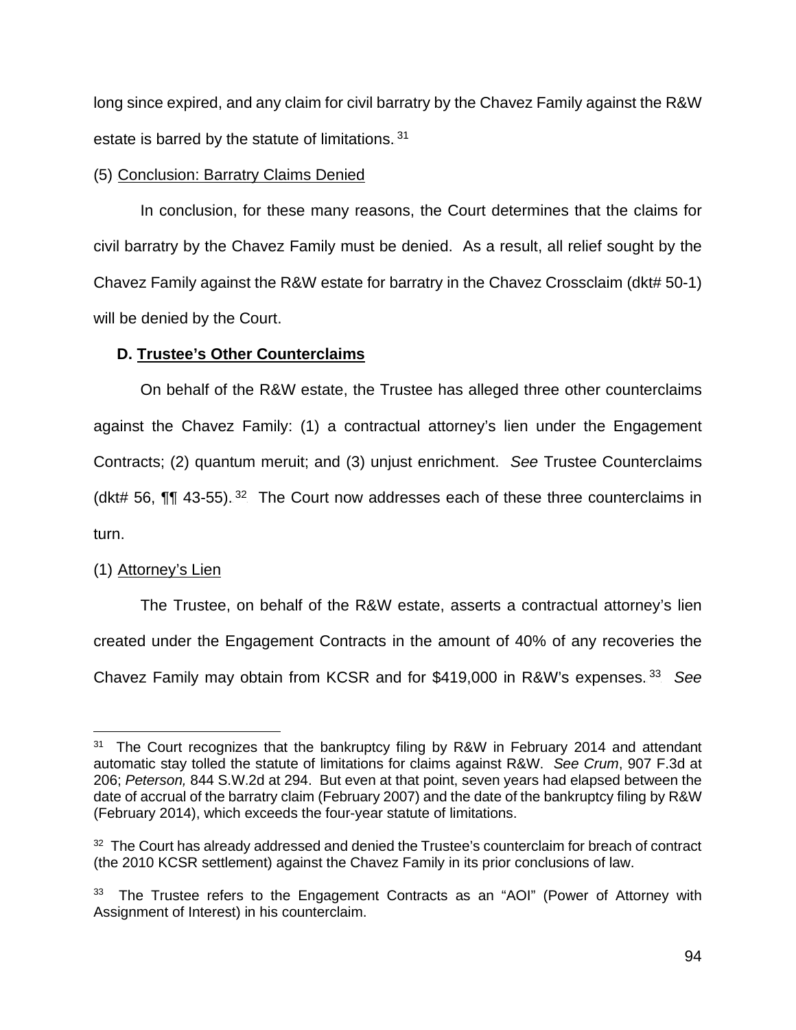long since expired, and any claim for civil barratry by the Chavez Family against the R&W estate is barred by the statute of limitations. [31]

(5) Conclusion: Barratry Claims Denied

In conclusion, for these many reasons, the Court determines that the claims for civil barratry by the Chavez Family must be denied. As a result, all relief sought by the Chavez Family against the R&W estate for barratry in the Chavez Crossclaim (dkt# 50-1) will be denied by the Court.

**D. Trustee's Other Counterclaims**

On behalf of the R&W estate, the Trustee has alleged three other counterclaims against the Chavez Family: (1) a contractual attorney's lien under the Engagement Contracts; (2) quantum meruit; and (3) unjust enrichment. *See* Trustee Counterclaims (dkt# 56, ¶¶ 43-55). [32] The Court now addresses each of these three counterclaims in turn.

(1) Attorney's Lien

The Trustee, on behalf of the R&W estate, asserts a contractual attorney's lien created under the Engagement Contracts in the amount of 40% of any recoveries the Chavez Family may obtain from KCSR and for $419,000 in R&W's expenses. [33] *See*

---

[31] The Court recognizes that the bankruptcy filing by R&W in February 2014 and attendant automatic stay tolled the statute of limitations for claims against R&W. *See Crum*, 907 F.3d at 206; *Peterson,* 844 S.W.2d at 294. But even at that point, seven years had elapsed between the date of accrual of the barratry claim (February 2007) and the date of the bankruptcy filing by R&W (February 2014), which exceeds the four-year statute of limitations.

[32] The Court has already addressed and denied the Trustee's counterclaim for breach of contract (the 2010 KCSR settlement) against the Chavez Family in its prior conclusions of law.

[33] The Trustee refers to the Engagement Contracts as an "AOI" (Power of Attorney with Assignment of Interest) in his counterclaim.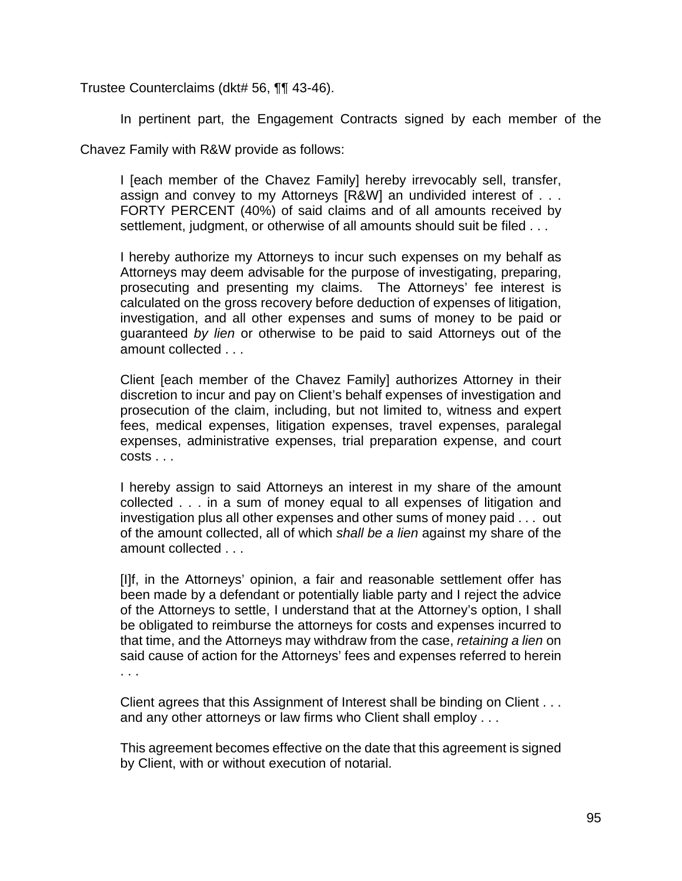Trustee Counterclaims (dkt# 56, ¶¶ 43-46).

In pertinent part, the Engagement Contracts signed by each member of the Chavez Family with R&W provide as follows:

> I [each member of the Chavez Family] hereby irrevocably sell, transfer, assign and convey to my Attorneys [R&W] an undivided interest of . . . FORTY PERCENT (40%) of said claims and of all amounts received by settlement, judgment, or otherwise of all amounts should suit be filed . . .
>
> I hereby authorize my Attorneys to incur such expenses on my behalf as Attorneys may deem advisable for the purpose of investigating, preparing, prosecuting and presenting my claims. The Attorneys' fee interest is calculated on the gross recovery before deduction of expenses of litigation, investigation, and all other expenses and sums of money to be paid or guaranteed *by lien* or otherwise to be paid to said Attorneys out of the amount collected . . .
>
> Client [each member of the Chavez Family] authorizes Attorney in their discretion to incur and pay on Client's behalf expenses of investigation and prosecution of the claim, including, but not limited to, witness and expert fees, medical expenses, litigation expenses, travel expenses, paralegal expenses, administrative expenses, trial preparation expense, and court costs . . .
>
> I hereby assign to said Attorneys an interest in my share of the amount collected . . . in a sum of money equal to all expenses of litigation and investigation plus all other expenses and other sums of money paid . . . out of the amount collected, all of which *shall be a lien* against my share of the amount collected . . .
>
> [I]f, in the Attorneys' opinion, a fair and reasonable settlement offer has been made by a defendant or potentially liable party and I reject the advice of the Attorneys to settle, I understand that at the Attorney's option, I shall be obligated to reimburse the attorneys for costs and expenses incurred to that time, and the Attorneys may withdraw from the case, *retaining a lien* on said cause of action for the Attorneys' fees and expenses referred to herein . . .
>
> Client agrees that this Assignment of Interest shall be binding on Client . . . and any other attorneys or law firms who Client shall employ . . .
>
> This agreement becomes effective on the date that this agreement is signed by Client, with or without execution of notarial.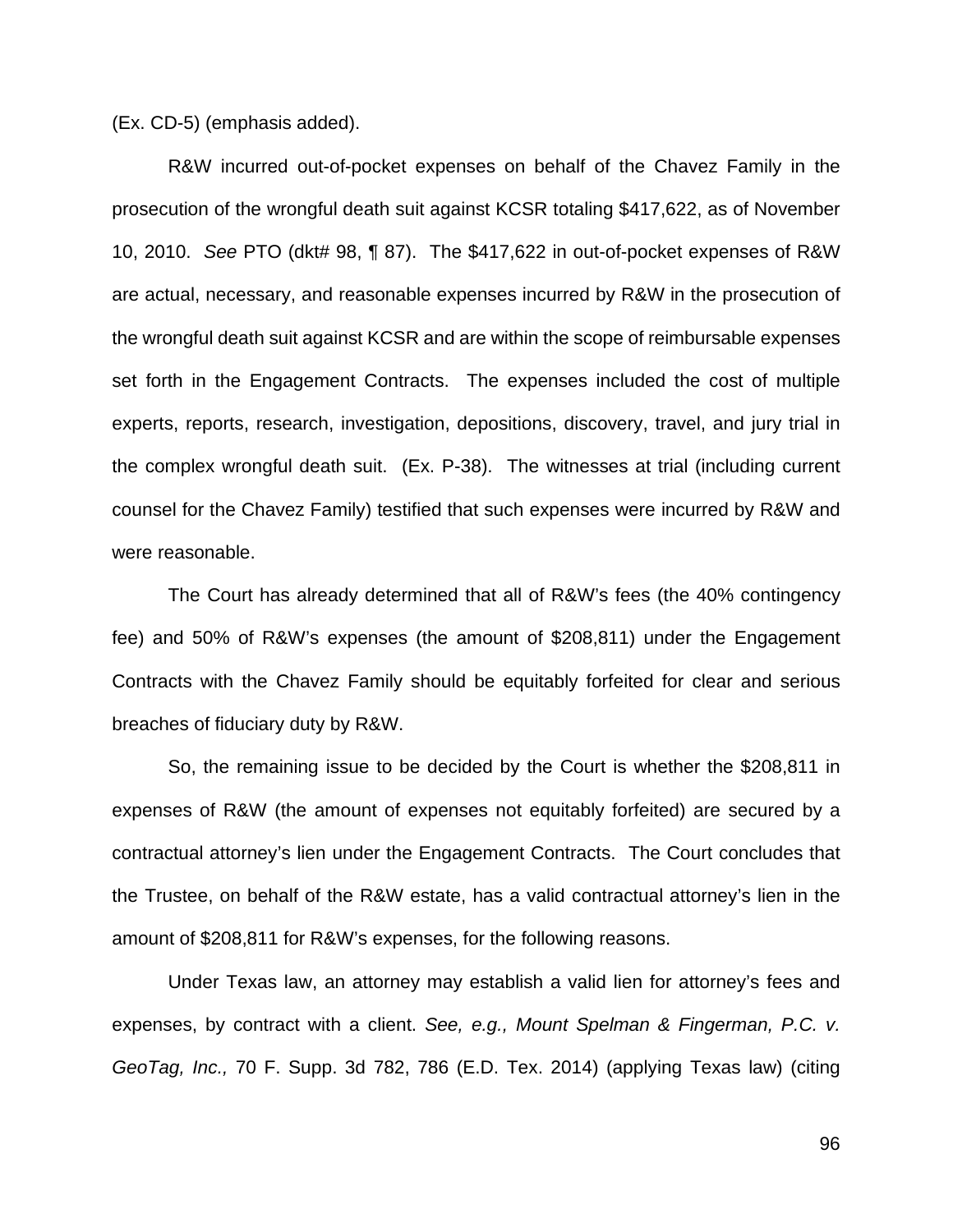(Ex. CD-5) (emphasis added).

R&W incurred out-of-pocket expenses on behalf of the Chavez Family in the prosecution of the wrongful death suit against KCSR totaling $417,622, as of November 10, 2010. *See* PTO (dkt# 98, ¶ 87). The $417,622 in out-of-pocket expenses of R&W are actual, necessary, and reasonable expenses incurred by R&W in the prosecution of the wrongful death suit against KCSR and are within the scope of reimbursable expenses set forth in the Engagement Contracts. The expenses included the cost of multiple experts, reports, research, investigation, depositions, discovery, travel, and jury trial in the complex wrongful death suit. (Ex. P-38). The witnesses at trial (including current counsel for the Chavez Family) testified that such expenses were incurred by R&W and were reasonable.

The Court has already determined that all of R&W's fees (the 40% contingency fee) and 50% of R&W's expenses (the amount of $208,811) under the Engagement Contracts with the Chavez Family should be equitably forfeited for clear and serious breaches of fiduciary duty by R&W.

So, the remaining issue to be decided by the Court is whether the $208,811 in expenses of R&W (the amount of expenses not equitably forfeited) are secured by a contractual attorney's lien under the Engagement Contracts. The Court concludes that the Trustee, on behalf of the R&W estate, has a valid contractual attorney's lien in the amount of $208,811 for R&W's expenses, for the following reasons.

Under Texas law, an attorney may establish a valid lien for attorney's fees and expenses, by contract with a client. *See, e.g., Mount Spelman & Fingerman, P.C. v. GeoTag, Inc.,* 70 F. Supp. 3d 782, 786 (E.D. Tex. 2014) (applying Texas law) (citing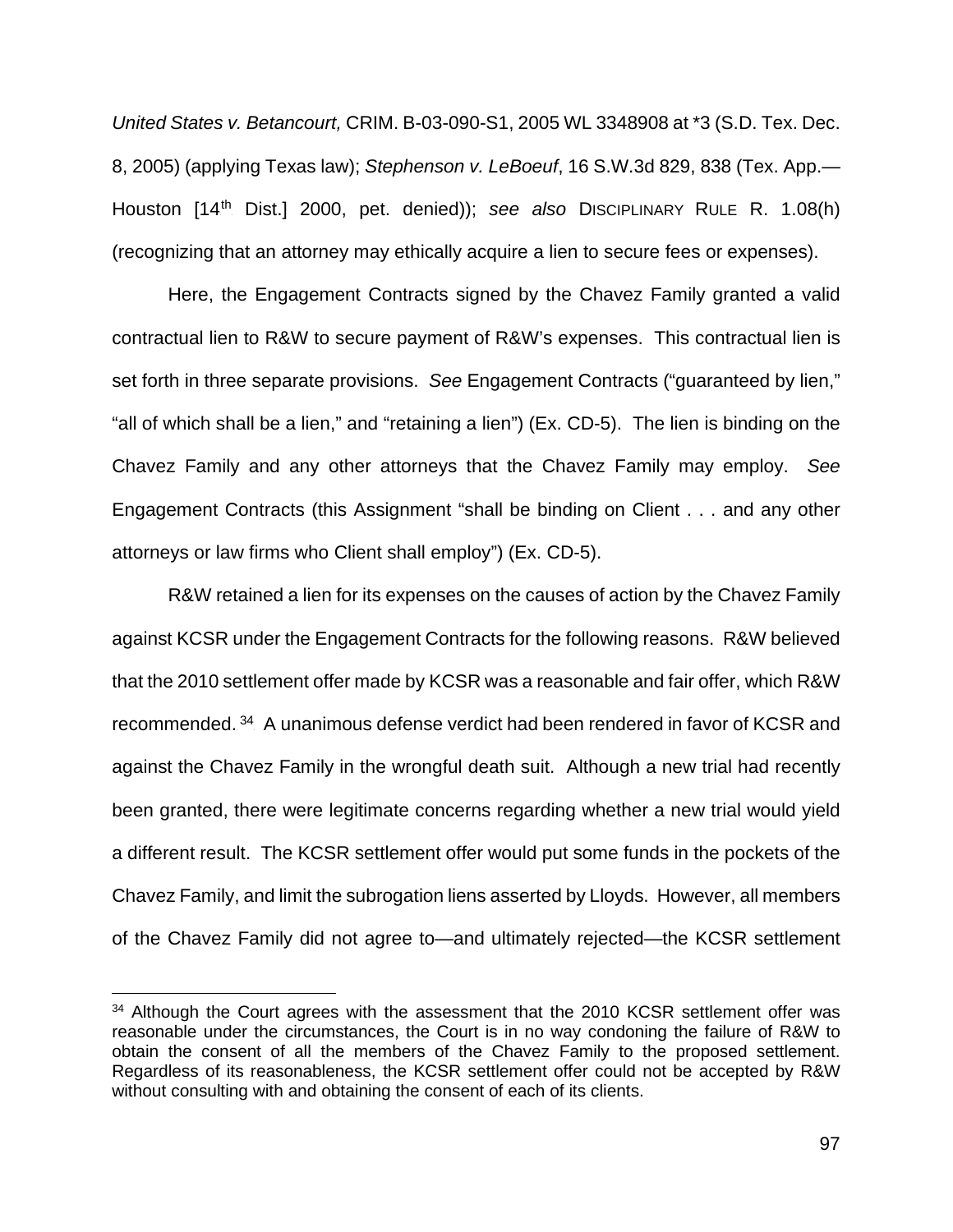*United States v. Betancourt,* CRIM. B-03-090-S1, 2005 WL 3348908 at *3 (S.D. Tex. Dec. 8, 2005) (applying Texas law); *Stephenson v. LeBoeuf*, 16 S.W.3d 829, 838 (Tex. App.—Houston [14th Dist.] 2000, pet. denied)); *see also* DISCIPLINARY RULE R. 1.08(h) (recognizing that an attorney may ethically acquire a lien to secure fees or expenses).

Here, the Engagement Contracts signed by the Chavez Family granted a valid contractual lien to R&W to secure payment of R&W's expenses. This contractual lien is set forth in three separate provisions. *See* Engagement Contracts ("guaranteed by lien," "all of which shall be a lien," and "retaining a lien") (Ex. CD-5). The lien is binding on the Chavez Family and any other attorneys that the Chavez Family may employ. *See* Engagement Contracts (this Assignment "shall be binding on Client . . . and any other attorneys or law firms who Client shall employ") (Ex. CD-5).

R&W retained a lien for its expenses on the causes of action by the Chavez Family against KCSR under the Engagement Contracts for the following reasons. R&W believed that the 2010 settlement offer made by KCSR was a reasonable and fair offer, which R&W recommended.[34] A unanimous defense verdict had been rendered in favor of KCSR and against the Chavez Family in the wrongful death suit. Although a new trial had recently been granted, there were legitimate concerns regarding whether a new trial would yield a different result. The KCSR settlement offer would put some funds in the pockets of the Chavez Family, and limit the subrogation liens asserted by Lloyds. However, all members of the Chavez Family did not agree to—and ultimately rejected—the KCSR settlement

[34] Although the Court agrees with the assessment that the 2010 KCSR settlement offer was reasonable under the circumstances, the Court is in no way condoning the failure of R&W to obtain the consent of all the members of the Chavez Family to the proposed settlement. Regardless of its reasonableness, the KCSR settlement offer could not be accepted by R&W without consulting with and obtaining the consent of each of its clients.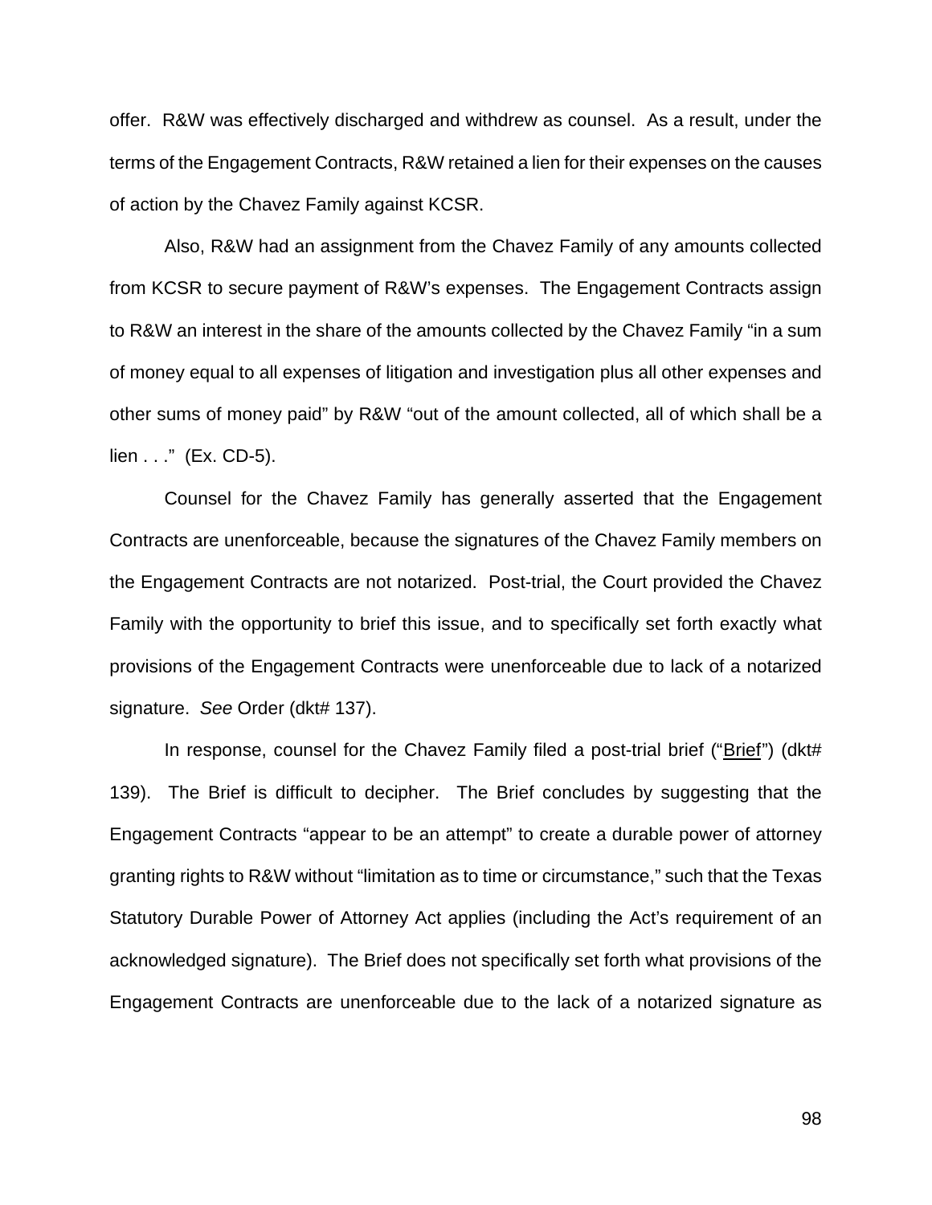offer. R&W was effectively discharged and withdrew as counsel. As a result, under the terms of the Engagement Contracts, R&W retained a lien for their expenses on the causes of action by the Chavez Family against KCSR.

Also, R&W had an assignment from the Chavez Family of any amounts collected from KCSR to secure payment of R&W's expenses. The Engagement Contracts assign to R&W an interest in the share of the amounts collected by the Chavez Family "in a sum of money equal to all expenses of litigation and investigation plus all other expenses and other sums of money paid" by R&W "out of the amount collected, all of which shall be a lien . . ." (Ex. CD-5).

Counsel for the Chavez Family has generally asserted that the Engagement Contracts are unenforceable, because the signatures of the Chavez Family members on the Engagement Contracts are not notarized. Post-trial, the Court provided the Chavez Family with the opportunity to brief this issue, and to specifically set forth exactly what provisions of the Engagement Contracts were unenforceable due to lack of a notarized signature. *See* Order (dkt# 137).

In response, counsel for the Chavez Family filed a post-trial brief ("Brief") (dkt# 139). The Brief is difficult to decipher. The Brief concludes by suggesting that the Engagement Contracts "appear to be an attempt" to create a durable power of attorney granting rights to R&W without "limitation as to time or circumstance," such that the Texas Statutory Durable Power of Attorney Act applies (including the Act's requirement of an acknowledged signature). The Brief does not specifically set forth what provisions of the Engagement Contracts are unenforceable due to the lack of a notarized signature as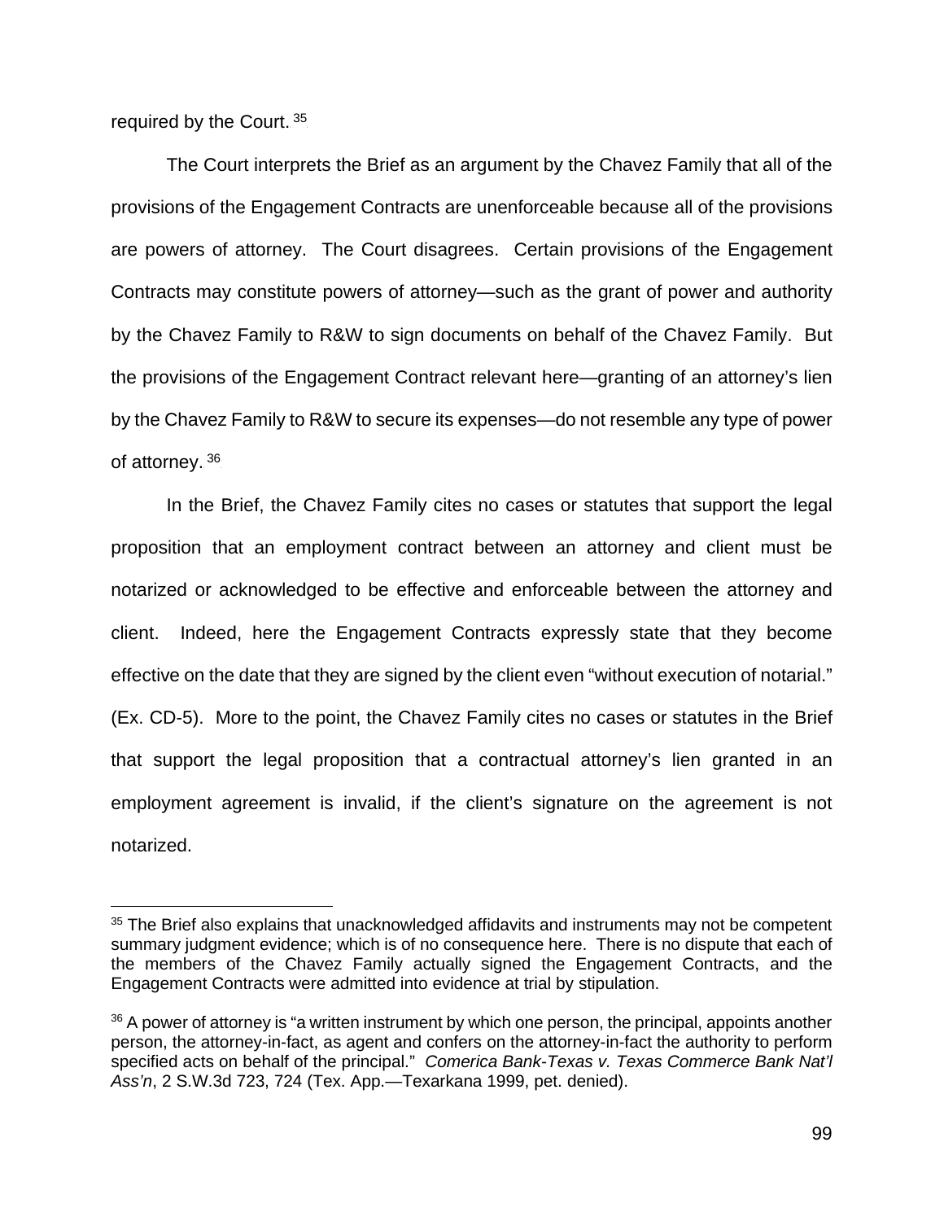required by the Court.[35]

The Court interprets the Brief as an argument by the Chavez Family that all of the provisions of the Engagement Contracts are unenforceable because all of the provisions are powers of attorney. The Court disagrees. Certain provisions of the Engagement Contracts may constitute powers of attorney—such as the grant of power and authority by the Chavez Family to R&W to sign documents on behalf of the Chavez Family. But the provisions of the Engagement Contract relevant here—granting of an attorney's lien by the Chavez Family to R&W to secure its expenses—do not resemble any type of power of attorney.[36]

In the Brief, the Chavez Family cites no cases or statutes that support the legal proposition that an employment contract between an attorney and client must be notarized or acknowledged to be effective and enforceable between the attorney and client. Indeed, here the Engagement Contracts expressly state that they become effective on the date that they are signed by the client even "without execution of notarial." (Ex. CD-5). More to the point, the Chavez Family cites no cases or statutes in the Brief that support the legal proposition that a contractual attorney's lien granted in an employment agreement is invalid, if the client's signature on the agreement is not notarized.

---

[35] The Brief also explains that unacknowledged affidavits and instruments may not be competent summary judgment evidence; which is of no consequence here. There is no dispute that each of the members of the Chavez Family actually signed the Engagement Contracts, and the Engagement Contracts were admitted into evidence at trial by stipulation.

[36] A power of attorney is "a written instrument by which one person, the principal, appoints another person, the attorney-in-fact, as agent and confers on the attorney-in-fact the authority to perform specified acts on behalf of the principal." *Comerica Bank-Texas v. Texas Commerce Bank Nat'l Ass'n*, 2 S.W.3d 723, 724 (Tex. App.—Texarkana 1999, pet. denied).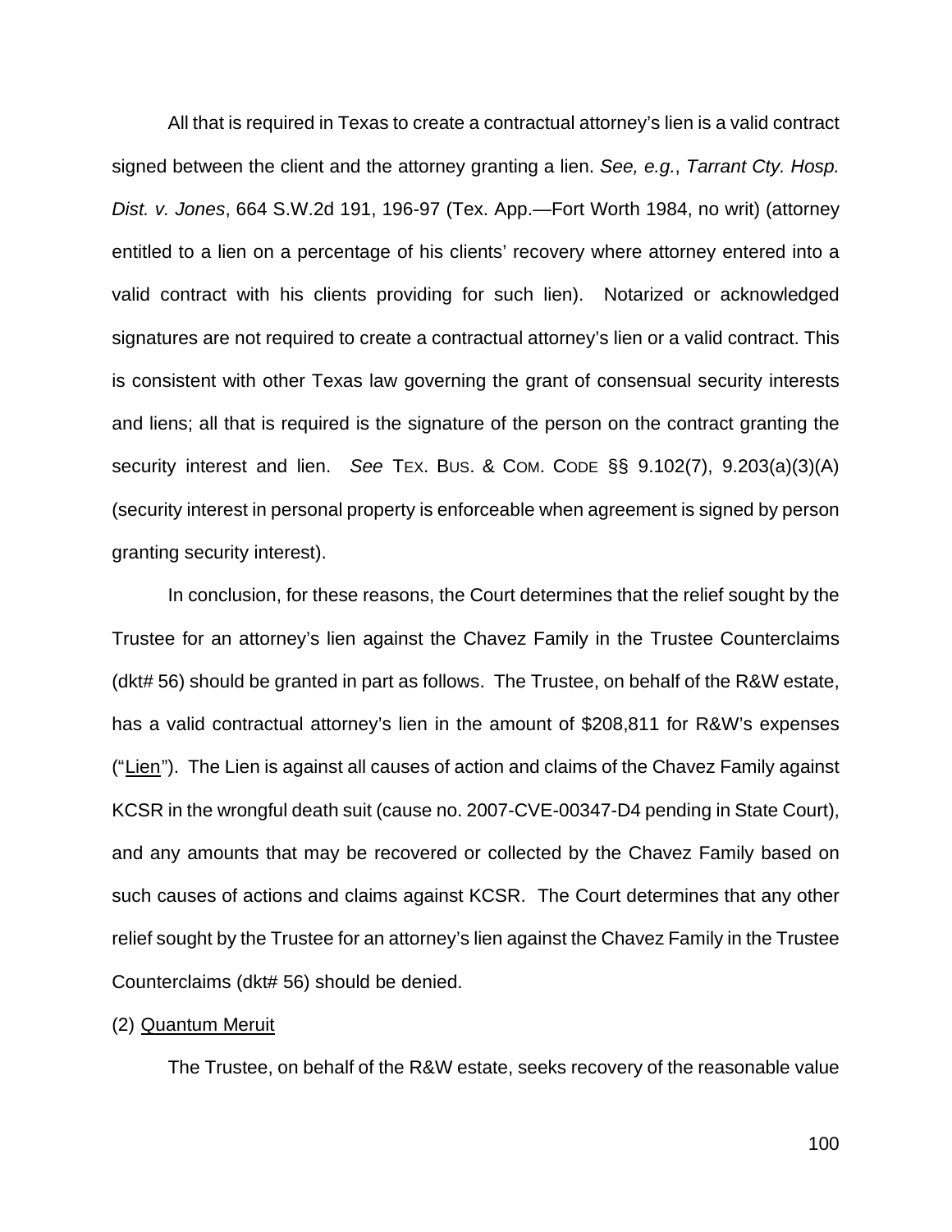All that is required in Texas to create a contractual attorney's lien is a valid contract signed between the client and the attorney granting a lien. *See, e.g.*, *Tarrant Cty. Hosp. Dist. v. Jones*, 664 S.W.2d 191, 196-97 (Tex. App.—Fort Worth 1984, no writ) (attorney entitled to a lien on a percentage of his clients' recovery where attorney entered into a valid contract with his clients providing for such lien). Notarized or acknowledged signatures are not required to create a contractual attorney's lien or a valid contract. This is consistent with other Texas law governing the grant of consensual security interests and liens; all that is required is the signature of the person on the contract granting the security interest and lien. *See* TEX. BUS. & COM. CODE §§ 9.102(7), 9.203(a)(3)(A) (security interest in personal property is enforceable when agreement is signed by person granting security interest).

In conclusion, for these reasons, the Court determines that the relief sought by the Trustee for an attorney's lien against the Chavez Family in the Trustee Counterclaims (dkt# 56) should be granted in part as follows. The Trustee, on behalf of the R&W estate, has a valid contractual attorney's lien in the amount of $208,811 for R&W's expenses ("<u>Lien</u>"). The Lien is against all causes of action and claims of the Chavez Family against KCSR in the wrongful death suit (cause no. 2007-CVE-00347-D4 pending in State Court), and any amounts that may be recovered or collected by the Chavez Family based on such causes of actions and claims against KCSR. The Court determines that any other relief sought by the Trustee for an attorney's lien against the Chavez Family in the Trustee Counterclaims (dkt# 56) should be denied.

(2) <u>Quantum Meruit</u>

The Trustee, on behalf of the R&W estate, seeks recovery of the reasonable value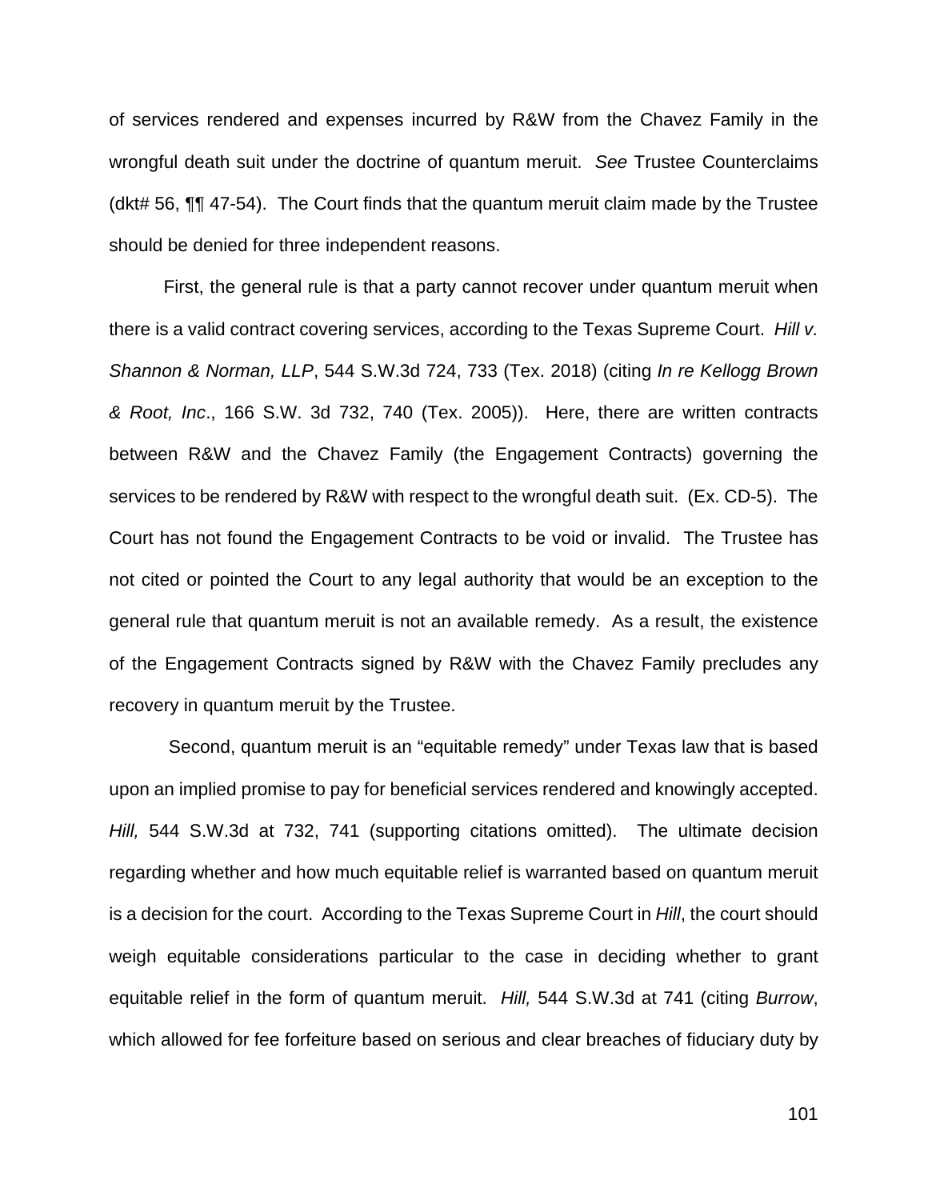of services rendered and expenses incurred by R&W from the Chavez Family in the wrongful death suit under the doctrine of quantum meruit. *See* Trustee Counterclaims (dkt# 56, ¶¶ 47-54). The Court finds that the quantum meruit claim made by the Trustee should be denied for three independent reasons.

First, the general rule is that a party cannot recover under quantum meruit when there is a valid contract covering services, according to the Texas Supreme Court. *Hill v. Shannon & Norman, LLP*, 544 S.W.3d 724, 733 (Tex. 2018) (citing *In re Kellogg Brown & Root, Inc*., 166 S.W. 3d 732, 740 (Tex. 2005)). Here, there are written contracts between R&W and the Chavez Family (the Engagement Contracts) governing the services to be rendered by R&W with respect to the wrongful death suit. (Ex. CD-5). The Court has not found the Engagement Contracts to be void or invalid. The Trustee has not cited or pointed the Court to any legal authority that would be an exception to the general rule that quantum meruit is not an available remedy. As a result, the existence of the Engagement Contracts signed by R&W with the Chavez Family precludes any recovery in quantum meruit by the Trustee.

Second, quantum meruit is an "equitable remedy" under Texas law that is based upon an implied promise to pay for beneficial services rendered and knowingly accepted. *Hill,* 544 S.W.3d at 732, 741 (supporting citations omitted). The ultimate decision regarding whether and how much equitable relief is warranted based on quantum meruit is a decision for the court. According to the Texas Supreme Court in *Hill*, the court should weigh equitable considerations particular to the case in deciding whether to grant equitable relief in the form of quantum meruit. *Hill,* 544 S.W.3d at 741 (citing *Burrow*, which allowed for fee forfeiture based on serious and clear breaches of fiduciary duty by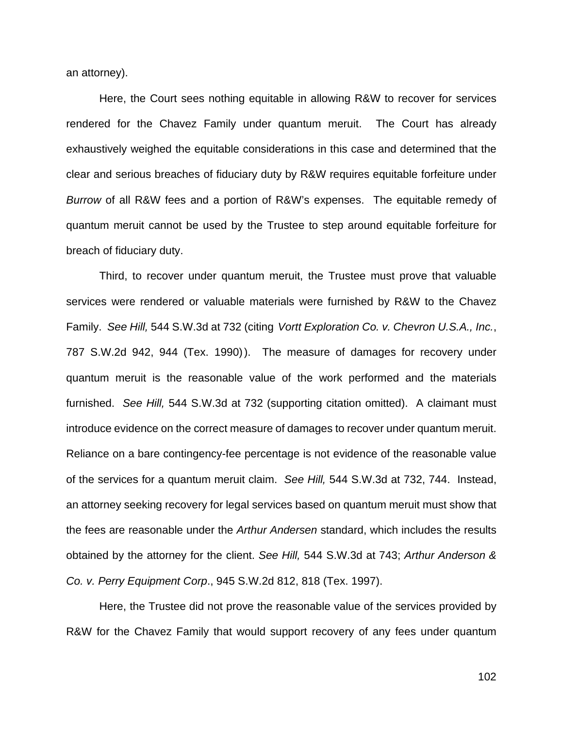an attorney).

Here, the Court sees nothing equitable in allowing R&W to recover for services rendered for the Chavez Family under quantum meruit. The Court has already exhaustively weighed the equitable considerations in this case and determined that the clear and serious breaches of fiduciary duty by R&W requires equitable forfeiture under *Burrow* of all R&W fees and a portion of R&W's expenses. The equitable remedy of quantum meruit cannot be used by the Trustee to step around equitable forfeiture for breach of fiduciary duty.

Third, to recover under quantum meruit, the Trustee must prove that valuable services were rendered or valuable materials were furnished by R&W to the Chavez Family. *See Hill,* 544 S.W.3d at 732 (citing *Vortt Exploration Co. v. Chevron U.S.A., Inc.*, 787 S.W.2d 942, 944 (Tex. 1990)). The measure of damages for recovery under quantum meruit is the reasonable value of the work performed and the materials furnished. *See Hill,* 544 S.W.3d at 732 (supporting citation omitted). A claimant must introduce evidence on the correct measure of damages to recover under quantum meruit. Reliance on a bare contingency-fee percentage is not evidence of the reasonable value of the services for a quantum meruit claim. *See Hill,* 544 S.W.3d at 732, 744. Instead, an attorney seeking recovery for legal services based on quantum meruit must show that the fees are reasonable under the *Arthur Andersen* standard, which includes the results obtained by the attorney for the client. *See Hill,* 544 S.W.3d at 743; *Arthur Anderson & Co. v. Perry Equipment Corp*., 945 S.W.2d 812, 818 (Tex. 1997).

Here, the Trustee did not prove the reasonable value of the services provided by R&W for the Chavez Family that would support recovery of any fees under quantum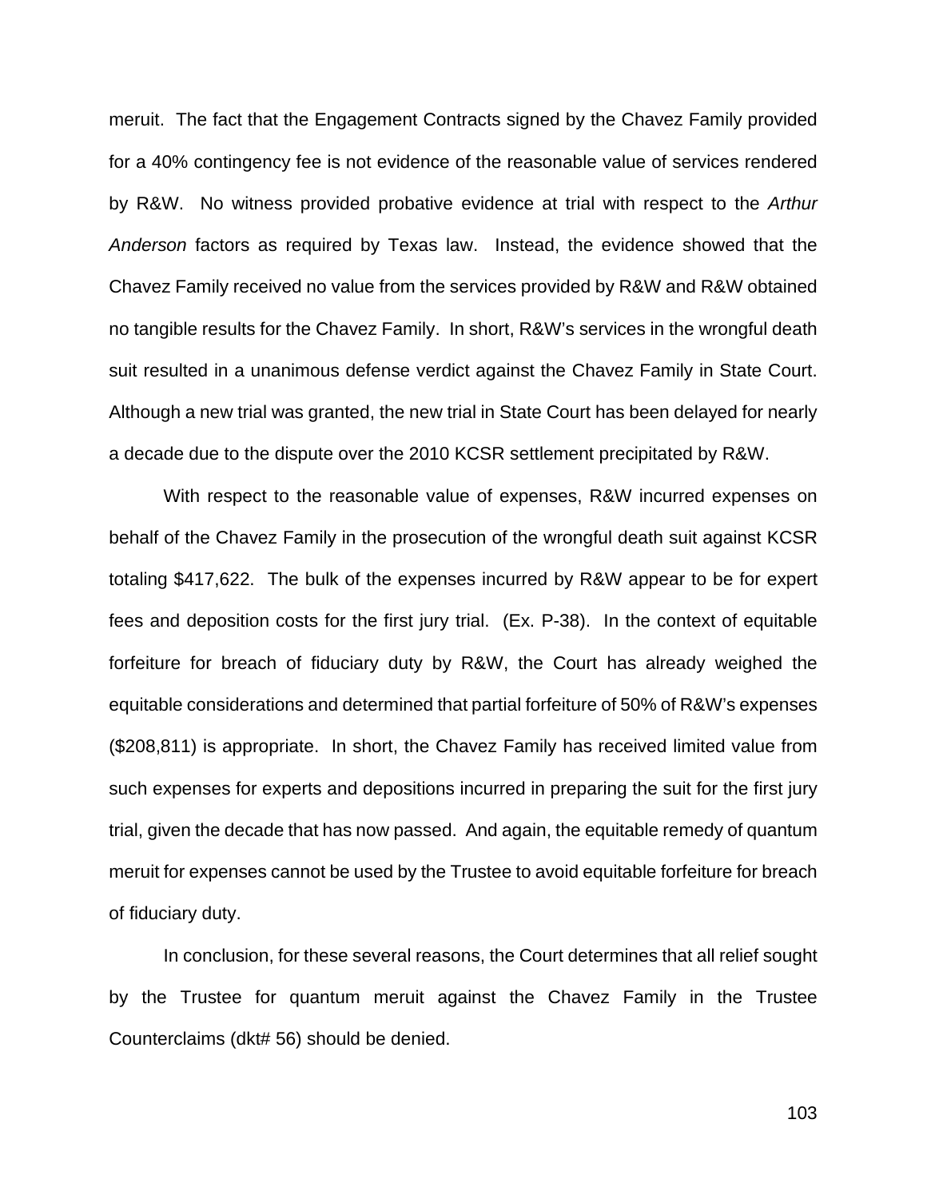meruit. The fact that the Engagement Contracts signed by the Chavez Family provided for a 40% contingency fee is not evidence of the reasonable value of services rendered by R&W. No witness provided probative evidence at trial with respect to the *Arthur Anderson* factors as required by Texas law. Instead, the evidence showed that the Chavez Family received no value from the services provided by R&W and R&W obtained no tangible results for the Chavez Family. In short, R&W's services in the wrongful death suit resulted in a unanimous defense verdict against the Chavez Family in State Court. Although a new trial was granted, the new trial in State Court has been delayed for nearly a decade due to the dispute over the 2010 KCSR settlement precipitated by R&W.

With respect to the reasonable value of expenses, R&W incurred expenses on behalf of the Chavez Family in the prosecution of the wrongful death suit against KCSR totaling $417,622. The bulk of the expenses incurred by R&W appear to be for expert fees and deposition costs for the first jury trial. (Ex. P-38). In the context of equitable forfeiture for breach of fiduciary duty by R&W, the Court has already weighed the equitable considerations and determined that partial forfeiture of 50% of R&W's expenses ($208,811) is appropriate. In short, the Chavez Family has received limited value from such expenses for experts and depositions incurred in preparing the suit for the first jury trial, given the decade that has now passed. And again, the equitable remedy of quantum meruit for expenses cannot be used by the Trustee to avoid equitable forfeiture for breach of fiduciary duty.

In conclusion, for these several reasons, the Court determines that all relief sought by the Trustee for quantum meruit against the Chavez Family in the Trustee Counterclaims (dkt# 56) should be denied.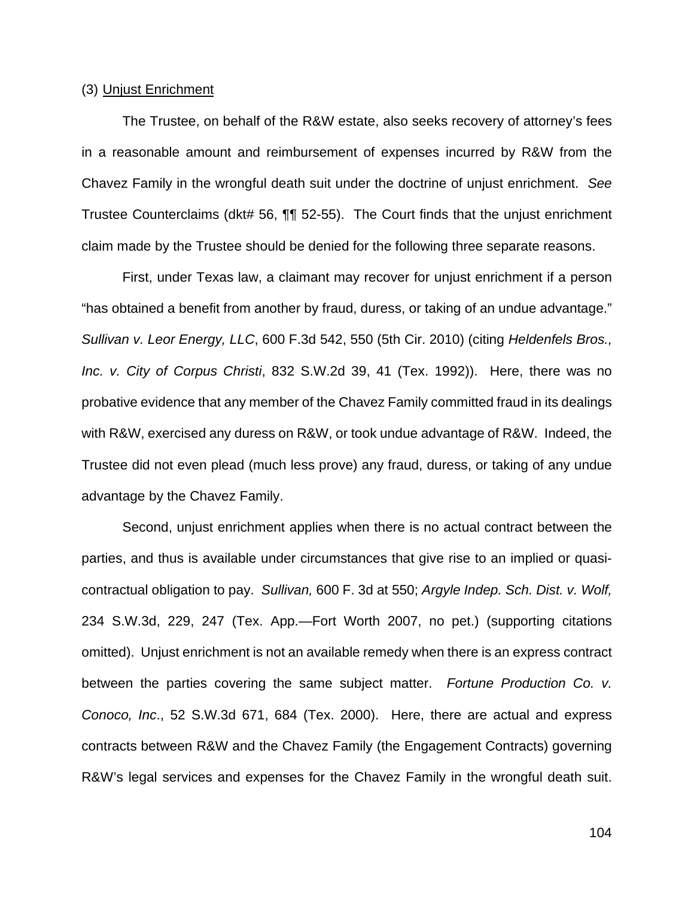(3) Unjust Enrichment

The Trustee, on behalf of the R&W estate, also seeks recovery of attorney's fees in a reasonable amount and reimbursement of expenses incurred by R&W from the Chavez Family in the wrongful death suit under the doctrine of unjust enrichment. *See* Trustee Counterclaims (dkt# 56, ¶¶ 52-55). The Court finds that the unjust enrichment claim made by the Trustee should be denied for the following three separate reasons.

First, under Texas law, a claimant may recover for unjust enrichment if a person "has obtained a benefit from another by fraud, duress, or taking of an undue advantage." *Sullivan v. Leor Energy, LLC*, 600 F.3d 542, 550 (5th Cir. 2010) (citing *Heldenfels Bros., Inc. v. City of Corpus Christi*, 832 S.W.2d 39, 41 (Tex. 1992)). Here, there was no probative evidence that any member of the Chavez Family committed fraud in its dealings with R&W, exercised any duress on R&W, or took undue advantage of R&W. Indeed, the Trustee did not even plead (much less prove) any fraud, duress, or taking of any undue advantage by the Chavez Family.

Second, unjust enrichment applies when there is no actual contract between the parties, and thus is available under circumstances that give rise to an implied or quasi-contractual obligation to pay. *Sullivan,* 600 F. 3d at 550; *Argyle Indep. Sch. Dist. v. Wolf,* 234 S.W.3d, 229, 247 (Tex. App.—Fort Worth 2007, no pet.) (supporting citations omitted). Unjust enrichment is not an available remedy when there is an express contract between the parties covering the same subject matter. *Fortune Production Co. v. Conoco, Inc*., 52 S.W.3d 671, 684 (Tex. 2000). Here, there are actual and express contracts between R&W and the Chavez Family (the Engagement Contracts) governing R&W's legal services and expenses for the Chavez Family in the wrongful death suit.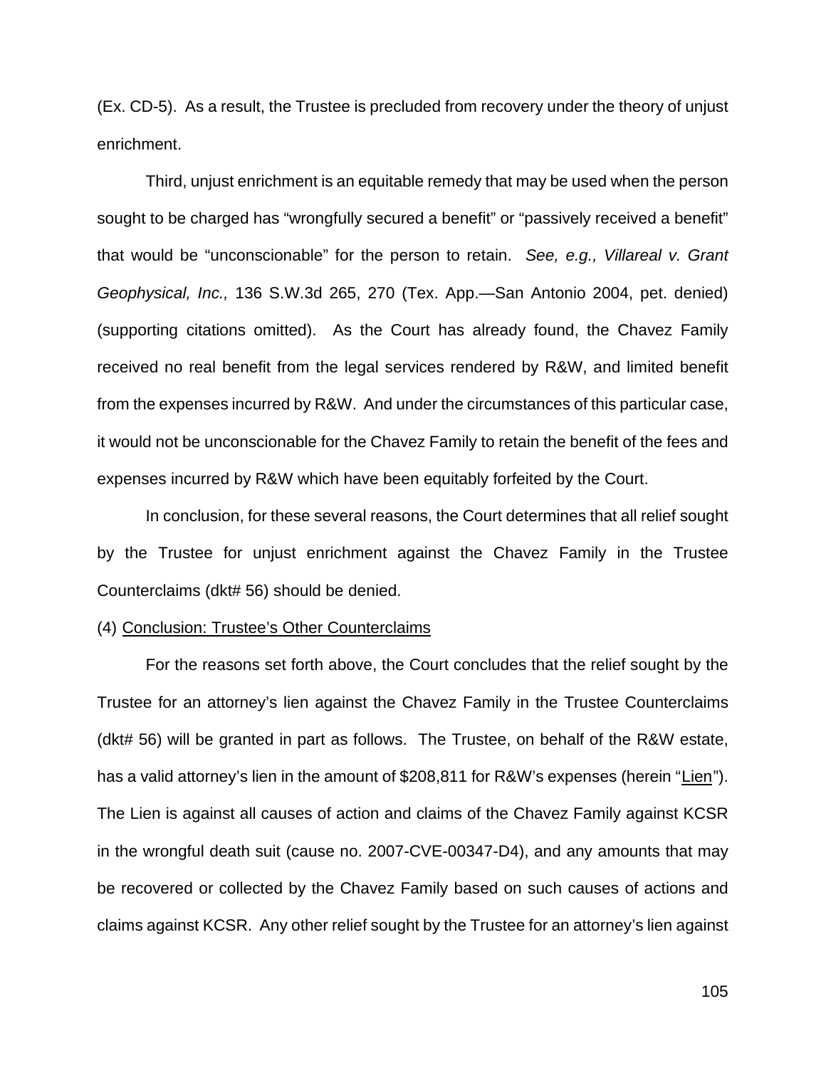(Ex. CD-5). As a result, the Trustee is precluded from recovery under the theory of unjust enrichment.

Third, unjust enrichment is an equitable remedy that may be used when the person sought to be charged has "wrongfully secured a benefit" or "passively received a benefit" that would be "unconscionable" for the person to retain. *See, e.g., Villareal v. Grant Geophysical, Inc.,* 136 S.W.3d 265, 270 (Tex. App.—San Antonio 2004, pet. denied) (supporting citations omitted). As the Court has already found, the Chavez Family received no real benefit from the legal services rendered by R&W, and limited benefit from the expenses incurred by R&W. And under the circumstances of this particular case, it would not be unconscionable for the Chavez Family to retain the benefit of the fees and expenses incurred by R&W which have been equitably forfeited by the Court.

In conclusion, for these several reasons, the Court determines that all relief sought by the Trustee for unjust enrichment against the Chavez Family in the Trustee Counterclaims (dkt# 56) should be denied.

(4) <u>Conclusion: Trustee's Other Counterclaims</u>

For the reasons set forth above, the Court concludes that the relief sought by the Trustee for an attorney's lien against the Chavez Family in the Trustee Counterclaims (dkt# 56) will be granted in part as follows. The Trustee, on behalf of the R&W estate, has a valid attorney's lien in the amount of $208,811 for R&W's expenses (herein "<u>Lien</u>"). The Lien is against all causes of action and claims of the Chavez Family against KCSR in the wrongful death suit (cause no. 2007-CVE-00347-D4), and any amounts that may be recovered or collected by the Chavez Family based on such causes of actions and claims against KCSR. Any other relief sought by the Trustee for an attorney's lien against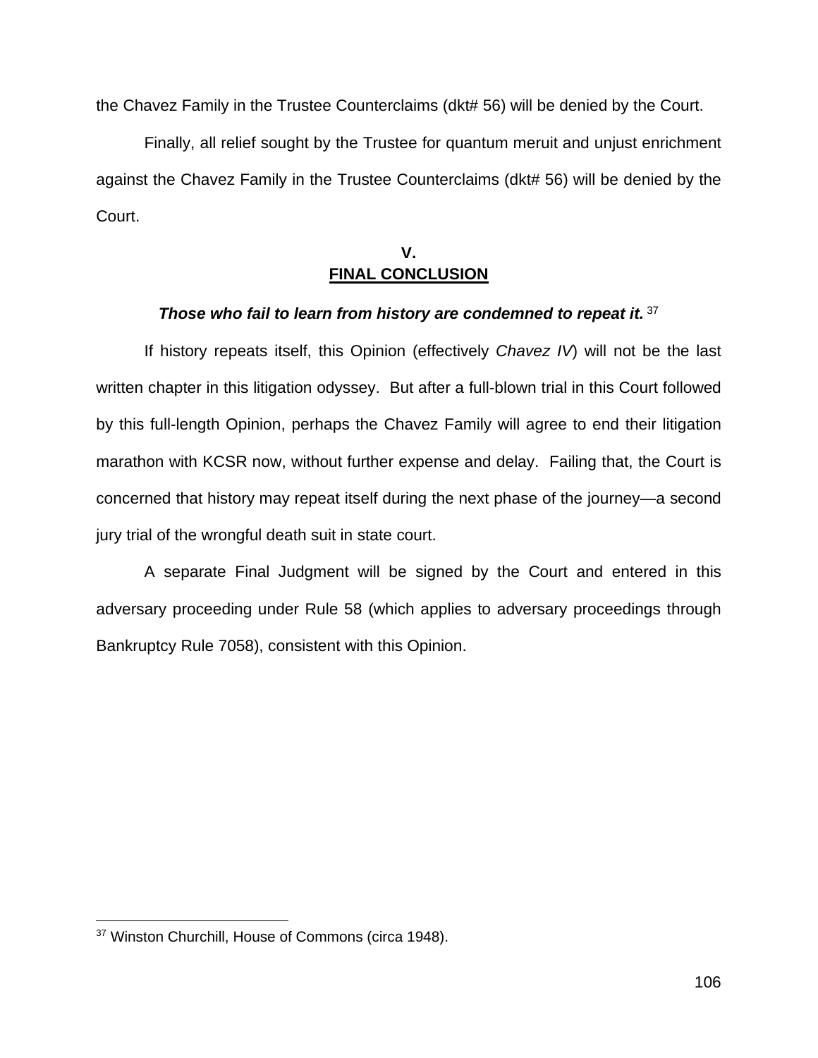the Chavez Family in the Trustee Counterclaims (dkt# 56) will be denied by the Court.

Finally, all relief sought by the Trustee for quantum meruit and unjust enrichment against the Chavez Family in the Trustee Counterclaims (dkt# 56) will be denied by the Court.

## V.
## FINAL CONCLUSION

***Those who fail to learn from history are condemned to repeat it.***[37]

If history repeats itself, this Opinion (effectively *Chavez IV*) will not be the last written chapter in this litigation odyssey. But after a full-blown trial in this Court followed by this full-length Opinion, perhaps the Chavez Family will agree to end their litigation marathon with KCSR now, without further expense and delay. Failing that, the Court is concerned that history may repeat itself during the next phase of the journey—a second jury trial of the wrongful death suit in state court.

A separate Final Judgment will be signed by the Court and entered in this adversary proceeding under Rule 58 (which applies to adversary proceedings through Bankruptcy Rule 7058), consistent with this Opinion.

---

[37] Winston Churchill, House of Commons (circa 1948).